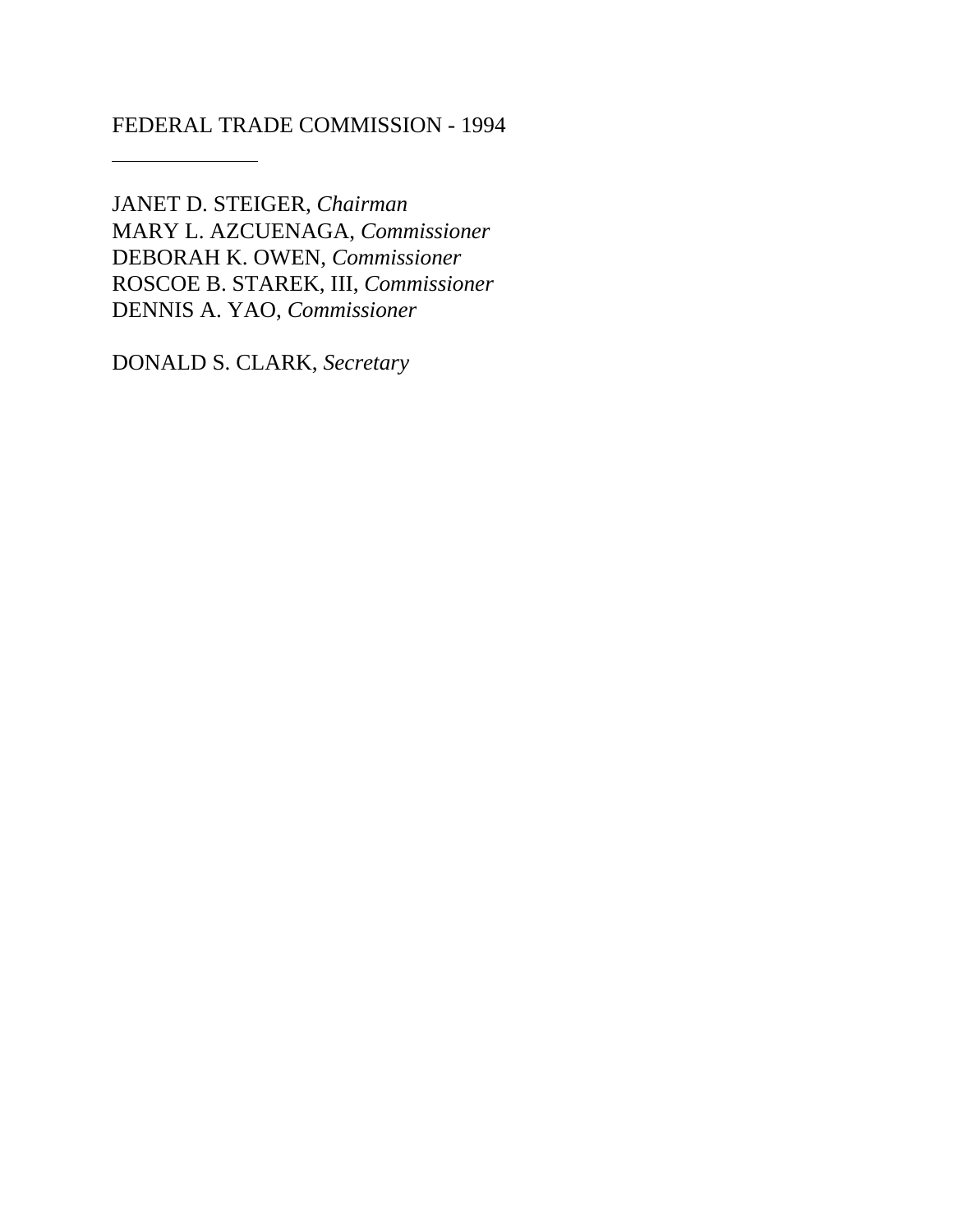FEDERAL TRADE COMMISSION - 1994

---

JANET D. STEIGER, *Chairman*
MARY L. AZCUENAGA, *Commissioner*
DEBORAH K. OWEN, *Commissioner*
ROSCOE B. STAREK, III, *Commissioner*
DENNIS A. YAO, *Commissioner*

DONALD S. CLARK, *Secretary*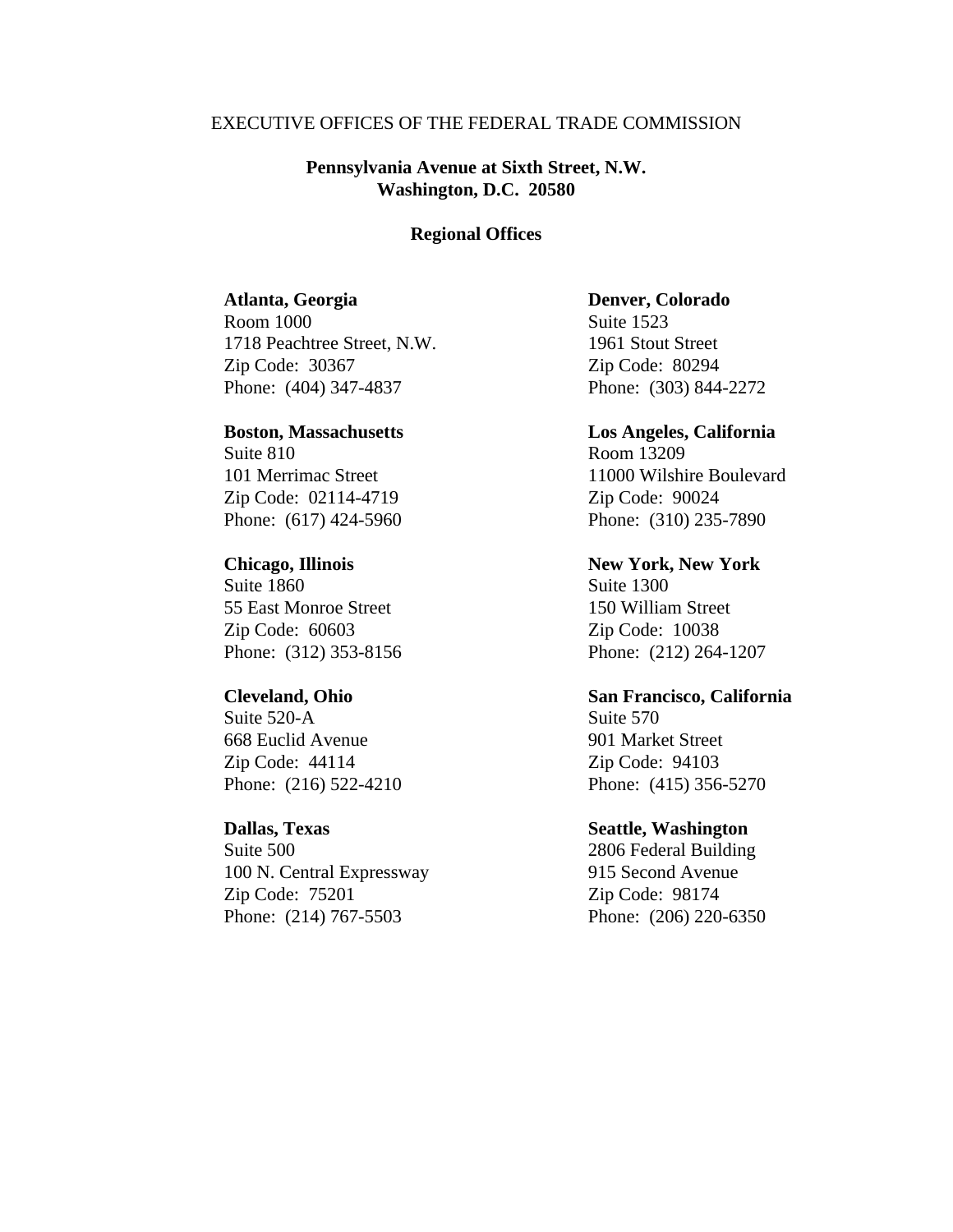EXECUTIVE OFFICES OF THE FEDERAL TRADE COMMISSION

**Pennsylvania Avenue at Sixth Street, N.W.**
**Washington, D.C. 20580**

## Regional Offices

**Atlanta, Georgia**
Room 1000
1718 Peachtree Street, N.W.
Zip Code: 30367
Phone: (404) 347-4837

**Boston, Massachusetts**
Suite 810
101 Merrimac Street
Zip Code: 02114-4719
Phone: (617) 424-5960

**Chicago, Illinois**
Suite 1860
55 East Monroe Street
Zip Code: 60603
Phone: (312) 353-8156

**Cleveland, Ohio**
Suite 520-A
668 Euclid Avenue
Zip Code: 44114
Phone: (216) 522-4210

**Dallas, Texas**
Suite 500
100 N. Central Expressway
Zip Code: 75201
Phone: (214) 767-5503

**Denver, Colorado**
Suite 1523
1961 Stout Street
Zip Code: 80294
Phone: (303) 844-2272

**Los Angeles, California**
Room 13209
11000 Wilshire Boulevard
Zip Code: 90024
Phone: (310) 235-7890

**New York, New York**
Suite 1300
150 William Street
Zip Code: 10038
Phone: (212) 264-1207

**San Francisco, California**
Suite 570
901 Market Street
Zip Code: 94103
Phone: (415) 356-5270

**Seattle, Washington**
2806 Federal Building
915 Second Avenue
Zip Code: 98174
Phone: (206) 220-6350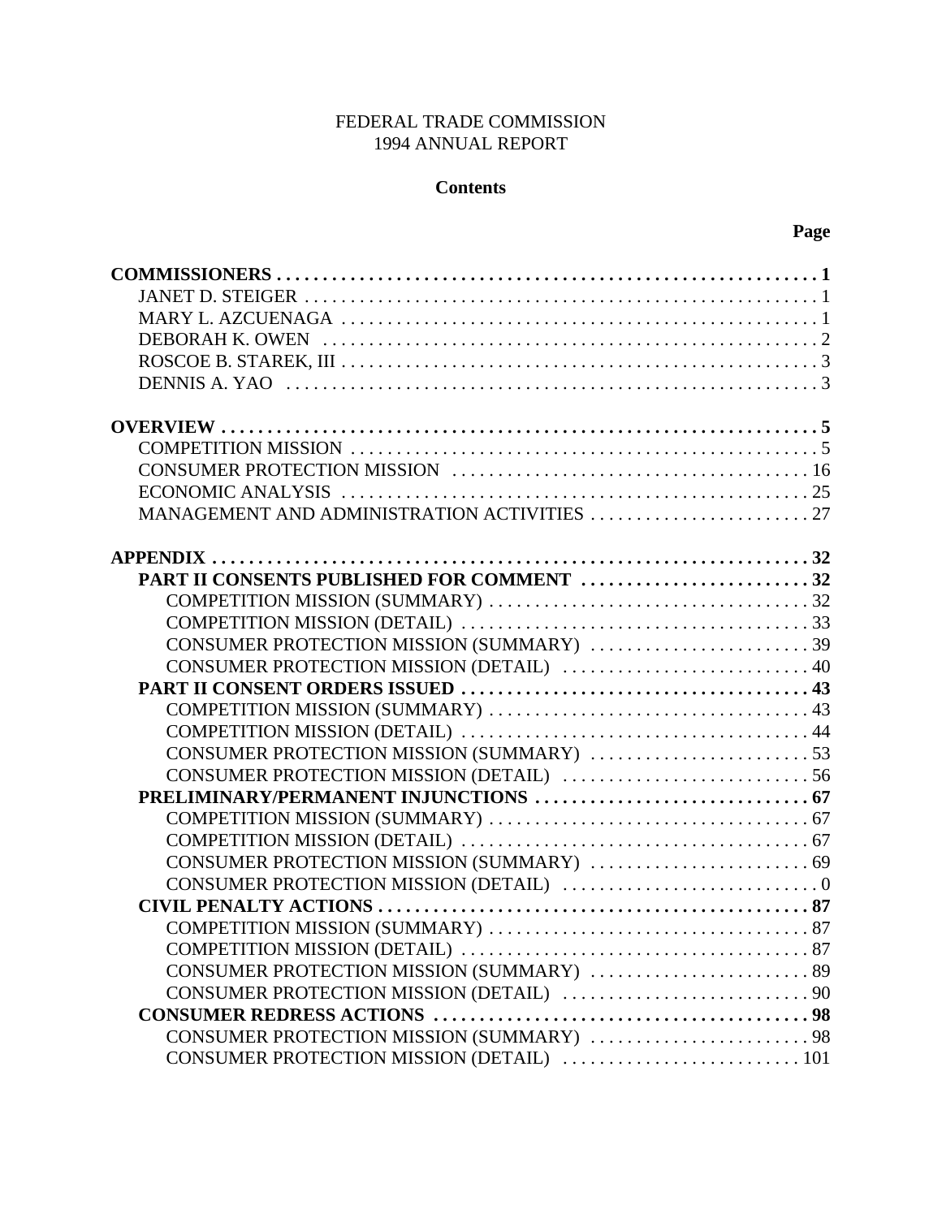FEDERAL TRADE COMMISSION
1994 ANNUAL REPORT

**Contents**

| | Page |
|---|---|
| **COMMISSIONERS** | **1** |
| JANET D. STEIGER | 1 |
| MARY L. AZCUENAGA | 1 |
| DEBORAH K. OWEN | 2 |
| ROSCOE B. STAREK, III | 3 |
| DENNIS A. YAO | 3 |
| **OVERVIEW** | **5** |
| COMPETITION MISSION | 5 |
| CONSUMER PROTECTION MISSION | 16 |
| ECONOMIC ANALYSIS | 25 |
| MANAGEMENT AND ADMINISTRATION ACTIVITIES | 27 |
| **APPENDIX** | **32** |
| **PART II CONSENTS PUBLISHED FOR COMMENT** | **32** |
| COMPETITION MISSION (SUMMARY) | 32 |
| COMPETITION MISSION (DETAIL) | 33 |
| CONSUMER PROTECTION MISSION (SUMMARY) | 39 |
| CONSUMER PROTECTION MISSION (DETAIL) | 40 |
| **PART II CONSENT ORDERS ISSUED** | **43** |
| COMPETITION MISSION (SUMMARY) | 43 |
| COMPETITION MISSION (DETAIL) | 44 |
| CONSUMER PROTECTION MISSION (SUMMARY) | 53 |
| CONSUMER PROTECTION MISSION (DETAIL) | 56 |
| **PRELIMINARY/PERMANENT INJUNCTIONS** | **67** |
| COMPETITION MISSION (SUMMARY) | 67 |
| COMPETITION MISSION (DETAIL) | 67 |
| CONSUMER PROTECTION MISSION (SUMMARY) | 69 |
| CONSUMER PROTECTION MISSION (DETAIL) | 0 |
| **CIVIL PENALTY ACTIONS** | **87** |
| COMPETITION MISSION (SUMMARY) | 87 |
| COMPETITION MISSION (DETAIL) | 87 |
| CONSUMER PROTECTION MISSION (SUMMARY) | 89 |
| CONSUMER PROTECTION MISSION (DETAIL) | 90 |
| **CONSUMER REDRESS ACTIONS** | **98** |
| CONSUMER PROTECTION MISSION (SUMMARY) | 98 |
| CONSUMER PROTECTION MISSION (DETAIL) | 101 |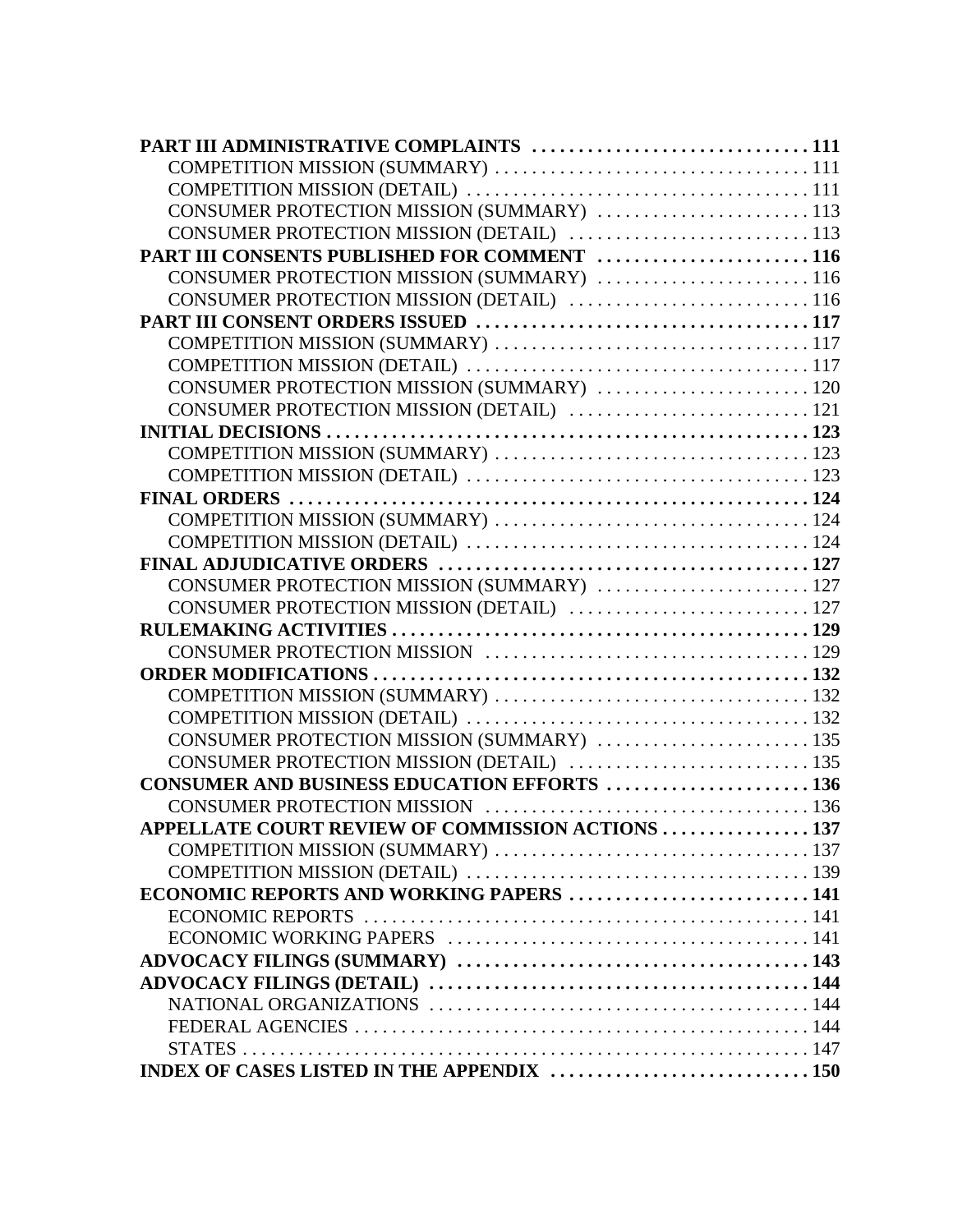**PART III ADMINISTRATIVE COMPLAINTS** . . . . . . . . . . . . . . . . . . . . . . . . . . . . . . . 111
- COMPETITION MISSION (SUMMARY) . . . . . . . . . . . . . . . . . . . . . . . . . . . . . . . . . . 111
- COMPETITION MISSION (DETAIL) . . . . . . . . . . . . . . . . . . . . . . . . . . . . . . . . . . . . 111
- CONSUMER PROTECTION MISSION (SUMMARY) . . . . . . . . . . . . . . . . . . . . . . . 113
- CONSUMER PROTECTION MISSION (DETAIL) . . . . . . . . . . . . . . . . . . . . . . . . . . 113

**PART III CONSENTS PUBLISHED FOR COMMENT** . . . . . . . . . . . . . . . . . . . . . . . 116
- CONSUMER PROTECTION MISSION (SUMMARY) . . . . . . . . . . . . . . . . . . . . . . . 116
- CONSUMER PROTECTION MISSION (DETAIL) . . . . . . . . . . . . . . . . . . . . . . . . . . 116

**PART III CONSENT ORDERS ISSUED** . . . . . . . . . . . . . . . . . . . . . . . . . . . . . . . . . . . 117
- COMPETITION MISSION (SUMMARY) . . . . . . . . . . . . . . . . . . . . . . . . . . . . . . . . . . 117
- COMPETITION MISSION (DETAIL) . . . . . . . . . . . . . . . . . . . . . . . . . . . . . . . . . . . . 117
- CONSUMER PROTECTION MISSION (SUMMARY) . . . . . . . . . . . . . . . . . . . . . . . 120
- CONSUMER PROTECTION MISSION (DETAIL) . . . . . . . . . . . . . . . . . . . . . . . . . . 121

**INITIAL DECISIONS** . . . . . . . . . . . . . . . . . . . . . . . . . . . . . . . . . . . . . . . . . . . . . . . . . . . 123
- COMPETITION MISSION (SUMMARY) . . . . . . . . . . . . . . . . . . . . . . . . . . . . . . . . . . 123
- COMPETITION MISSION (DETAIL) . . . . . . . . . . . . . . . . . . . . . . . . . . . . . . . . . . . . 123

**FINAL ORDERS** . . . . . . . . . . . . . . . . . . . . . . . . . . . . . . . . . . . . . . . . . . . . . . . . . . . . . . . 124
- COMPETITION MISSION (SUMMARY) . . . . . . . . . . . . . . . . . . . . . . . . . . . . . . . . . . 124
- COMPETITION MISSION (DETAIL) . . . . . . . . . . . . . . . . . . . . . . . . . . . . . . . . . . . . 124

**FINAL ADJUDICATIVE ORDERS** . . . . . . . . . . . . . . . . . . . . . . . . . . . . . . . . . . . . . . . 127
- CONSUMER PROTECTION MISSION (SUMMARY) . . . . . . . . . . . . . . . . . . . . . . . 127
- CONSUMER PROTECTION MISSION (DETAIL) . . . . . . . . . . . . . . . . . . . . . . . . . . 127

**RULEMAKING ACTIVITIES** . . . . . . . . . . . . . . . . . . . . . . . . . . . . . . . . . . . . . . . . . . . . 129
- CONSUMER PROTECTION MISSION . . . . . . . . . . . . . . . . . . . . . . . . . . . . . . . . . . . 129

**ORDER MODIFICATIONS** . . . . . . . . . . . . . . . . . . . . . . . . . . . . . . . . . . . . . . . . . . . . . . 132
- COMPETITION MISSION (SUMMARY) . . . . . . . . . . . . . . . . . . . . . . . . . . . . . . . . . . 132
- COMPETITION MISSION (DETAIL) . . . . . . . . . . . . . . . . . . . . . . . . . . . . . . . . . . . . 132
- CONSUMER PROTECTION MISSION (SUMMARY) . . . . . . . . . . . . . . . . . . . . . . . 135
- CONSUMER PROTECTION MISSION (DETAIL) . . . . . . . . . . . . . . . . . . . . . . . . . . 135

**CONSUMER AND BUSINESS EDUCATION EFFORTS** . . . . . . . . . . . . . . . . . . . . . . 136
- CONSUMER PROTECTION MISSION . . . . . . . . . . . . . . . . . . . . . . . . . . . . . . . . . . . 136

**APPELLATE COURT REVIEW OF COMMISSION ACTIONS** . . . . . . . . . . . . . . . . 137
- COMPETITION MISSION (SUMMARY) . . . . . . . . . . . . . . . . . . . . . . . . . . . . . . . . . . 137
- COMPETITION MISSION (DETAIL) . . . . . . . . . . . . . . . . . . . . . . . . . . . . . . . . . . . . 139

**ECONOMIC REPORTS AND WORKING PAPERS** . . . . . . . . . . . . . . . . . . . . . . . . . . 141
- ECONOMIC REPORTS . . . . . . . . . . . . . . . . . . . . . . . . . . . . . . . . . . . . . . . . . . . . . . . 141
- ECONOMIC WORKING PAPERS . . . . . . . . . . . . . . . . . . . . . . . . . . . . . . . . . . . . . . 141

**ADVOCACY FILINGS (SUMMARY)** . . . . . . . . . . . . . . . . . . . . . . . . . . . . . . . . . . . . . . 143

**ADVOCACY FILINGS (DETAIL)** . . . . . . . . . . . . . . . . . . . . . . . . . . . . . . . . . . . . . . . . . 144
- NATIONAL ORGANIZATIONS . . . . . . . . . . . . . . . . . . . . . . . . . . . . . . . . . . . . . . . . . 144
- FEDERAL AGENCIES . . . . . . . . . . . . . . . . . . . . . . . . . . . . . . . . . . . . . . . . . . . . . . . . 144
- STATES . . . . . . . . . . . . . . . . . . . . . . . . . . . . . . . . . . . . . . . . . . . . . . . . . . . . . . . . . . . . 147

**INDEX OF CASES LISTED IN THE APPENDIX** . . . . . . . . . . . . . . . . . . . . . . . . . . . . 150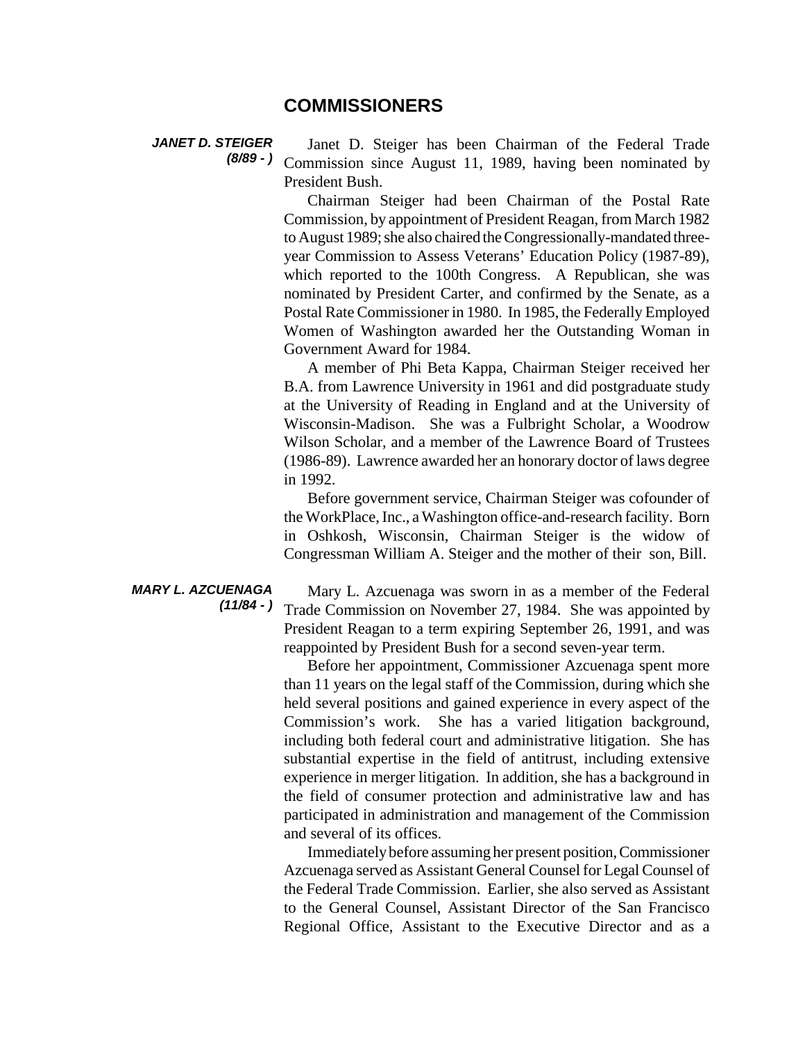## COMMISSIONERS

***JANET D. STEIGER (8/89 - )***

Janet D. Steiger has been Chairman of the Federal Trade Commission since August 11, 1989, having been nominated by President Bush.

Chairman Steiger had been Chairman of the Postal Rate Commission, by appointment of President Reagan, from March 1982 to August 1989; she also chaired the Congressionally-mandated three-year Commission to Assess Veterans' Education Policy (1987-89), which reported to the 100th Congress. A Republican, she was nominated by President Carter, and confirmed by the Senate, as a Postal Rate Commissioner in 1980. In 1985, the Federally Employed Women of Washington awarded her the Outstanding Woman in Government Award for 1984.

A member of Phi Beta Kappa, Chairman Steiger received her B.A. from Lawrence University in 1961 and did postgraduate study at the University of Reading in England and at the University of Wisconsin-Madison. She was a Fulbright Scholar, a Woodrow Wilson Scholar, and a member of the Lawrence Board of Trustees (1986-89). Lawrence awarded her an honorary doctor of laws degree in 1992.

Before government service, Chairman Steiger was cofounder of the WorkPlace, Inc., a Washington office-and-research facility. Born in Oshkosh, Wisconsin, Chairman Steiger is the widow of Congressman William A. Steiger and the mother of their son, Bill.

***MARY L. AZCUENAGA (11/84 - )***

Mary L. Azcuenaga was sworn in as a member of the Federal Trade Commission on November 27, 1984. She was appointed by President Reagan to a term expiring September 26, 1991, and was reappointed by President Bush for a second seven-year term.

Before her appointment, Commissioner Azcuenaga spent more than 11 years on the legal staff of the Commission, during which she held several positions and gained experience in every aspect of the Commission's work. She has a varied litigation background, including both federal court and administrative litigation. She has substantial expertise in the field of antitrust, including extensive experience in merger litigation. In addition, she has a background in the field of consumer protection and administrative law and has participated in administration and management of the Commission and several of its offices.

Immediately before assuming her present position, Commissioner Azcuenaga served as Assistant General Counsel for Legal Counsel of the Federal Trade Commission. Earlier, she also served as Assistant to the General Counsel, Assistant Director of the San Francisco Regional Office, Assistant to the Executive Director and as a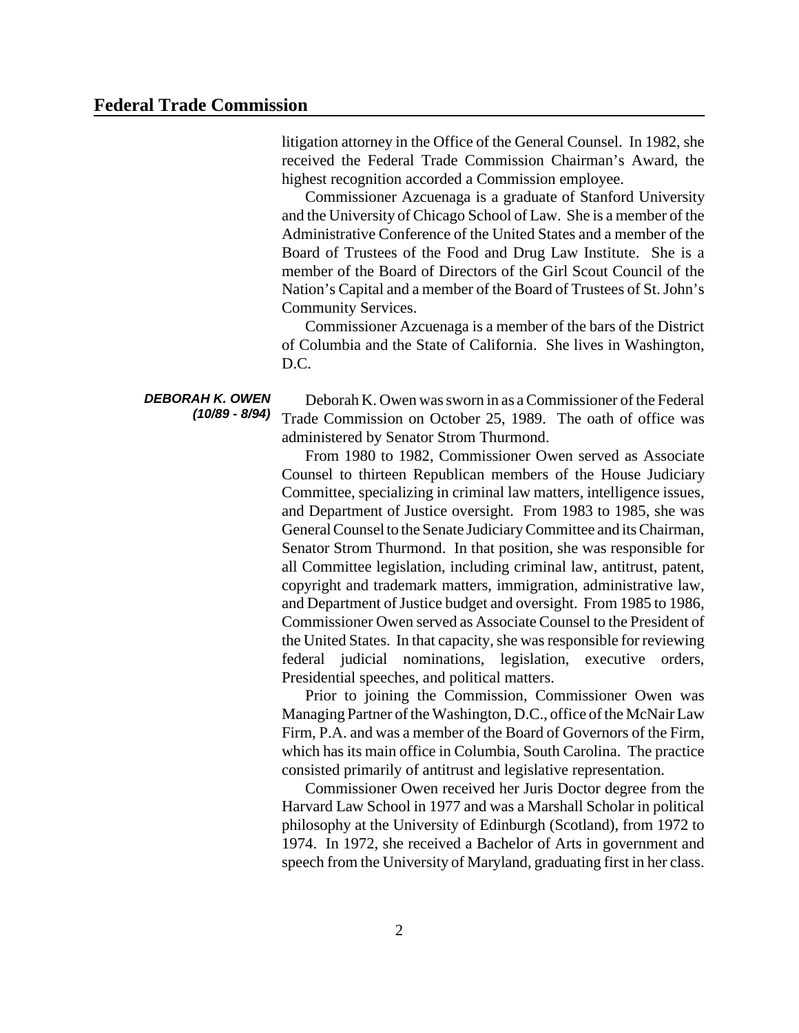litigation attorney in the Office of the General Counsel. In 1982, she received the Federal Trade Commission Chairman's Award, the highest recognition accorded a Commission employee.

Commissioner Azcuenaga is a graduate of Stanford University and the University of Chicago School of Law. She is a member of the Administrative Conference of the United States and a member of the Board of Trustees of the Food and Drug Law Institute. She is a member of the Board of Directors of the Girl Scout Council of the Nation's Capital and a member of the Board of Trustees of St. John's Community Services.

Commissioner Azcuenaga is a member of the bars of the District of Columbia and the State of California. She lives in Washington, D.C.

***DEBORAH K. OWEN***
***(10/89 - 8/94)***

Deborah K. Owen was sworn in as a Commissioner of the Federal Trade Commission on October 25, 1989. The oath of office was administered by Senator Strom Thurmond.

From 1980 to 1982, Commissioner Owen served as Associate Counsel to thirteen Republican members of the House Judiciary Committee, specializing in criminal law matters, intelligence issues, and Department of Justice oversight. From 1983 to 1985, she was General Counsel to the Senate Judiciary Committee and its Chairman, Senator Strom Thurmond. In that position, she was responsible for all Committee legislation, including criminal law, antitrust, patent, copyright and trademark matters, immigration, administrative law, and Department of Justice budget and oversight. From 1985 to 1986, Commissioner Owen served as Associate Counsel to the President of the United States. In that capacity, she was responsible for reviewing federal judicial nominations, legislation, executive orders, Presidential speeches, and political matters.

Prior to joining the Commission, Commissioner Owen was Managing Partner of the Washington, D.C., office of the McNair Law Firm, P.A. and was a member of the Board of Governors of the Firm, which has its main office in Columbia, South Carolina. The practice consisted primarily of antitrust and legislative representation.

Commissioner Owen received her Juris Doctor degree from the Harvard Law School in 1977 and was a Marshall Scholar in political philosophy at the University of Edinburgh (Scotland), from 1972 to 1974. In 1972, she received a Bachelor of Arts in government and speech from the University of Maryland, graduating first in her class.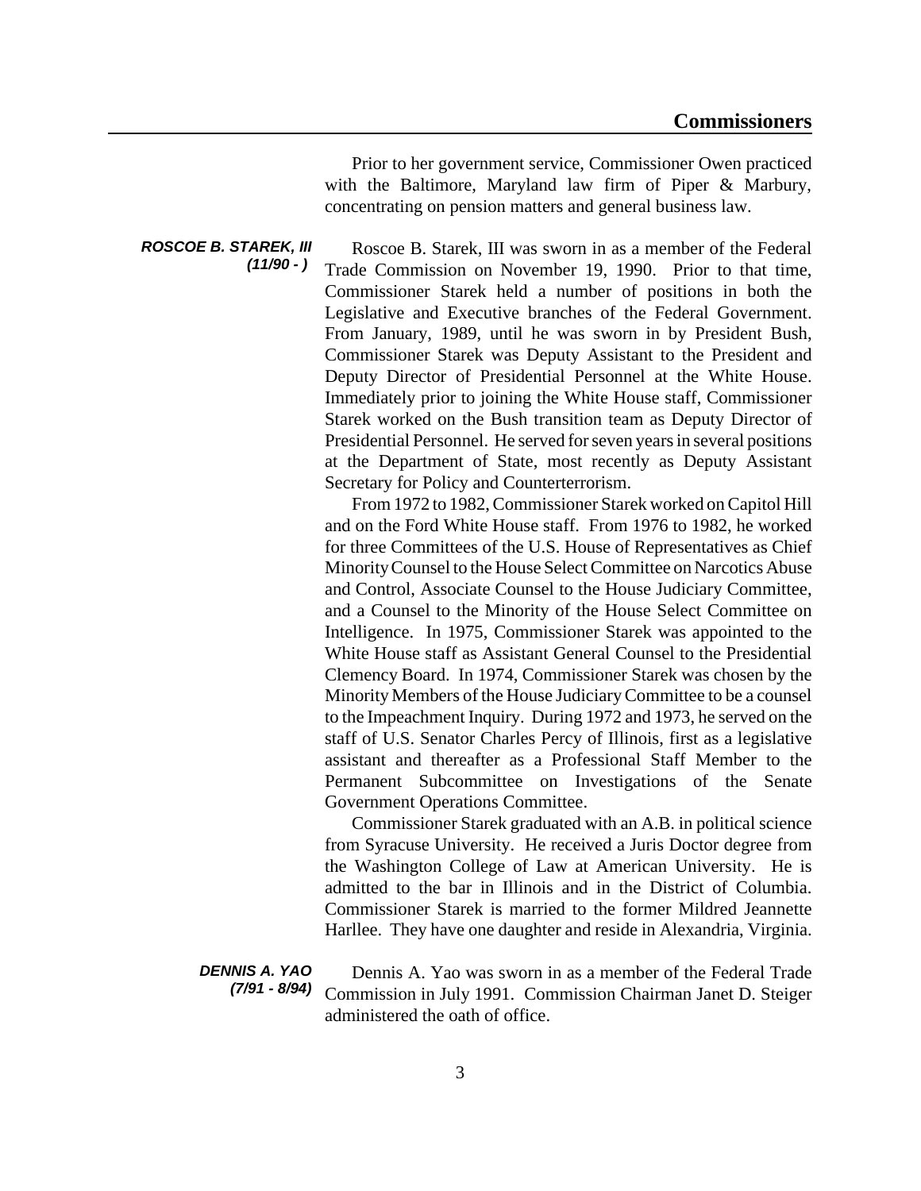Prior to her government service, Commissioner Owen practiced with the Baltimore, Maryland law firm of Piper & Marbury, concentrating on pension matters and general business law.

***ROSCOE B. STAREK, III***
***(11/90 - )***

Roscoe B. Starek, III was sworn in as a member of the Federal Trade Commission on November 19, 1990. Prior to that time, Commissioner Starek held a number of positions in both the Legislative and Executive branches of the Federal Government. From January, 1989, until he was sworn in by President Bush, Commissioner Starek was Deputy Assistant to the President and Deputy Director of Presidential Personnel at the White House. Immediately prior to joining the White House staff, Commissioner Starek worked on the Bush transition team as Deputy Director of Presidential Personnel. He served for seven years in several positions at the Department of State, most recently as Deputy Assistant Secretary for Policy and Counterterrorism.

From 1972 to 1982, Commissioner Starek worked on Capitol Hill and on the Ford White House staff. From 1976 to 1982, he worked for three Committees of the U.S. House of Representatives as Chief Minority Counsel to the House Select Committee on Narcotics Abuse and Control, Associate Counsel to the House Judiciary Committee, and a Counsel to the Minority of the House Select Committee on Intelligence. In 1975, Commissioner Starek was appointed to the White House staff as Assistant General Counsel to the Presidential Clemency Board. In 1974, Commissioner Starek was chosen by the Minority Members of the House Judiciary Committee to be a counsel to the Impeachment Inquiry. During 1972 and 1973, he served on the staff of U.S. Senator Charles Percy of Illinois, first as a legislative assistant and thereafter as a Professional Staff Member to the Permanent Subcommittee on Investigations of the Senate Government Operations Committee.

Commissioner Starek graduated with an A.B. in political science from Syracuse University. He received a Juris Doctor degree from the Washington College of Law at American University. He is admitted to the bar in Illinois and in the District of Columbia. Commissioner Starek is married to the former Mildred Jeannette Harllee. They have one daughter and reside in Alexandria, Virginia.

***DENNIS A. YAO***
***(7/91 - 8/94)***

Dennis A. Yao was sworn in as a member of the Federal Trade Commission in July 1991. Commission Chairman Janet D. Steiger administered the oath of office.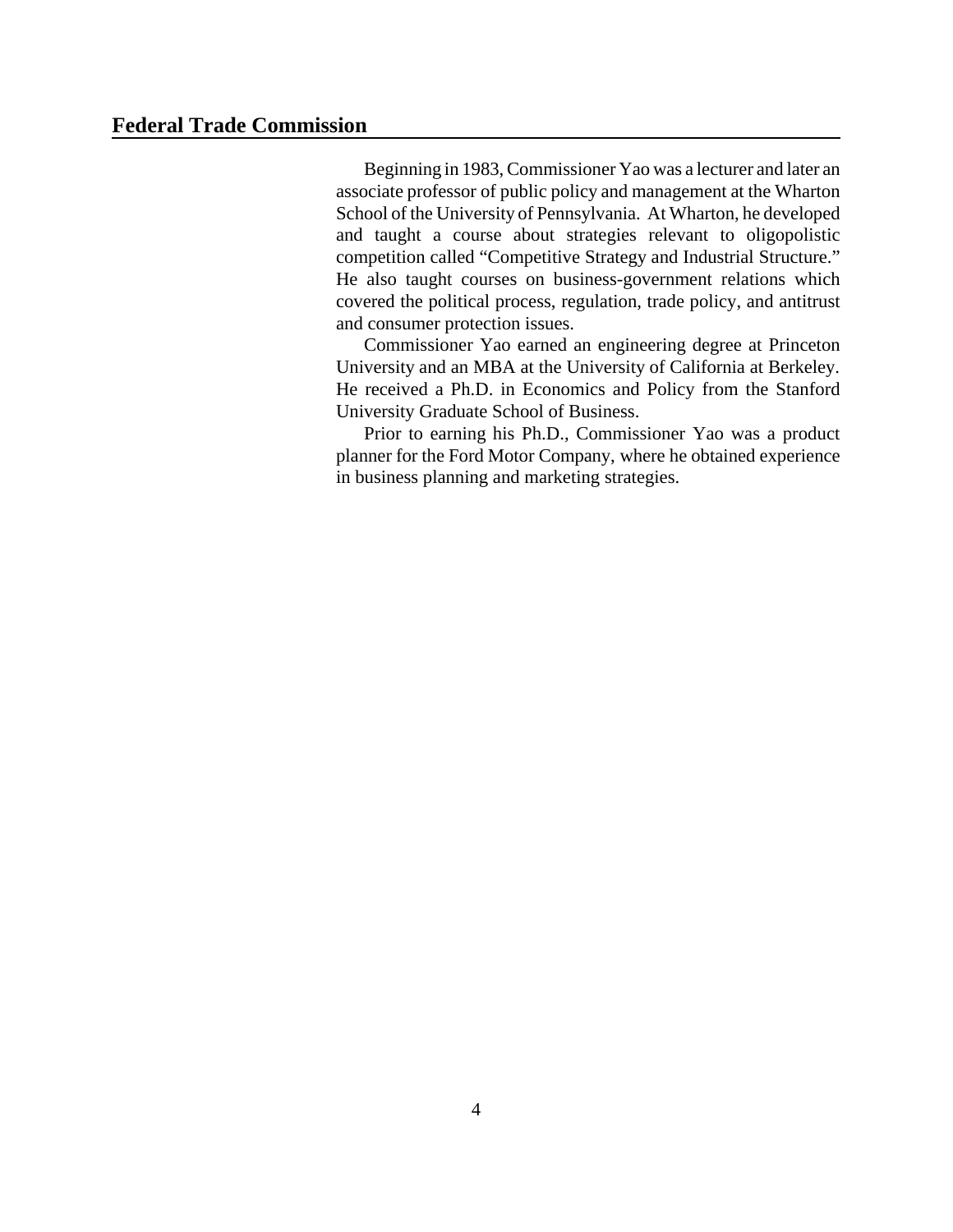Beginning in 1983, Commissioner Yao was a lecturer and later an associate professor of public policy and management at the Wharton School of the University of Pennsylvania. At Wharton, he developed and taught a course about strategies relevant to oligopolistic competition called "Competitive Strategy and Industrial Structure." He also taught courses on business-government relations which covered the political process, regulation, trade policy, and antitrust and consumer protection issues.

Commissioner Yao earned an engineering degree at Princeton University and an MBA at the University of California at Berkeley. He received a Ph.D. in Economics and Policy from the Stanford University Graduate School of Business.

Prior to earning his Ph.D., Commissioner Yao was a product planner for the Ford Motor Company, where he obtained experience in business planning and marketing strategies.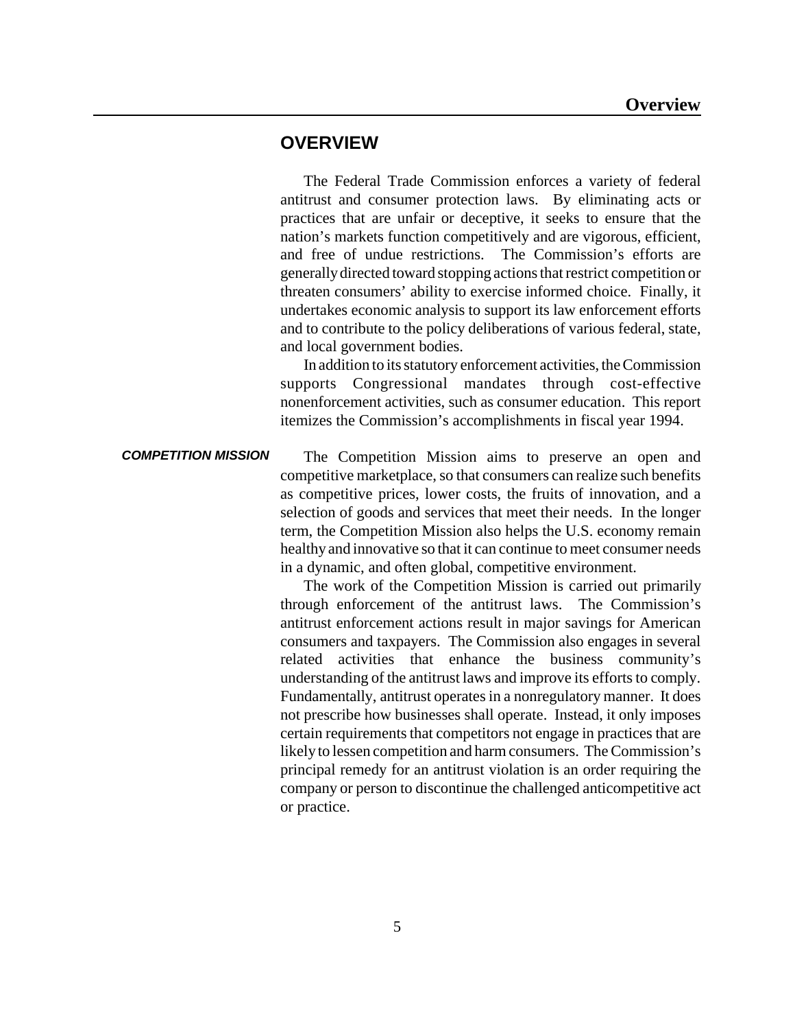# OVERVIEW

The Federal Trade Commission enforces a variety of federal antitrust and consumer protection laws. By eliminating acts or practices that are unfair or deceptive, it seeks to ensure that the nation's markets function competitively and are vigorous, efficient, and free of undue restrictions. The Commission's efforts are generally directed toward stopping actions that restrict competition or threaten consumers' ability to exercise informed choice. Finally, it undertakes economic analysis to support its law enforcement efforts and to contribute to the policy deliberations of various federal, state, and local government bodies.

In addition to its statutory enforcement activities, the Commission supports Congressional mandates through cost-effective nonenforcement activities, such as consumer education. This report itemizes the Commission's accomplishments in fiscal year 1994.

## *COMPETITION MISSION*

The Competition Mission aims to preserve an open and competitive marketplace, so that consumers can realize such benefits as competitive prices, lower costs, the fruits of innovation, and a selection of goods and services that meet their needs. In the longer term, the Competition Mission also helps the U.S. economy remain healthy and innovative so that it can continue to meet consumer needs in a dynamic, and often global, competitive environment.

The work of the Competition Mission is carried out primarily through enforcement of the antitrust laws. The Commission's antitrust enforcement actions result in major savings for American consumers and taxpayers. The Commission also engages in several related activities that enhance the business community's understanding of the antitrust laws and improve its efforts to comply. Fundamentally, antitrust operates in a nonregulatory manner. It does not prescribe how businesses shall operate. Instead, it only imposes certain requirements that competitors not engage in practices that are likely to lessen competition and harm consumers. The Commission's principal remedy for an antitrust violation is an order requiring the company or person to discontinue the challenged anticompetitive act or practice.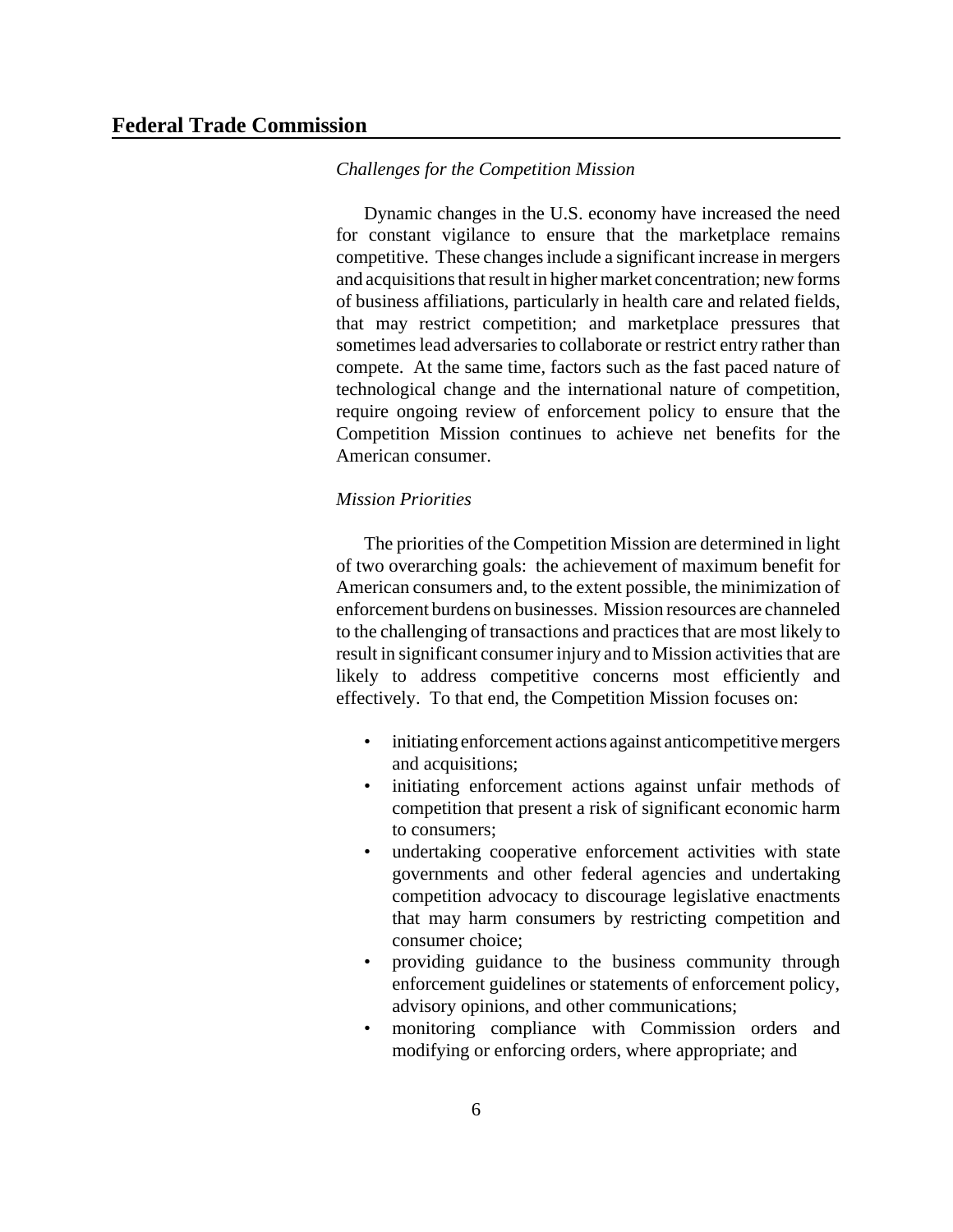*Challenges for the Competition Mission*

Dynamic changes in the U.S. economy have increased the need for constant vigilance to ensure that the marketplace remains competitive. These changes include a significant increase in mergers and acquisitions that result in higher market concentration; new forms of business affiliations, particularly in health care and related fields, that may restrict competition; and marketplace pressures that sometimes lead adversaries to collaborate or restrict entry rather than compete. At the same time, factors such as the fast paced nature of technological change and the international nature of competition, require ongoing review of enforcement policy to ensure that the Competition Mission continues to achieve net benefits for the American consumer.

*Mission Priorities*

The priorities of the Competition Mission are determined in light of two overarching goals: the achievement of maximum benefit for American consumers and, to the extent possible, the minimization of enforcement burdens on businesses. Mission resources are channeled to the challenging of transactions and practices that are most likely to result in significant consumer injury and to Mission activities that are likely to address competitive concerns most efficiently and effectively. To that end, the Competition Mission focuses on:

- initiating enforcement actions against anticompetitive mergers and acquisitions;
- initiating enforcement actions against unfair methods of competition that present a risk of significant economic harm to consumers;
- undertaking cooperative enforcement activities with state governments and other federal agencies and undertaking competition advocacy to discourage legislative enactments that may harm consumers by restricting competition and consumer choice;
- providing guidance to the business community through enforcement guidelines or statements of enforcement policy, advisory opinions, and other communications;
- monitoring compliance with Commission orders and modifying or enforcing orders, where appropriate; and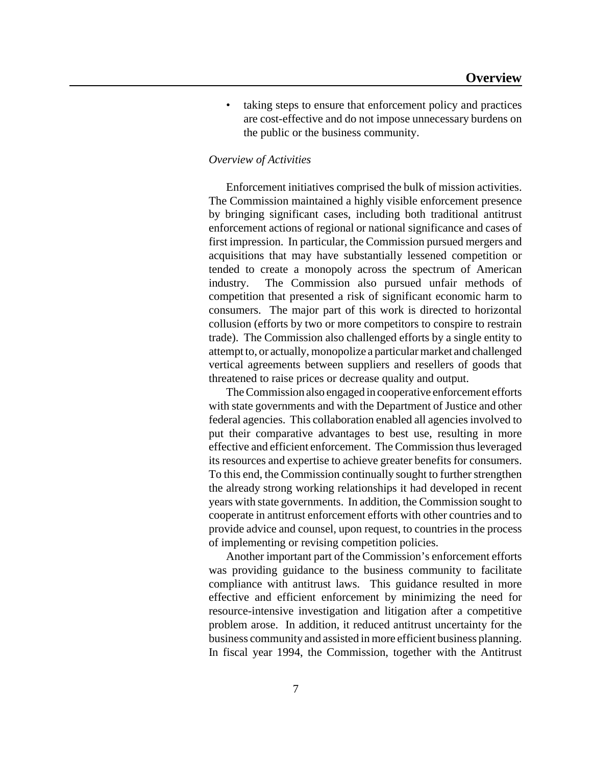- taking steps to ensure that enforcement policy and practices are cost-effective and do not impose unnecessary burdens on the public or the business community.

*Overview of Activities*

Enforcement initiatives comprised the bulk of mission activities. The Commission maintained a highly visible enforcement presence by bringing significant cases, including both traditional antitrust enforcement actions of regional or national significance and cases of first impression. In particular, the Commission pursued mergers and acquisitions that may have substantially lessened competition or tended to create a monopoly across the spectrum of American industry. The Commission also pursued unfair methods of competition that presented a risk of significant economic harm to consumers. The major part of this work is directed to horizontal collusion (efforts by two or more competitors to conspire to restrain trade). The Commission also challenged efforts by a single entity to attempt to, or actually, monopolize a particular market and challenged vertical agreements between suppliers and resellers of goods that threatened to raise prices or decrease quality and output.

The Commission also engaged in cooperative enforcement efforts with state governments and with the Department of Justice and other federal agencies. This collaboration enabled all agencies involved to put their comparative advantages to best use, resulting in more effective and efficient enforcement. The Commission thus leveraged its resources and expertise to achieve greater benefits for consumers. To this end, the Commission continually sought to further strengthen the already strong working relationships it had developed in recent years with state governments. In addition, the Commission sought to cooperate in antitrust enforcement efforts with other countries and to provide advice and counsel, upon request, to countries in the process of implementing or revising competition policies.

Another important part of the Commission's enforcement efforts was providing guidance to the business community to facilitate compliance with antitrust laws. This guidance resulted in more effective and efficient enforcement by minimizing the need for resource-intensive investigation and litigation after a competitive problem arose. In addition, it reduced antitrust uncertainty for the business community and assisted in more efficient business planning. In fiscal year 1994, the Commission, together with the Antitrust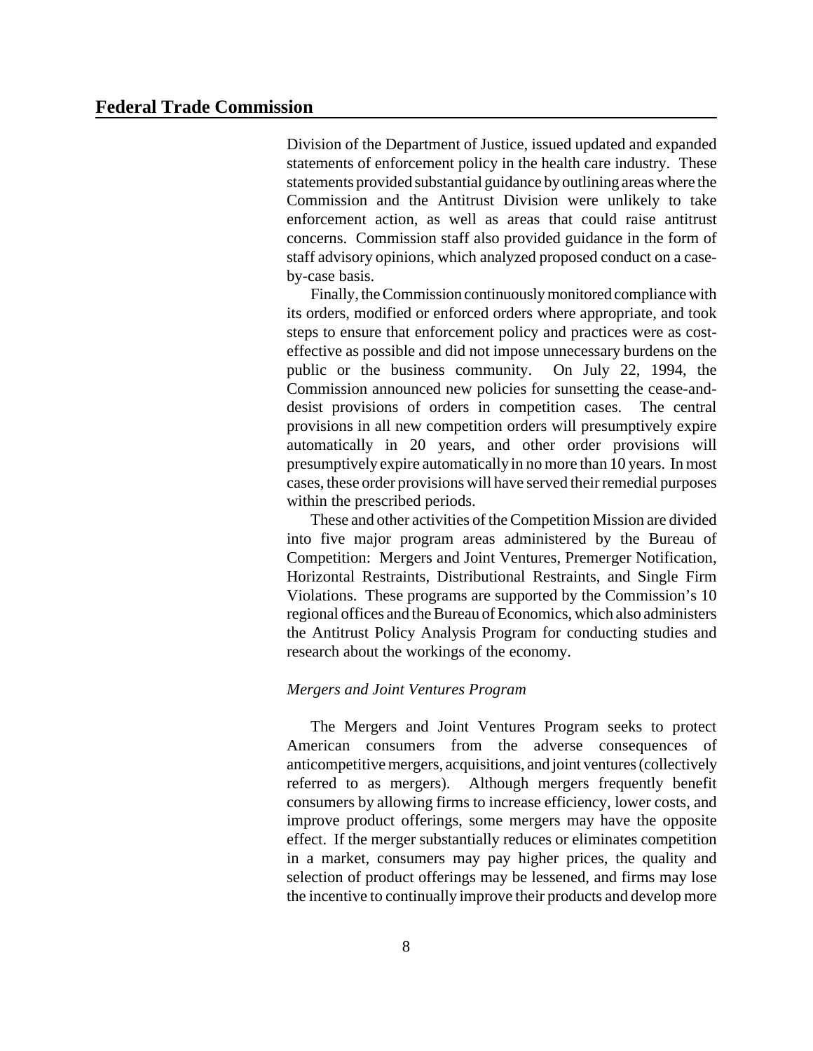Division of the Department of Justice, issued updated and expanded statements of enforcement policy in the health care industry. These statements provided substantial guidance by outlining areas where the Commission and the Antitrust Division were unlikely to take enforcement action, as well as areas that could raise antitrust concerns. Commission staff also provided guidance in the form of staff advisory opinions, which analyzed proposed conduct on a case-by-case basis.

Finally, the Commission continuously monitored compliance with its orders, modified or enforced orders where appropriate, and took steps to ensure that enforcement policy and practices were as cost-effective as possible and did not impose unnecessary burdens on the public or the business community. On July 22, 1994, the Commission announced new policies for sunsetting the cease-and-desist provisions of orders in competition cases. The central provisions in all new competition orders will presumptively expire automatically in 20 years, and other order provisions will presumptively expire automatically in no more than 10 years. In most cases, these order provisions will have served their remedial purposes within the prescribed periods.

These and other activities of the Competition Mission are divided into five major program areas administered by the Bureau of Competition: Mergers and Joint Ventures, Premerger Notification, Horizontal Restraints, Distributional Restraints, and Single Firm Violations. These programs are supported by the Commission's 10 regional offices and the Bureau of Economics, which also administers the Antitrust Policy Analysis Program for conducting studies and research about the workings of the economy.

*Mergers and Joint Ventures Program*

The Mergers and Joint Ventures Program seeks to protect American consumers from the adverse consequences of anticompetitive mergers, acquisitions, and joint ventures (collectively referred to as mergers). Although mergers frequently benefit consumers by allowing firms to increase efficiency, lower costs, and improve product offerings, some mergers may have the opposite effect. If the merger substantially reduces or eliminates competition in a market, consumers may pay higher prices, the quality and selection of product offerings may be lessened, and firms may lose the incentive to continually improve their products and develop more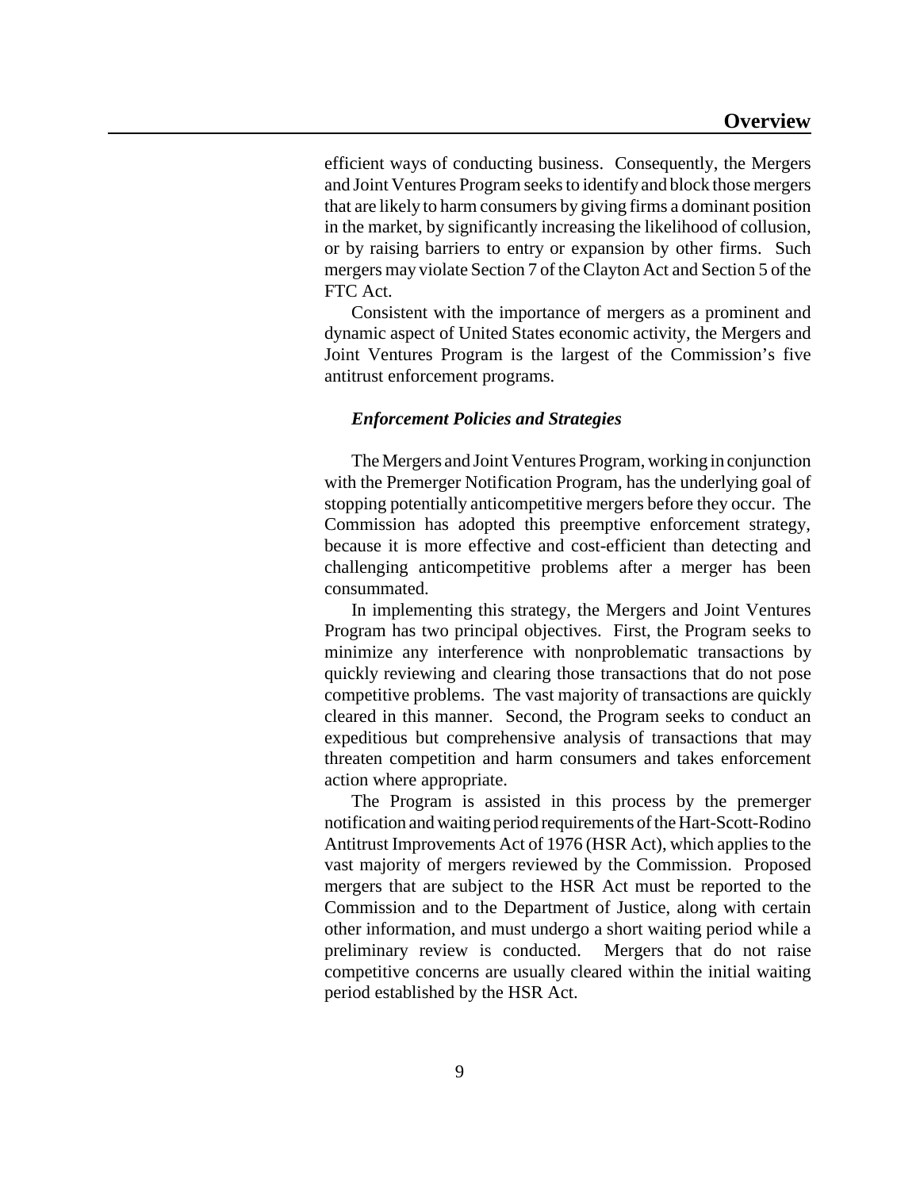efficient ways of conducting business. Consequently, the Mergers and Joint Ventures Program seeks to identify and block those mergers that are likely to harm consumers by giving firms a dominant position in the market, by significantly increasing the likelihood of collusion, or by raising barriers to entry or expansion by other firms. Such mergers may violate Section 7 of the Clayton Act and Section 5 of the FTC Act.

Consistent with the importance of mergers as a prominent and dynamic aspect of United States economic activity, the Mergers and Joint Ventures Program is the largest of the Commission's five antitrust enforcement programs.

### *Enforcement Policies and Strategies*

The Mergers and Joint Ventures Program, working in conjunction with the Premerger Notification Program, has the underlying goal of stopping potentially anticompetitive mergers before they occur. The Commission has adopted this preemptive enforcement strategy, because it is more effective and cost-efficient than detecting and challenging anticompetitive problems after a merger has been consummated.

In implementing this strategy, the Mergers and Joint Ventures Program has two principal objectives. First, the Program seeks to minimize any interference with nonproblematic transactions by quickly reviewing and clearing those transactions that do not pose competitive problems. The vast majority of transactions are quickly cleared in this manner. Second, the Program seeks to conduct an expeditious but comprehensive analysis of transactions that may threaten competition and harm consumers and takes enforcement action where appropriate.

The Program is assisted in this process by the premerger notification and waiting period requirements of the Hart-Scott-Rodino Antitrust Improvements Act of 1976 (HSR Act), which applies to the vast majority of mergers reviewed by the Commission. Proposed mergers that are subject to the HSR Act must be reported to the Commission and to the Department of Justice, along with certain other information, and must undergo a short waiting period while a preliminary review is conducted. Mergers that do not raise competitive concerns are usually cleared within the initial waiting period established by the HSR Act.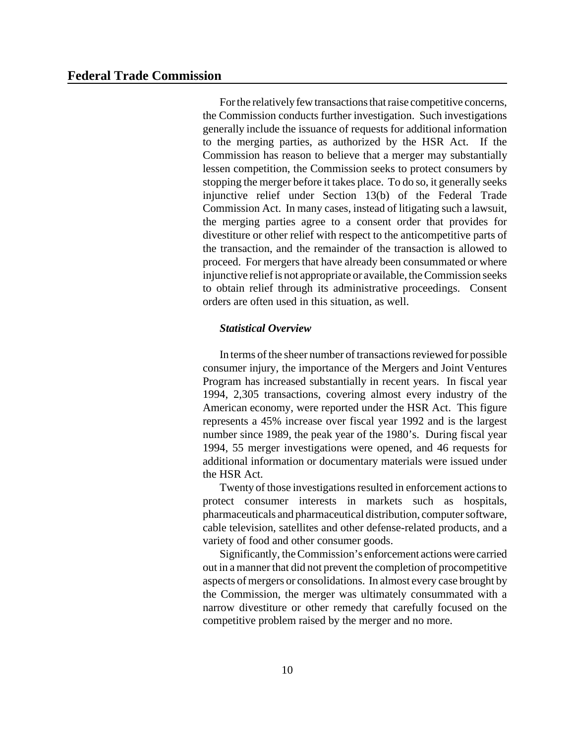For the relatively few transactions that raise competitive concerns, the Commission conducts further investigation. Such investigations generally include the issuance of requests for additional information to the merging parties, as authorized by the HSR Act. If the Commission has reason to believe that a merger may substantially lessen competition, the Commission seeks to protect consumers by stopping the merger before it takes place. To do so, it generally seeks injunctive relief under Section 13(b) of the Federal Trade Commission Act. In many cases, instead of litigating such a lawsuit, the merging parties agree to a consent order that provides for divestiture or other relief with respect to the anticompetitive parts of the transaction, and the remainder of the transaction is allowed to proceed. For mergers that have already been consummated or where injunctive relief is not appropriate or available, the Commission seeks to obtain relief through its administrative proceedings. Consent orders are often used in this situation, as well.

***Statistical Overview***

In terms of the sheer number of transactions reviewed for possible consumer injury, the importance of the Mergers and Joint Ventures Program has increased substantially in recent years. In fiscal year 1994, 2,305 transactions, covering almost every industry of the American economy, were reported under the HSR Act. This figure represents a 45% increase over fiscal year 1992 and is the largest number since 1989, the peak year of the 1980's. During fiscal year 1994, 55 merger investigations were opened, and 46 requests for additional information or documentary materials were issued under the HSR Act.

Twenty of those investigations resulted in enforcement actions to protect consumer interests in markets such as hospitals, pharmaceuticals and pharmaceutical distribution, computer software, cable television, satellites and other defense-related products, and a variety of food and other consumer goods.

Significantly, the Commission's enforcement actions were carried out in a manner that did not prevent the completion of procompetitive aspects of mergers or consolidations. In almost every case brought by the Commission, the merger was ultimately consummated with a narrow divestiture or other remedy that carefully focused on the competitive problem raised by the merger and no more.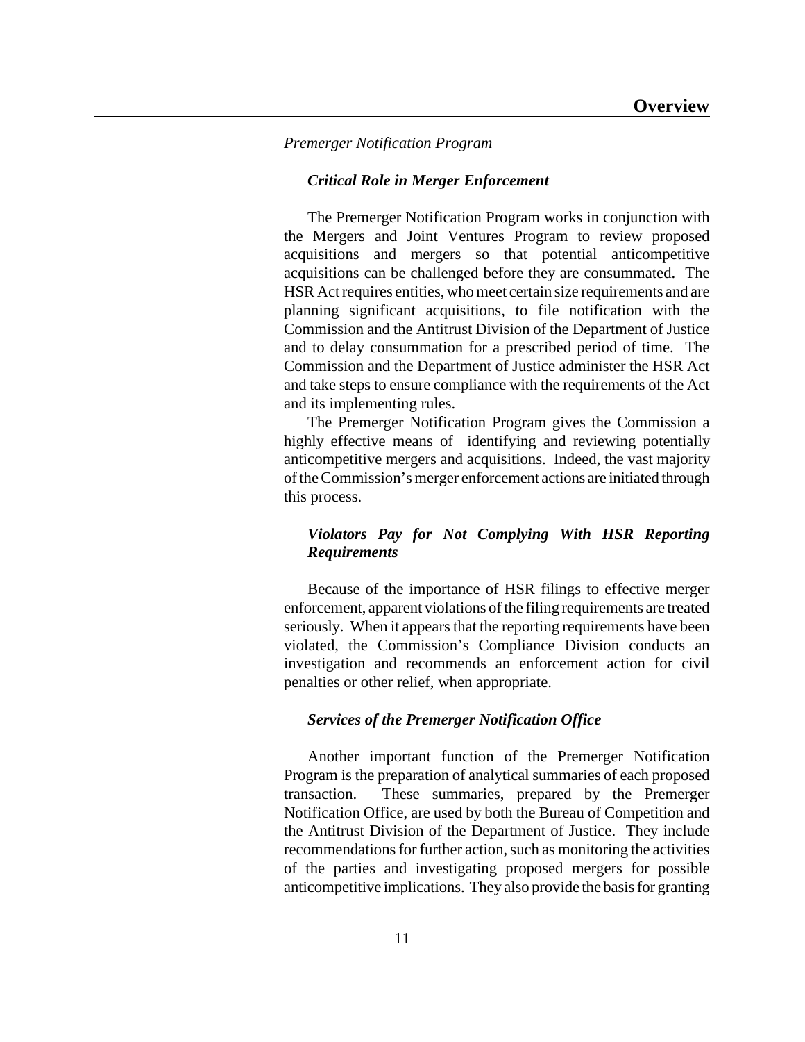*Premerger Notification Program*

### ***Critical Role in Merger Enforcement***

The Premerger Notification Program works in conjunction with the Mergers and Joint Ventures Program to review proposed acquisitions and mergers so that potential anticompetitive acquisitions can be challenged before they are consummated. The HSR Act requires entities, who meet certain size requirements and are planning significant acquisitions, to file notification with the Commission and the Antitrust Division of the Department of Justice and to delay consummation for a prescribed period of time. The Commission and the Department of Justice administer the HSR Act and take steps to ensure compliance with the requirements of the Act and its implementing rules.

The Premerger Notification Program gives the Commission a highly effective means of identifying and reviewing potentially anticompetitive mergers and acquisitions. Indeed, the vast majority of the Commission's merger enforcement actions are initiated through this process.

### ***Violators Pay for Not Complying With HSR Reporting Requirements***

Because of the importance of HSR filings to effective merger enforcement, apparent violations of the filing requirements are treated seriously. When it appears that the reporting requirements have been violated, the Commission's Compliance Division conducts an investigation and recommends an enforcement action for civil penalties or other relief, when appropriate.

### ***Services of the Premerger Notification Office***

Another important function of the Premerger Notification Program is the preparation of analytical summaries of each proposed transaction. These summaries, prepared by the Premerger Notification Office, are used by both the Bureau of Competition and the Antitrust Division of the Department of Justice. They include recommendations for further action, such as monitoring the activities of the parties and investigating proposed mergers for possible anticompetitive implications. They also provide the basis for granting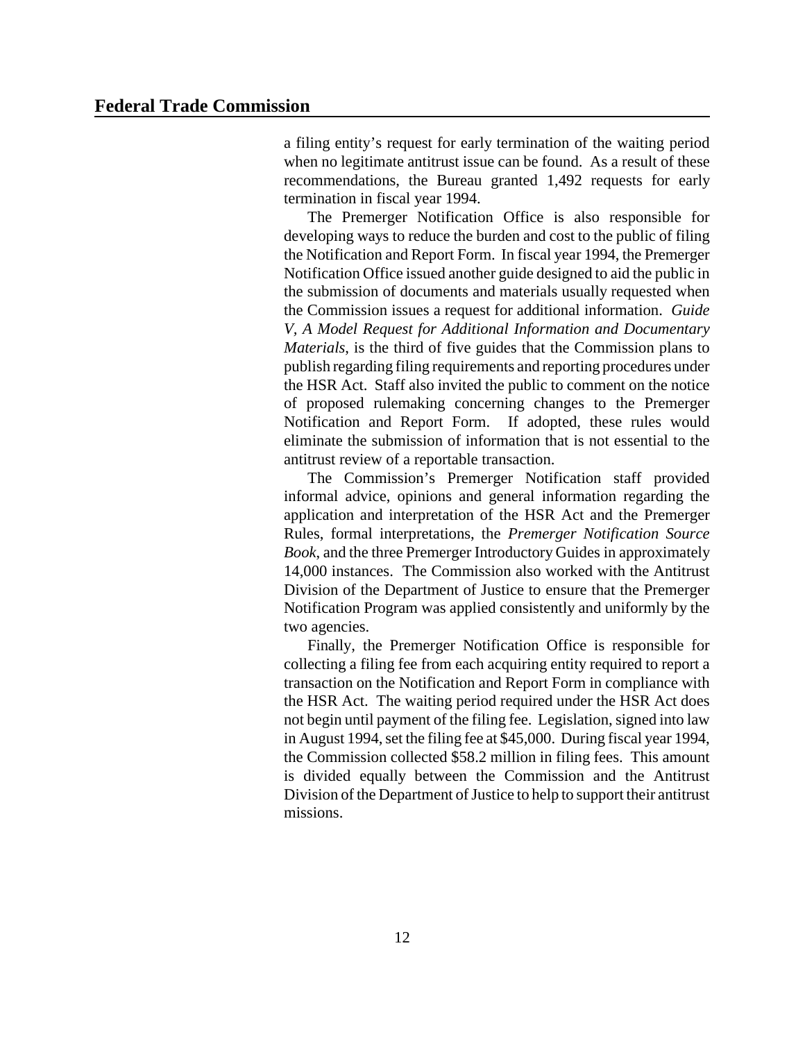a filing entity's request for early termination of the waiting period when no legitimate antitrust issue can be found. As a result of these recommendations, the Bureau granted 1,492 requests for early termination in fiscal year 1994.

The Premerger Notification Office is also responsible for developing ways to reduce the burden and cost to the public of filing the Notification and Report Form. In fiscal year 1994, the Premerger Notification Office issued another guide designed to aid the public in the submission of documents and materials usually requested when the Commission issues a request for additional information. *Guide V, A Model Request for Additional Information and Documentary Materials*, is the third of five guides that the Commission plans to publish regarding filing requirements and reporting procedures under the HSR Act. Staff also invited the public to comment on the notice of proposed rulemaking concerning changes to the Premerger Notification and Report Form. If adopted, these rules would eliminate the submission of information that is not essential to the antitrust review of a reportable transaction.

The Commission's Premerger Notification staff provided informal advice, opinions and general information regarding the application and interpretation of the HSR Act and the Premerger Rules, formal interpretations, the *Premerger Notification Source Book*, and the three Premerger Introductory Guides in approximately 14,000 instances. The Commission also worked with the Antitrust Division of the Department of Justice to ensure that the Premerger Notification Program was applied consistently and uniformly by the two agencies.

Finally, the Premerger Notification Office is responsible for collecting a filing fee from each acquiring entity required to report a transaction on the Notification and Report Form in compliance with the HSR Act. The waiting period required under the HSR Act does not begin until payment of the filing fee. Legislation, signed into law in August 1994, set the filing fee at $45,000. During fiscal year 1994, the Commission collected $58.2 million in filing fees. This amount is divided equally between the Commission and the Antitrust Division of the Department of Justice to help to support their antitrust missions.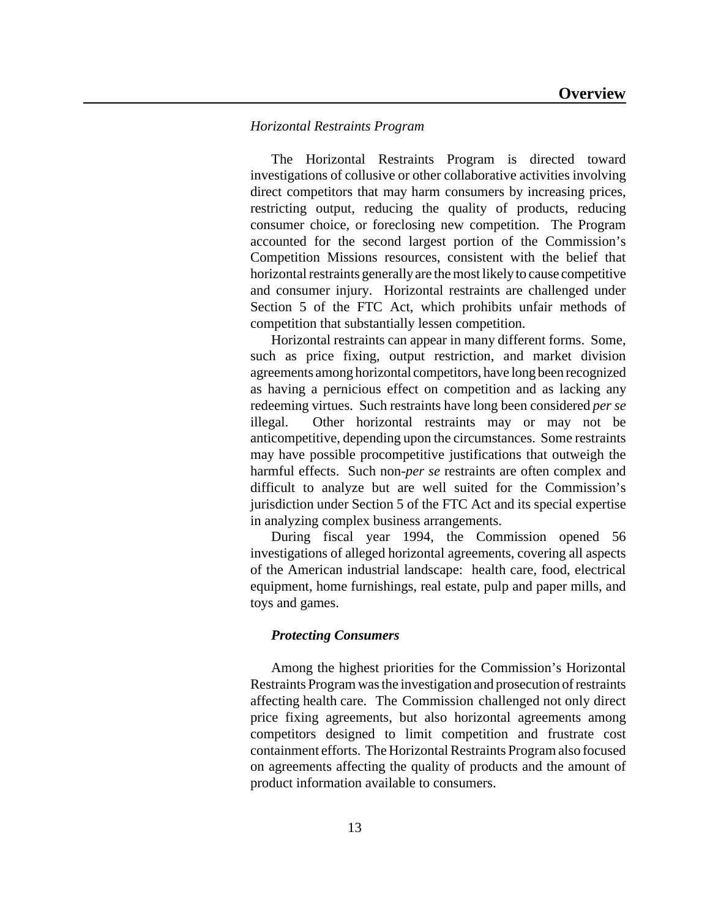*Horizontal Restraints Program*

The Horizontal Restraints Program is directed toward investigations of collusive or other collaborative activities involving direct competitors that may harm consumers by increasing prices, restricting output, reducing the quality of products, reducing consumer choice, or foreclosing new competition. The Program accounted for the second largest portion of the Commission's Competition Missions resources, consistent with the belief that horizontal restraints generally are the most likely to cause competitive and consumer injury. Horizontal restraints are challenged under Section 5 of the FTC Act, which prohibits unfair methods of competition that substantially lessen competition.

Horizontal restraints can appear in many different forms. Some, such as price fixing, output restriction, and market division agreements among horizontal competitors, have long been recognized as having a pernicious effect on competition and as lacking any redeeming virtues. Such restraints have long been considered *per se* illegal. Other horizontal restraints may or may not be anticompetitive, depending upon the circumstances. Some restraints may have possible procompetitive justifications that outweigh the harmful effects. Such non-*per se* restraints are often complex and difficult to analyze but are well suited for the Commission's jurisdiction under Section 5 of the FTC Act and its special expertise in analyzing complex business arrangements.

During fiscal year 1994, the Commission opened 56 investigations of alleged horizontal agreements, covering all aspects of the American industrial landscape: health care, food, electrical equipment, home furnishings, real estate, pulp and paper mills, and toys and games.

***Protecting Consumers***

Among the highest priorities for the Commission's Horizontal Restraints Program was the investigation and prosecution of restraints affecting health care. The Commission challenged not only direct price fixing agreements, but also horizontal agreements among competitors designed to limit competition and frustrate cost containment efforts. The Horizontal Restraints Program also focused on agreements affecting the quality of products and the amount of product information available to consumers.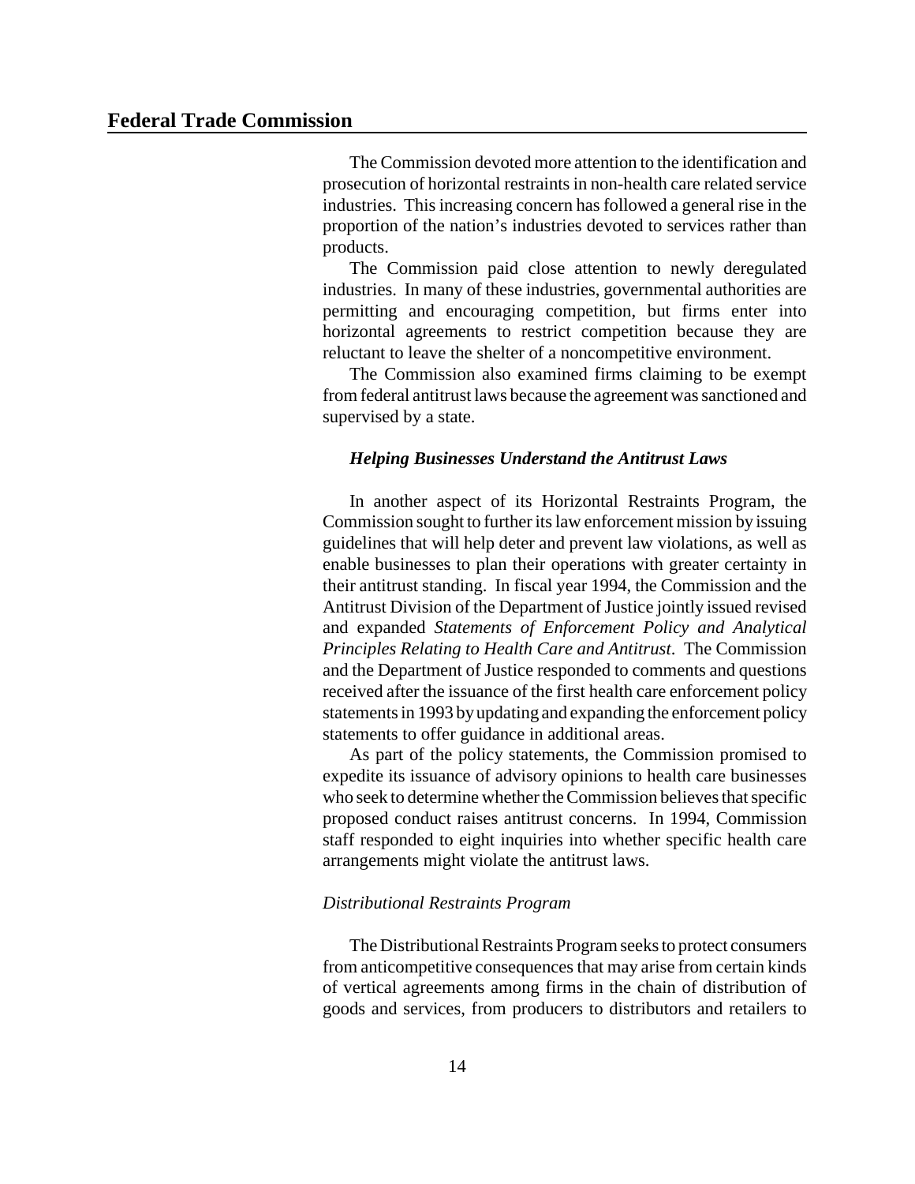The Commission devoted more attention to the identification and prosecution of horizontal restraints in non-health care related service industries. This increasing concern has followed a general rise in the proportion of the nation's industries devoted to services rather than products.

The Commission paid close attention to newly deregulated industries. In many of these industries, governmental authorities are permitting and encouraging competition, but firms enter into horizontal agreements to restrict competition because they are reluctant to leave the shelter of a noncompetitive environment.

The Commission also examined firms claiming to be exempt from federal antitrust laws because the agreement was sanctioned and supervised by a state.

#### *Helping Businesses Understand the Antitrust Laws*

In another aspect of its Horizontal Restraints Program, the Commission sought to further its law enforcement mission by issuing guidelines that will help deter and prevent law violations, as well as enable businesses to plan their operations with greater certainty in their antitrust standing. In fiscal year 1994, the Commission and the Antitrust Division of the Department of Justice jointly issued revised and expanded *Statements of Enforcement Policy and Analytical Principles Relating to Health Care and Antitrust*. The Commission and the Department of Justice responded to comments and questions received after the issuance of the first health care enforcement policy statements in 1993 by updating and expanding the enforcement policy statements to offer guidance in additional areas.

As part of the policy statements, the Commission promised to expedite its issuance of advisory opinions to health care businesses who seek to determine whether the Commission believes that specific proposed conduct raises antitrust concerns. In 1994, Commission staff responded to eight inquiries into whether specific health care arrangements might violate the antitrust laws.

### *Distributional Restraints Program*

The Distributional Restraints Program seeks to protect consumers from anticompetitive consequences that may arise from certain kinds of vertical agreements among firms in the chain of distribution of goods and services, from producers to distributors and retailers to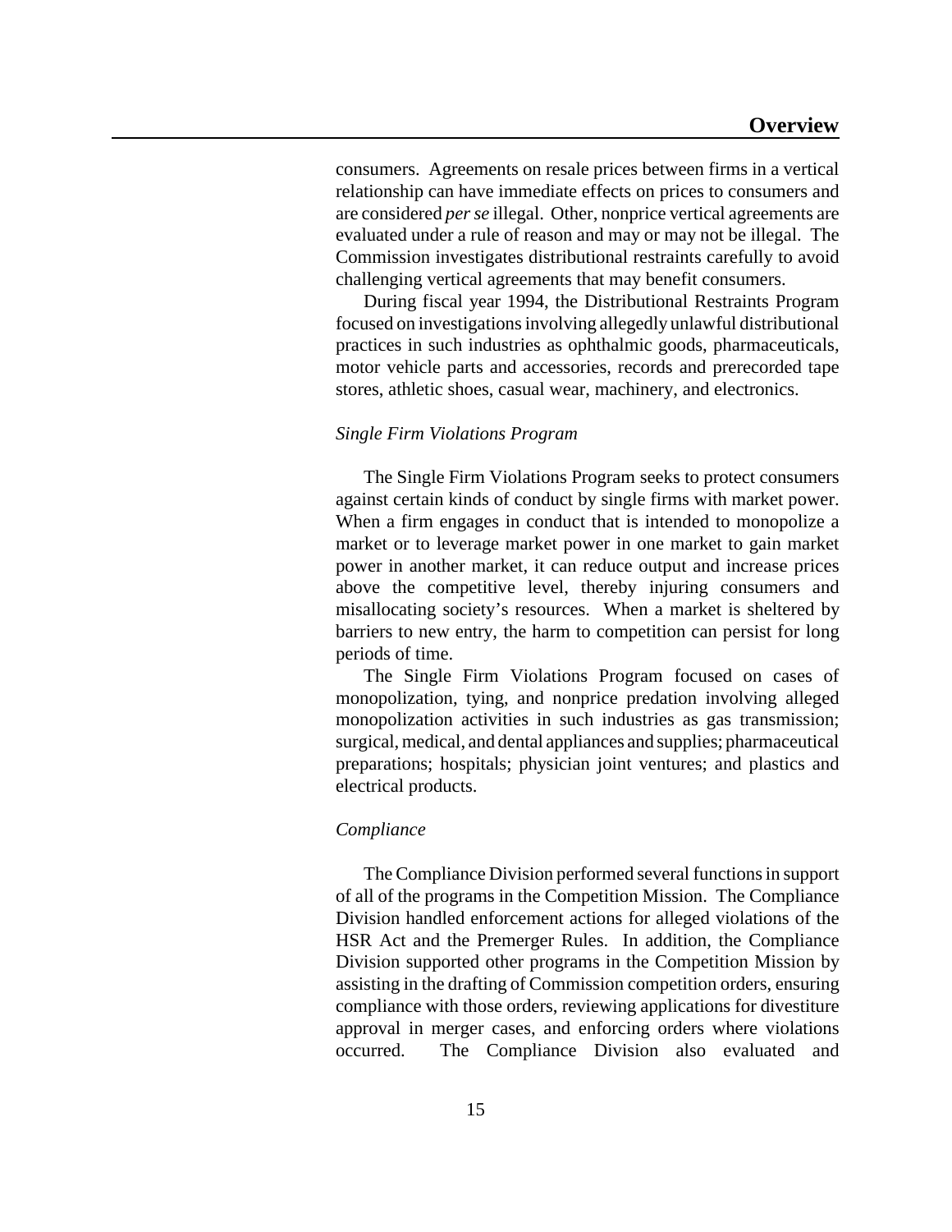consumers. Agreements on resale prices between firms in a vertical relationship can have immediate effects on prices to consumers and are considered *per se* illegal. Other, nonprice vertical agreements are evaluated under a rule of reason and may or may not be illegal. The Commission investigates distributional restraints carefully to avoid challenging vertical agreements that may benefit consumers.

During fiscal year 1994, the Distributional Restraints Program focused on investigations involving allegedly unlawful distributional practices in such industries as ophthalmic goods, pharmaceuticals, motor vehicle parts and accessories, records and prerecorded tape stores, athletic shoes, casual wear, machinery, and electronics.

*Single Firm Violations Program*

The Single Firm Violations Program seeks to protect consumers against certain kinds of conduct by single firms with market power. When a firm engages in conduct that is intended to monopolize a market or to leverage market power in one market to gain market power in another market, it can reduce output and increase prices above the competitive level, thereby injuring consumers and misallocating society's resources. When a market is sheltered by barriers to new entry, the harm to competition can persist for long periods of time.

The Single Firm Violations Program focused on cases of monopolization, tying, and nonprice predation involving alleged monopolization activities in such industries as gas transmission; surgical, medical, and dental appliances and supplies; pharmaceutical preparations; hospitals; physician joint ventures; and plastics and electrical products.

*Compliance*

The Compliance Division performed several functions in support of all of the programs in the Competition Mission. The Compliance Division handled enforcement actions for alleged violations of the HSR Act and the Premerger Rules. In addition, the Compliance Division supported other programs in the Competition Mission by assisting in the drafting of Commission competition orders, ensuring compliance with those orders, reviewing applications for divestiture approval in merger cases, and enforcing orders where violations occurred. The Compliance Division also evaluated and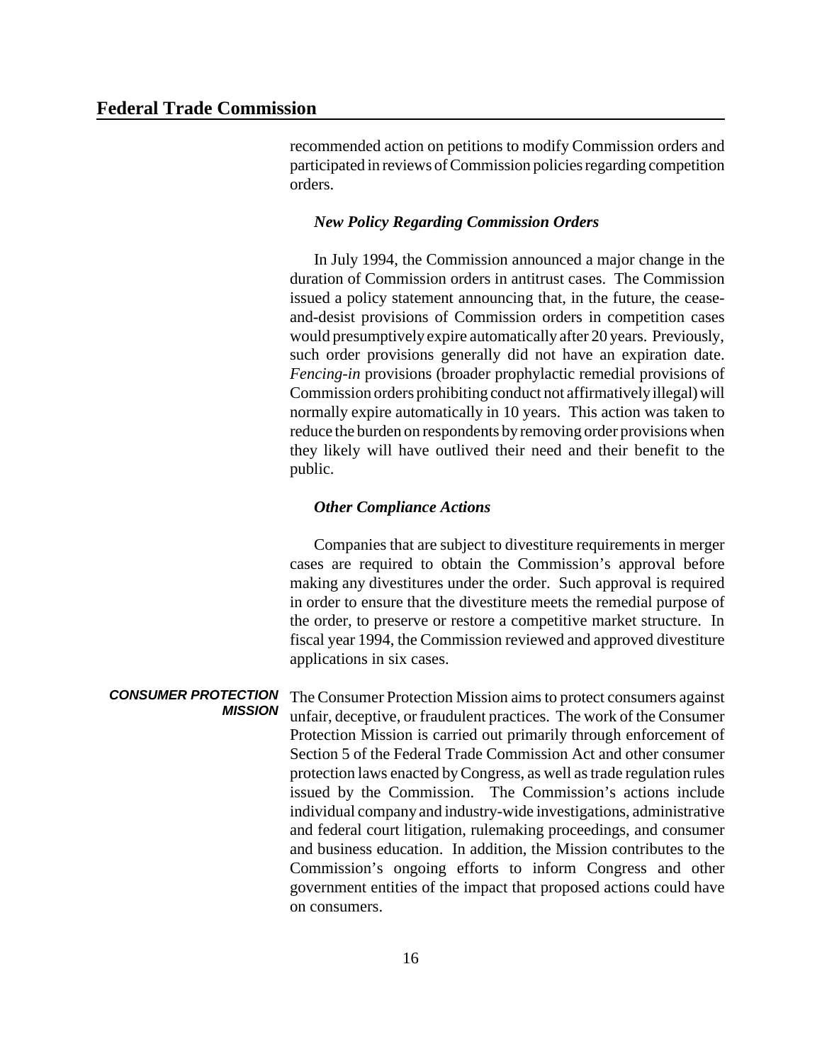recommended action on petitions to modify Commission orders and participated in reviews of Commission policies regarding competition orders.

***New Policy Regarding Commission Orders***

In July 1994, the Commission announced a major change in the duration of Commission orders in antitrust cases. The Commission issued a policy statement announcing that, in the future, the cease-and-desist provisions of Commission orders in competition cases would presumptively expire automatically after 20 years. Previously, such order provisions generally did not have an expiration date. *Fencing-in* provisions (broader prophylactic remedial provisions of Commission orders prohibiting conduct not affirmatively illegal) will normally expire automatically in 10 years. This action was taken to reduce the burden on respondents by removing order provisions when they likely will have outlived their need and their benefit to the public.

***Other Compliance Actions***

Companies that are subject to divestiture requirements in merger cases are required to obtain the Commission's approval before making any divestitures under the order. Such approval is required in order to ensure that the divestiture meets the remedial purpose of the order, to preserve or restore a competitive market structure. In fiscal year 1994, the Commission reviewed and approved divestiture applications in six cases.

## CONSUMER PROTECTION MISSION

The Consumer Protection Mission aims to protect consumers against unfair, deceptive, or fraudulent practices. The work of the Consumer Protection Mission is carried out primarily through enforcement of Section 5 of the Federal Trade Commission Act and other consumer protection laws enacted by Congress, as well as trade regulation rules issued by the Commission. The Commission's actions include individual company and industry-wide investigations, administrative and federal court litigation, rulemaking proceedings, and consumer and business education. In addition, the Mission contributes to the Commission's ongoing efforts to inform Congress and other government entities of the impact that proposed actions could have on consumers.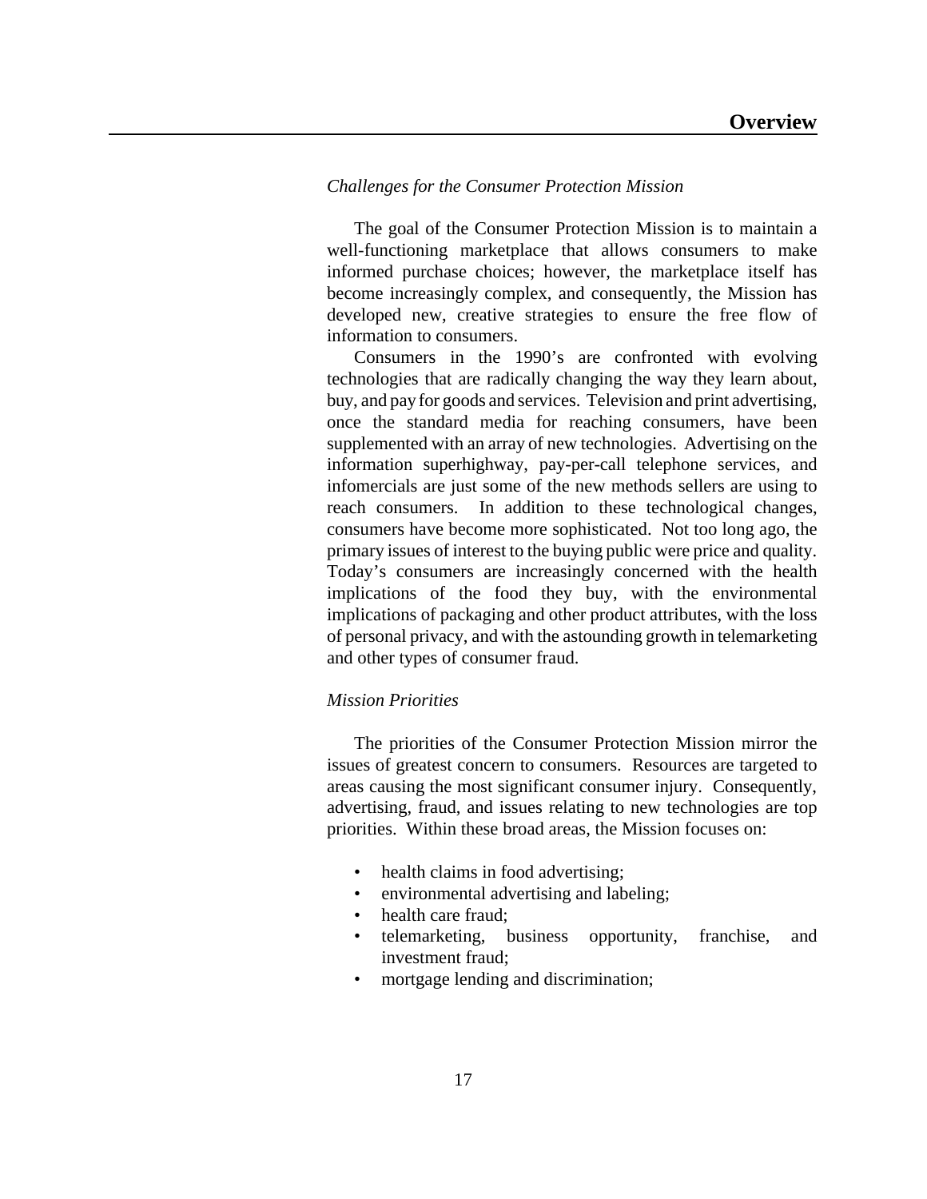*Challenges for the Consumer Protection Mission*

The goal of the Consumer Protection Mission is to maintain a well-functioning marketplace that allows consumers to make informed purchase choices; however, the marketplace itself has become increasingly complex, and consequently, the Mission has developed new, creative strategies to ensure the free flow of information to consumers.

Consumers in the 1990's are confronted with evolving technologies that are radically changing the way they learn about, buy, and pay for goods and services. Television and print advertising, once the standard media for reaching consumers, have been supplemented with an array of new technologies. Advertising on the information superhighway, pay-per-call telephone services, and infomercials are just some of the new methods sellers are using to reach consumers. In addition to these technological changes, consumers have become more sophisticated. Not too long ago, the primary issues of interest to the buying public were price and quality. Today's consumers are increasingly concerned with the health implications of the food they buy, with the environmental implications of packaging and other product attributes, with the loss of personal privacy, and with the astounding growth in telemarketing and other types of consumer fraud.

*Mission Priorities*

The priorities of the Consumer Protection Mission mirror the issues of greatest concern to consumers. Resources are targeted to areas causing the most significant consumer injury. Consequently, advertising, fraud, and issues relating to new technologies are top priorities. Within these broad areas, the Mission focuses on:

- health claims in food advertising;
- environmental advertising and labeling;
- health care fraud;
- telemarketing, business opportunity, franchise, and investment fraud;
- mortgage lending and discrimination;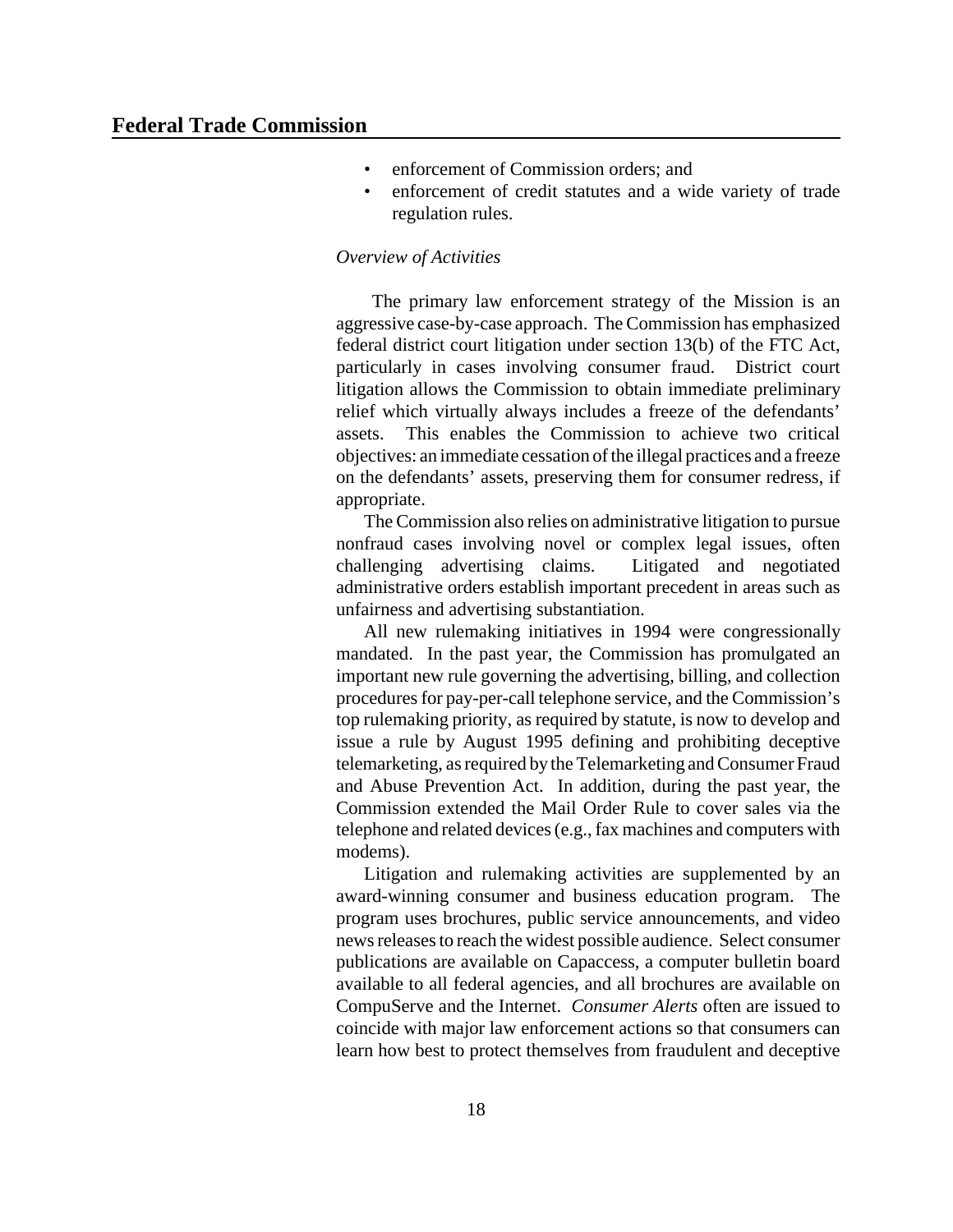- enforcement of Commission orders; and
- enforcement of credit statutes and a wide variety of trade regulation rules.

*Overview of Activities*

The primary law enforcement strategy of the Mission is an aggressive case-by-case approach. The Commission has emphasized federal district court litigation under section 13(b) of the FTC Act, particularly in cases involving consumer fraud. District court litigation allows the Commission to obtain immediate preliminary relief which virtually always includes a freeze of the defendants' assets. This enables the Commission to achieve two critical objectives: an immediate cessation of the illegal practices and a freeze on the defendants' assets, preserving them for consumer redress, if appropriate.

The Commission also relies on administrative litigation to pursue nonfraud cases involving novel or complex legal issues, often challenging advertising claims. Litigated and negotiated administrative orders establish important precedent in areas such as unfairness and advertising substantiation.

All new rulemaking initiatives in 1994 were congressionally mandated. In the past year, the Commission has promulgated an important new rule governing the advertising, billing, and collection procedures for pay-per-call telephone service, and the Commission's top rulemaking priority, as required by statute, is now to develop and issue a rule by August 1995 defining and prohibiting deceptive telemarketing, as required by the Telemarketing and Consumer Fraud and Abuse Prevention Act. In addition, during the past year, the Commission extended the Mail Order Rule to cover sales via the telephone and related devices (e.g., fax machines and computers with modems).

Litigation and rulemaking activities are supplemented by an award-winning consumer and business education program. The program uses brochures, public service announcements, and video news releases to reach the widest possible audience. Select consumer publications are available on Capaccess, a computer bulletin board available to all federal agencies, and all brochures are available on CompuServe and the Internet. *Consumer Alerts* often are issued to coincide with major law enforcement actions so that consumers can learn how best to protect themselves from fraudulent and deceptive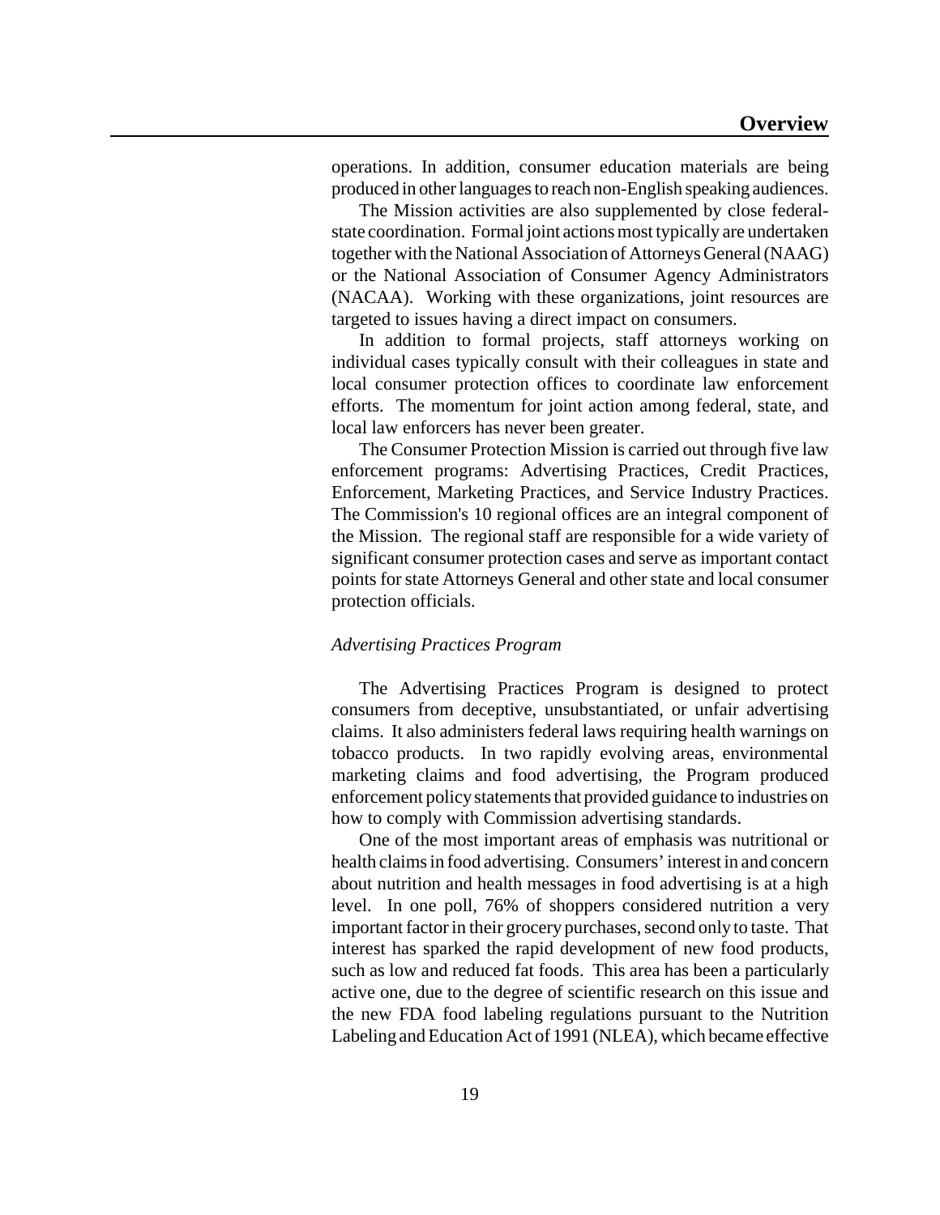operations. In addition, consumer education materials are being produced in other languages to reach non-English speaking audiences.

The Mission activities are also supplemented by close federal-state coordination. Formal joint actions most typically are undertaken together with the National Association of Attorneys General (NAAG) or the National Association of Consumer Agency Administrators (NACAA). Working with these organizations, joint resources are targeted to issues having a direct impact on consumers.

In addition to formal projects, staff attorneys working on individual cases typically consult with their colleagues in state and local consumer protection offices to coordinate law enforcement efforts. The momentum for joint action among federal, state, and local law enforcers has never been greater.

The Consumer Protection Mission is carried out through five law enforcement programs: Advertising Practices, Credit Practices, Enforcement, Marketing Practices, and Service Industry Practices. The Commission's 10 regional offices are an integral component of the Mission. The regional staff are responsible for a wide variety of significant consumer protection cases and serve as important contact points for state Attorneys General and other state and local consumer protection officials.

*Advertising Practices Program*

The Advertising Practices Program is designed to protect consumers from deceptive, unsubstantiated, or unfair advertising claims. It also administers federal laws requiring health warnings on tobacco products. In two rapidly evolving areas, environmental marketing claims and food advertising, the Program produced enforcement policy statements that provided guidance to industries on how to comply with Commission advertising standards.

One of the most important areas of emphasis was nutritional or health claims in food advertising. Consumers' interest in and concern about nutrition and health messages in food advertising is at a high level. In one poll, 76% of shoppers considered nutrition a very important factor in their grocery purchases, second only to taste. That interest has sparked the rapid development of new food products, such as low and reduced fat foods. This area has been a particularly active one, due to the degree of scientific research on this issue and the new FDA food labeling regulations pursuant to the Nutrition Labeling and Education Act of 1991 (NLEA), which became effective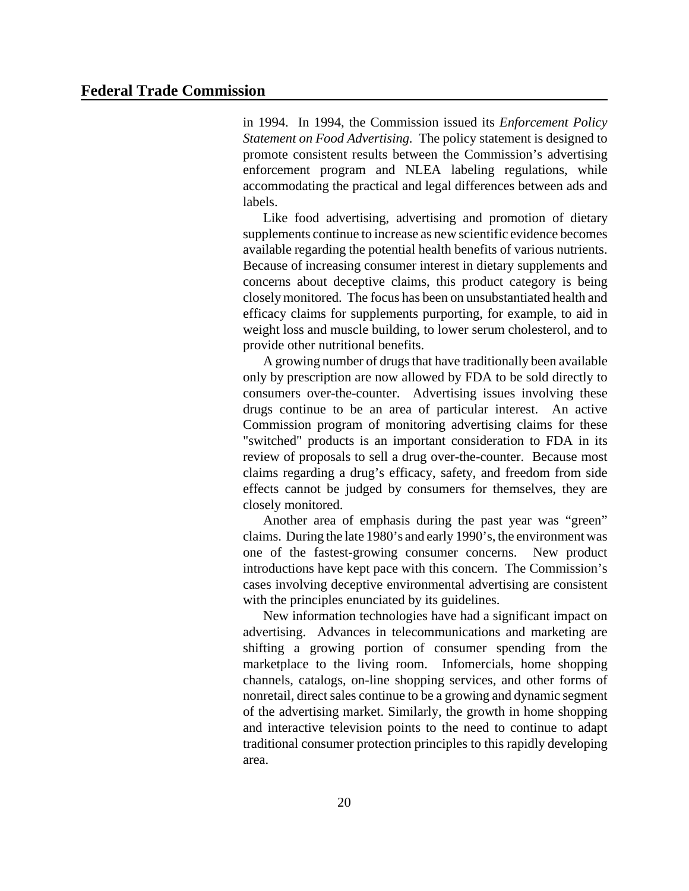in 1994. In 1994, the Commission issued its *Enforcement Policy Statement on Food Advertising.* The policy statement is designed to promote consistent results between the Commission's advertising enforcement program and NLEA labeling regulations, while accommodating the practical and legal differences between ads and labels.

Like food advertising, advertising and promotion of dietary supplements continue to increase as new scientific evidence becomes available regarding the potential health benefits of various nutrients. Because of increasing consumer interest in dietary supplements and concerns about deceptive claims, this product category is being closely monitored. The focus has been on unsubstantiated health and efficacy claims for supplements purporting, for example, to aid in weight loss and muscle building, to lower serum cholesterol, and to provide other nutritional benefits.

A growing number of drugs that have traditionally been available only by prescription are now allowed by FDA to be sold directly to consumers over-the-counter. Advertising issues involving these drugs continue to be an area of particular interest. An active Commission program of monitoring advertising claims for these "switched" products is an important consideration to FDA in its review of proposals to sell a drug over-the-counter. Because most claims regarding a drug's efficacy, safety, and freedom from side effects cannot be judged by consumers for themselves, they are closely monitored.

Another area of emphasis during the past year was "green" claims. During the late 1980's and early 1990's, the environment was one of the fastest-growing consumer concerns. New product introductions have kept pace with this concern. The Commission's cases involving deceptive environmental advertising are consistent with the principles enunciated by its guidelines.

New information technologies have had a significant impact on advertising. Advances in telecommunications and marketing are shifting a growing portion of consumer spending from the marketplace to the living room. Infomercials, home shopping channels, catalogs, on-line shopping services, and other forms of nonretail, direct sales continue to be a growing and dynamic segment of the advertising market. Similarly, the growth in home shopping and interactive television points to the need to continue to adapt traditional consumer protection principles to this rapidly developing area.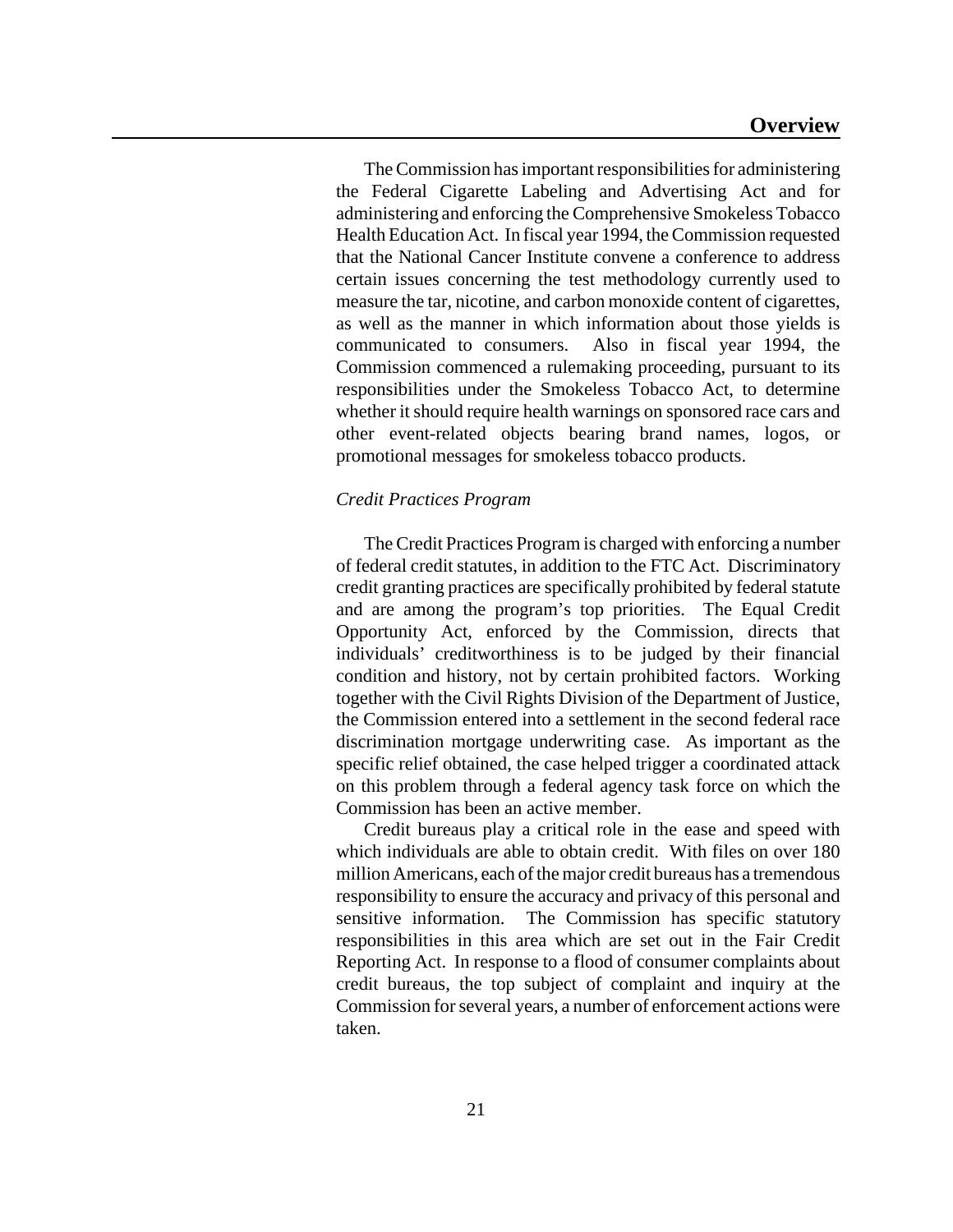The Commission has important responsibilities for administering the Federal Cigarette Labeling and Advertising Act and for administering and enforcing the Comprehensive Smokeless Tobacco Health Education Act. In fiscal year 1994, the Commission requested that the National Cancer Institute convene a conference to address certain issues concerning the test methodology currently used to measure the tar, nicotine, and carbon monoxide content of cigarettes, as well as the manner in which information about those yields is communicated to consumers. Also in fiscal year 1994, the Commission commenced a rulemaking proceeding, pursuant to its responsibilities under the Smokeless Tobacco Act, to determine whether it should require health warnings on sponsored race cars and other event-related objects bearing brand names, logos, or promotional messages for smokeless tobacco products.

*Credit Practices Program*

The Credit Practices Program is charged with enforcing a number of federal credit statutes, in addition to the FTC Act. Discriminatory credit granting practices are specifically prohibited by federal statute and are among the program's top priorities. The Equal Credit Opportunity Act, enforced by the Commission, directs that individuals' creditworthiness is to be judged by their financial condition and history, not by certain prohibited factors. Working together with the Civil Rights Division of the Department of Justice, the Commission entered into a settlement in the second federal race discrimination mortgage underwriting case. As important as the specific relief obtained, the case helped trigger a coordinated attack on this problem through a federal agency task force on which the Commission has been an active member.

Credit bureaus play a critical role in the ease and speed with which individuals are able to obtain credit. With files on over 180 million Americans, each of the major credit bureaus has a tremendous responsibility to ensure the accuracy and privacy of this personal and sensitive information. The Commission has specific statutory responsibilities in this area which are set out in the Fair Credit Reporting Act. In response to a flood of consumer complaints about credit bureaus, the top subject of complaint and inquiry at the Commission for several years, a number of enforcement actions were taken.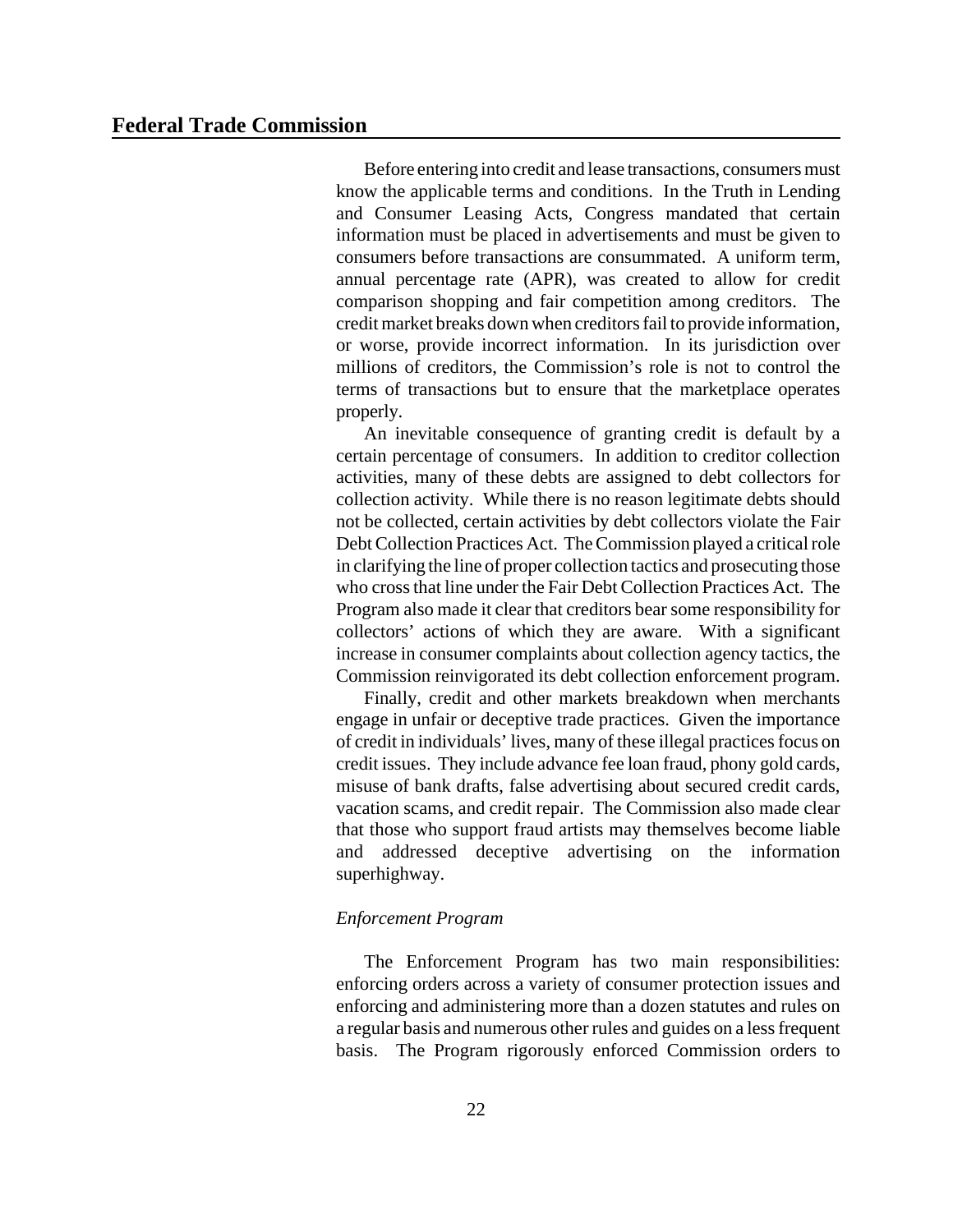Before entering into credit and lease transactions, consumers must know the applicable terms and conditions. In the Truth in Lending and Consumer Leasing Acts, Congress mandated that certain information must be placed in advertisements and must be given to consumers before transactions are consummated. A uniform term, annual percentage rate (APR), was created to allow for credit comparison shopping and fair competition among creditors. The credit market breaks down when creditors fail to provide information, or worse, provide incorrect information. In its jurisdiction over millions of creditors, the Commission's role is not to control the terms of transactions but to ensure that the marketplace operates properly.

An inevitable consequence of granting credit is default by a certain percentage of consumers. In addition to creditor collection activities, many of these debts are assigned to debt collectors for collection activity. While there is no reason legitimate debts should not be collected, certain activities by debt collectors violate the Fair Debt Collection Practices Act. The Commission played a critical role in clarifying the line of proper collection tactics and prosecuting those who cross that line under the Fair Debt Collection Practices Act. The Program also made it clear that creditors bear some responsibility for collectors' actions of which they are aware. With a significant increase in consumer complaints about collection agency tactics, the Commission reinvigorated its debt collection enforcement program.

Finally, credit and other markets breakdown when merchants engage in unfair or deceptive trade practices. Given the importance of credit in individuals' lives, many of these illegal practices focus on credit issues. They include advance fee loan fraud, phony gold cards, misuse of bank drafts, false advertising about secured credit cards, vacation scams, and credit repair. The Commission also made clear that those who support fraud artists may themselves become liable and addressed deceptive advertising on the information superhighway.

*Enforcement Program*

The Enforcement Program has two main responsibilities: enforcing orders across a variety of consumer protection issues and enforcing and administering more than a dozen statutes and rules on a regular basis and numerous other rules and guides on a less frequent basis. The Program rigorously enforced Commission orders to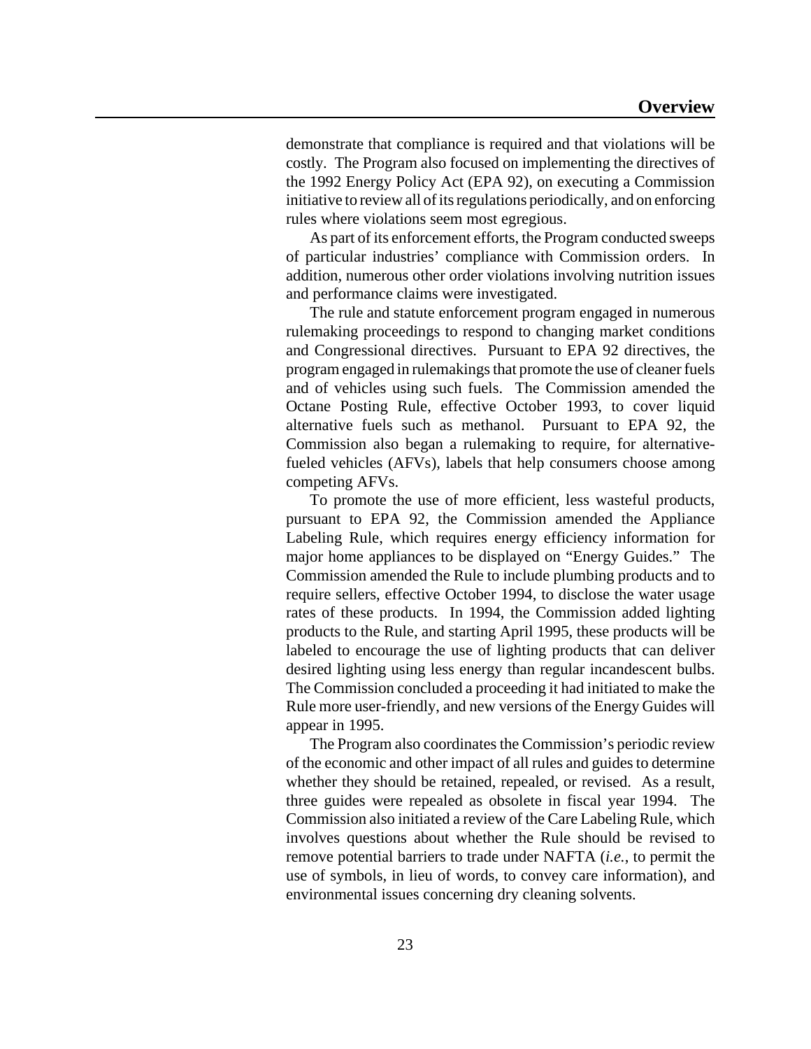demonstrate that compliance is required and that violations will be costly. The Program also focused on implementing the directives of the 1992 Energy Policy Act (EPA 92), on executing a Commission initiative to review all of its regulations periodically, and on enforcing rules where violations seem most egregious.

As part of its enforcement efforts, the Program conducted sweeps of particular industries' compliance with Commission orders. In addition, numerous other order violations involving nutrition issues and performance claims were investigated.

The rule and statute enforcement program engaged in numerous rulemaking proceedings to respond to changing market conditions and Congressional directives. Pursuant to EPA 92 directives, the program engaged in rulemakings that promote the use of cleaner fuels and of vehicles using such fuels. The Commission amended the Octane Posting Rule, effective October 1993, to cover liquid alternative fuels such as methanol. Pursuant to EPA 92, the Commission also began a rulemaking to require, for alternative-fueled vehicles (AFVs), labels that help consumers choose among competing AFVs.

To promote the use of more efficient, less wasteful products, pursuant to EPA 92, the Commission amended the Appliance Labeling Rule, which requires energy efficiency information for major home appliances to be displayed on "Energy Guides." The Commission amended the Rule to include plumbing products and to require sellers, effective October 1994, to disclose the water usage rates of these products. In 1994, the Commission added lighting products to the Rule, and starting April 1995, these products will be labeled to encourage the use of lighting products that can deliver desired lighting using less energy than regular incandescent bulbs. The Commission concluded a proceeding it had initiated to make the Rule more user-friendly, and new versions of the Energy Guides will appear in 1995.

The Program also coordinates the Commission's periodic review of the economic and other impact of all rules and guides to determine whether they should be retained, repealed, or revised. As a result, three guides were repealed as obsolete in fiscal year 1994. The Commission also initiated a review of the Care Labeling Rule, which involves questions about whether the Rule should be revised to remove potential barriers to trade under NAFTA (*i.e.,* to permit the use of symbols, in lieu of words, to convey care information), and environmental issues concerning dry cleaning solvents.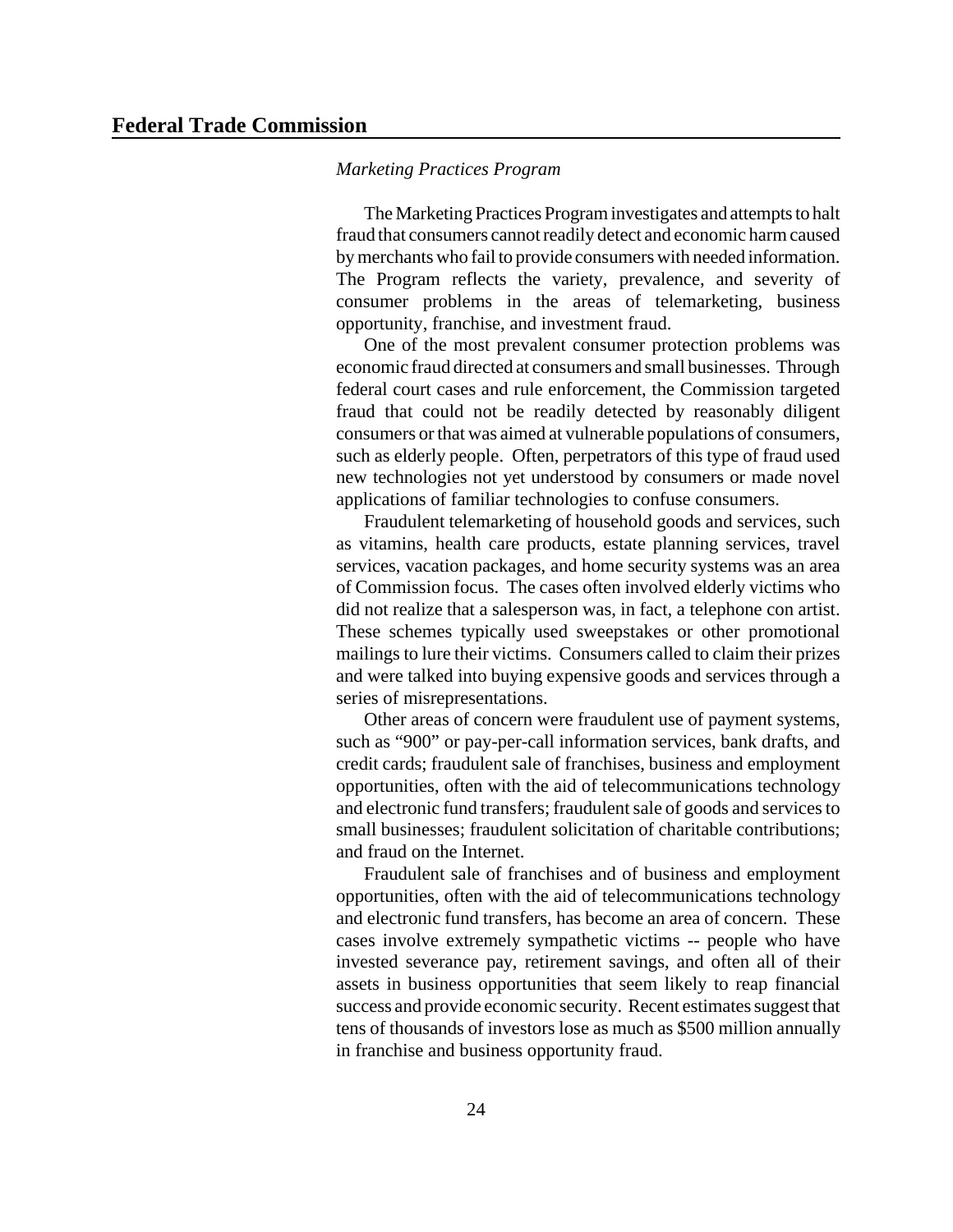*Marketing Practices Program*

The Marketing Practices Program investigates and attempts to halt fraud that consumers cannot readily detect and economic harm caused by merchants who fail to provide consumers with needed information. The Program reflects the variety, prevalence, and severity of consumer problems in the areas of telemarketing, business opportunity, franchise, and investment fraud.

One of the most prevalent consumer protection problems was economic fraud directed at consumers and small businesses. Through federal court cases and rule enforcement, the Commission targeted fraud that could not be readily detected by reasonably diligent consumers or that was aimed at vulnerable populations of consumers, such as elderly people. Often, perpetrators of this type of fraud used new technologies not yet understood by consumers or made novel applications of familiar technologies to confuse consumers.

Fraudulent telemarketing of household goods and services, such as vitamins, health care products, estate planning services, travel services, vacation packages, and home security systems was an area of Commission focus. The cases often involved elderly victims who did not realize that a salesperson was, in fact, a telephone con artist. These schemes typically used sweepstakes or other promotional mailings to lure their victims. Consumers called to claim their prizes and were talked into buying expensive goods and services through a series of misrepresentations.

Other areas of concern were fraudulent use of payment systems, such as "900" or pay-per-call information services, bank drafts, and credit cards; fraudulent sale of franchises, business and employment opportunities, often with the aid of telecommunications technology and electronic fund transfers; fraudulent sale of goods and services to small businesses; fraudulent solicitation of charitable contributions; and fraud on the Internet.

Fraudulent sale of franchises and of business and employment opportunities, often with the aid of telecommunications technology and electronic fund transfers, has become an area of concern. These cases involve extremely sympathetic victims -- people who have invested severance pay, retirement savings, and often all of their assets in business opportunities that seem likely to reap financial success and provide economic security. Recent estimates suggest that tens of thousands of investors lose as much as $500 million annually in franchise and business opportunity fraud.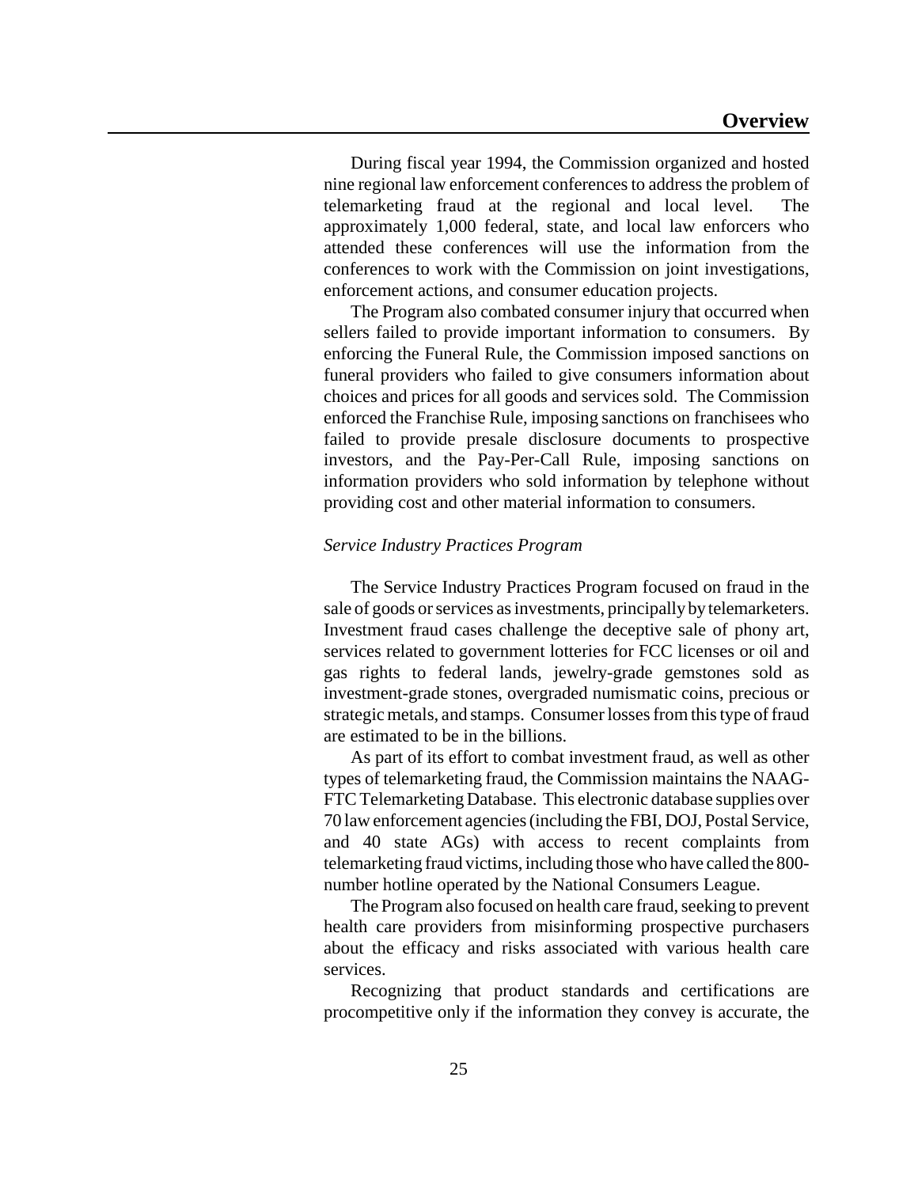During fiscal year 1994, the Commission organized and hosted nine regional law enforcement conferences to address the problem of telemarketing fraud at the regional and local level. The approximately 1,000 federal, state, and local law enforcers who attended these conferences will use the information from the conferences to work with the Commission on joint investigations, enforcement actions, and consumer education projects.

The Program also combated consumer injury that occurred when sellers failed to provide important information to consumers. By enforcing the Funeral Rule, the Commission imposed sanctions on funeral providers who failed to give consumers information about choices and prices for all goods and services sold. The Commission enforced the Franchise Rule, imposing sanctions on franchisees who failed to provide presale disclosure documents to prospective investors, and the Pay-Per-Call Rule, imposing sanctions on information providers who sold information by telephone without providing cost and other material information to consumers.

### *Service Industry Practices Program*

The Service Industry Practices Program focused on fraud in the sale of goods or services as investments, principally by telemarketers. Investment fraud cases challenge the deceptive sale of phony art, services related to government lotteries for FCC licenses or oil and gas rights to federal lands, jewelry-grade gemstones sold as investment-grade stones, overgraded numismatic coins, precious or strategic metals, and stamps. Consumer losses from this type of fraud are estimated to be in the billions.

As part of its effort to combat investment fraud, as well as other types of telemarketing fraud, the Commission maintains the NAAG-FTC Telemarketing Database. This electronic database supplies over 70 law enforcement agencies (including the FBI, DOJ, Postal Service, and 40 state AGs) with access to recent complaints from telemarketing fraud victims, including those who have called the 800-number hotline operated by the National Consumers League.

The Program also focused on health care fraud, seeking to prevent health care providers from misinforming prospective purchasers about the efficacy and risks associated with various health care services.

Recognizing that product standards and certifications are procompetitive only if the information they convey is accurate, the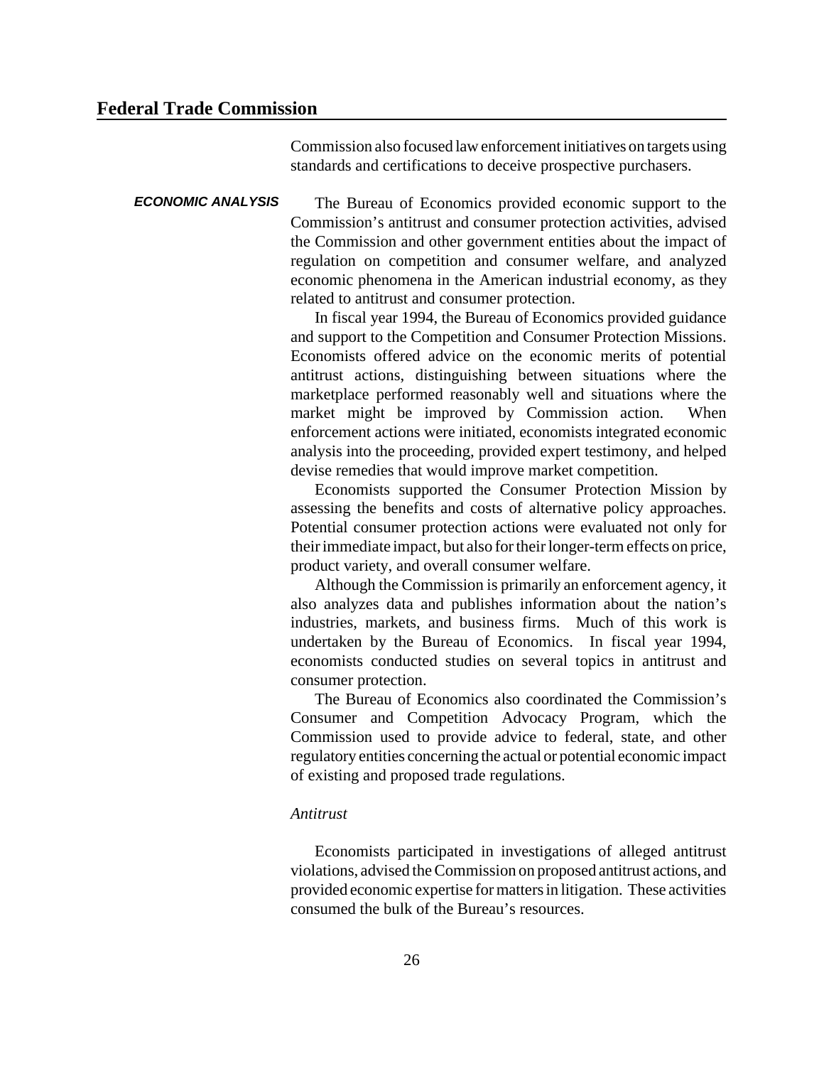Commission also focused law enforcement initiatives on targets using standards and certifications to deceive prospective purchasers.

## ECONOMIC ANALYSIS

The Bureau of Economics provided economic support to the Commission's antitrust and consumer protection activities, advised the Commission and other government entities about the impact of regulation on competition and consumer welfare, and analyzed economic phenomena in the American industrial economy, as they related to antitrust and consumer protection.

In fiscal year 1994, the Bureau of Economics provided guidance and support to the Competition and Consumer Protection Missions. Economists offered advice on the economic merits of potential antitrust actions, distinguishing between situations where the marketplace performed reasonably well and situations where the market might be improved by Commission action. When enforcement actions were initiated, economists integrated economic analysis into the proceeding, provided expert testimony, and helped devise remedies that would improve market competition.

Economists supported the Consumer Protection Mission by assessing the benefits and costs of alternative policy approaches. Potential consumer protection actions were evaluated not only for their immediate impact, but also for their longer-term effects on price, product variety, and overall consumer welfare.

Although the Commission is primarily an enforcement agency, it also analyzes data and publishes information about the nation's industries, markets, and business firms. Much of this work is undertaken by the Bureau of Economics. In fiscal year 1994, economists conducted studies on several topics in antitrust and consumer protection.

The Bureau of Economics also coordinated the Commission's Consumer and Competition Advocacy Program, which the Commission used to provide advice to federal, state, and other regulatory entities concerning the actual or potential economic impact of existing and proposed trade regulations.

### *Antitrust*

Economists participated in investigations of alleged antitrust violations, advised the Commission on proposed antitrust actions, and provided economic expertise for matters in litigation. These activities consumed the bulk of the Bureau's resources.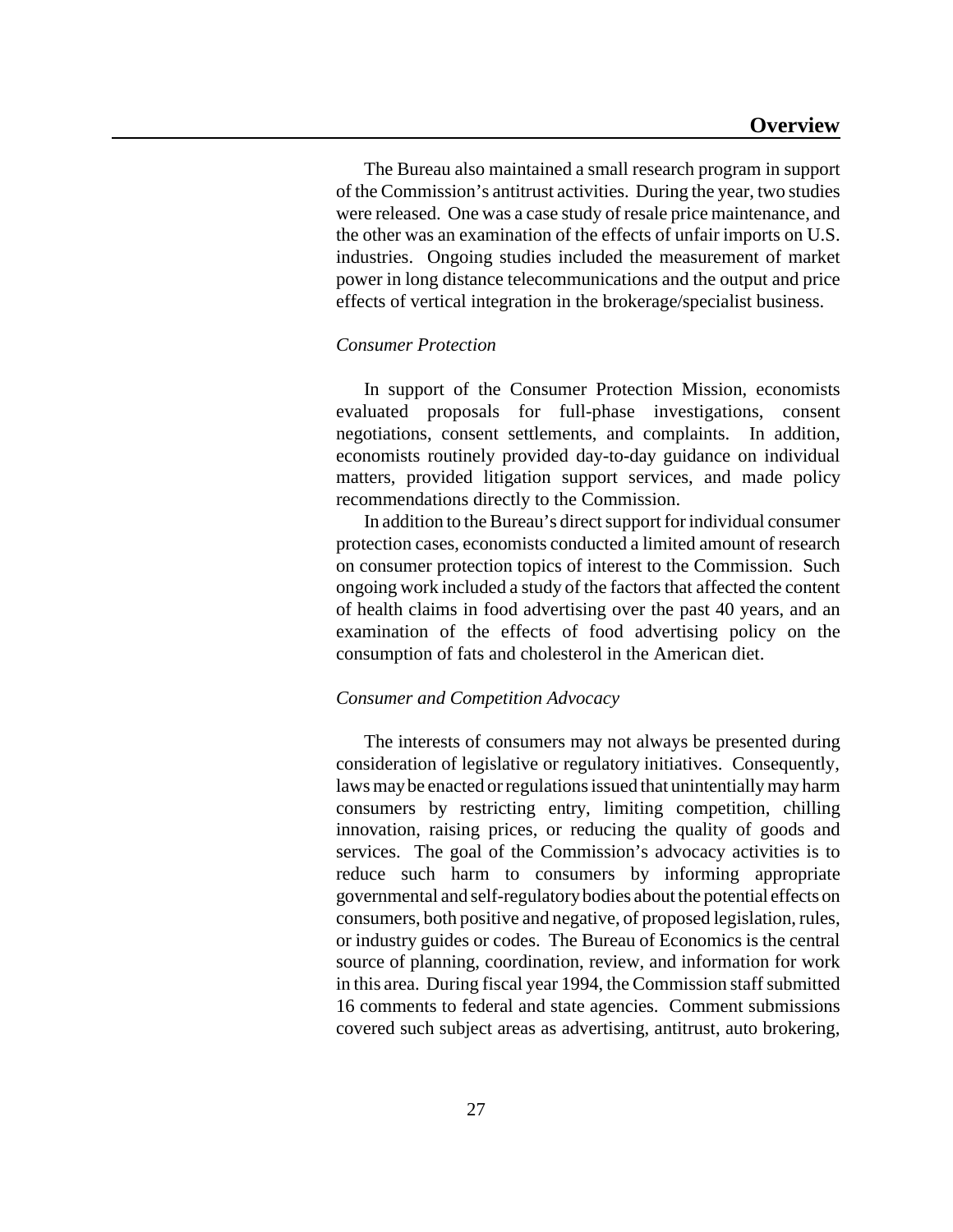The Bureau also maintained a small research program in support of the Commission's antitrust activities. During the year, two studies were released. One was a case study of resale price maintenance, and the other was an examination of the effects of unfair imports on U.S. industries. Ongoing studies included the measurement of market power in long distance telecommunications and the output and price effects of vertical integration in the brokerage/specialist business.

*Consumer Protection*

In support of the Consumer Protection Mission, economists evaluated proposals for full-phase investigations, consent negotiations, consent settlements, and complaints. In addition, economists routinely provided day-to-day guidance on individual matters, provided litigation support services, and made policy recommendations directly to the Commission.

In addition to the Bureau's direct support for individual consumer protection cases, economists conducted a limited amount of research on consumer protection topics of interest to the Commission. Such ongoing work included a study of the factors that affected the content of health claims in food advertising over the past 40 years, and an examination of the effects of food advertising policy on the consumption of fats and cholesterol in the American diet.

*Consumer and Competition Advocacy*

The interests of consumers may not always be presented during consideration of legislative or regulatory initiatives. Consequently, laws may be enacted or regulations issued that unintentionally may harm consumers by restricting entry, limiting competition, chilling innovation, raising prices, or reducing the quality of goods and services. The goal of the Commission's advocacy activities is to reduce such harm to consumers by informing appropriate governmental and self-regulatory bodies about the potential effects on consumers, both positive and negative, of proposed legislation, rules, or industry guides or codes. The Bureau of Economics is the central source of planning, coordination, review, and information for work in this area. During fiscal year 1994, the Commission staff submitted 16 comments to federal and state agencies. Comment submissions covered such subject areas as advertising, antitrust, auto brokering,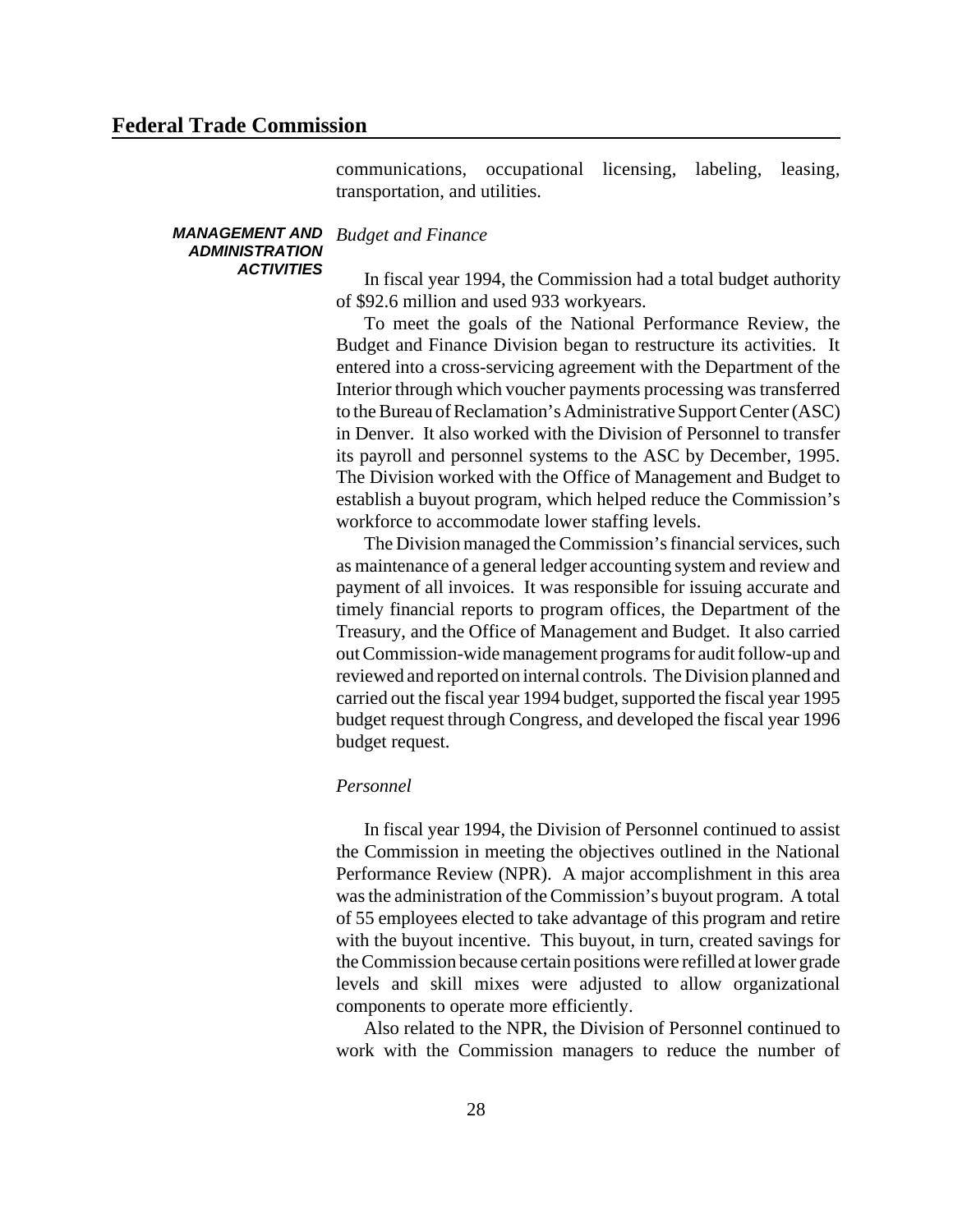communications, occupational licensing, labeling, leasing, transportation, and utilities.

## MANAGEMENT AND ADMINISTRATION ACTIVITIES

*Budget and Finance*

In fiscal year 1994, the Commission had a total budget authority of $92.6 million and used 933 workyears.

To meet the goals of the National Performance Review, the Budget and Finance Division began to restructure its activities. It entered into a cross-servicing agreement with the Department of the Interior through which voucher payments processing was transferred to the Bureau of Reclamation's Administrative Support Center (ASC) in Denver. It also worked with the Division of Personnel to transfer its payroll and personnel systems to the ASC by December, 1995. The Division worked with the Office of Management and Budget to establish a buyout program, which helped reduce the Commission's workforce to accommodate lower staffing levels.

The Division managed the Commission's financial services, such as maintenance of a general ledger accounting system and review and payment of all invoices. It was responsible for issuing accurate and timely financial reports to program offices, the Department of the Treasury, and the Office of Management and Budget. It also carried out Commission-wide management programs for audit follow-up and reviewed and reported on internal controls. The Division planned and carried out the fiscal year 1994 budget, supported the fiscal year 1995 budget request through Congress, and developed the fiscal year 1996 budget request.

*Personnel*

In fiscal year 1994, the Division of Personnel continued to assist the Commission in meeting the objectives outlined in the National Performance Review (NPR). A major accomplishment in this area was the administration of the Commission's buyout program. A total of 55 employees elected to take advantage of this program and retire with the buyout incentive. This buyout, in turn, created savings for the Commission because certain positions were refilled at lower grade levels and skill mixes were adjusted to allow organizational components to operate more efficiently.

Also related to the NPR, the Division of Personnel continued to work with the Commission managers to reduce the number of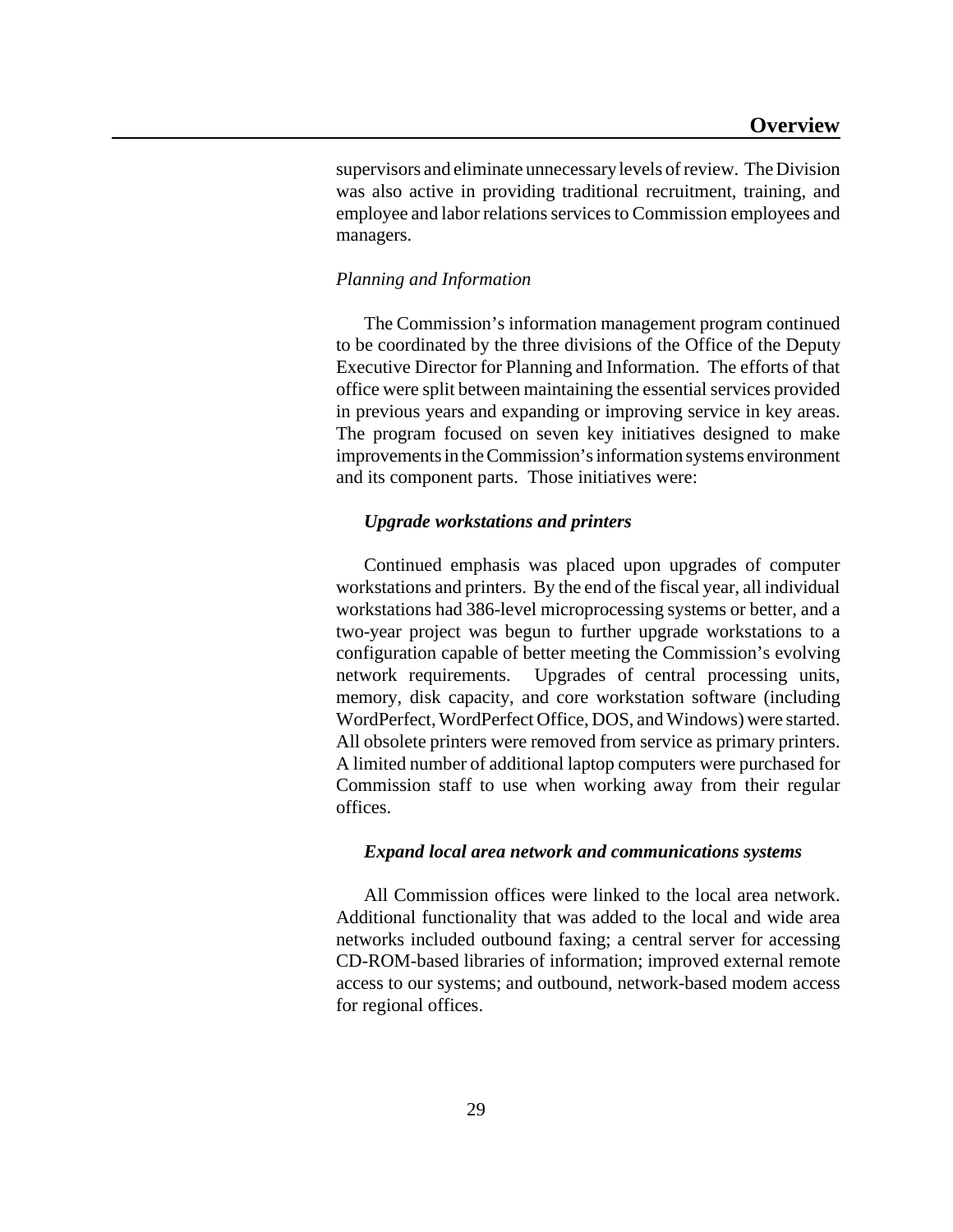supervisors and eliminate unnecessary levels of review. The Division was also active in providing traditional recruitment, training, and employee and labor relations services to Commission employees and managers.

*Planning and Information*

The Commission's information management program continued to be coordinated by the three divisions of the Office of the Deputy Executive Director for Planning and Information. The efforts of that office were split between maintaining the essential services provided in previous years and expanding or improving service in key areas. The program focused on seven key initiatives designed to make improvements in the Commission's information systems environment and its component parts. Those initiatives were:

***Upgrade workstations and printers***

Continued emphasis was placed upon upgrades of computer workstations and printers. By the end of the fiscal year, all individual workstations had 386-level microprocessing systems or better, and a two-year project was begun to further upgrade workstations to a configuration capable of better meeting the Commission's evolving network requirements. Upgrades of central processing units, memory, disk capacity, and core workstation software (including WordPerfect, WordPerfect Office, DOS, and Windows) were started. All obsolete printers were removed from service as primary printers. A limited number of additional laptop computers were purchased for Commission staff to use when working away from their regular offices.

***Expand local area network and communications systems***

All Commission offices were linked to the local area network. Additional functionality that was added to the local and wide area networks included outbound faxing; a central server for accessing CD-ROM-based libraries of information; improved external remote access to our systems; and outbound, network-based modem access for regional offices.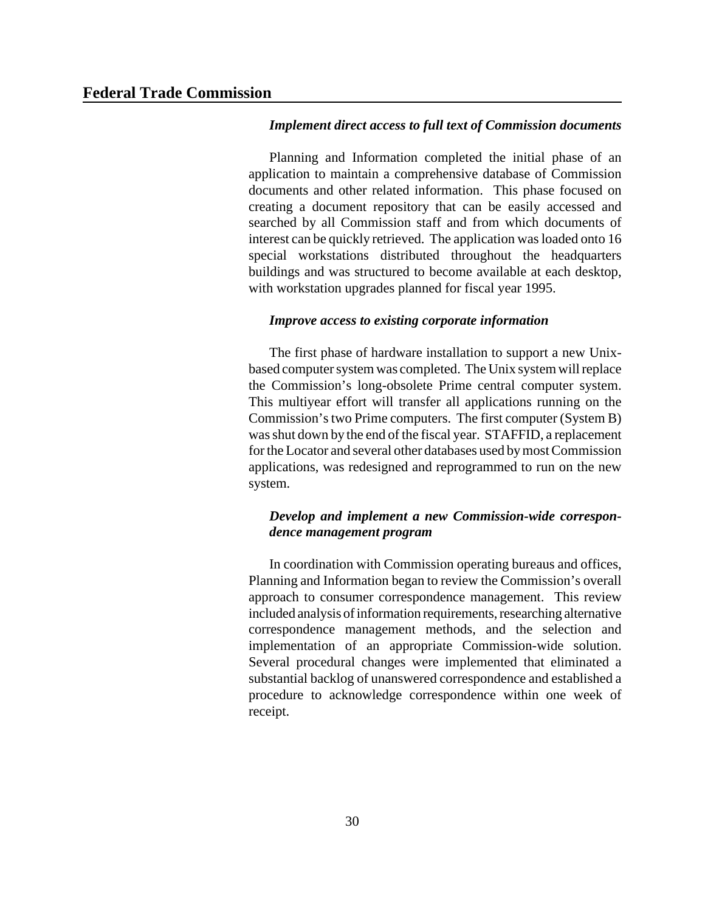#### *Implement direct access to full text of Commission documents*

Planning and Information completed the initial phase of an application to maintain a comprehensive database of Commission documents and other related information. This phase focused on creating a document repository that can be easily accessed and searched by all Commission staff and from which documents of interest can be quickly retrieved. The application was loaded onto 16 special workstations distributed throughout the headquarters buildings and was structured to become available at each desktop, with workstation upgrades planned for fiscal year 1995.

#### *Improve access to existing corporate information*

The first phase of hardware installation to support a new Unix-based computer system was completed. The Unix system will replace the Commission's long-obsolete Prime central computer system. This multiyear effort will transfer all applications running on the Commission's two Prime computers. The first computer (System B) was shut down by the end of the fiscal year. STAFFID, a replacement for the Locator and several other databases used by most Commission applications, was redesigned and reprogrammed to run on the new system.

#### *Develop and implement a new Commission-wide correspondence management program*

In coordination with Commission operating bureaus and offices, Planning and Information began to review the Commission's overall approach to consumer correspondence management. This review included analysis of information requirements, researching alternative correspondence management methods, and the selection and implementation of an appropriate Commission-wide solution. Several procedural changes were implemented that eliminated a substantial backlog of unanswered correspondence and established a procedure to acknowledge correspondence within one week of receipt.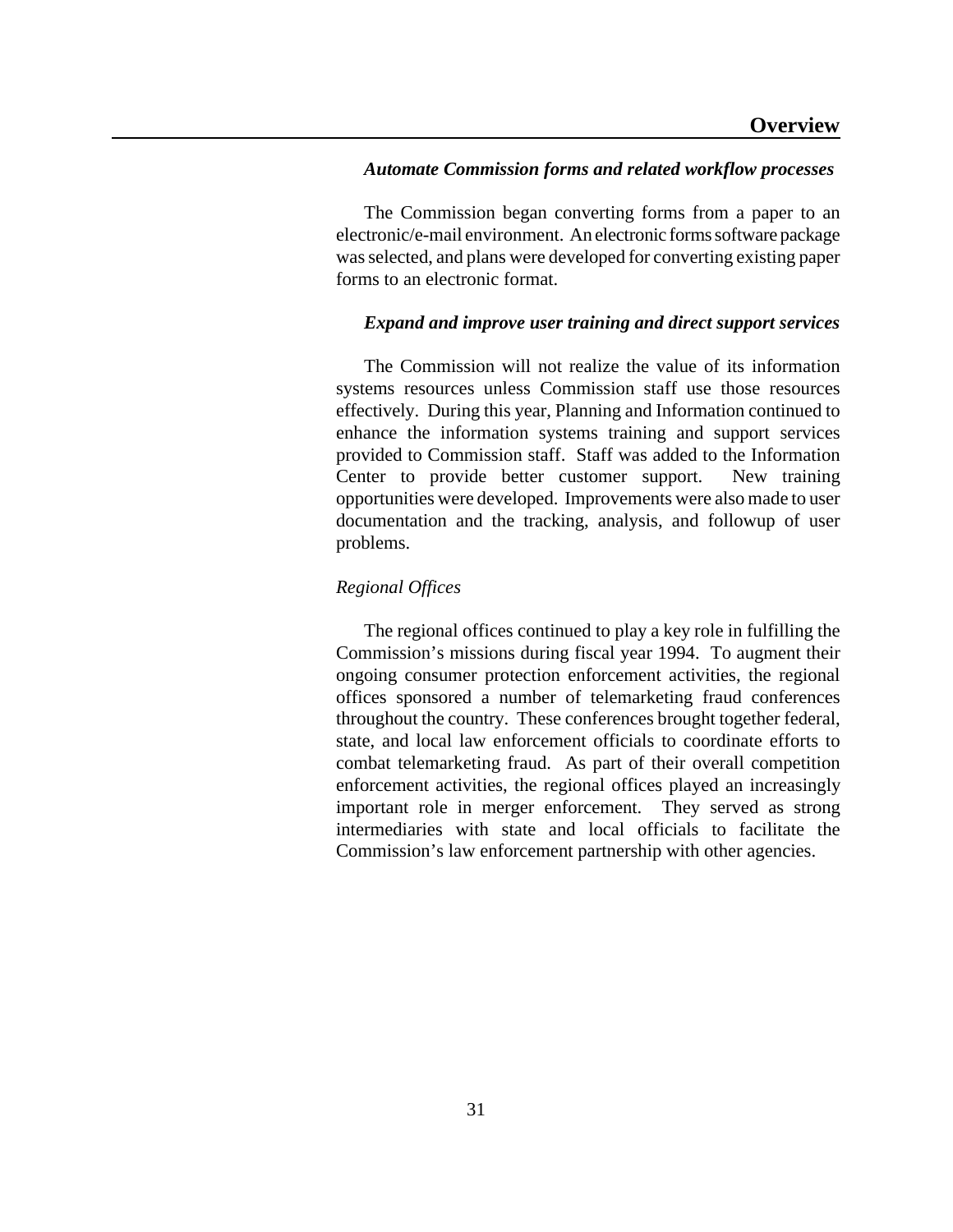***Automate Commission forms and related workflow processes***

The Commission began converting forms from a paper to an electronic/e-mail environment. An electronic forms software package was selected, and plans were developed for converting existing paper forms to an electronic format.

***Expand and improve user training and direct support services***

The Commission will not realize the value of its information systems resources unless Commission staff use those resources effectively. During this year, Planning and Information continued to enhance the information systems training and support services provided to Commission staff. Staff was added to the Information Center to provide better customer support. New training opportunities were developed. Improvements were also made to user documentation and the tracking, analysis, and followup of user problems.

*Regional Offices*

The regional offices continued to play a key role in fulfilling the Commission's missions during fiscal year 1994. To augment their ongoing consumer protection enforcement activities, the regional offices sponsored a number of telemarketing fraud conferences throughout the country. These conferences brought together federal, state, and local law enforcement officials to coordinate efforts to combat telemarketing fraud. As part of their overall competition enforcement activities, the regional offices played an increasingly important role in merger enforcement. They served as strong intermediaries with state and local officials to facilitate the Commission's law enforcement partnership with other agencies.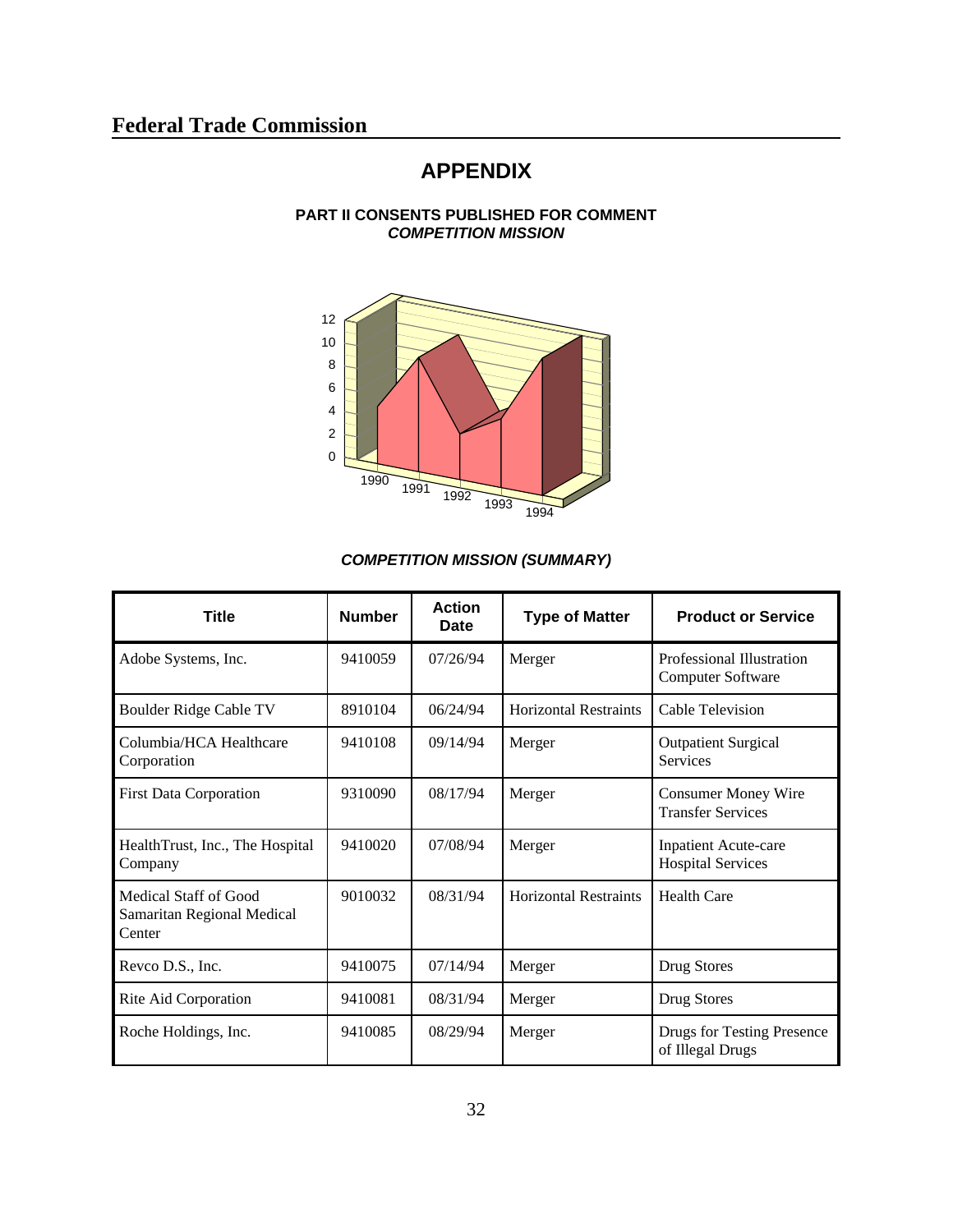# APPENDIX

**PART II CONSENTS PUBLISHED FOR COMMENT**
***COMPETITION MISSION***

***COMPETITION MISSION (SUMMARY)***

| Title | Number | Action Date | Type of Matter | Product or Service |
|---|---|---|---|---|
| Adobe Systems, Inc. | 9410059 | 07/26/94 | Merger | Professional Illustration Computer Software |
| Boulder Ridge Cable TV | 8910104 | 06/24/94 | Horizontal Restraints | Cable Television |
| Columbia/HCA Healthcare Corporation | 9410108 | 09/14/94 | Merger | Outpatient Surgical Services |
| First Data Corporation | 9310090 | 08/17/94 | Merger | Consumer Money Wire Transfer Services |
| HealthTrust, Inc., The Hospital Company | 9410020 | 07/08/94 | Merger | Inpatient Acute-care Hospital Services |
| Medical Staff of Good Samaritan Regional Medical Center | 9010032 | 08/31/94 | Horizontal Restraints | Health Care |
| Revco D.S., Inc. | 9410075 | 07/14/94 | Merger | Drug Stores |
| Rite Aid Corporation | 9410081 | 08/31/94 | Merger | Drug Stores |
| Roche Holdings, Inc. | 9410085 | 08/29/94 | Merger | Drugs for Testing Presence of Illegal Drugs |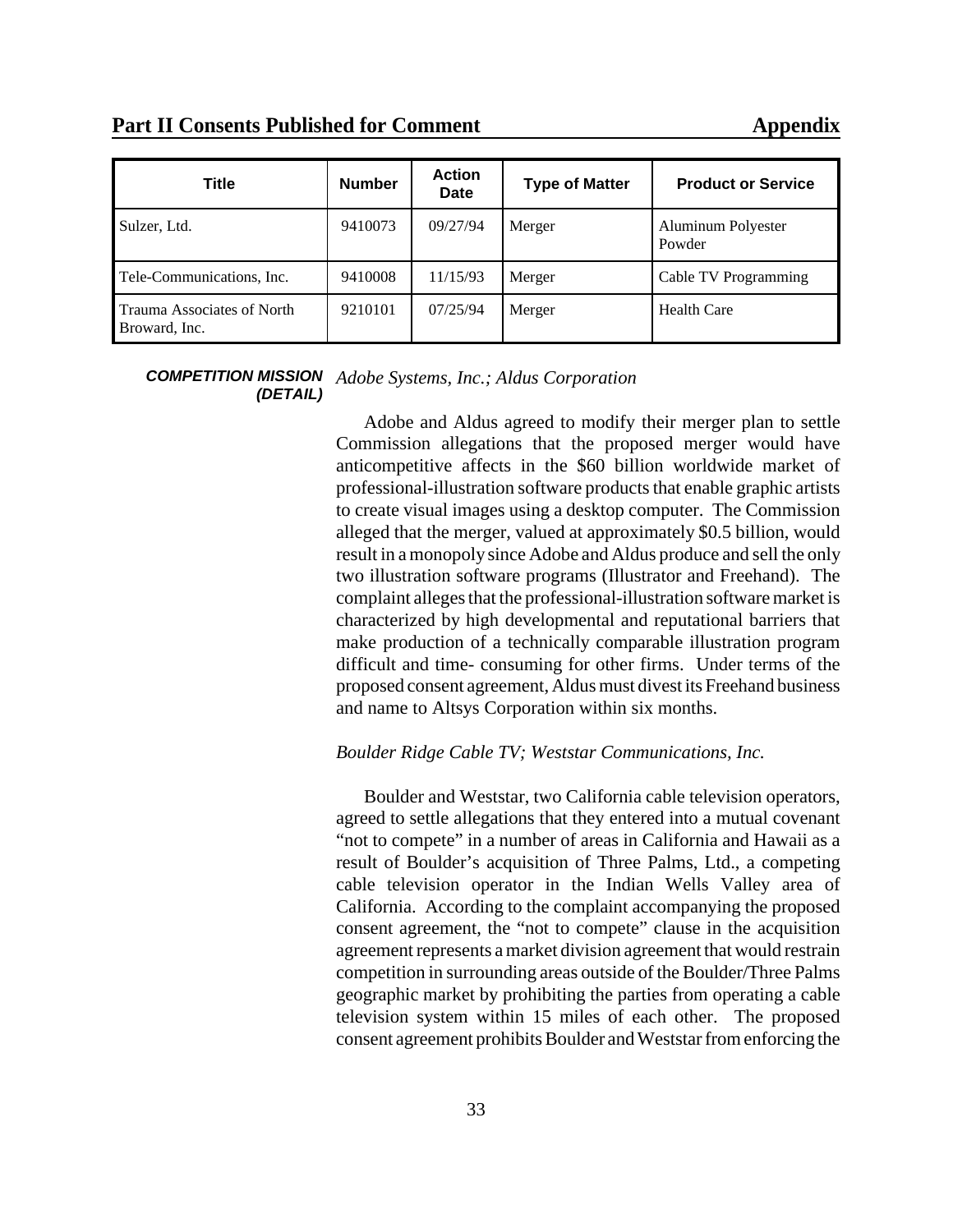## Part II Consents Published for Comment — Appendix

| Title | Number | Action Date | Type of Matter | Product or Service |
|---|---|---|---|---|
| Sulzer, Ltd. | 9410073 | 09/27/94 | Merger | Aluminum Polyester Powder |
| Tele-Communications, Inc. | 9410008 | 11/15/93 | Merger | Cable TV Programming |
| Trauma Associates of North Broward, Inc. | 9210101 | 07/25/94 | Merger | Health Care |

**COMPETITION MISSION (DETAIL)**

*Adobe Systems, Inc.; Aldus Corporation*

Adobe and Aldus agreed to modify their merger plan to settle Commission allegations that the proposed merger would have anticompetitive affects in the $60 billion worldwide market of professional-illustration software products that enable graphic artists to create visual images using a desktop computer. The Commission alleged that the merger, valued at approximately $0.5 billion, would result in a monopoly since Adobe and Aldus produce and sell the only two illustration software programs (Illustrator and Freehand). The complaint alleges that the professional-illustration software market is characterized by high developmental and reputational barriers that make production of a technically comparable illustration program difficult and time- consuming for other firms. Under terms of the proposed consent agreement, Aldus must divest its Freehand business and name to Altsys Corporation within six months.

*Boulder Ridge Cable TV; Weststar Communications, Inc.*

Boulder and Weststar, two California cable television operators, agreed to settle allegations that they entered into a mutual covenant "not to compete" in a number of areas in California and Hawaii as a result of Boulder's acquisition of Three Palms, Ltd., a competing cable television operator in the Indian Wells Valley area of California. According to the complaint accompanying the proposed consent agreement, the "not to compete" clause in the acquisition agreement represents a market division agreement that would restrain competition in surrounding areas outside of the Boulder/Three Palms geographic market by prohibiting the parties from operating a cable television system within 15 miles of each other. The proposed consent agreement prohibits Boulder and Weststar from enforcing the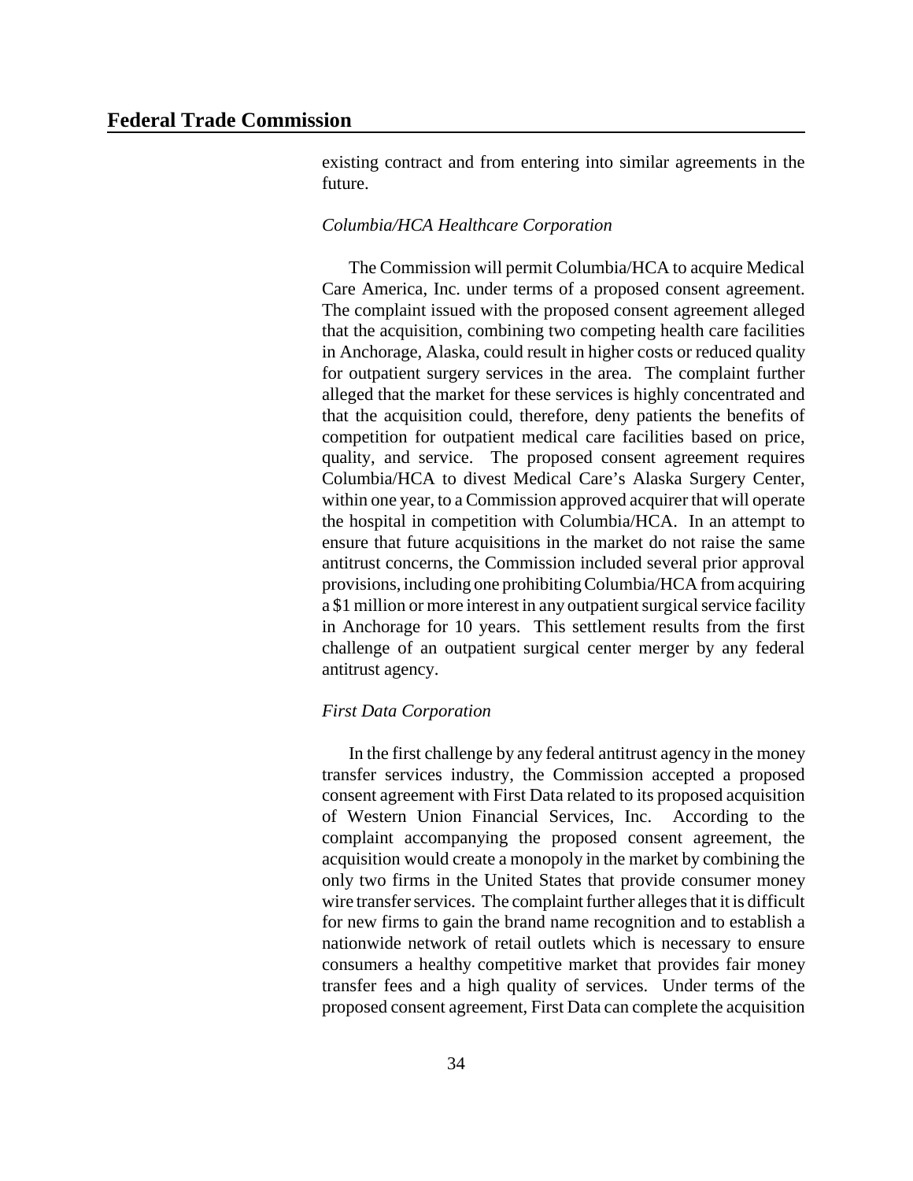existing contract and from entering into similar agreements in the future.

*Columbia/HCA Healthcare Corporation*

The Commission will permit Columbia/HCA to acquire Medical Care America, Inc. under terms of a proposed consent agreement. The complaint issued with the proposed consent agreement alleged that the acquisition, combining two competing health care facilities in Anchorage, Alaska, could result in higher costs or reduced quality for outpatient surgery services in the area. The complaint further alleged that the market for these services is highly concentrated and that the acquisition could, therefore, deny patients the benefits of competition for outpatient medical care facilities based on price, quality, and service. The proposed consent agreement requires Columbia/HCA to divest Medical Care's Alaska Surgery Center, within one year, to a Commission approved acquirer that will operate the hospital in competition with Columbia/HCA. In an attempt to ensure that future acquisitions in the market do not raise the same antitrust concerns, the Commission included several prior approval provisions, including one prohibiting Columbia/HCA from acquiring a $1 million or more interest in any outpatient surgical service facility in Anchorage for 10 years. This settlement results from the first challenge of an outpatient surgical center merger by any federal antitrust agency.

*First Data Corporation*

In the first challenge by any federal antitrust agency in the money transfer services industry, the Commission accepted a proposed consent agreement with First Data related to its proposed acquisition of Western Union Financial Services, Inc. According to the complaint accompanying the proposed consent agreement, the acquisition would create a monopoly in the market by combining the only two firms in the United States that provide consumer money wire transfer services. The complaint further alleges that it is difficult for new firms to gain the brand name recognition and to establish a nationwide network of retail outlets which is necessary to ensure consumers a healthy competitive market that provides fair money transfer fees and a high quality of services. Under terms of the proposed consent agreement, First Data can complete the acquisition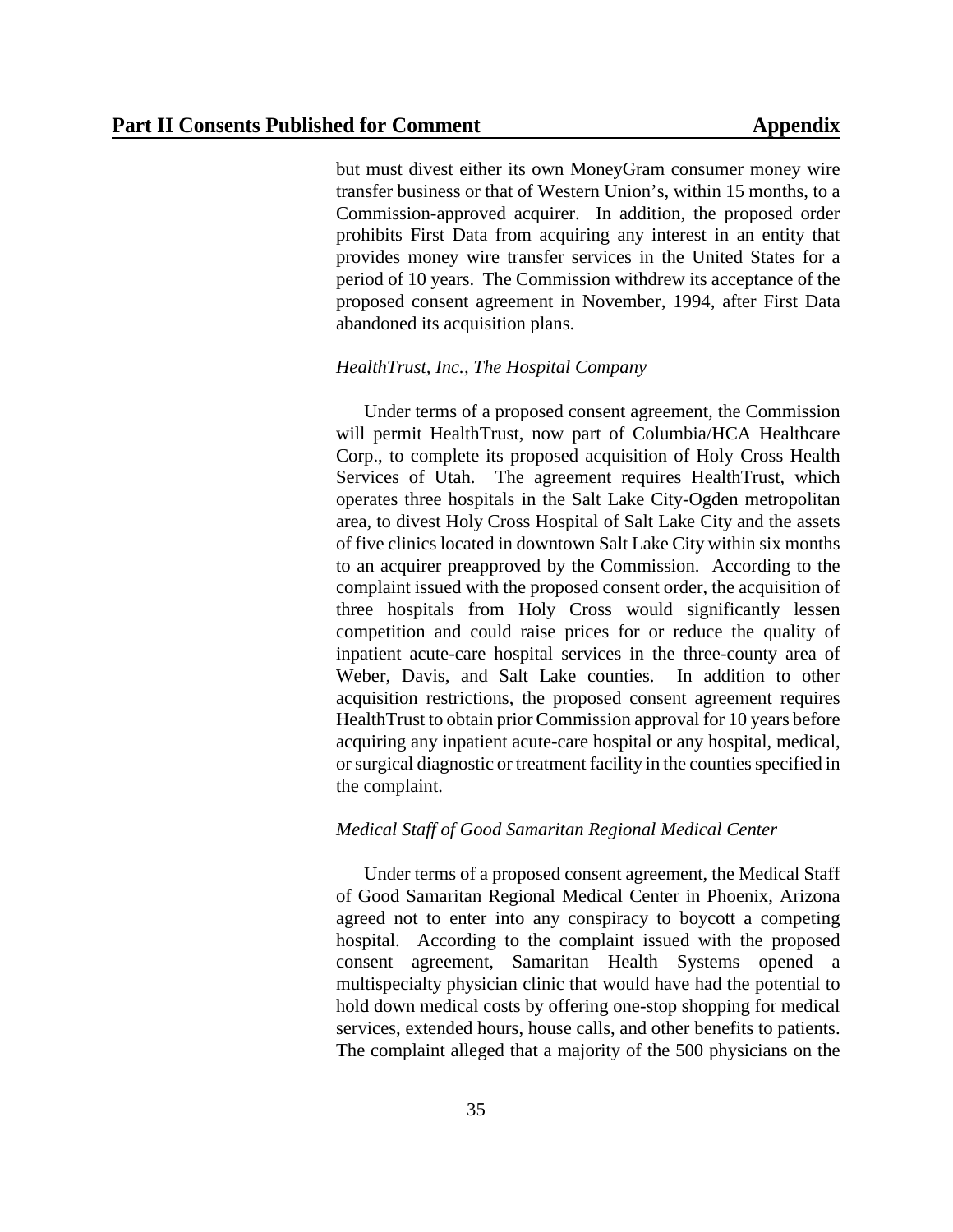but must divest either its own MoneyGram consumer money wire transfer business or that of Western Union's, within 15 months, to a Commission-approved acquirer. In addition, the proposed order prohibits First Data from acquiring any interest in an entity that provides money wire transfer services in the United States for a period of 10 years. The Commission withdrew its acceptance of the proposed consent agreement in November, 1994, after First Data abandoned its acquisition plans.

*HealthTrust, Inc., The Hospital Company*

Under terms of a proposed consent agreement, the Commission will permit HealthTrust, now part of Columbia/HCA Healthcare Corp., to complete its proposed acquisition of Holy Cross Health Services of Utah. The agreement requires HealthTrust, which operates three hospitals in the Salt Lake City-Ogden metropolitan area, to divest Holy Cross Hospital of Salt Lake City and the assets of five clinics located in downtown Salt Lake City within six months to an acquirer preapproved by the Commission. According to the complaint issued with the proposed consent order, the acquisition of three hospitals from Holy Cross would significantly lessen competition and could raise prices for or reduce the quality of inpatient acute-care hospital services in the three-county area of Weber, Davis, and Salt Lake counties. In addition to other acquisition restrictions, the proposed consent agreement requires HealthTrust to obtain prior Commission approval for 10 years before acquiring any inpatient acute-care hospital or any hospital, medical, or surgical diagnostic or treatment facility in the counties specified in the complaint.

*Medical Staff of Good Samaritan Regional Medical Center*

Under terms of a proposed consent agreement, the Medical Staff of Good Samaritan Regional Medical Center in Phoenix, Arizona agreed not to enter into any conspiracy to boycott a competing hospital. According to the complaint issued with the proposed consent agreement, Samaritan Health Systems opened a multispecialty physician clinic that would have had the potential to hold down medical costs by offering one-stop shopping for medical services, extended hours, house calls, and other benefits to patients. The complaint alleged that a majority of the 500 physicians on the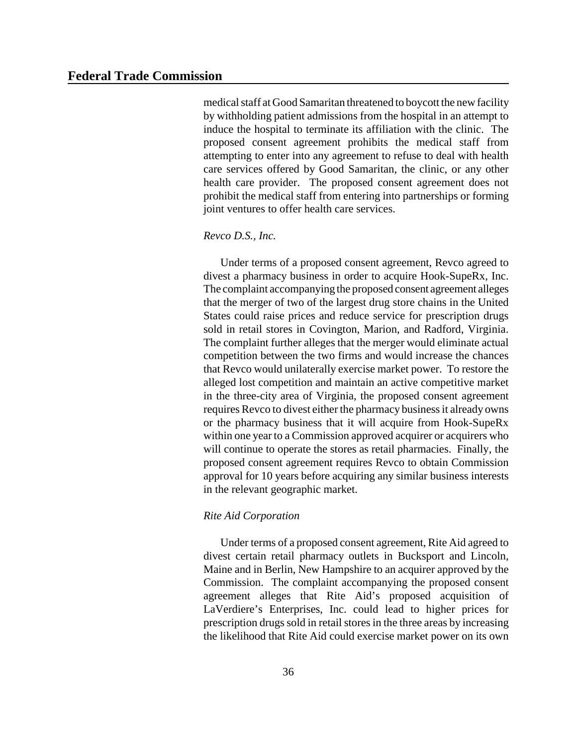medical staff at Good Samaritan threatened to boycott the new facility by withholding patient admissions from the hospital in an attempt to induce the hospital to terminate its affiliation with the clinic. The proposed consent agreement prohibits the medical staff from attempting to enter into any agreement to refuse to deal with health care services offered by Good Samaritan, the clinic, or any other health care provider. The proposed consent agreement does not prohibit the medical staff from entering into partnerships or forming joint ventures to offer health care services.

*Revco D.S., Inc.*

Under terms of a proposed consent agreement, Revco agreed to divest a pharmacy business in order to acquire Hook-SupeRx, Inc. The complaint accompanying the proposed consent agreement alleges that the merger of two of the largest drug store chains in the United States could raise prices and reduce service for prescription drugs sold in retail stores in Covington, Marion, and Radford, Virginia. The complaint further alleges that the merger would eliminate actual competition between the two firms and would increase the chances that Revco would unilaterally exercise market power. To restore the alleged lost competition and maintain an active competitive market in the three-city area of Virginia, the proposed consent agreement requires Revco to divest either the pharmacy business it already owns or the pharmacy business that it will acquire from Hook-SupeRx within one year to a Commission approved acquirer or acquirers who will continue to operate the stores as retail pharmacies. Finally, the proposed consent agreement requires Revco to obtain Commission approval for 10 years before acquiring any similar business interests in the relevant geographic market.

*Rite Aid Corporation*

Under terms of a proposed consent agreement, Rite Aid agreed to divest certain retail pharmacy outlets in Bucksport and Lincoln, Maine and in Berlin, New Hampshire to an acquirer approved by the Commission. The complaint accompanying the proposed consent agreement alleges that Rite Aid's proposed acquisition of LaVerdiere's Enterprises, Inc. could lead to higher prices for prescription drugs sold in retail stores in the three areas by increasing the likelihood that Rite Aid could exercise market power on its own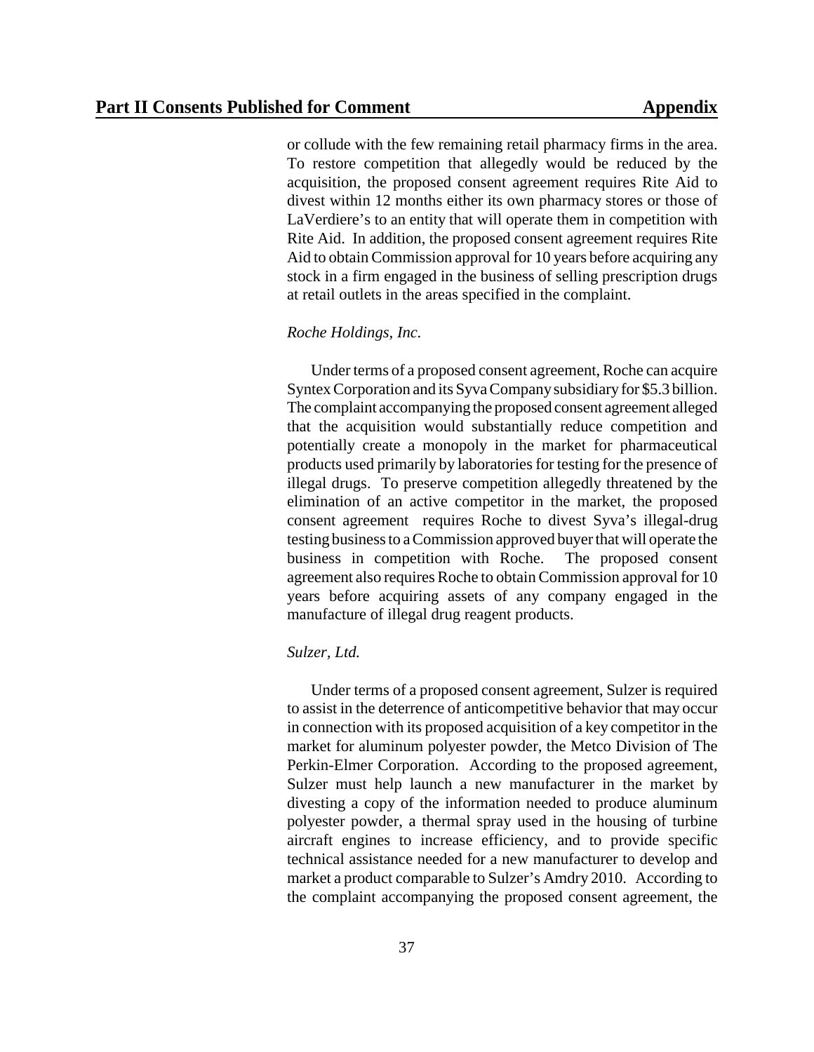or collude with the few remaining retail pharmacy firms in the area. To restore competition that allegedly would be reduced by the acquisition, the proposed consent agreement requires Rite Aid to divest within 12 months either its own pharmacy stores or those of LaVerdiere's to an entity that will operate them in competition with Rite Aid. In addition, the proposed consent agreement requires Rite Aid to obtain Commission approval for 10 years before acquiring any stock in a firm engaged in the business of selling prescription drugs at retail outlets in the areas specified in the complaint.

*Roche Holdings, Inc.*

Under terms of a proposed consent agreement, Roche can acquire Syntex Corporation and its Syva Company subsidiary for $5.3 billion. The complaint accompanying the proposed consent agreement alleged that the acquisition would substantially reduce competition and potentially create a monopoly in the market for pharmaceutical products used primarily by laboratories for testing for the presence of illegal drugs. To preserve competition allegedly threatened by the elimination of an active competitor in the market, the proposed consent agreement requires Roche to divest Syva's illegal-drug testing business to a Commission approved buyer that will operate the business in competition with Roche. The proposed consent agreement also requires Roche to obtain Commission approval for 10 years before acquiring assets of any company engaged in the manufacture of illegal drug reagent products.

*Sulzer, Ltd.*

Under terms of a proposed consent agreement, Sulzer is required to assist in the deterrence of anticompetitive behavior that may occur in connection with its proposed acquisition of a key competitor in the market for aluminum polyester powder, the Metco Division of The Perkin-Elmer Corporation. According to the proposed agreement, Sulzer must help launch a new manufacturer in the market by divesting a copy of the information needed to produce aluminum polyester powder, a thermal spray used in the housing of turbine aircraft engines to increase efficiency, and to provide specific technical assistance needed for a new manufacturer to develop and market a product comparable to Sulzer's Amdry 2010. According to the complaint accompanying the proposed consent agreement, the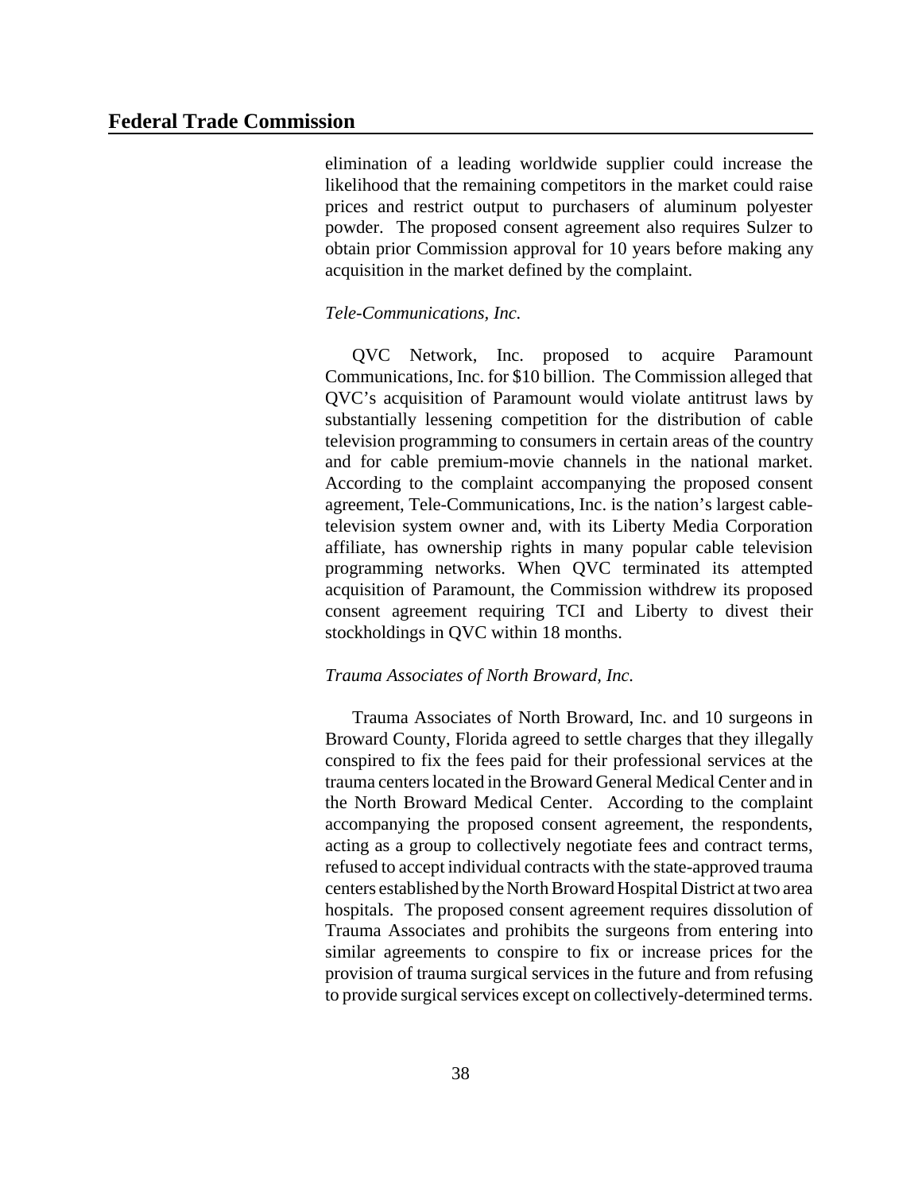elimination of a leading worldwide supplier could increase the likelihood that the remaining competitors in the market could raise prices and restrict output to purchasers of aluminum polyester powder. The proposed consent agreement also requires Sulzer to obtain prior Commission approval for 10 years before making any acquisition in the market defined by the complaint.

*Tele-Communications, Inc.*

QVC Network, Inc. proposed to acquire Paramount Communications, Inc. for $10 billion. The Commission alleged that QVC's acquisition of Paramount would violate antitrust laws by substantially lessening competition for the distribution of cable television programming to consumers in certain areas of the country and for cable premium-movie channels in the national market. According to the complaint accompanying the proposed consent agreement, Tele-Communications, Inc. is the nation's largest cable-television system owner and, with its Liberty Media Corporation affiliate, has ownership rights in many popular cable television programming networks. When QVC terminated its attempted acquisition of Paramount, the Commission withdrew its proposed consent agreement requiring TCI and Liberty to divest their stockholdings in QVC within 18 months.

*Trauma Associates of North Broward, Inc.*

Trauma Associates of North Broward, Inc. and 10 surgeons in Broward County, Florida agreed to settle charges that they illegally conspired to fix the fees paid for their professional services at the trauma centers located in the Broward General Medical Center and in the North Broward Medical Center. According to the complaint accompanying the proposed consent agreement, the respondents, acting as a group to collectively negotiate fees and contract terms, refused to accept individual contracts with the state-approved trauma centers established by the North Broward Hospital District at two area hospitals. The proposed consent agreement requires dissolution of Trauma Associates and prohibits the surgeons from entering into similar agreements to conspire to fix or increase prices for the provision of trauma surgical services in the future and from refusing to provide surgical services except on collectively-determined terms.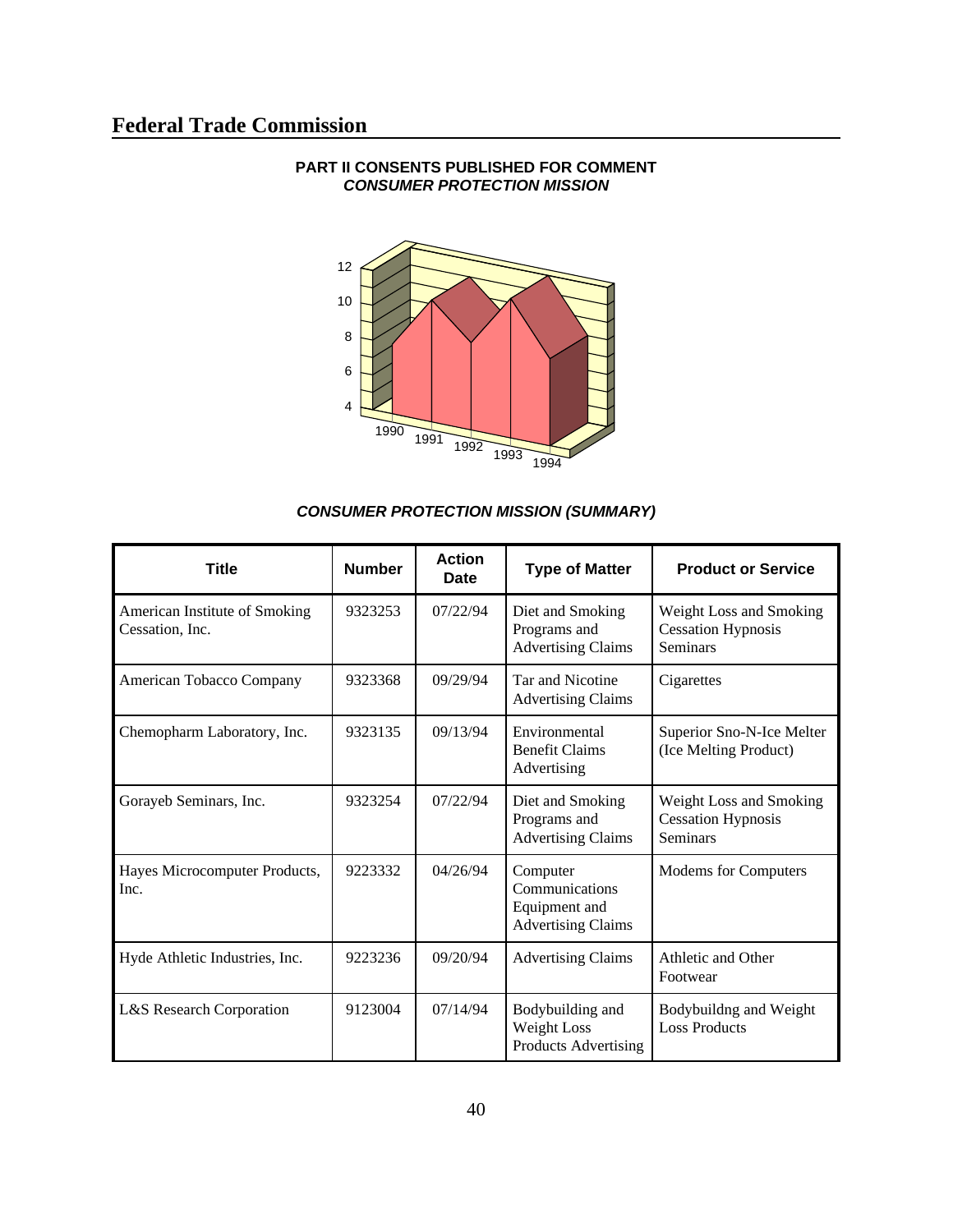## Federal Trade Commission

**PART II CONSENTS PUBLISHED FOR COMMENT**
***CONSUMER PROTECTION MISSION***

***CONSUMER PROTECTION MISSION (SUMMARY)***

| Title | Number | Action Date | Type of Matter | Product or Service |
|---|---|---|---|---|
| American Institute of Smoking Cessation, Inc. | 9323253 | 07/22/94 | Diet and Smoking Programs and Advertising Claims | Weight Loss and Smoking Cessation Hypnosis Seminars |
| American Tobacco Company | 9323368 | 09/29/94 | Tar and Nicotine Advertising Claims | Cigarettes |
| Chemopharm Laboratory, Inc. | 9323135 | 09/13/94 | Environmental Benefit Claims Advertising | Superior Sno-N-Ice Melter (Ice Melting Product) |
| Gorayeb Seminars, Inc. | 9323254 | 07/22/94 | Diet and Smoking Programs and Advertising Claims | Weight Loss and Smoking Cessation Hypnosis Seminars |
| Hayes Microcomputer Products, Inc. | 9223332 | 04/26/94 | Computer Communications Equipment and Advertising Claims | Modems for Computers |
| Hyde Athletic Industries, Inc. | 9223236 | 09/20/94 | Advertising Claims | Athletic and Other Footwear |
| L&S Research Corporation | 9123004 | 07/14/94 | Bodybuilding and Weight Loss Products Advertising | Bodybuildng and Weight Loss Products |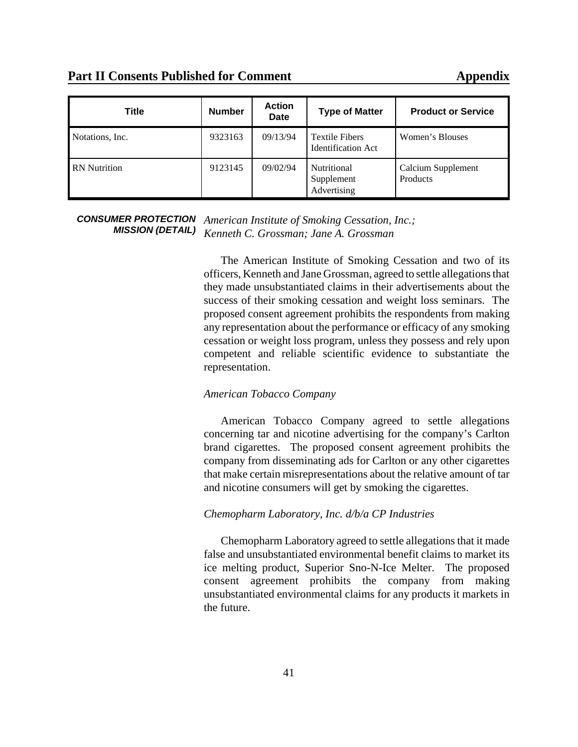## Part II Consents Published for Comment — Appendix

| Title | Number | Action Date | Type of Matter | Product or Service |
|---|---|---|---|---|
| Notations, Inc. | 9323163 | 09/13/94 | Textile Fibers Identification Act | Women's Blouses |
| RN Nutrition | 9123145 | 09/02/94 | Nutritional Supplement Advertising | Calcium Supplement Products |

**CONSUMER PROTECTION MISSION (DETAIL)**

*American Institute of Smoking Cessation, Inc.; Kenneth C. Grossman; Jane A. Grossman*

The American Institute of Smoking Cessation and two of its officers, Kenneth and Jane Grossman, agreed to settle allegations that they made unsubstantiated claims in their advertisements about the success of their smoking cessation and weight loss seminars. The proposed consent agreement prohibits the respondents from making any representation about the performance or efficacy of any smoking cessation or weight loss program, unless they possess and rely upon competent and reliable scientific evidence to substantiate the representation.

*American Tobacco Company*

American Tobacco Company agreed to settle allegations concerning tar and nicotine advertising for the company's Carlton brand cigarettes. The proposed consent agreement prohibits the company from disseminating ads for Carlton or any other cigarettes that make certain misrepresentations about the relative amount of tar and nicotine consumers will get by smoking the cigarettes.

*Chemopharm Laboratory, Inc. d/b/a CP Industries*

Chemopharm Laboratory agreed to settle allegations that it made false and unsubstantiated environmental benefit claims to market its ice melting product, Superior Sno-N-Ice Melter. The proposed consent agreement prohibits the company from making unsubstantiated environmental claims for any products it markets in the future.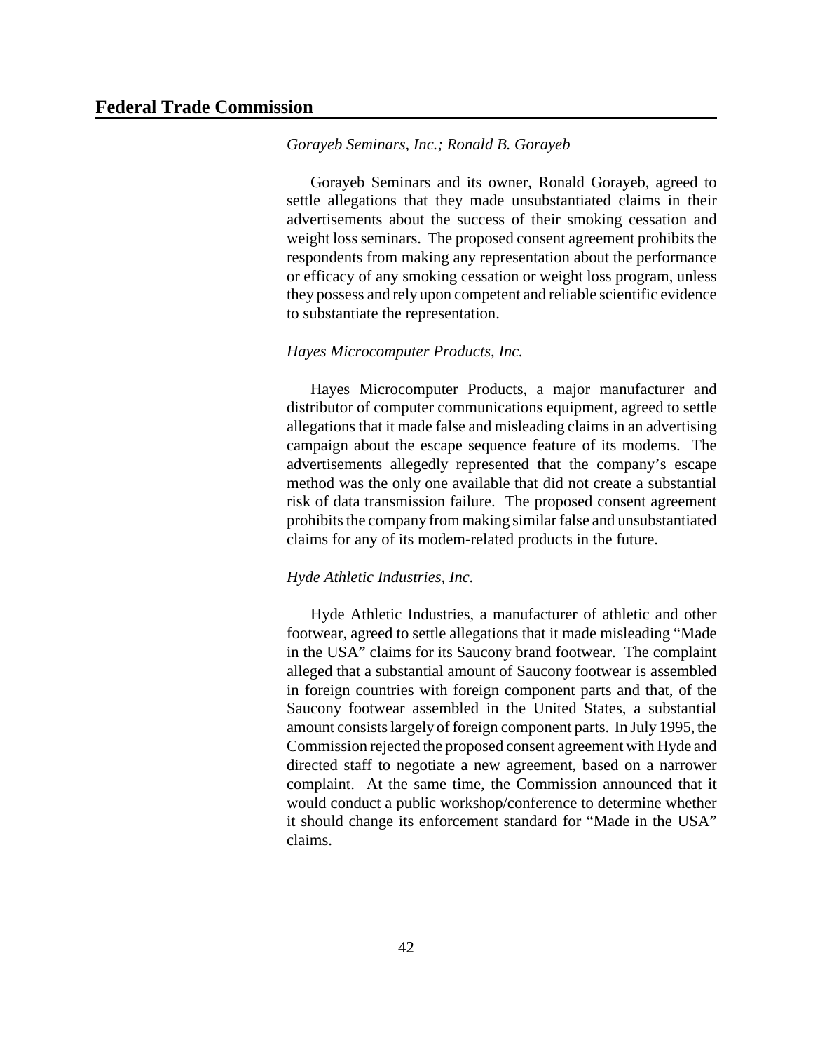*Gorayeb Seminars, Inc.; Ronald B. Gorayeb*

Gorayeb Seminars and its owner, Ronald Gorayeb, agreed to settle allegations that they made unsubstantiated claims in their advertisements about the success of their smoking cessation and weight loss seminars. The proposed consent agreement prohibits the respondents from making any representation about the performance or efficacy of any smoking cessation or weight loss program, unless they possess and rely upon competent and reliable scientific evidence to substantiate the representation.

*Hayes Microcomputer Products, Inc.*

Hayes Microcomputer Products, a major manufacturer and distributor of computer communications equipment, agreed to settle allegations that it made false and misleading claims in an advertising campaign about the escape sequence feature of its modems. The advertisements allegedly represented that the company's escape method was the only one available that did not create a substantial risk of data transmission failure. The proposed consent agreement prohibits the company from making similar false and unsubstantiated claims for any of its modem-related products in the future.

*Hyde Athletic Industries, Inc.*

Hyde Athletic Industries, a manufacturer of athletic and other footwear, agreed to settle allegations that it made misleading "Made in the USA" claims for its Saucony brand footwear. The complaint alleged that a substantial amount of Saucony footwear is assembled in foreign countries with foreign component parts and that, of the Saucony footwear assembled in the United States, a substantial amount consists largely of foreign component parts. In July 1995, the Commission rejected the proposed consent agreement with Hyde and directed staff to negotiate a new agreement, based on a narrower complaint. At the same time, the Commission announced that it would conduct a public workshop/conference to determine whether it should change its enforcement standard for "Made in the USA" claims.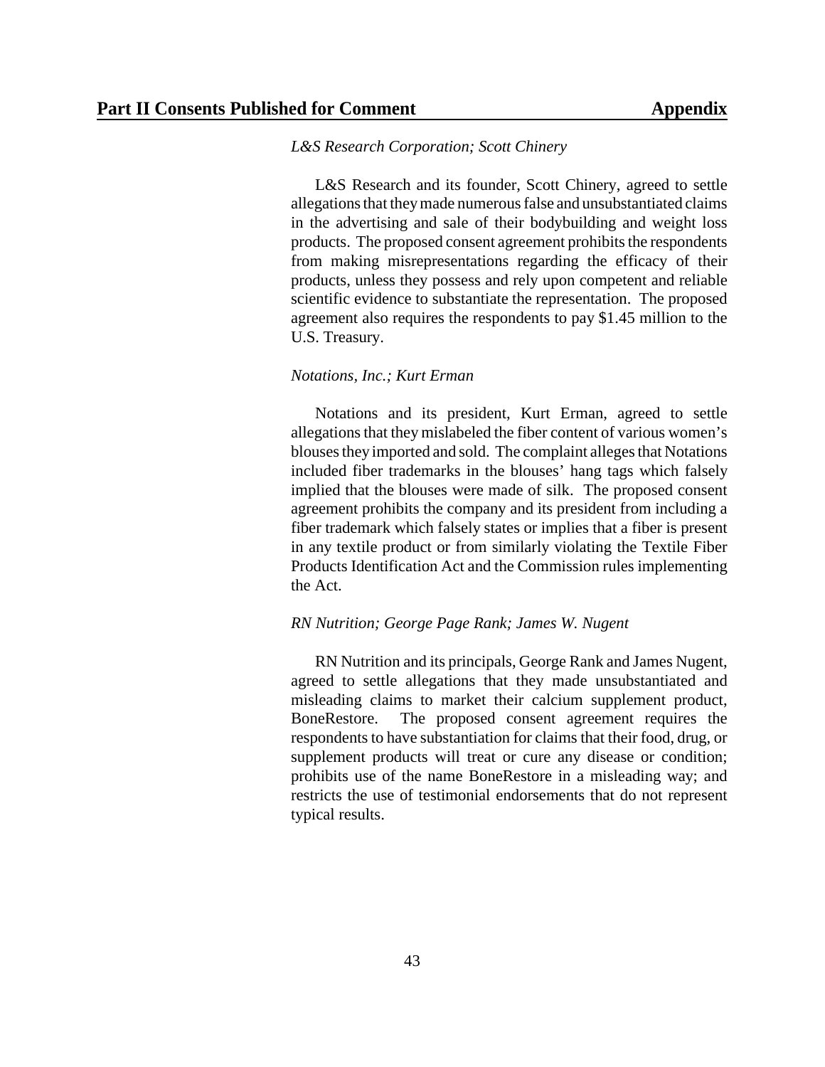*L&S Research Corporation; Scott Chinery*

L&S Research and its founder, Scott Chinery, agreed to settle allegations that they made numerous false and unsubstantiated claims in the advertising and sale of their bodybuilding and weight loss products. The proposed consent agreement prohibits the respondents from making misrepresentations regarding the efficacy of their products, unless they possess and rely upon competent and reliable scientific evidence to substantiate the representation. The proposed agreement also requires the respondents to pay $1.45 million to the U.S. Treasury.

*Notations, Inc.; Kurt Erman*

Notations and its president, Kurt Erman, agreed to settle allegations that they mislabeled the fiber content of various women's blouses they imported and sold. The complaint alleges that Notations included fiber trademarks in the blouses' hang tags which falsely implied that the blouses were made of silk. The proposed consent agreement prohibits the company and its president from including a fiber trademark which falsely states or implies that a fiber is present in any textile product or from similarly violating the Textile Fiber Products Identification Act and the Commission rules implementing the Act.

*RN Nutrition; George Page Rank; James W. Nugent*

RN Nutrition and its principals, George Rank and James Nugent, agreed to settle allegations that they made unsubstantiated and misleading claims to market their calcium supplement product, BoneRestore. The proposed consent agreement requires the respondents to have substantiation for claims that their food, drug, or supplement products will treat or cure any disease or condition; prohibits use of the name BoneRestore in a misleading way; and restricts the use of testimonial endorsements that do not represent typical results.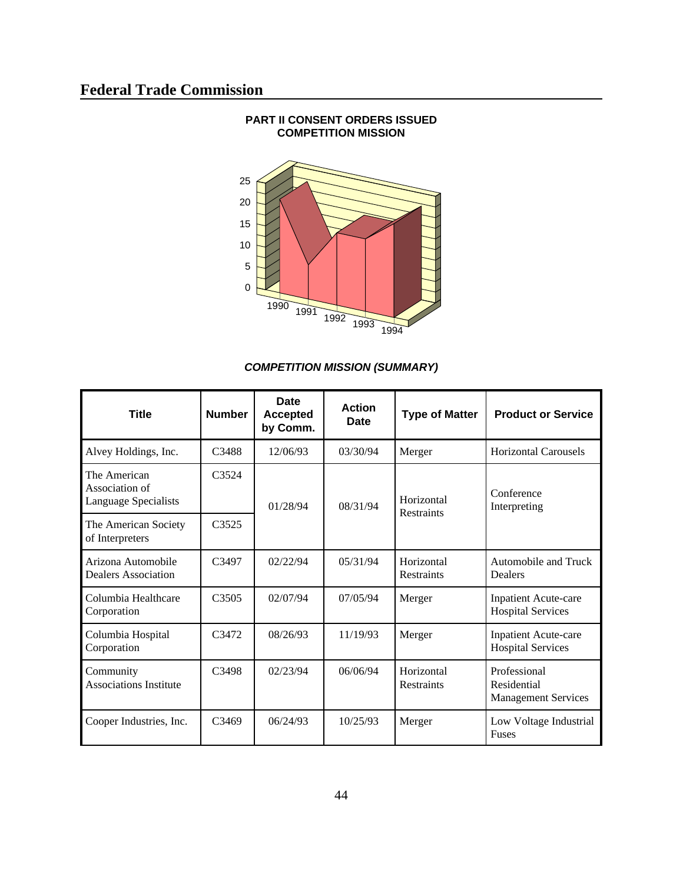## Federal Trade Commission

**PART II CONSENT ORDERS ISSUED**
**COMPETITION MISSION**

***COMPETITION MISSION (SUMMARY)***

| Title | Number | Date Accepted by Comm. | Action Date | Type of Matter | Product or Service |
|---|---|---|---|---|---|
| Alvey Holdings, Inc. | C3488 | 12/06/93 | 03/30/94 | Merger | Horizontal Carousels |
| The American Association of Language Specialists | C3524 | 01/28/94 | 08/31/94 | Horizontal Restraints | Conference Interpreting |
| The American Society of Interpreters | C3525 | | | | |
| Arizona Automobile Dealers Association | C3497 | 02/22/94 | 05/31/94 | Horizontal Restraints | Automobile and Truck Dealers |
| Columbia Healthcare Corporation | C3505 | 02/07/94 | 07/05/94 | Merger | Inpatient Acute-care Hospital Services |
| Columbia Hospital Corporation | C3472 | 08/26/93 | 11/19/93 | Merger | Inpatient Acute-care Hospital Services |
| Community Associations Institute | C3498 | 02/23/94 | 06/06/94 | Horizontal Restraints | Professional Residential Management Services |
| Cooper Industries, Inc. | C3469 | 06/24/93 | 10/25/93 | Merger | Low Voltage Industrial Fuses |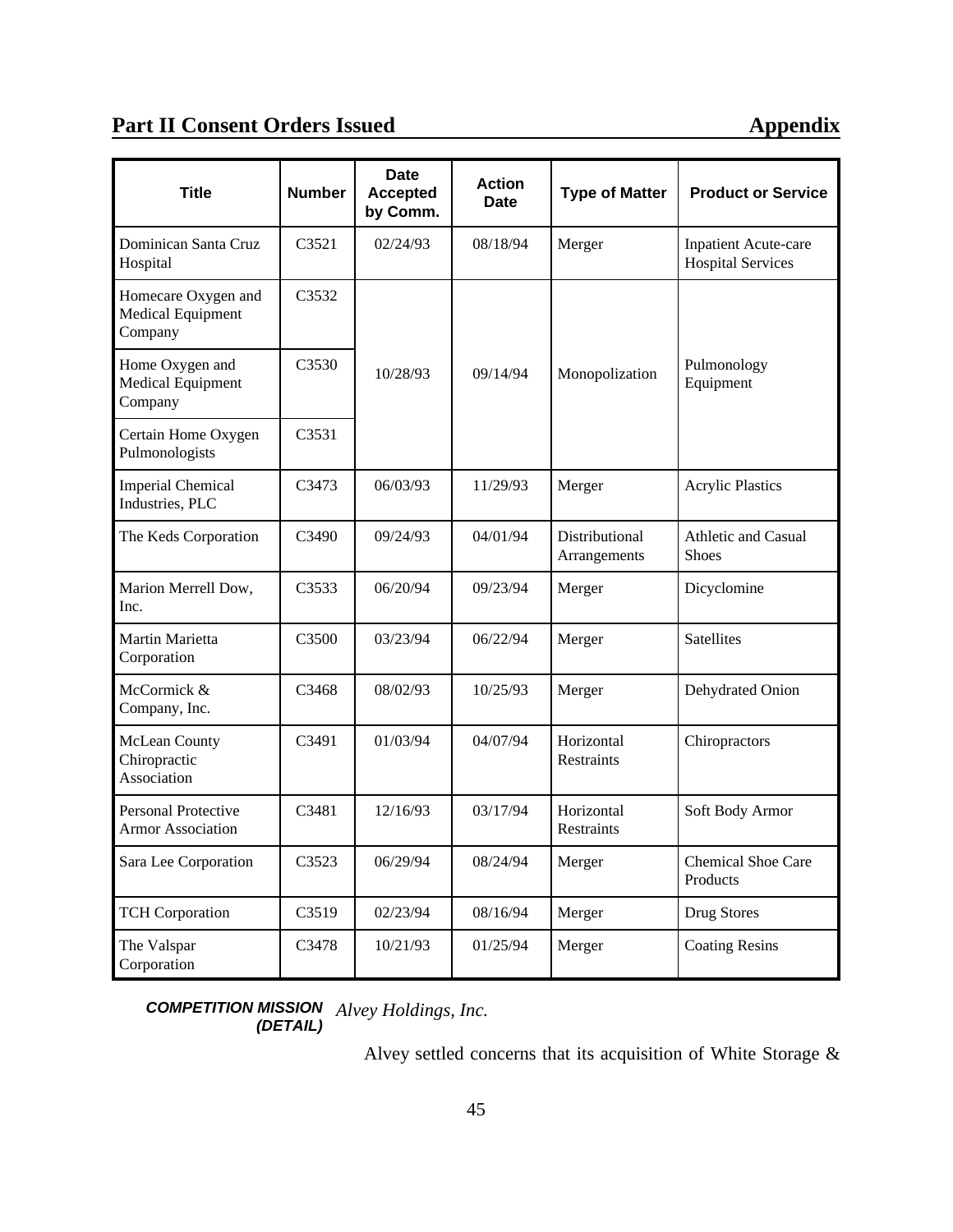## Part II Consent Orders Issued — Appendix

| Title | Number | Date Accepted by Comm. | Action Date | Type of Matter | Product or Service |
|---|---|---|---|---|---|
| Dominican Santa Cruz Hospital | C3521 | 02/24/93 | 08/18/94 | Merger | Inpatient Acute-care Hospital Services |
| Homecare Oxygen and Medical Equipment Company | C3532 | 10/28/93 | 09/14/94 | Monopolization | Pulmonology Equipment |
| Home Oxygen and Medical Equipment Company | C3530 | | | | |
| Certain Home Oxygen Pulmonologists | C3531 | | | | |
| Imperial Chemical Industries, PLC | C3473 | 06/03/93 | 11/29/93 | Merger | Acrylic Plastics |
| The Keds Corporation | C3490 | 09/24/93 | 04/01/94 | Distributional Arrangements | Athletic and Casual Shoes |
| Marion Merrell Dow, Inc. | C3533 | 06/20/94 | 09/23/94 | Merger | Dicyclomine |
| Martin Marietta Corporation | C3500 | 03/23/94 | 06/22/94 | Merger | Satellites |
| McCormick & Company, Inc. | C3468 | 08/02/93 | 10/25/93 | Merger | Dehydrated Onion |
| McLean County Chiropractic Association | C3491 | 01/03/94 | 04/07/94 | Horizontal Restraints | Chiropractors |
| Personal Protective Armor Association | C3481 | 12/16/93 | 03/17/94 | Horizontal Restraints | Soft Body Armor |
| Sara Lee Corporation | C3523 | 06/29/94 | 08/24/94 | Merger | Chemical Shoe Care Products |
| TCH Corporation | C3519 | 02/23/94 | 08/16/94 | Merger | Drug Stores |
| The Valspar Corporation | C3478 | 10/21/93 | 01/25/94 | Merger | Coating Resins |

***COMPETITION MISSION (DETAIL)***

*Alvey Holdings, Inc.*

Alvey settled concerns that its acquisition of White Storage &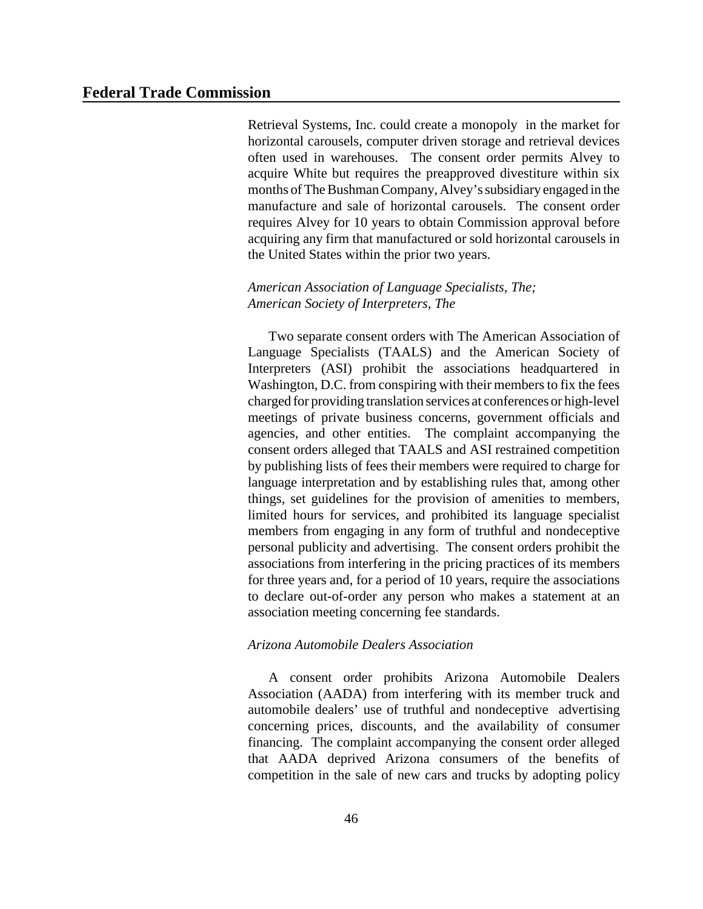Retrieval Systems, Inc. could create a monopoly in the market for horizontal carousels, computer driven storage and retrieval devices often used in warehouses. The consent order permits Alvey to acquire White but requires the preapproved divestiture within six months of The Bushman Company, Alvey's subsidiary engaged in the manufacture and sale of horizontal carousels. The consent order requires Alvey for 10 years to obtain Commission approval before acquiring any firm that manufactured or sold horizontal carousels in the United States within the prior two years.

*American Association of Language Specialists, The;*
*American Society of Interpreters, The*

Two separate consent orders with The American Association of Language Specialists (TAALS) and the American Society of Interpreters (ASI) prohibit the associations headquartered in Washington, D.C. from conspiring with their members to fix the fees charged for providing translation services at conferences or high-level meetings of private business concerns, government officials and agencies, and other entities. The complaint accompanying the consent orders alleged that TAALS and ASI restrained competition by publishing lists of fees their members were required to charge for language interpretation and by establishing rules that, among other things, set guidelines for the provision of amenities to members, limited hours for services, and prohibited its language specialist members from engaging in any form of truthful and nondeceptive personal publicity and advertising. The consent orders prohibit the associations from interfering in the pricing practices of its members for three years and, for a period of 10 years, require the associations to declare out-of-order any person who makes a statement at an association meeting concerning fee standards.

*Arizona Automobile Dealers Association*

A consent order prohibits Arizona Automobile Dealers Association (AADA) from interfering with its member truck and automobile dealers' use of truthful and nondeceptive advertising concerning prices, discounts, and the availability of consumer financing. The complaint accompanying the consent order alleged that AADA deprived Arizona consumers of the benefits of competition in the sale of new cars and trucks by adopting policy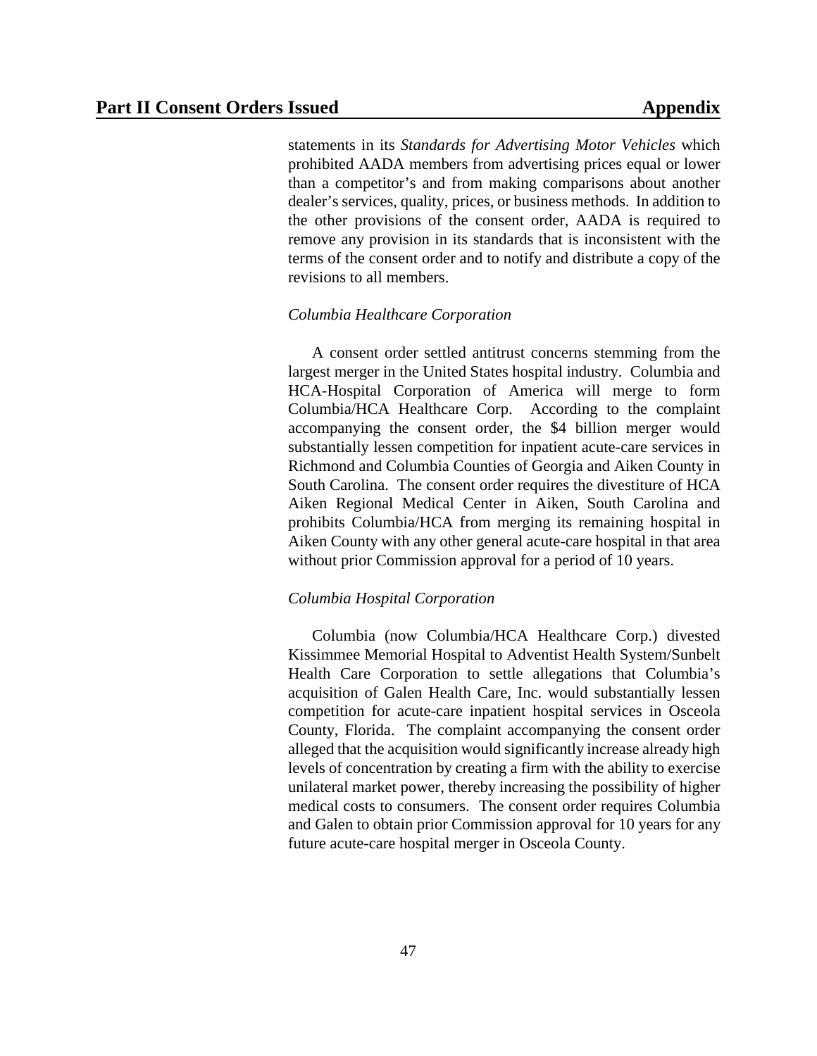statements in its *Standards for Advertising Motor Vehicles* which prohibited AADA members from advertising prices equal or lower than a competitor's and from making comparisons about another dealer's services, quality, prices, or business methods. In addition to the other provisions of the consent order, AADA is required to remove any provision in its standards that is inconsistent with the terms of the consent order and to notify and distribute a copy of the revisions to all members.

*Columbia Healthcare Corporation*

A consent order settled antitrust concerns stemming from the largest merger in the United States hospital industry. Columbia and HCA-Hospital Corporation of America will merge to form Columbia/HCA Healthcare Corp. According to the complaint accompanying the consent order, the $4 billion merger would substantially lessen competition for inpatient acute-care services in Richmond and Columbia Counties of Georgia and Aiken County in South Carolina. The consent order requires the divestiture of HCA Aiken Regional Medical Center in Aiken, South Carolina and prohibits Columbia/HCA from merging its remaining hospital in Aiken County with any other general acute-care hospital in that area without prior Commission approval for a period of 10 years.

*Columbia Hospital Corporation*

Columbia (now Columbia/HCA Healthcare Corp.) divested Kissimmee Memorial Hospital to Adventist Health System/Sunbelt Health Care Corporation to settle allegations that Columbia's acquisition of Galen Health Care, Inc. would substantially lessen competition for acute-care inpatient hospital services in Osceola County, Florida. The complaint accompanying the consent order alleged that the acquisition would significantly increase already high levels of concentration by creating a firm with the ability to exercise unilateral market power, thereby increasing the possibility of higher medical costs to consumers. The consent order requires Columbia and Galen to obtain prior Commission approval for 10 years for any future acute-care hospital merger in Osceola County.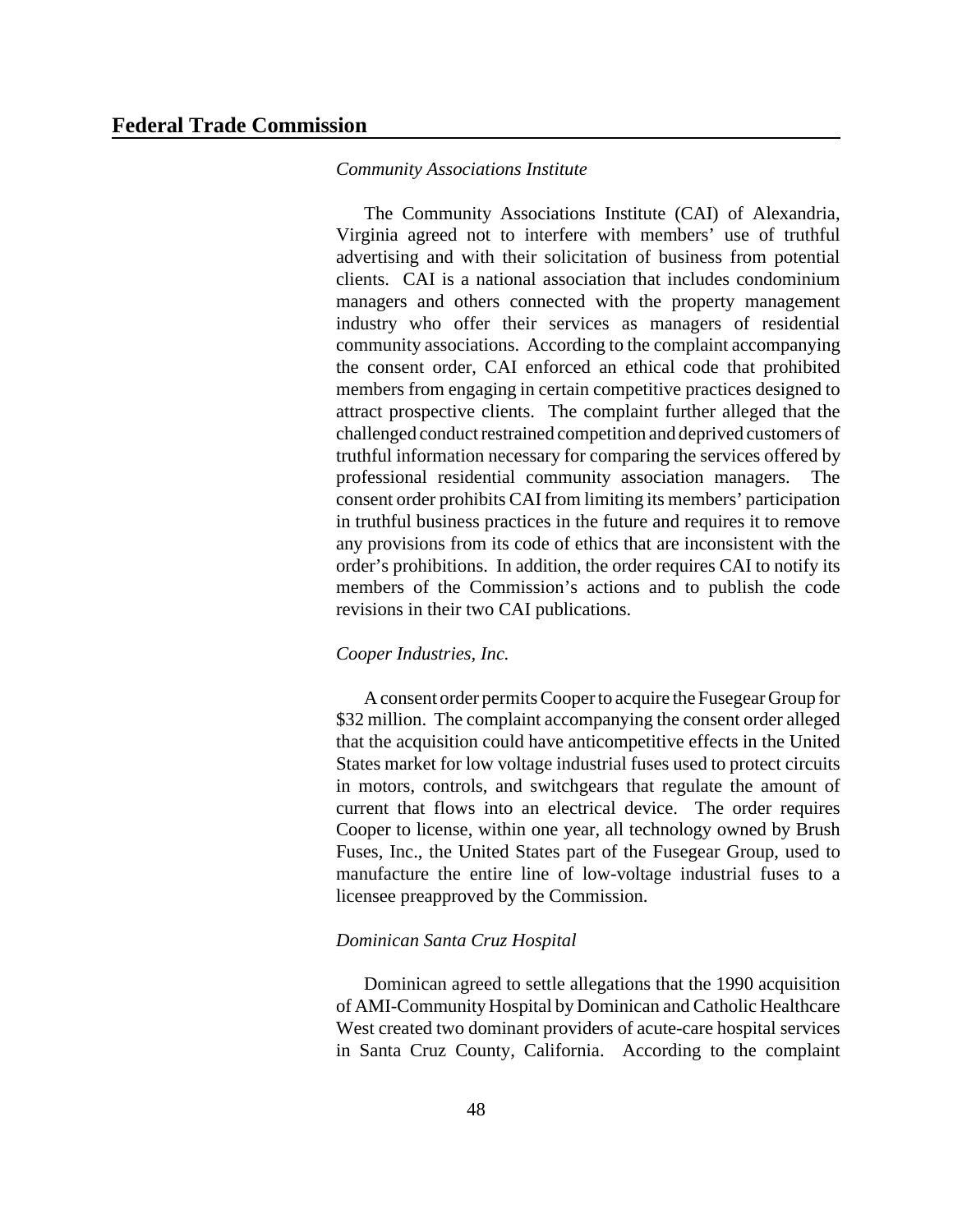*Community Associations Institute*

The Community Associations Institute (CAI) of Alexandria, Virginia agreed not to interfere with members' use of truthful advertising and with their solicitation of business from potential clients. CAI is a national association that includes condominium managers and others connected with the property management industry who offer their services as managers of residential community associations. According to the complaint accompanying the consent order, CAI enforced an ethical code that prohibited members from engaging in certain competitive practices designed to attract prospective clients. The complaint further alleged that the challenged conduct restrained competition and deprived customers of truthful information necessary for comparing the services offered by professional residential community association managers. The consent order prohibits CAI from limiting its members' participation in truthful business practices in the future and requires it to remove any provisions from its code of ethics that are inconsistent with the order's prohibitions. In addition, the order requires CAI to notify its members of the Commission's actions and to publish the code revisions in their two CAI publications.

*Cooper Industries, Inc.*

A consent order permits Cooper to acquire the Fusegear Group for \$32 million. The complaint accompanying the consent order alleged that the acquisition could have anticompetitive effects in the United States market for low voltage industrial fuses used to protect circuits in motors, controls, and switchgears that regulate the amount of current that flows into an electrical device. The order requires Cooper to license, within one year, all technology owned by Brush Fuses, Inc., the United States part of the Fusegear Group, used to manufacture the entire line of low-voltage industrial fuses to a licensee preapproved by the Commission.

*Dominican Santa Cruz Hospital*

Dominican agreed to settle allegations that the 1990 acquisition of AMI-Community Hospital by Dominican and Catholic Healthcare West created two dominant providers of acute-care hospital services in Santa Cruz County, California. According to the complaint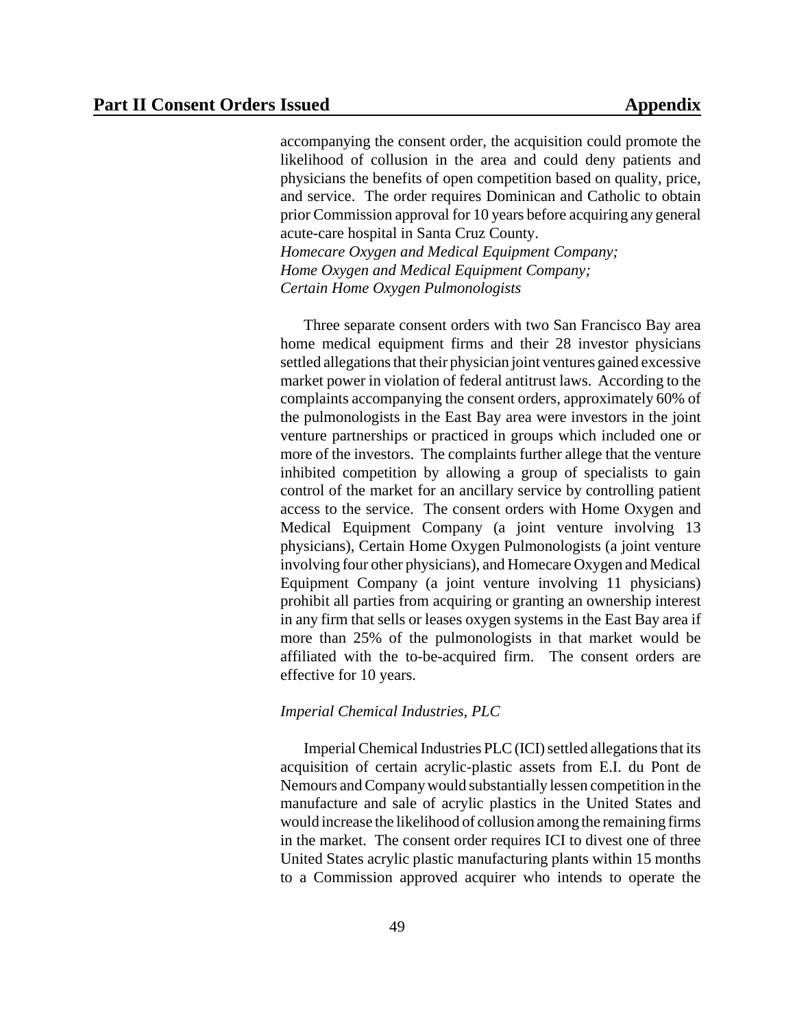accompanying the consent order, the acquisition could promote the likelihood of collusion in the area and could deny patients and physicians the benefits of open competition based on quality, price, and service. The order requires Dominican and Catholic to obtain prior Commission approval for 10 years before acquiring any general acute-care hospital in Santa Cruz County.

*Homecare Oxygen and Medical Equipment Company;*
*Home Oxygen and Medical Equipment Company;*
*Certain Home Oxygen Pulmonologists*

Three separate consent orders with two San Francisco Bay area home medical equipment firms and their 28 investor physicians settled allegations that their physician joint ventures gained excessive market power in violation of federal antitrust laws. According to the complaints accompanying the consent orders, approximately 60% of the pulmonologists in the East Bay area were investors in the joint venture partnerships or practiced in groups which included one or more of the investors. The complaints further allege that the venture inhibited competition by allowing a group of specialists to gain control of the market for an ancillary service by controlling patient access to the service. The consent orders with Home Oxygen and Medical Equipment Company (a joint venture involving 13 physicians), Certain Home Oxygen Pulmonologists (a joint venture involving four other physicians), and Homecare Oxygen and Medical Equipment Company (a joint venture involving 11 physicians) prohibit all parties from acquiring or granting an ownership interest in any firm that sells or leases oxygen systems in the East Bay area if more than 25% of the pulmonologists in that market would be affiliated with the to-be-acquired firm. The consent orders are effective for 10 years.

*Imperial Chemical Industries, PLC*

Imperial Chemical Industries PLC (ICI) settled allegations that its acquisition of certain acrylic-plastic assets from E.I. du Pont de Nemours and Company would substantially lessen competition in the manufacture and sale of acrylic plastics in the United States and would increase the likelihood of collusion among the remaining firms in the market. The consent order requires ICI to divest one of three United States acrylic plastic manufacturing plants within 15 months to a Commission approved acquirer who intends to operate the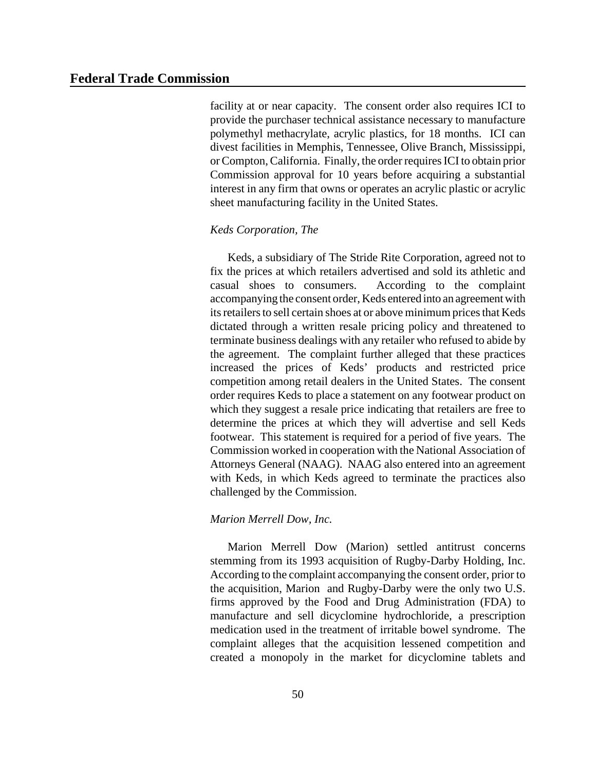facility at or near capacity. The consent order also requires ICI to provide the purchaser technical assistance necessary to manufacture polymethyl methacrylate, acrylic plastics, for 18 months. ICI can divest facilities in Memphis, Tennessee, Olive Branch, Mississippi, or Compton, California. Finally, the order requires ICI to obtain prior Commission approval for 10 years before acquiring a substantial interest in any firm that owns or operates an acrylic plastic or acrylic sheet manufacturing facility in the United States.

*Keds Corporation, The*

Keds, a subsidiary of The Stride Rite Corporation, agreed not to fix the prices at which retailers advertised and sold its athletic and casual shoes to consumers. According to the complaint accompanying the consent order, Keds entered into an agreement with its retailers to sell certain shoes at or above minimum prices that Keds dictated through a written resale pricing policy and threatened to terminate business dealings with any retailer who refused to abide by the agreement. The complaint further alleged that these practices increased the prices of Keds' products and restricted price competition among retail dealers in the United States. The consent order requires Keds to place a statement on any footwear product on which they suggest a resale price indicating that retailers are free to determine the prices at which they will advertise and sell Keds footwear. This statement is required for a period of five years. The Commission worked in cooperation with the National Association of Attorneys General (NAAG). NAAG also entered into an agreement with Keds, in which Keds agreed to terminate the practices also challenged by the Commission.

*Marion Merrell Dow, Inc.*

Marion Merrell Dow (Marion) settled antitrust concerns stemming from its 1993 acquisition of Rugby-Darby Holding, Inc. According to the complaint accompanying the consent order, prior to the acquisition, Marion and Rugby-Darby were the only two U.S. firms approved by the Food and Drug Administration (FDA) to manufacture and sell dicyclomine hydrochloride, a prescription medication used in the treatment of irritable bowel syndrome. The complaint alleges that the acquisition lessened competition and created a monopoly in the market for dicyclomine tablets and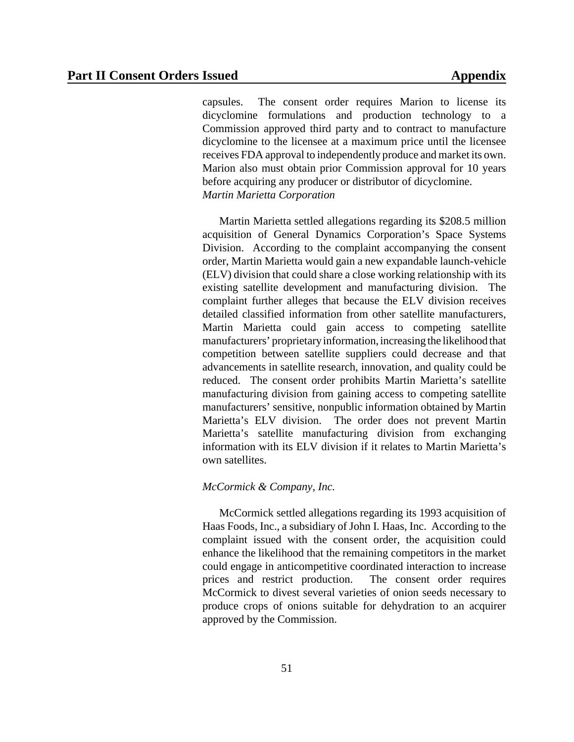capsules. The consent order requires Marion to license its dicyclomine formulations and production technology to a Commission approved third party and to contract to manufacture dicyclomine to the licensee at a maximum price until the licensee receives FDA approval to independently produce and market its own. Marion also must obtain prior Commission approval for 10 years before acquiring any producer or distributor of dicyclomine.

*Martin Marietta Corporation*

Martin Marietta settled allegations regarding its $208.5 million acquisition of General Dynamics Corporation's Space Systems Division. According to the complaint accompanying the consent order, Martin Marietta would gain a new expandable launch-vehicle (ELV) division that could share a close working relationship with its existing satellite development and manufacturing division. The complaint further alleges that because the ELV division receives detailed classified information from other satellite manufacturers, Martin Marietta could gain access to competing satellite manufacturers' proprietary information, increasing the likelihood that competition between satellite suppliers could decrease and that advancements in satellite research, innovation, and quality could be reduced. The consent order prohibits Martin Marietta's satellite manufacturing division from gaining access to competing satellite manufacturers' sensitive, nonpublic information obtained by Martin Marietta's ELV division. The order does not prevent Martin Marietta's satellite manufacturing division from exchanging information with its ELV division if it relates to Martin Marietta's own satellites.

*McCormick & Company, Inc.*

McCormick settled allegations regarding its 1993 acquisition of Haas Foods, Inc., a subsidiary of John I. Haas, Inc. According to the complaint issued with the consent order, the acquisition could enhance the likelihood that the remaining competitors in the market could engage in anticompetitive coordinated interaction to increase prices and restrict production. The consent order requires McCormick to divest several varieties of onion seeds necessary to produce crops of onions suitable for dehydration to an acquirer approved by the Commission.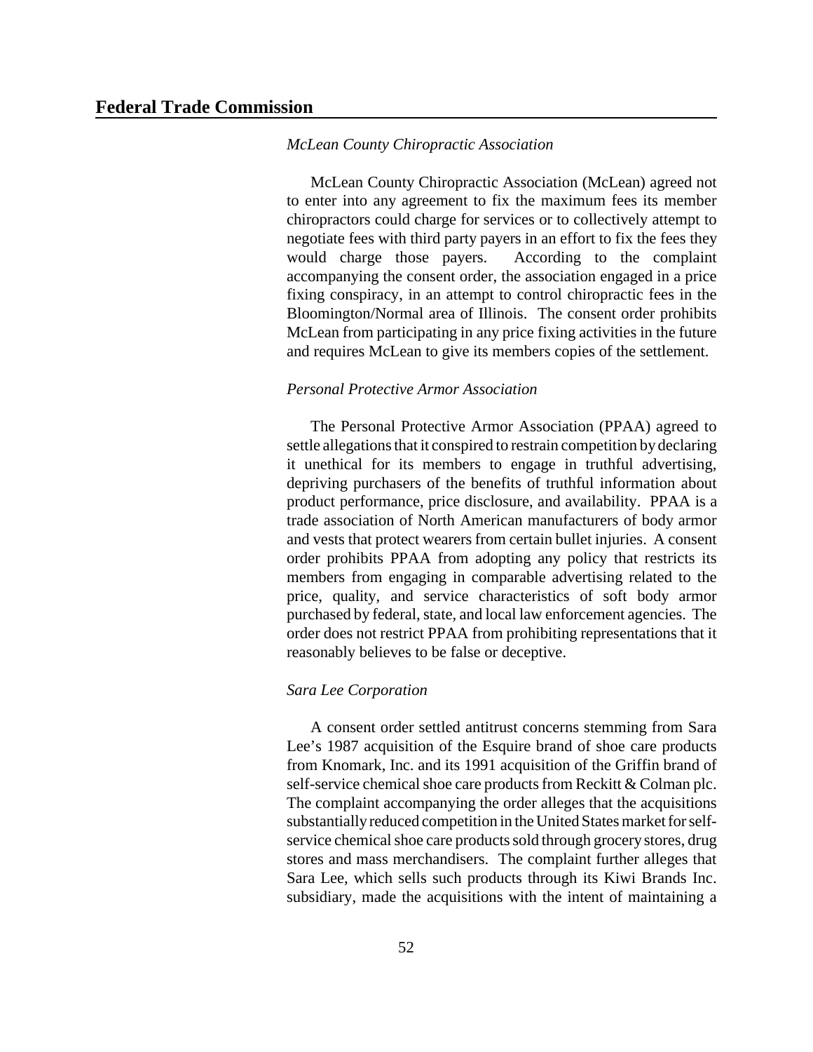*McLean County Chiropractic Association*

McLean County Chiropractic Association (McLean) agreed not to enter into any agreement to fix the maximum fees its member chiropractors could charge for services or to collectively attempt to negotiate fees with third party payers in an effort to fix the fees they would charge those payers. According to the complaint accompanying the consent order, the association engaged in a price fixing conspiracy, in an attempt to control chiropractic fees in the Bloomington/Normal area of Illinois. The consent order prohibits McLean from participating in any price fixing activities in the future and requires McLean to give its members copies of the settlement.

*Personal Protective Armor Association*

The Personal Protective Armor Association (PPAA) agreed to settle allegations that it conspired to restrain competition by declaring it unethical for its members to engage in truthful advertising, depriving purchasers of the benefits of truthful information about product performance, price disclosure, and availability. PPAA is a trade association of North American manufacturers of body armor and vests that protect wearers from certain bullet injuries. A consent order prohibits PPAA from adopting any policy that restricts its members from engaging in comparable advertising related to the price, quality, and service characteristics of soft body armor purchased by federal, state, and local law enforcement agencies. The order does not restrict PPAA from prohibiting representations that it reasonably believes to be false or deceptive.

*Sara Lee Corporation*

A consent order settled antitrust concerns stemming from Sara Lee's 1987 acquisition of the Esquire brand of shoe care products from Knomark, Inc. and its 1991 acquisition of the Griffin brand of self-service chemical shoe care products from Reckitt & Colman plc. The complaint accompanying the order alleges that the acquisitions substantially reduced competition in the United States market for self-service chemical shoe care products sold through grocery stores, drug stores and mass merchandisers. The complaint further alleges that Sara Lee, which sells such products through its Kiwi Brands Inc. subsidiary, made the acquisitions with the intent of maintaining a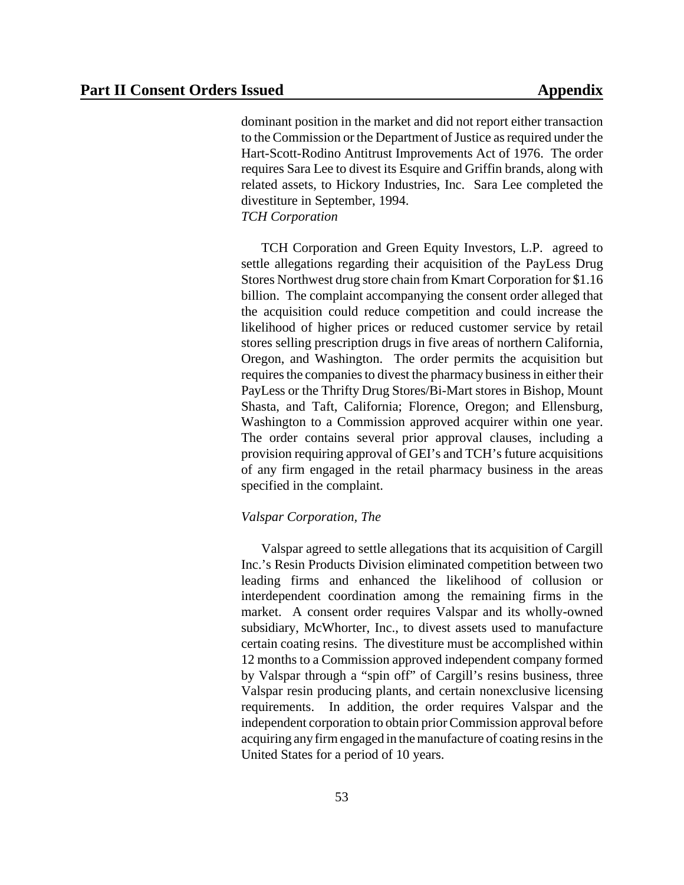dominant position in the market and did not report either transaction to the Commission or the Department of Justice as required under the Hart-Scott-Rodino Antitrust Improvements Act of 1976. The order requires Sara Lee to divest its Esquire and Griffin brands, along with related assets, to Hickory Industries, Inc. Sara Lee completed the divestiture in September, 1994.

*TCH Corporation*

TCH Corporation and Green Equity Investors, L.P. agreed to settle allegations regarding their acquisition of the PayLess Drug Stores Northwest drug store chain from Kmart Corporation for $1.16 billion. The complaint accompanying the consent order alleged that the acquisition could reduce competition and could increase the likelihood of higher prices or reduced customer service by retail stores selling prescription drugs in five areas of northern California, Oregon, and Washington. The order permits the acquisition but requires the companies to divest the pharmacy business in either their PayLess or the Thrifty Drug Stores/Bi-Mart stores in Bishop, Mount Shasta, and Taft, California; Florence, Oregon; and Ellensburg, Washington to a Commission approved acquirer within one year. The order contains several prior approval clauses, including a provision requiring approval of GEI's and TCH's future acquisitions of any firm engaged in the retail pharmacy business in the areas specified in the complaint.

*Valspar Corporation, The*

Valspar agreed to settle allegations that its acquisition of Cargill Inc.'s Resin Products Division eliminated competition between two leading firms and enhanced the likelihood of collusion or interdependent coordination among the remaining firms in the market. A consent order requires Valspar and its wholly-owned subsidiary, McWhorter, Inc., to divest assets used to manufacture certain coating resins. The divestiture must be accomplished within 12 months to a Commission approved independent company formed by Valspar through a "spin off" of Cargill's resins business, three Valspar resin producing plants, and certain nonexclusive licensing requirements. In addition, the order requires Valspar and the independent corporation to obtain prior Commission approval before acquiring any firm engaged in the manufacture of coating resins in the United States for a period of 10 years.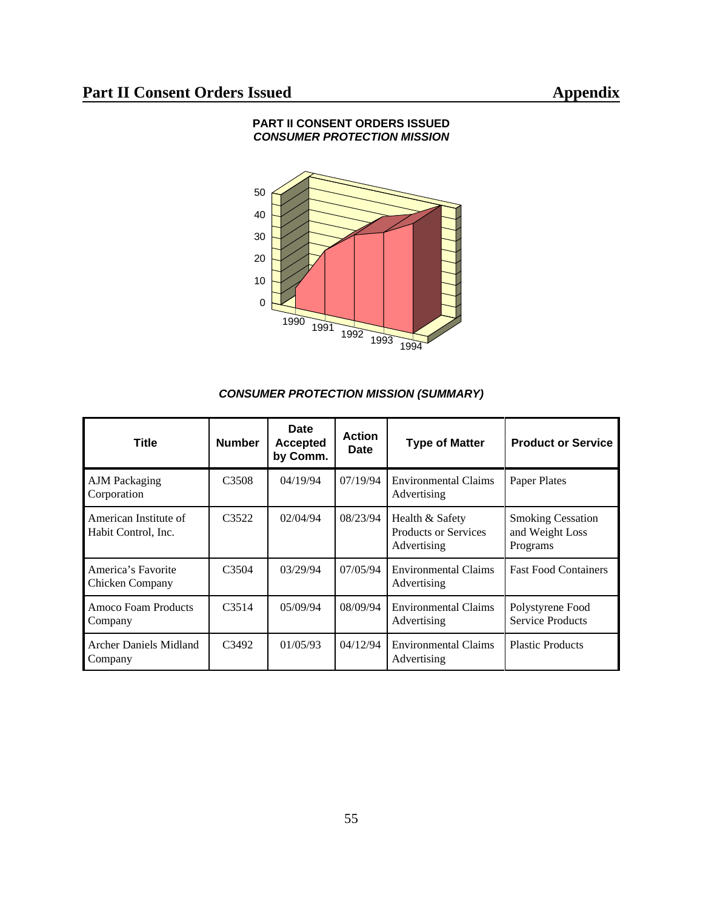## Part II Consent Orders Issued

**PART II CONSENT ORDERS ISSUED**
***CONSUMER PROTECTION MISSION***

***CONSUMER PROTECTION MISSION (SUMMARY)***

| Title | Number | Date Accepted by Comm. | Action Date | Type of Matter | Product or Service |
|---|---|---|---|---|---|
| AJM Packaging Corporation | C3508 | 04/19/94 | 07/19/94 | Environmental Claims Advertising | Paper Plates |
| American Institute of Habit Control, Inc. | C3522 | 02/04/94 | 08/23/94 | Health & Safety Products or Services Advertising | Smoking Cessation and Weight Loss Programs |
| America's Favorite Chicken Company | C3504 | 03/29/94 | 07/05/94 | Environmental Claims Advertising | Fast Food Containers |
| Amoco Foam Products Company | C3514 | 05/09/94 | 08/09/94 | Environmental Claims Advertising | Polystyrene Food Service Products |
| Archer Daniels Midland Company | C3492 | 01/05/93 | 04/12/94 | Environmental Claims Advertising | Plastic Products |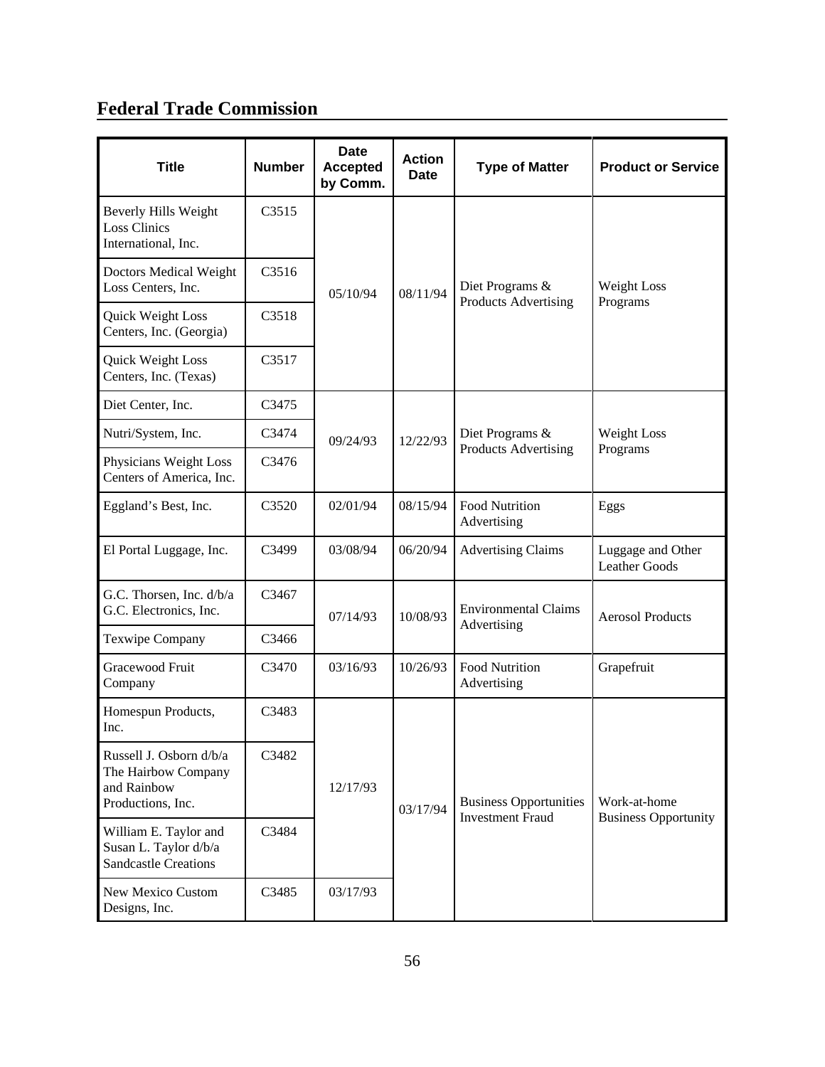## Federal Trade Commission

| Title | Number | Date Accepted by Comm. | Action Date | Type of Matter | Product or Service |
|---|---|---|---|---|---|
| Beverly Hills Weight Loss Clinics International, Inc. | C3515 | 05/10/94 | 08/11/94 | Diet Programs & Products Advertising | Weight Loss Programs |
| Doctors Medical Weight Loss Centers, Inc. | C3516 | 05/10/94 | 08/11/94 | Diet Programs & Products Advertising | Weight Loss Programs |
| Quick Weight Loss Centers, Inc. (Georgia) | C3518 | 05/10/94 | 08/11/94 | Diet Programs & Products Advertising | Weight Loss Programs |
| Quick Weight Loss Centers, Inc. (Texas) | C3517 | 05/10/94 | 08/11/94 | Diet Programs & Products Advertising | Weight Loss Programs |
| Diet Center, Inc. | C3475 | 09/24/93 | 12/22/93 | Diet Programs & Products Advertising | Weight Loss Programs |
| Nutri/System, Inc. | C3474 | 09/24/93 | 12/22/93 | Diet Programs & Products Advertising | Weight Loss Programs |
| Physicians Weight Loss Centers of America, Inc. | C3476 | 09/24/93 | 12/22/93 | Diet Programs & Products Advertising | Weight Loss Programs |
| Eggland's Best, Inc. | C3520 | 02/01/94 | 08/15/94 | Food Nutrition Advertising | Eggs |
| El Portal Luggage, Inc. | C3499 | 03/08/94 | 06/20/94 | Advertising Claims | Luggage and Other Leather Goods |
| G.C. Thorsen, Inc. d/b/a G.C. Electronics, Inc. | C3467 | 07/14/93 | 10/08/93 | Environmental Claims Advertising | Aerosol Products |
| Texwipe Company | C3466 | 07/14/93 | 10/08/93 | Environmental Claims Advertising | Aerosol Products |
| Gracewood Fruit Company | C3470 | 03/16/93 | 10/26/93 | Food Nutrition Advertising | Grapefruit |
| Homespun Products, Inc. | C3483 | 12/17/93 | 03/17/94 | Business Opportunities Investment Fraud | Work-at-home Business Opportunity |
| Russell J. Osborn d/b/a The Hairbow Company and Rainbow Productions, Inc. | C3482 | 12/17/93 | 03/17/94 | Business Opportunities Investment Fraud | Work-at-home Business Opportunity |
| William E. Taylor and Susan L. Taylor d/b/a Sandcastle Creations | C3484 | 12/17/93 | 03/17/94 | Business Opportunities Investment Fraud | Work-at-home Business Opportunity |
| New Mexico Custom Designs, Inc. | C3485 | 03/17/93 | 03/17/94 | Business Opportunities Investment Fraud | Work-at-home Business Opportunity |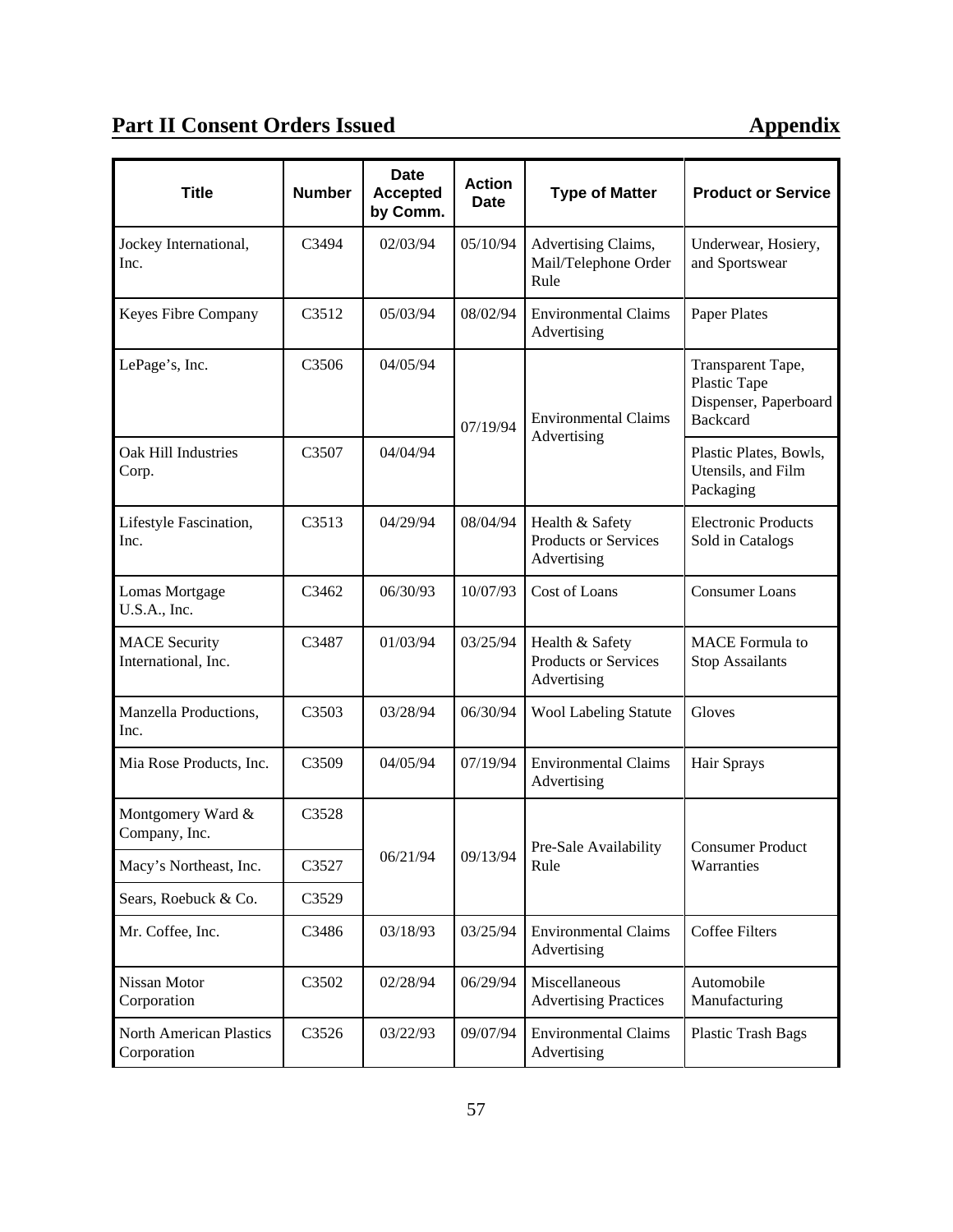## Part II Consent Orders Issued — Appendix

| Title | Number | Date Accepted by Comm. | Action Date | Type of Matter | Product or Service |
|---|---|---|---|---|---|
| Jockey International, Inc. | C3494 | 02/03/94 | 05/10/94 | Advertising Claims, Mail/Telephone Order Rule | Underwear, Hosiery, and Sportswear |
| Keyes Fibre Company | C3512 | 05/03/94 | 08/02/94 | Environmental Claims Advertising | Paper Plates |
| LePage's, Inc. | C3506 | 04/05/94 | 07/19/94 | Environmental Claims Advertising | Transparent Tape, Plastic Tape Dispenser, Paperboard Backcard |
| Oak Hill Industries Corp. | C3507 | 04/04/94 | 07/19/94 | Environmental Claims Advertising | Plastic Plates, Bowls, Utensils, and Film Packaging |
| Lifestyle Fascination, Inc. | C3513 | 04/29/94 | 08/04/94 | Health & Safety Products or Services Advertising | Electronic Products Sold in Catalogs |
| Lomas Mortgage U.S.A., Inc. | C3462 | 06/30/93 | 10/07/93 | Cost of Loans | Consumer Loans |
| MACE Security International, Inc. | C3487 | 01/03/94 | 03/25/94 | Health & Safety Products or Services Advertising | MACE Formula to Stop Assailants |
| Manzella Productions, Inc. | C3503 | 03/28/94 | 06/30/94 | Wool Labeling Statute | Gloves |
| Mia Rose Products, Inc. | C3509 | 04/05/94 | 07/19/94 | Environmental Claims Advertising | Hair Sprays |
| Montgomery Ward & Company, Inc. | C3528 | 06/21/94 | 09/13/94 | Pre-Sale Availability Rule | Consumer Product Warranties |
| Macy's Northeast, Inc. | C3527 | 06/21/94 | 09/13/94 | Pre-Sale Availability Rule | Consumer Product Warranties |
| Sears, Roebuck & Co. | C3529 | 06/21/94 | 09/13/94 | Pre-Sale Availability Rule | Consumer Product Warranties |
| Mr. Coffee, Inc. | C3486 | 03/18/93 | 03/25/94 | Environmental Claims Advertising | Coffee Filters |
| Nissan Motor Corporation | C3502 | 02/28/94 | 06/29/94 | Miscellaneous Advertising Practices | Automobile Manufacturing |
| North American Plastics Corporation | C3526 | 03/22/93 | 09/07/94 | Environmental Claims Advertising | Plastic Trash Bags |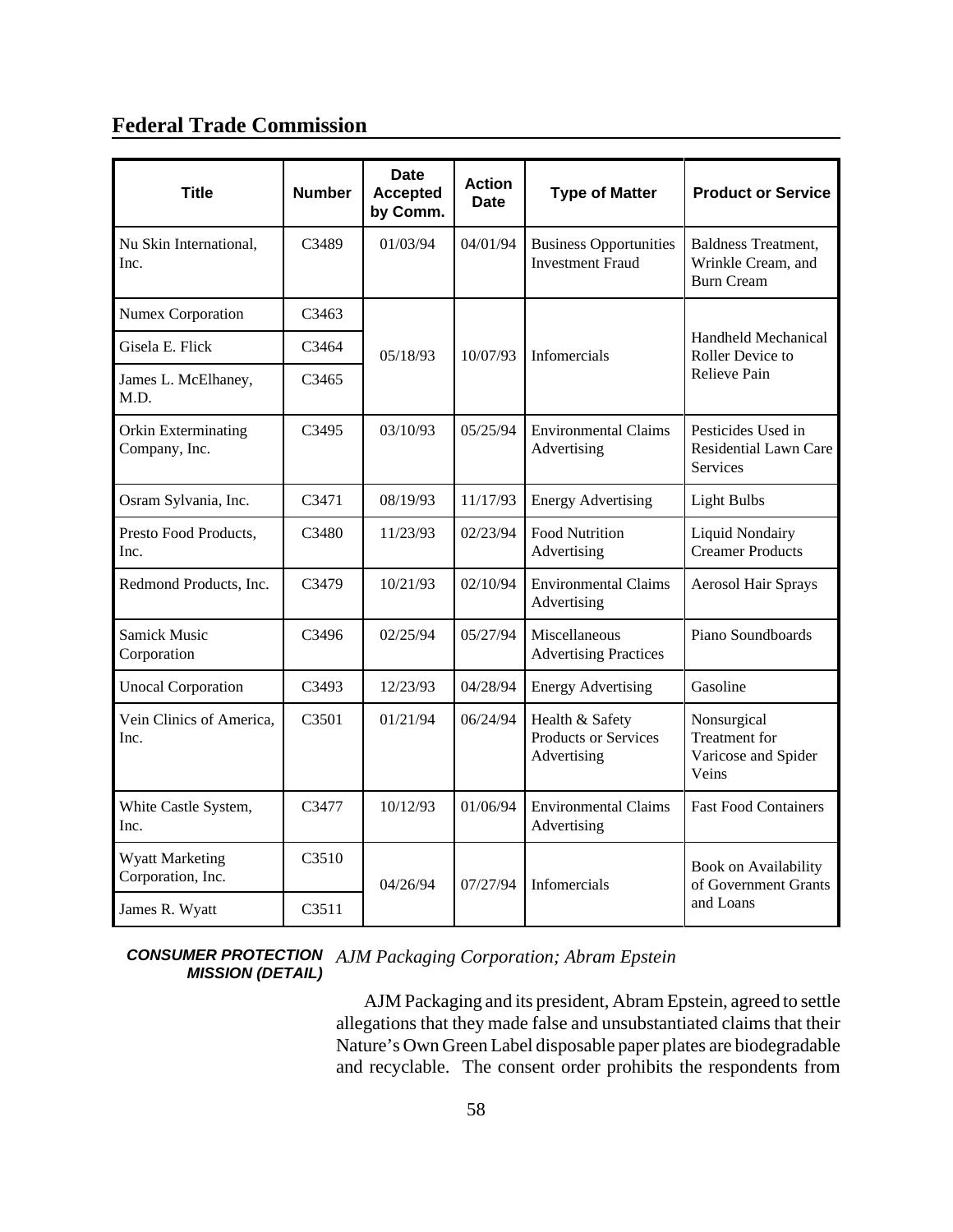## Federal Trade Commission

| Title | Number | Date Accepted by Comm. | Action Date | Type of Matter | Product or Service |
|---|---|---|---|---|---|
| Nu Skin International, Inc. | C3489 | 01/03/94 | 04/01/94 | Business Opportunities Investment Fraud | Baldness Treatment, Wrinkle Cream, and Burn Cream |
| Numex Corporation | C3463 | 05/18/93 | 10/07/93 | Infomercials | Handheld Mechanical Roller Device to Relieve Pain |
| Gisela E. Flick | C3464 | | | | |
| James L. McElhaney, M.D. | C3465 | | | | |
| Orkin Exterminating Company, Inc. | C3495 | 03/10/93 | 05/25/94 | Environmental Claims Advertising | Pesticides Used in Residential Lawn Care Services |
| Osram Sylvania, Inc. | C3471 | 08/19/93 | 11/17/93 | Energy Advertising | Light Bulbs |
| Presto Food Products, Inc. | C3480 | 11/23/93 | 02/23/94 | Food Nutrition Advertising | Liquid Nondairy Creamer Products |
| Redmond Products, Inc. | C3479 | 10/21/93 | 02/10/94 | Environmental Claims Advertising | Aerosol Hair Sprays |
| Samick Music Corporation | C3496 | 02/25/94 | 05/27/94 | Miscellaneous Advertising Practices | Piano Soundboards |
| Unocal Corporation | C3493 | 12/23/93 | 04/28/94 | Energy Advertising | Gasoline |
| Vein Clinics of America, Inc. | C3501 | 01/21/94 | 06/24/94 | Health & Safety Products or Services Advertising | Nonsurgical Treatment for Varicose and Spider Veins |
| White Castle System, Inc. | C3477 | 10/12/93 | 01/06/94 | Environmental Claims Advertising | Fast Food Containers |
| Wyatt Marketing Corporation, Inc. | C3510 | 04/26/94 | 07/27/94 | Infomercials | Book on Availability of Government Grants and Loans |
| James R. Wyatt | C3511 | | | | |

***CONSUMER PROTECTION MISSION (DETAIL)***

*AJM Packaging Corporation; Abram Epstein*

AJM Packaging and its president, Abram Epstein, agreed to settle allegations that they made false and unsubstantiated claims that their Nature's Own Green Label disposable paper plates are biodegradable and recyclable. The consent order prohibits the respondents from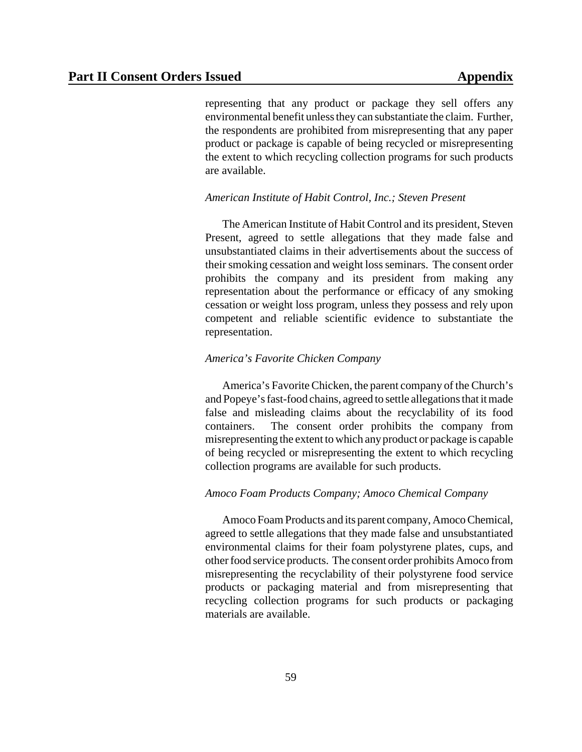representing that any product or package they sell offers any environmental benefit unless they can substantiate the claim. Further, the respondents are prohibited from misrepresenting that any paper product or package is capable of being recycled or misrepresenting the extent to which recycling collection programs for such products are available.

*American Institute of Habit Control, Inc.; Steven Present*

The American Institute of Habit Control and its president, Steven Present, agreed to settle allegations that they made false and unsubstantiated claims in their advertisements about the success of their smoking cessation and weight loss seminars. The consent order prohibits the company and its president from making any representation about the performance or efficacy of any smoking cessation or weight loss program, unless they possess and rely upon competent and reliable scientific evidence to substantiate the representation.

*America's Favorite Chicken Company*

America's Favorite Chicken, the parent company of the Church's and Popeye's fast-food chains, agreed to settle allegations that it made false and misleading claims about the recyclability of its food containers. The consent order prohibits the company from misrepresenting the extent to which any product or package is capable of being recycled or misrepresenting the extent to which recycling collection programs are available for such products.

*Amoco Foam Products Company; Amoco Chemical Company*

Amoco Foam Products and its parent company, Amoco Chemical, agreed to settle allegations that they made false and unsubstantiated environmental claims for their foam polystyrene plates, cups, and other food service products. The consent order prohibits Amoco from misrepresenting the recyclability of their polystyrene food service products or packaging material and from misrepresenting that recycling collection programs for such products or packaging materials are available.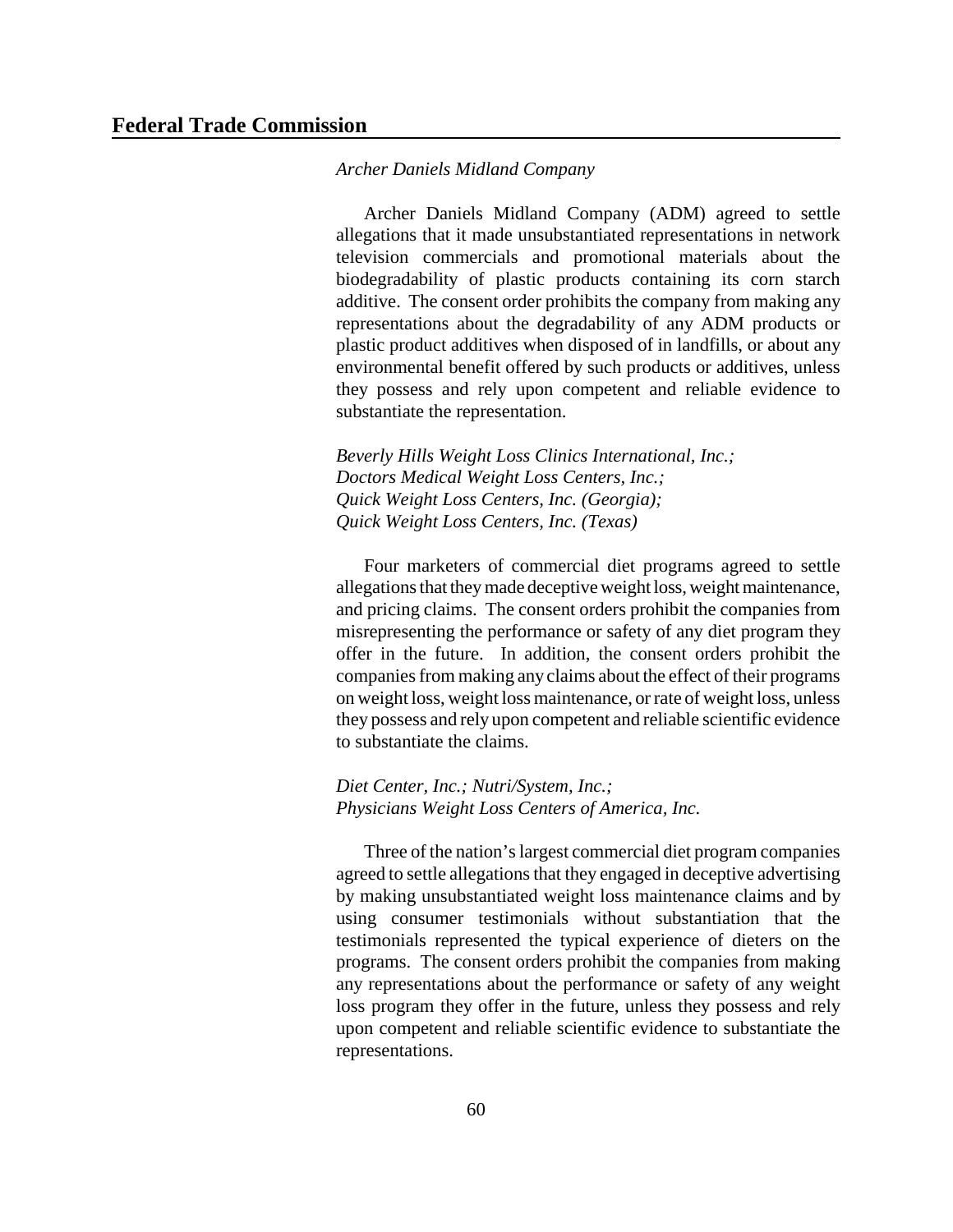*Archer Daniels Midland Company*

Archer Daniels Midland Company (ADM) agreed to settle allegations that it made unsubstantiated representations in network television commercials and promotional materials about the biodegradability of plastic products containing its corn starch additive. The consent order prohibits the company from making any representations about the degradability of any ADM products or plastic product additives when disposed of in landfills, or about any environmental benefit offered by such products or additives, unless they possess and rely upon competent and reliable evidence to substantiate the representation.

*Beverly Hills Weight Loss Clinics International, Inc.; Doctors Medical Weight Loss Centers, Inc.; Quick Weight Loss Centers, Inc. (Georgia); Quick Weight Loss Centers, Inc. (Texas)*

Four marketers of commercial diet programs agreed to settle allegations that they made deceptive weight loss, weight maintenance, and pricing claims. The consent orders prohibit the companies from misrepresenting the performance or safety of any diet program they offer in the future. In addition, the consent orders prohibit the companies from making any claims about the effect of their programs on weight loss, weight loss maintenance, or rate of weight loss, unless they possess and rely upon competent and reliable scientific evidence to substantiate the claims.

*Diet Center, Inc.; Nutri/System, Inc.; Physicians Weight Loss Centers of America, Inc.*

Three of the nation's largest commercial diet program companies agreed to settle allegations that they engaged in deceptive advertising by making unsubstantiated weight loss maintenance claims and by using consumer testimonials without substantiation that the testimonials represented the typical experience of dieters on the programs. The consent orders prohibit the companies from making any representations about the performance or safety of any weight loss program they offer in the future, unless they possess and rely upon competent and reliable scientific evidence to substantiate the representations.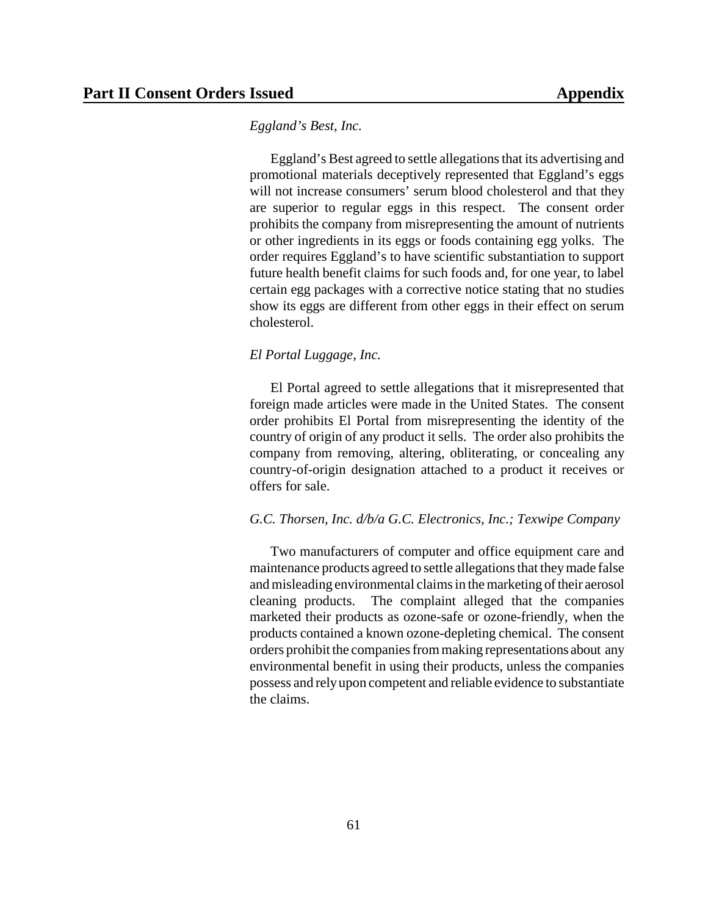*Eggland's Best, Inc.*

Eggland's Best agreed to settle allegations that its advertising and promotional materials deceptively represented that Eggland's eggs will not increase consumers' serum blood cholesterol and that they are superior to regular eggs in this respect. The consent order prohibits the company from misrepresenting the amount of nutrients or other ingredients in its eggs or foods containing egg yolks. The order requires Eggland's to have scientific substantiation to support future health benefit claims for such foods and, for one year, to label certain egg packages with a corrective notice stating that no studies show its eggs are different from other eggs in their effect on serum cholesterol.

*El Portal Luggage, Inc.*

El Portal agreed to settle allegations that it misrepresented that foreign made articles were made in the United States. The consent order prohibits El Portal from misrepresenting the identity of the country of origin of any product it sells. The order also prohibits the company from removing, altering, obliterating, or concealing any country-of-origin designation attached to a product it receives or offers for sale.

*G.C. Thorsen, Inc. d/b/a G.C. Electronics, Inc.; Texwipe Company*

Two manufacturers of computer and office equipment care and maintenance products agreed to settle allegations that they made false and misleading environmental claims in the marketing of their aerosol cleaning products. The complaint alleged that the companies marketed their products as ozone-safe or ozone-friendly, when the products contained a known ozone-depleting chemical. The consent orders prohibit the companies from making representations about any environmental benefit in using their products, unless the companies possess and rely upon competent and reliable evidence to substantiate the claims.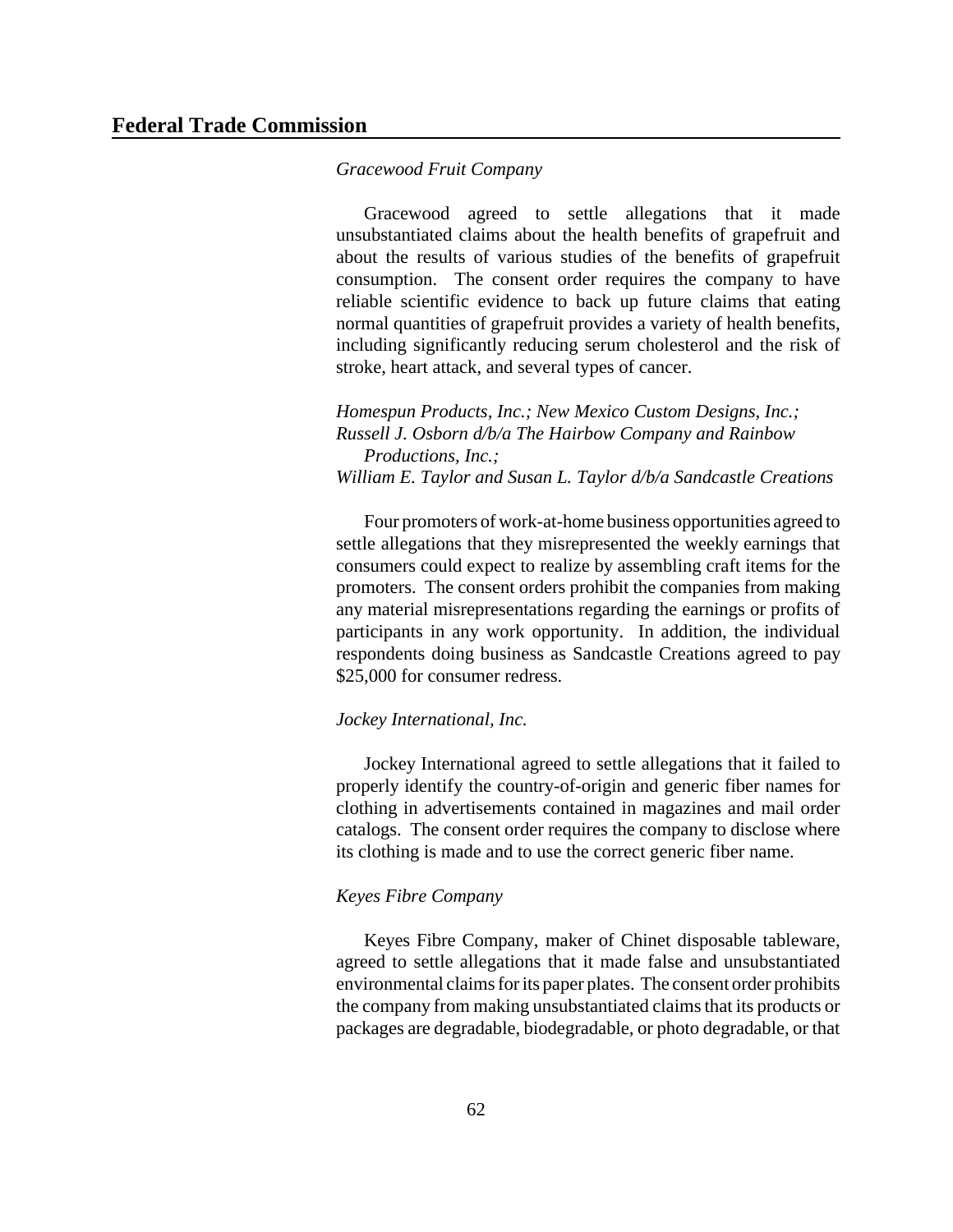*Gracewood Fruit Company*

Gracewood agreed to settle allegations that it made unsubstantiated claims about the health benefits of grapefruit and about the results of various studies of the benefits of grapefruit consumption. The consent order requires the company to have reliable scientific evidence to back up future claims that eating normal quantities of grapefruit provides a variety of health benefits, including significantly reducing serum cholesterol and the risk of stroke, heart attack, and several types of cancer.

*Homespun Products, Inc.; New Mexico Custom Designs, Inc.; Russell J. Osborn d/b/a The Hairbow Company and Rainbow Productions, Inc.; William E. Taylor and Susan L. Taylor d/b/a Sandcastle Creations*

Four promoters of work-at-home business opportunities agreed to settle allegations that they misrepresented the weekly earnings that consumers could expect to realize by assembling craft items for the promoters. The consent orders prohibit the companies from making any material misrepresentations regarding the earnings or profits of participants in any work opportunity. In addition, the individual respondents doing business as Sandcastle Creations agreed to pay $25,000 for consumer redress.

*Jockey International, Inc.*

Jockey International agreed to settle allegations that it failed to properly identify the country-of-origin and generic fiber names for clothing in advertisements contained in magazines and mail order catalogs. The consent order requires the company to disclose where its clothing is made and to use the correct generic fiber name.

*Keyes Fibre Company*

Keyes Fibre Company, maker of Chinet disposable tableware, agreed to settle allegations that it made false and unsubstantiated environmental claims for its paper plates. The consent order prohibits the company from making unsubstantiated claims that its products or packages are degradable, biodegradable, or photo degradable, or that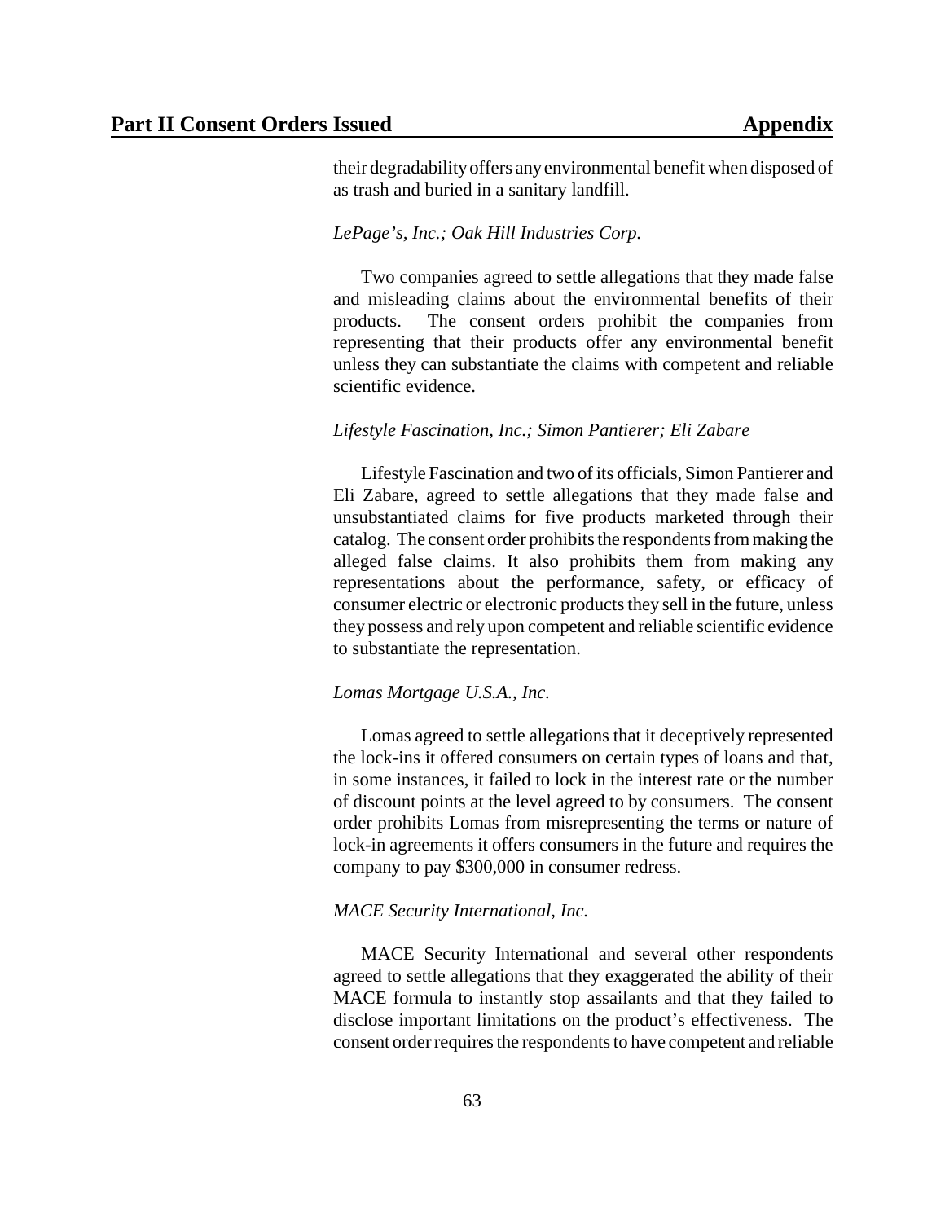their degradability offers any environmental benefit when disposed of as trash and buried in a sanitary landfill.

*LePage's, Inc.; Oak Hill Industries Corp.*

Two companies agreed to settle allegations that they made false and misleading claims about the environmental benefits of their products. The consent orders prohibit the companies from representing that their products offer any environmental benefit unless they can substantiate the claims with competent and reliable scientific evidence.

*Lifestyle Fascination, Inc.; Simon Pantierer; Eli Zabare*

Lifestyle Fascination and two of its officials, Simon Pantierer and Eli Zabare, agreed to settle allegations that they made false and unsubstantiated claims for five products marketed through their catalog. The consent order prohibits the respondents from making the alleged false claims. It also prohibits them from making any representations about the performance, safety, or efficacy of consumer electric or electronic products they sell in the future, unless they possess and rely upon competent and reliable scientific evidence to substantiate the representation.

*Lomas Mortgage U.S.A., Inc.*

Lomas agreed to settle allegations that it deceptively represented the lock-ins it offered consumers on certain types of loans and that, in some instances, it failed to lock in the interest rate or the number of discount points at the level agreed to by consumers. The consent order prohibits Lomas from misrepresenting the terms or nature of lock-in agreements it offers consumers in the future and requires the company to pay $300,000 in consumer redress.

*MACE Security International, Inc.*

MACE Security International and several other respondents agreed to settle allegations that they exaggerated the ability of their MACE formula to instantly stop assailants and that they failed to disclose important limitations on the product's effectiveness. The consent order requires the respondents to have competent and reliable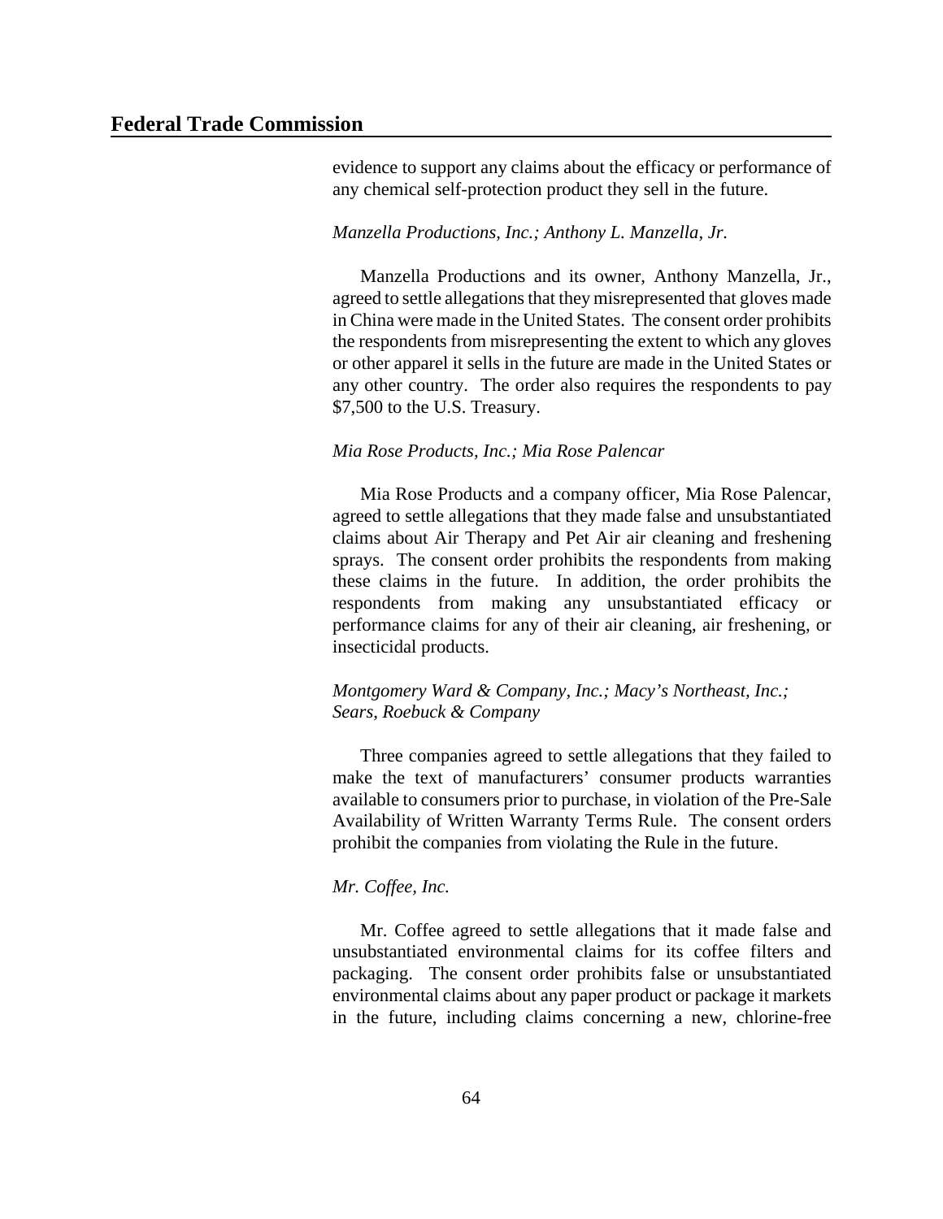evidence to support any claims about the efficacy or performance of any chemical self-protection product they sell in the future.

*Manzella Productions, Inc.; Anthony L. Manzella, Jr.*

Manzella Productions and its owner, Anthony Manzella, Jr., agreed to settle allegations that they misrepresented that gloves made in China were made in the United States. The consent order prohibits the respondents from misrepresenting the extent to which any gloves or other apparel it sells in the future are made in the United States or any other country. The order also requires the respondents to pay $7,500 to the U.S. Treasury.

*Mia Rose Products, Inc.; Mia Rose Palencar*

Mia Rose Products and a company officer, Mia Rose Palencar, agreed to settle allegations that they made false and unsubstantiated claims about Air Therapy and Pet Air air cleaning and freshening sprays. The consent order prohibits the respondents from making these claims in the future. In addition, the order prohibits the respondents from making any unsubstantiated efficacy or performance claims for any of their air cleaning, air freshening, or insecticidal products.

*Montgomery Ward & Company, Inc.; Macy's Northeast, Inc.; Sears, Roebuck & Company*

Three companies agreed to settle allegations that they failed to make the text of manufacturers' consumer products warranties available to consumers prior to purchase, in violation of the Pre-Sale Availability of Written Warranty Terms Rule. The consent orders prohibit the companies from violating the Rule in the future.

*Mr. Coffee, Inc.*

Mr. Coffee agreed to settle allegations that it made false and unsubstantiated environmental claims for its coffee filters and packaging. The consent order prohibits false or unsubstantiated environmental claims about any paper product or package it markets in the future, including claims concerning a new, chlorine-free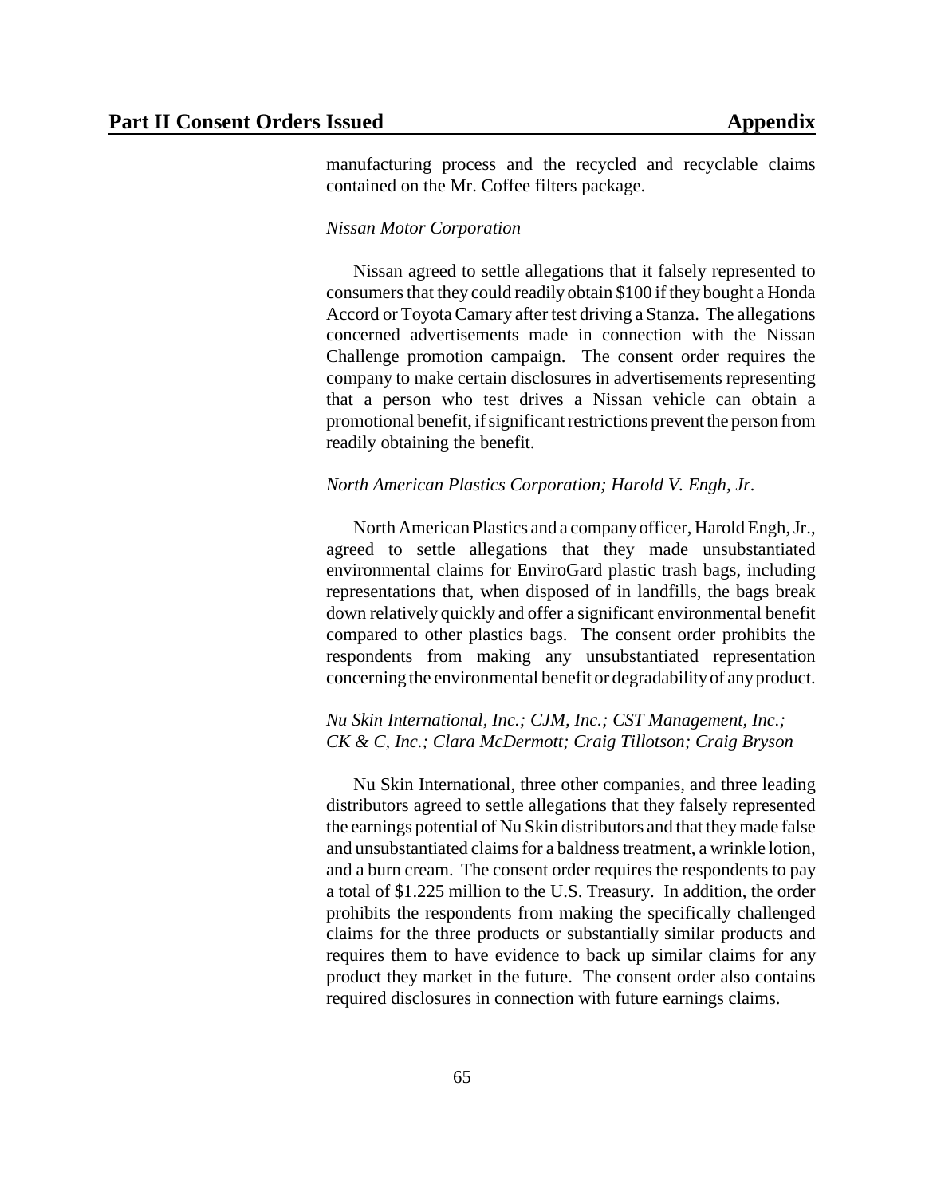manufacturing process and the recycled and recyclable claims contained on the Mr. Coffee filters package.

*Nissan Motor Corporation*

Nissan agreed to settle allegations that it falsely represented to consumers that they could readily obtain $100 if they bought a Honda Accord or Toyota Camary after test driving a Stanza. The allegations concerned advertisements made in connection with the Nissan Challenge promotion campaign. The consent order requires the company to make certain disclosures in advertisements representing that a person who test drives a Nissan vehicle can obtain a promotional benefit, if significant restrictions prevent the person from readily obtaining the benefit.

*North American Plastics Corporation; Harold V. Engh, Jr.*

North American Plastics and a company officer, Harold Engh, Jr., agreed to settle allegations that they made unsubstantiated environmental claims for EnviroGard plastic trash bags, including representations that, when disposed of in landfills, the bags break down relatively quickly and offer a significant environmental benefit compared to other plastics bags. The consent order prohibits the respondents from making any unsubstantiated representation concerning the environmental benefit or degradability of any product.

*Nu Skin International, Inc.; CJM, Inc.; CST Management, Inc.; CK & C, Inc.; Clara McDermott; Craig Tillotson; Craig Bryson*

Nu Skin International, three other companies, and three leading distributors agreed to settle allegations that they falsely represented the earnings potential of Nu Skin distributors and that they made false and unsubstantiated claims for a baldness treatment, a wrinkle lotion, and a burn cream. The consent order requires the respondents to pay a total of $1.225 million to the U.S. Treasury. In addition, the order prohibits the respondents from making the specifically challenged claims for the three products or substantially similar products and requires them to have evidence to back up similar claims for any product they market in the future. The consent order also contains required disclosures in connection with future earnings claims.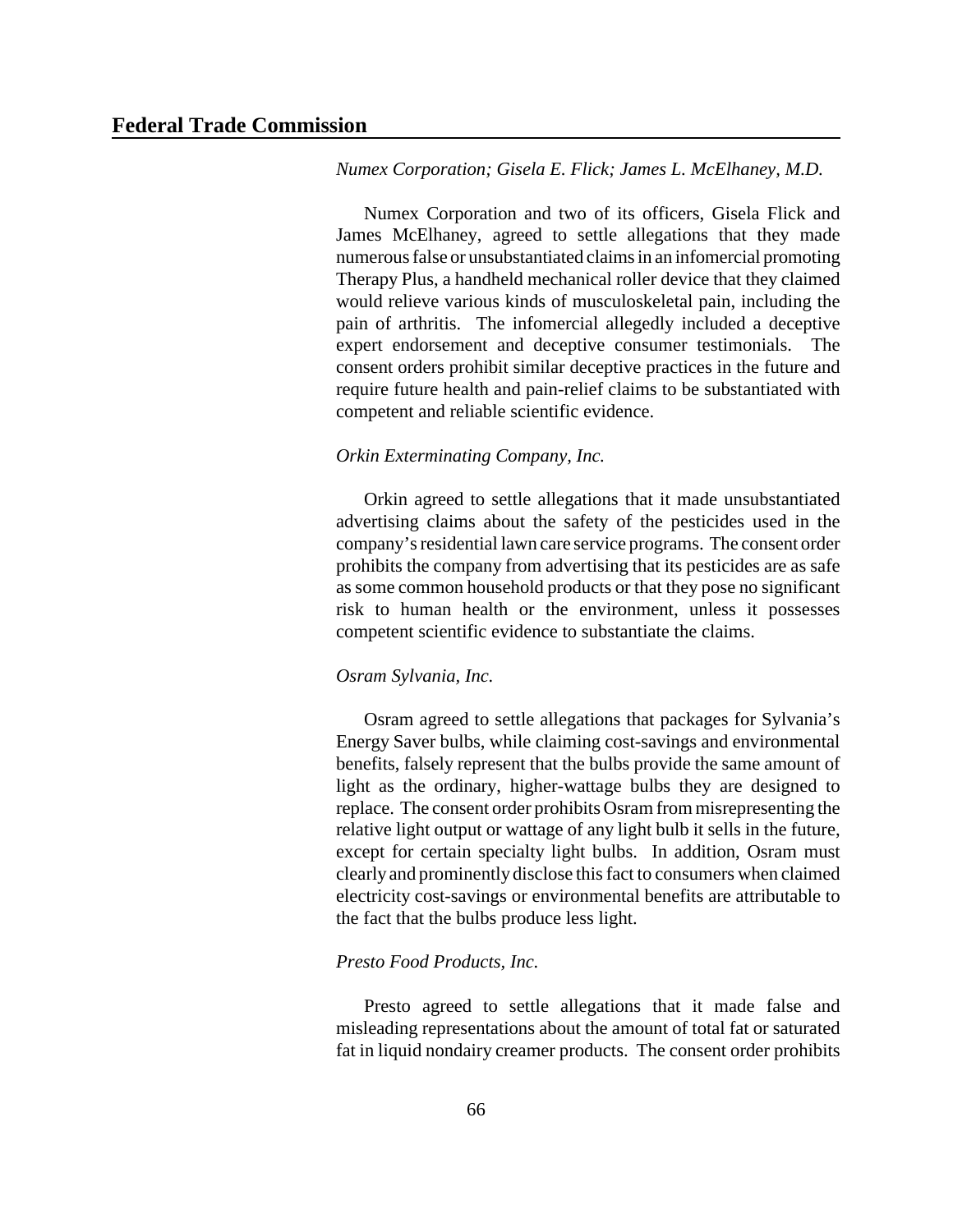*Numex Corporation; Gisela E. Flick; James L. McElhaney, M.D.*

Numex Corporation and two of its officers, Gisela Flick and James McElhaney, agreed to settle allegations that they made numerous false or unsubstantiated claims in an infomercial promoting Therapy Plus, a handheld mechanical roller device that they claimed would relieve various kinds of musculoskeletal pain, including the pain of arthritis. The infomercial allegedly included a deceptive expert endorsement and deceptive consumer testimonials. The consent orders prohibit similar deceptive practices in the future and require future health and pain-relief claims to be substantiated with competent and reliable scientific evidence.

*Orkin Exterminating Company, Inc.*

Orkin agreed to settle allegations that it made unsubstantiated advertising claims about the safety of the pesticides used in the company's residential lawn care service programs. The consent order prohibits the company from advertising that its pesticides are as safe as some common household products or that they pose no significant risk to human health or the environment, unless it possesses competent scientific evidence to substantiate the claims.

*Osram Sylvania, Inc.*

Osram agreed to settle allegations that packages for Sylvania's Energy Saver bulbs, while claiming cost-savings and environmental benefits, falsely represent that the bulbs provide the same amount of light as the ordinary, higher-wattage bulbs they are designed to replace. The consent order prohibits Osram from misrepresenting the relative light output or wattage of any light bulb it sells in the future, except for certain specialty light bulbs. In addition, Osram must clearly and prominently disclose this fact to consumers when claimed electricity cost-savings or environmental benefits are attributable to the fact that the bulbs produce less light.

*Presto Food Products, Inc.*

Presto agreed to settle allegations that it made false and misleading representations about the amount of total fat or saturated fat in liquid nondairy creamer products. The consent order prohibits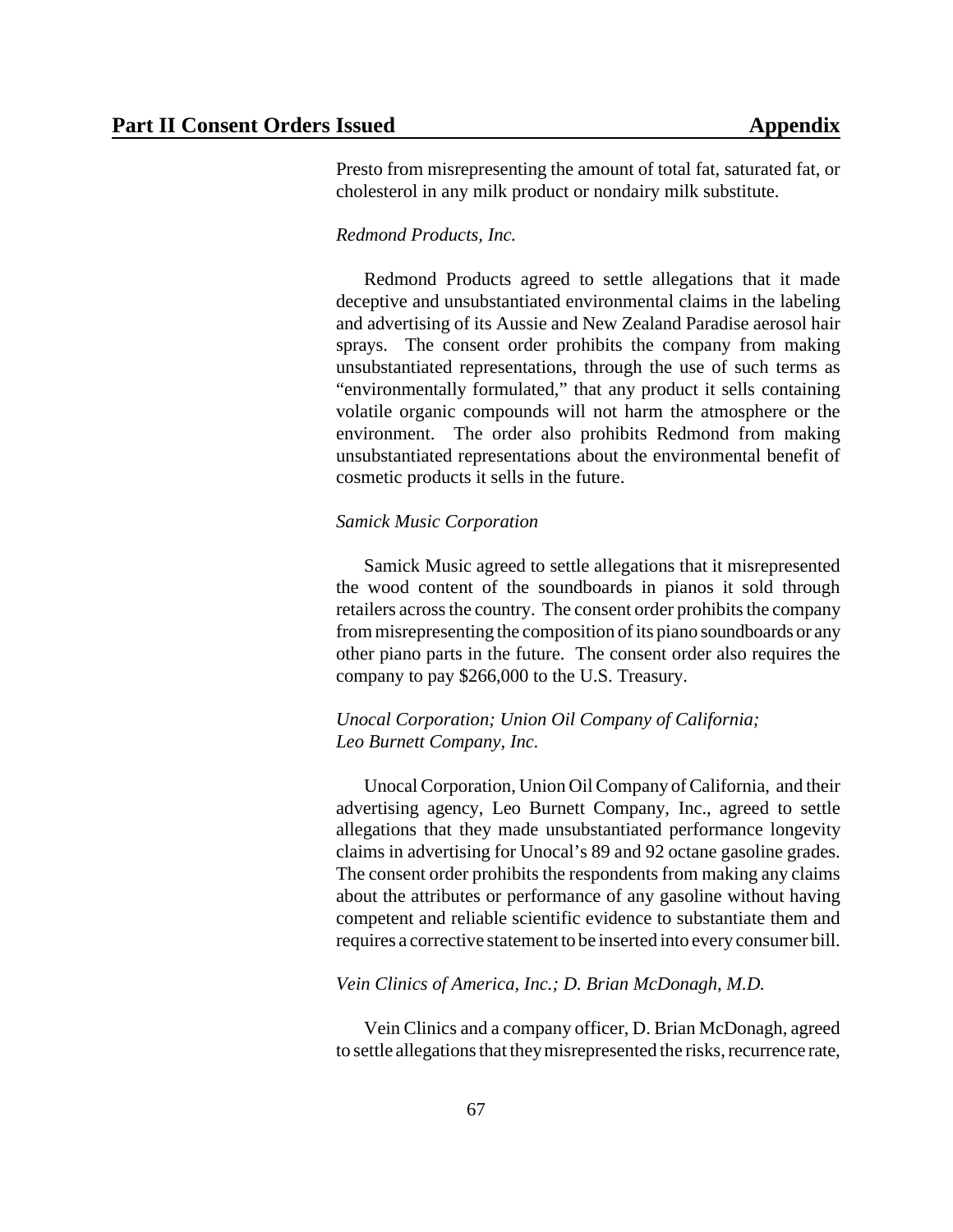Presto from misrepresenting the amount of total fat, saturated fat, or cholesterol in any milk product or nondairy milk substitute.

*Redmond Products, Inc.*

Redmond Products agreed to settle allegations that it made deceptive and unsubstantiated environmental claims in the labeling and advertising of its Aussie and New Zealand Paradise aerosol hair sprays. The consent order prohibits the company from making unsubstantiated representations, through the use of such terms as "environmentally formulated," that any product it sells containing volatile organic compounds will not harm the atmosphere or the environment. The order also prohibits Redmond from making unsubstantiated representations about the environmental benefit of cosmetic products it sells in the future.

*Samick Music Corporation*

Samick Music agreed to settle allegations that it misrepresented the wood content of the soundboards in pianos it sold through retailers across the country. The consent order prohibits the company from misrepresenting the composition of its piano soundboards or any other piano parts in the future. The consent order also requires the company to pay $266,000 to the U.S. Treasury.

*Unocal Corporation; Union Oil Company of California; Leo Burnett Company, Inc.*

Unocal Corporation, Union Oil Company of California, and their advertising agency, Leo Burnett Company, Inc., agreed to settle allegations that they made unsubstantiated performance longevity claims in advertising for Unocal's 89 and 92 octane gasoline grades. The consent order prohibits the respondents from making any claims about the attributes or performance of any gasoline without having competent and reliable scientific evidence to substantiate them and requires a corrective statement to be inserted into every consumer bill.

*Vein Clinics of America, Inc.; D. Brian McDonagh, M.D.*

Vein Clinics and a company officer, D. Brian McDonagh, agreed to settle allegations that they misrepresented the risks, recurrence rate,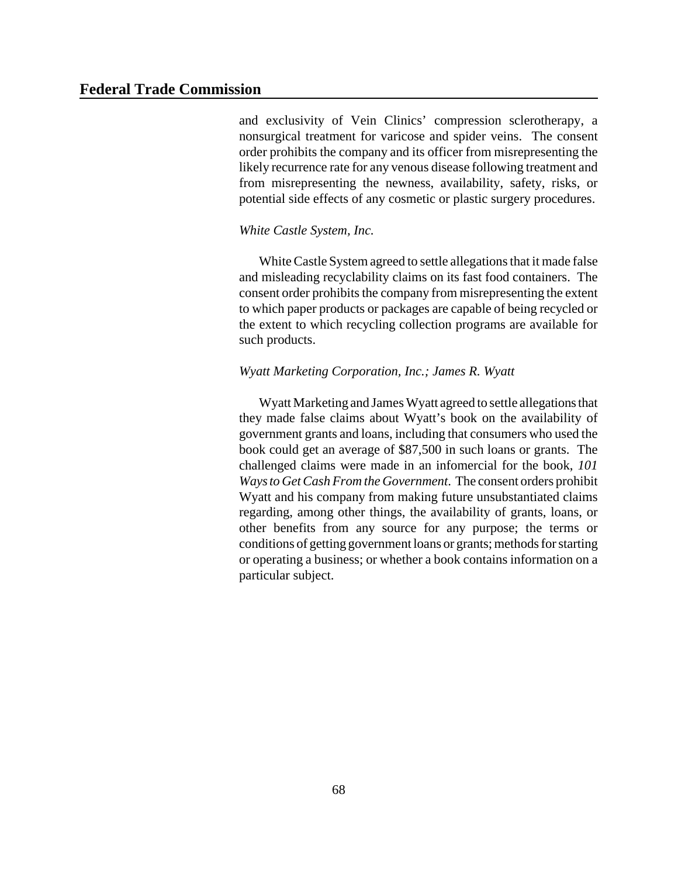and exclusivity of Vein Clinics' compression sclerotherapy, a nonsurgical treatment for varicose and spider veins. The consent order prohibits the company and its officer from misrepresenting the likely recurrence rate for any venous disease following treatment and from misrepresenting the newness, availability, safety, risks, or potential side effects of any cosmetic or plastic surgery procedures.

*White Castle System, Inc.*

White Castle System agreed to settle allegations that it made false and misleading recyclability claims on its fast food containers. The consent order prohibits the company from misrepresenting the extent to which paper products or packages are capable of being recycled or the extent to which recycling collection programs are available for such products.

*Wyatt Marketing Corporation, Inc.; James R. Wyatt*

Wyatt Marketing and James Wyatt agreed to settle allegations that they made false claims about Wyatt's book on the availability of government grants and loans, including that consumers who used the book could get an average of $87,500 in such loans or grants. The challenged claims were made in an infomercial for the book, *101 Ways to Get Cash From the Government*. The consent orders prohibit Wyatt and his company from making future unsubstantiated claims regarding, among other things, the availability of grants, loans, or other benefits from any source for any purpose; the terms or conditions of getting government loans or grants; methods for starting or operating a business; or whether a book contains information on a particular subject.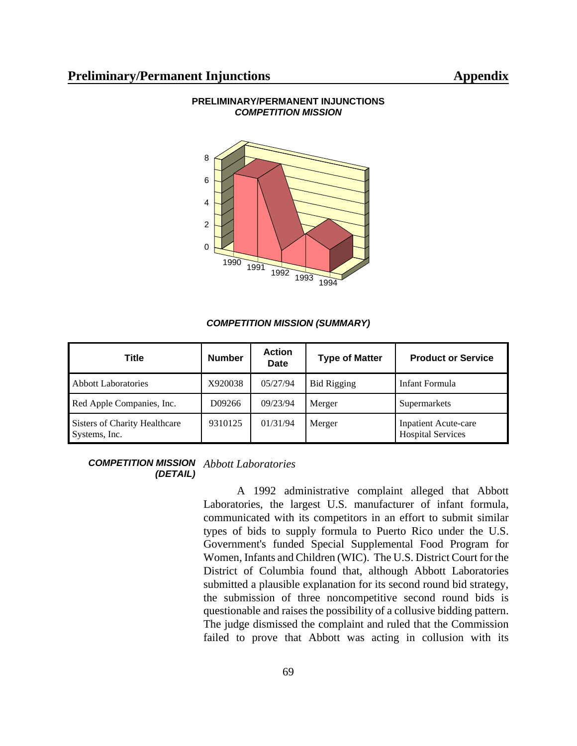## PRELIMINARY/PERMANENT INJUNCTIONS
### *COMPETITION MISSION*

8
6
4
2
0

1990 1991 1992 1993 1994

### *COMPETITION MISSION (SUMMARY)*

| Title | Number | Action Date | Type of Matter | Product or Service |
|---|---|---|---|---|
| Abbott Laboratories | X920038 | 05/27/94 | Bid Rigging | Infant Formula |
| Red Apple Companies, Inc. | D09266 | 09/23/94 | Merger | Supermarkets |
| Sisters of Charity Healthcare Systems, Inc. | 9310125 | 01/31/94 | Merger | Inpatient Acute-care Hospital Services |

***COMPETITION MISSION (DETAIL)***

*Abbott Laboratories*

A 1992 administrative complaint alleged that Abbott Laboratories, the largest U.S. manufacturer of infant formula, communicated with its competitors in an effort to submit similar types of bids to supply formula to Puerto Rico under the U.S. Government's funded Special Supplemental Food Program for Women, Infants and Children (WIC). The U.S. District Court for the District of Columbia found that, although Abbott Laboratories submitted a plausible explanation for its second round bid strategy, the submission of three noncompetitive second round bids is questionable and raises the possibility of a collusive bidding pattern. The judge dismissed the complaint and ruled that the Commission failed to prove that Abbott was acting in collusion with its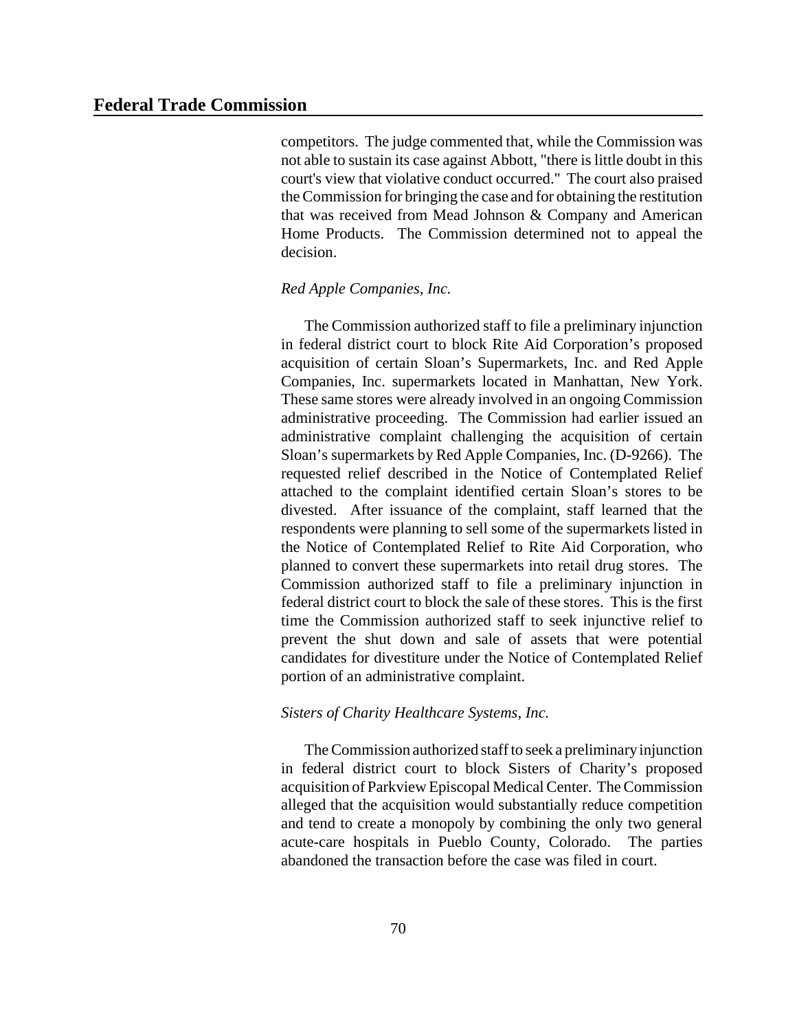competitors. The judge commented that, while the Commission was not able to sustain its case against Abbott, "there is little doubt in this court's view that violative conduct occurred." The court also praised the Commission for bringing the case and for obtaining the restitution that was received from Mead Johnson & Company and American Home Products. The Commission determined not to appeal the decision.

*Red Apple Companies, Inc.*

The Commission authorized staff to file a preliminary injunction in federal district court to block Rite Aid Corporation's proposed acquisition of certain Sloan's Supermarkets, Inc. and Red Apple Companies, Inc. supermarkets located in Manhattan, New York. These same stores were already involved in an ongoing Commission administrative proceeding. The Commission had earlier issued an administrative complaint challenging the acquisition of certain Sloan's supermarkets by Red Apple Companies, Inc. (D-9266). The requested relief described in the Notice of Contemplated Relief attached to the complaint identified certain Sloan's stores to be divested. After issuance of the complaint, staff learned that the respondents were planning to sell some of the supermarkets listed in the Notice of Contemplated Relief to Rite Aid Corporation, who planned to convert these supermarkets into retail drug stores. The Commission authorized staff to file a preliminary injunction in federal district court to block the sale of these stores. This is the first time the Commission authorized staff to seek injunctive relief to prevent the shut down and sale of assets that were potential candidates for divestiture under the Notice of Contemplated Relief portion of an administrative complaint.

*Sisters of Charity Healthcare Systems, Inc.*

The Commission authorized staff to seek a preliminary injunction in federal district court to block Sisters of Charity's proposed acquisition of Parkview Episcopal Medical Center. The Commission alleged that the acquisition would substantially reduce competition and tend to create a monopoly by combining the only two general acute-care hospitals in Pueblo County, Colorado. The parties abandoned the transaction before the case was filed in court.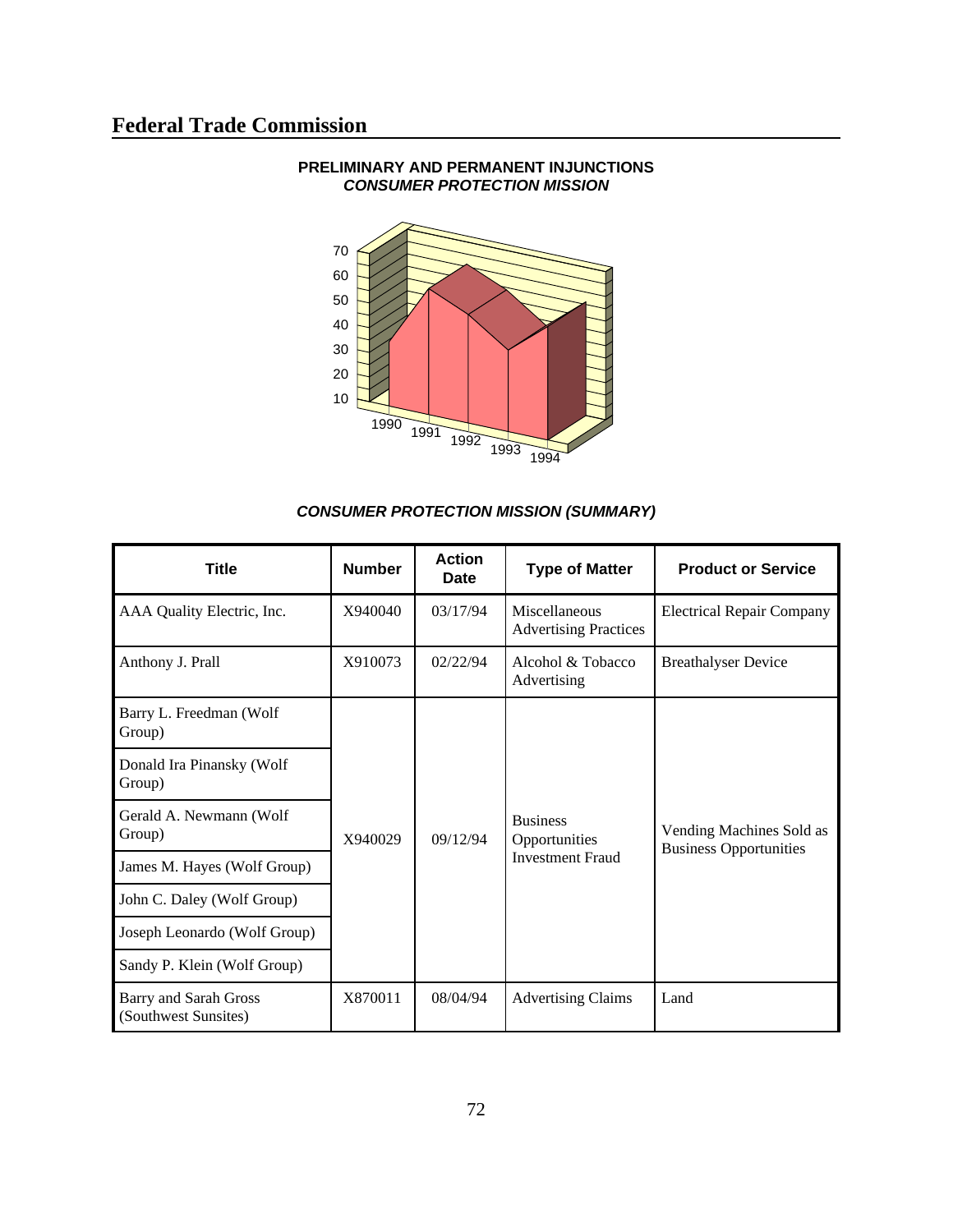# Federal Trade Commission

**PRELIMINARY AND PERMANENT INJUNCTIONS**
***CONSUMER PROTECTION MISSION***

***CONSUMER PROTECTION MISSION (SUMMARY)***

| Title | Number | Action Date | Type of Matter | Product or Service |
|---|---|---|---|---|
| AAA Quality Electric, Inc. | X940040 | 03/17/94 | Miscellaneous Advertising Practices | Electrical Repair Company |
| Anthony J. Prall | X910073 | 02/22/94 | Alcohol & Tobacco Advertising | Breathalyser Device |
| Barry L. Freedman (Wolf Group) | X940029 | 09/12/94 | Business Opportunities Investment Fraud | Vending Machines Sold as Business Opportunities |
| Donald Ira Pinansky (Wolf Group) | | | | |
| Gerald A. Newmann (Wolf Group) | | | | |
| James M. Hayes (Wolf Group) | | | | |
| John C. Daley (Wolf Group) | | | | |
| Joseph Leonardo (Wolf Group) | | | | |
| Sandy P. Klein (Wolf Group) | | | | |
| Barry and Sarah Gross (Southwest Sunsites) | X870011 | 08/04/94 | Advertising Claims | Land |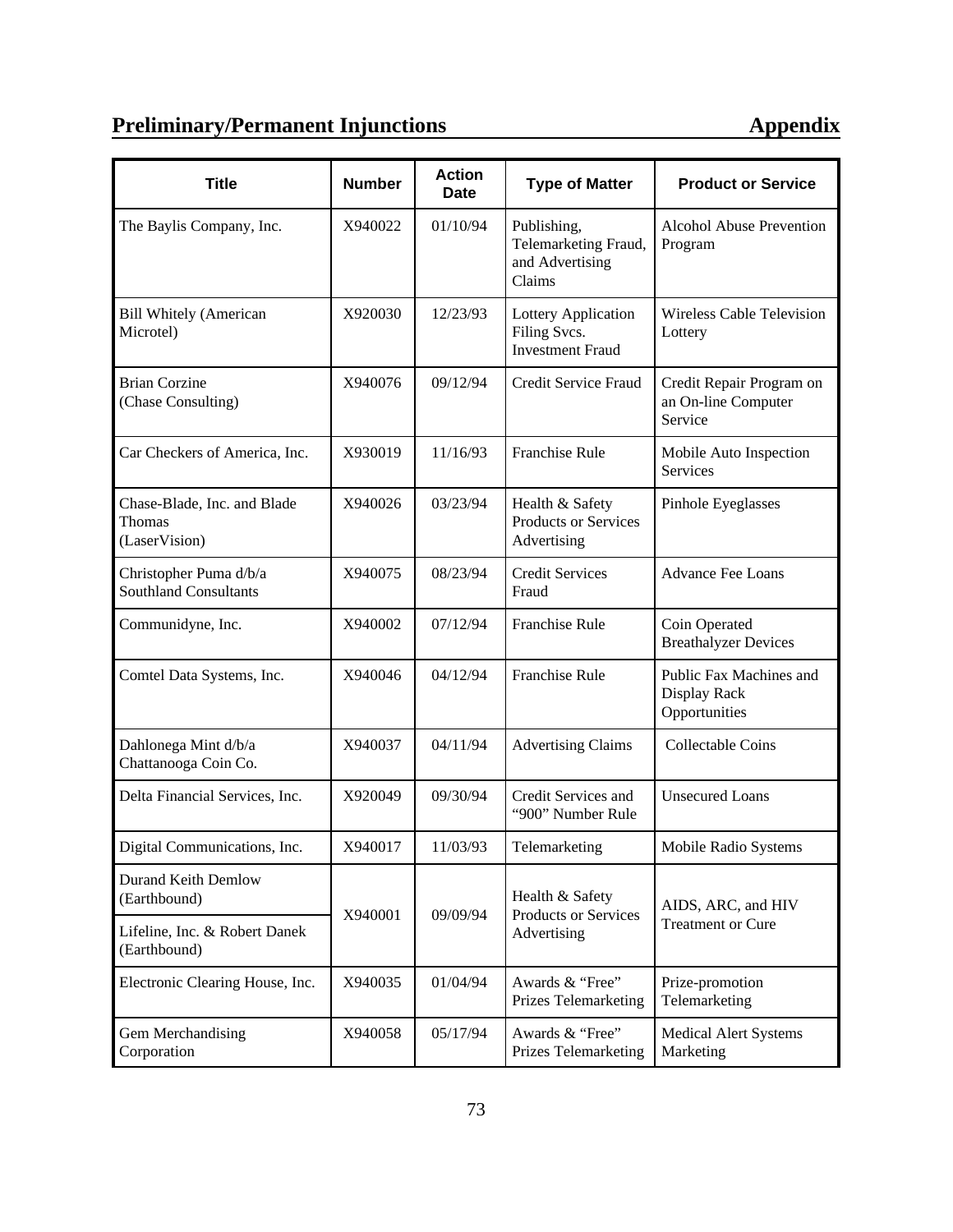## Preliminary/Permanent Injunctions — Appendix

| Title | Number | Action Date | Type of Matter | Product or Service |
|---|---|---|---|---|
| The Baylis Company, Inc. | X940022 | 01/10/94 | Publishing, Telemarketing Fraud, and Advertising Claims | Alcohol Abuse Prevention Program |
| Bill Whitely (American Microtel) | X920030 | 12/23/93 | Lottery Application Filing Svcs. Investment Fraud | Wireless Cable Television Lottery |
| Brian Corzine (Chase Consulting) | X940076 | 09/12/94 | Credit Service Fraud | Credit Repair Program on an On-line Computer Service |
| Car Checkers of America, Inc. | X930019 | 11/16/93 | Franchise Rule | Mobile Auto Inspection Services |
| Chase-Blade, Inc. and Blade Thomas (LaserVision) | X940026 | 03/23/94 | Health & Safety Products or Services Advertising | Pinhole Eyeglasses |
| Christopher Puma d/b/a Southland Consultants | X940075 | 08/23/94 | Credit Services Fraud | Advance Fee Loans |
| Communidyne, Inc. | X940002 | 07/12/94 | Franchise Rule | Coin Operated Breathalyzer Devices |
| Comtel Data Systems, Inc. | X940046 | 04/12/94 | Franchise Rule | Public Fax Machines and Display Rack Opportunities |
| Dahlonega Mint d/b/a Chattanooga Coin Co. | X940037 | 04/11/94 | Advertising Claims | Collectable Coins |
| Delta Financial Services, Inc. | X920049 | 09/30/94 | Credit Services and "900" Number Rule | Unsecured Loans |
| Digital Communications, Inc. | X940017 | 11/03/93 | Telemarketing | Mobile Radio Systems |
| Durand Keith Demlow (Earthbound) | X940001 | 09/09/94 | Health & Safety Products or Services Advertising | AIDS, ARC, and HIV Treatment or Cure |
| Lifeline, Inc. & Robert Danek (Earthbound) | X940001 | 09/09/94 | Health & Safety Products or Services Advertising | AIDS, ARC, and HIV Treatment or Cure |
| Electronic Clearing House, Inc. | X940035 | 01/04/94 | Awards & "Free" Prizes Telemarketing | Prize-promotion Telemarketing |
| Gem Merchandising Corporation | X940058 | 05/17/94 | Awards & "Free" Prizes Telemarketing | Medical Alert Systems Marketing |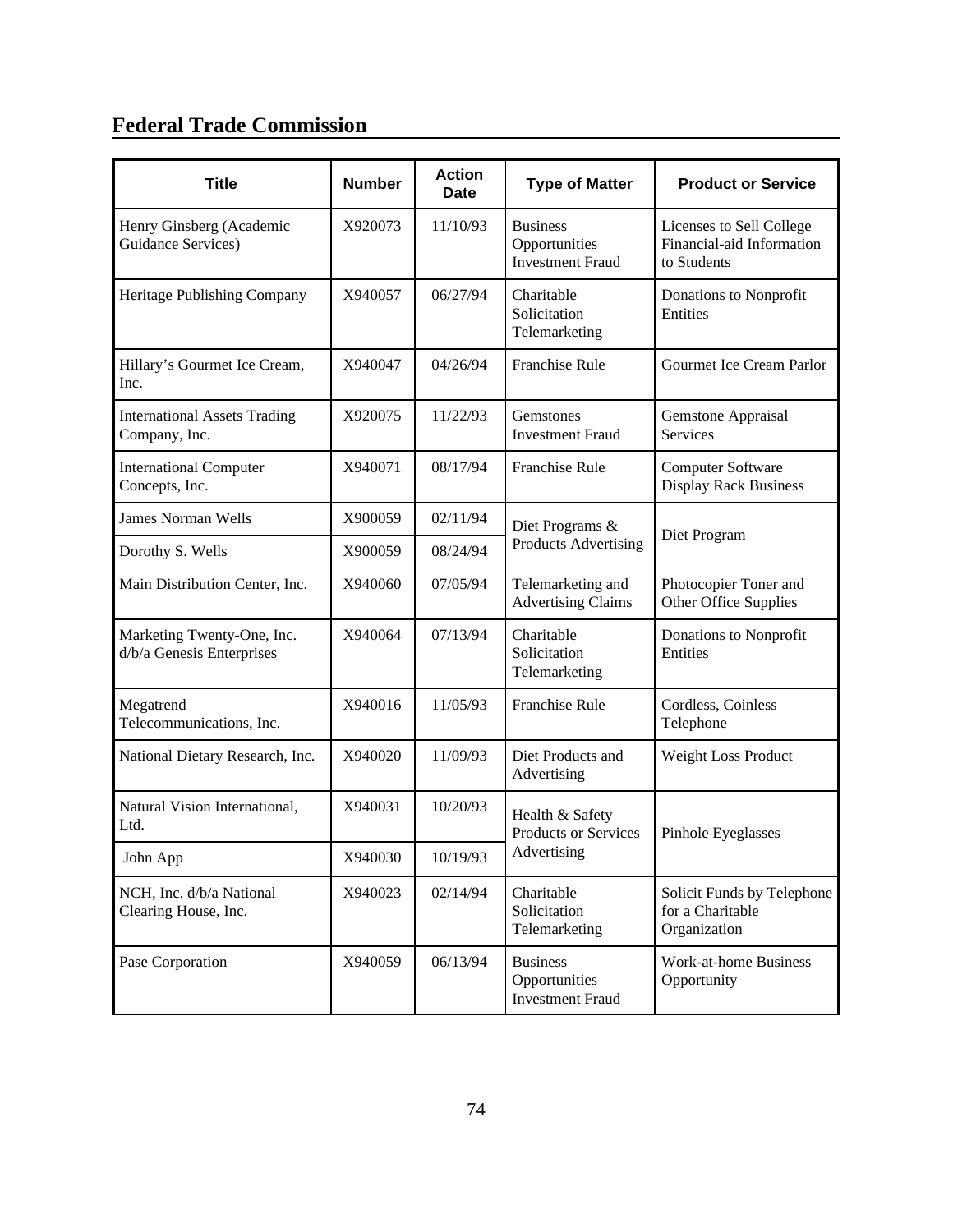## Federal Trade Commission

| Title | Number | Action Date | Type of Matter | Product or Service |
|---|---|---|---|---|
| Henry Ginsberg (Academic Guidance Services) | X920073 | 11/10/93 | Business Opportunities Investment Fraud | Licenses to Sell College Financial-aid Information to Students |
| Heritage Publishing Company | X940057 | 06/27/94 | Charitable Solicitation Telemarketing | Donations to Nonprofit Entities |
| Hillary's Gourmet Ice Cream, Inc. | X940047 | 04/26/94 | Franchise Rule | Gourmet Ice Cream Parlor |
| International Assets Trading Company, Inc. | X920075 | 11/22/93 | Gemstones Investment Fraud | Gemstone Appraisal Services |
| International Computer Concepts, Inc. | X940071 | 08/17/94 | Franchise Rule | Computer Software Display Rack Business |
| James Norman Wells | X900059 | 02/11/94 | Diet Programs & Products Advertising | Diet Program |
| Dorothy S. Wells | X900059 | 08/24/94 | | |
| Main Distribution Center, Inc. | X940060 | 07/05/94 | Telemarketing and Advertising Claims | Photocopier Toner and Other Office Supplies |
| Marketing Twenty-One, Inc. d/b/a Genesis Enterprises | X940064 | 07/13/94 | Charitable Solicitation Telemarketing | Donations to Nonprofit Entities |
| Megatrend Telecommunications, Inc. | X940016 | 11/05/93 | Franchise Rule | Cordless, Coinless Telephone |
| National Dietary Research, Inc. | X940020 | 11/09/93 | Diet Products and Advertising | Weight Loss Product |
| Natural Vision International, Ltd. | X940031 | 10/20/93 | Health & Safety Products or Services Advertising | Pinhole Eyeglasses |
| John App | X940030 | 10/19/93 | | |
| NCH, Inc. d/b/a National Clearing House, Inc. | X940023 | 02/14/94 | Charitable Solicitation Telemarketing | Solicit Funds by Telephone for a Charitable Organization |
| Pase Corporation | X940059 | 06/13/94 | Business Opportunities Investment Fraud | Work-at-home Business Opportunity |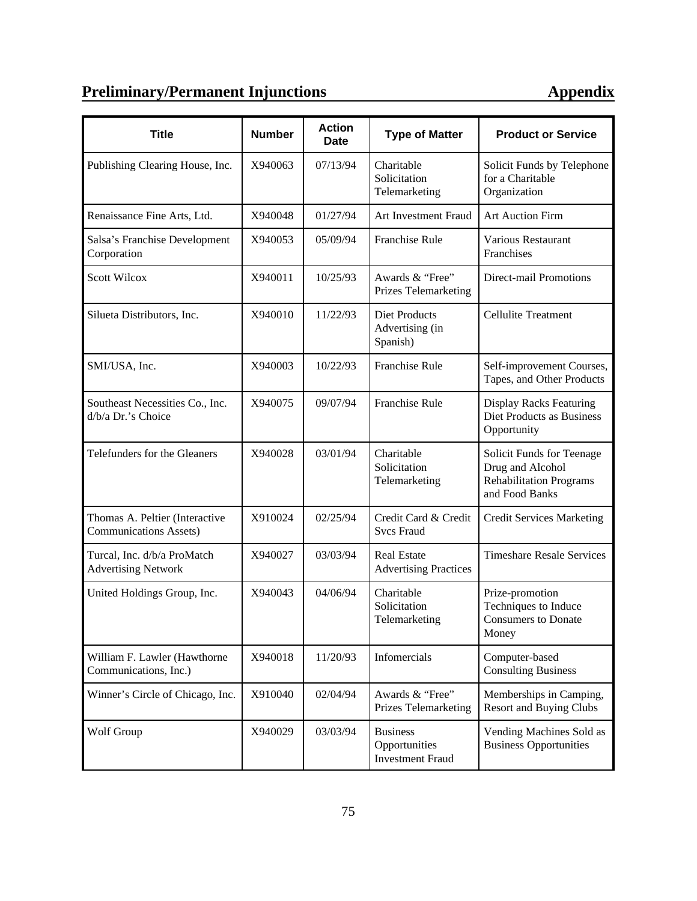## Preliminary/Permanent Injunctions — Appendix

| Title | Number | Action Date | Type of Matter | Product or Service |
|---|---|---|---|---|
| Publishing Clearing House, Inc. | X940063 | 07/13/94 | Charitable Solicitation Telemarketing | Solicit Funds by Telephone for a Charitable Organization |
| Renaissance Fine Arts, Ltd. | X940048 | 01/27/94 | Art Investment Fraud | Art Auction Firm |
| Salsa's Franchise Development Corporation | X940053 | 05/09/94 | Franchise Rule | Various Restaurant Franchises |
| Scott Wilcox | X940011 | 10/25/93 | Awards & "Free" Prizes Telemarketing | Direct-mail Promotions |
| Silueta Distributors, Inc. | X940010 | 11/22/93 | Diet Products Advertising (in Spanish) | Cellulite Treatment |
| SMI/USA, Inc. | X940003 | 10/22/93 | Franchise Rule | Self-improvement Courses, Tapes, and Other Products |
| Southeast Necessities Co., Inc. d/b/a Dr.'s Choice | X940075 | 09/07/94 | Franchise Rule | Display Racks Featuring Diet Products as Business Opportunity |
| Telefunders for the Gleaners | X940028 | 03/01/94 | Charitable Solicitation Telemarketing | Solicit Funds for Teenage Drug and Alcohol Rehabilitation Programs and Food Banks |
| Thomas A. Peltier (Interactive Communications Assets) | X910024 | 02/25/94 | Credit Card & Credit Svcs Fraud | Credit Services Marketing |
| Turcal, Inc. d/b/a ProMatch Advertising Network | X940027 | 03/03/94 | Real Estate Advertising Practices | Timeshare Resale Services |
| United Holdings Group, Inc. | X940043 | 04/06/94 | Charitable Solicitation Telemarketing | Prize-promotion Techniques to Induce Consumers to Donate Money |
| William F. Lawler (Hawthorne Communications, Inc.) | X940018 | 11/20/93 | Infomercials | Computer-based Consulting Business |
| Winner's Circle of Chicago, Inc. | X910040 | 02/04/94 | Awards & "Free" Prizes Telemarketing | Memberships in Camping, Resort and Buying Clubs |
| Wolf Group | X940029 | 03/03/94 | Business Opportunities Investment Fraud | Vending Machines Sold as Business Opportunities |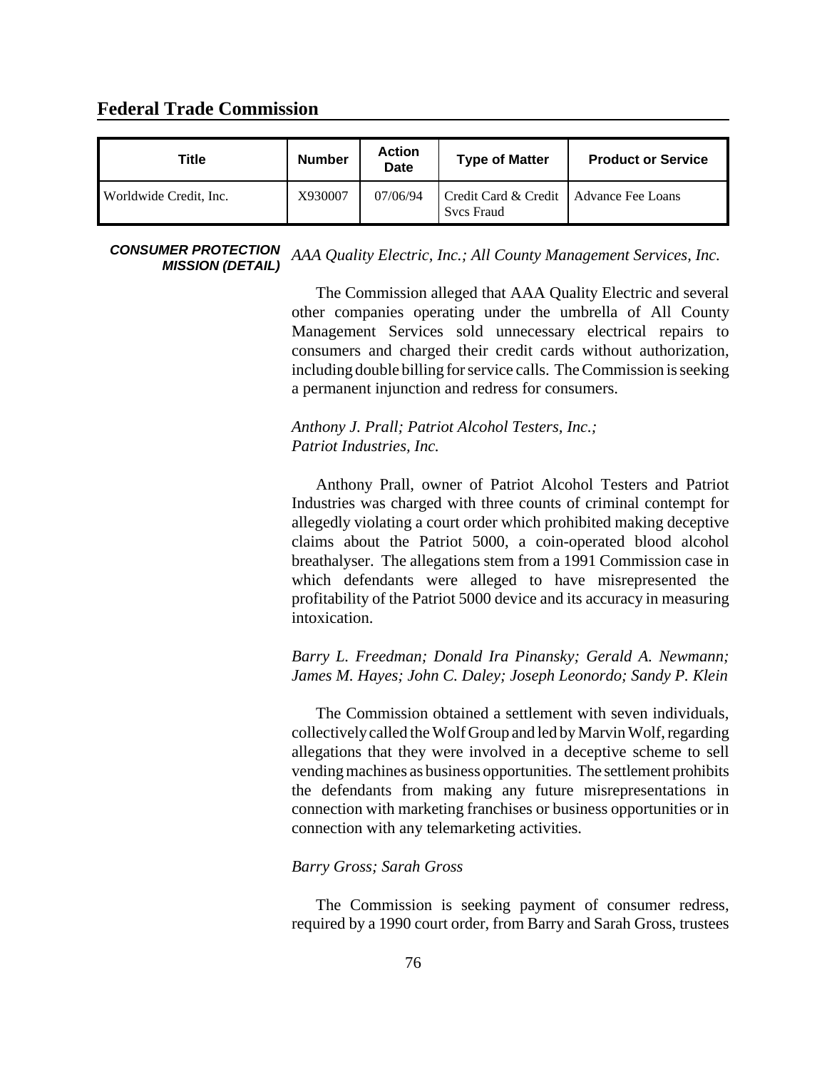## Federal Trade Commission

| Title | Number | Action Date | Type of Matter | Product or Service |
|---|---|---|---|---|
| Worldwide Credit, Inc. | X930007 | 07/06/94 | Credit Card & Credit Svcs Fraud | Advance Fee Loans |

**_CONSUMER PROTECTION MISSION (DETAIL)_**

*AAA Quality Electric, Inc.; All County Management Services, Inc.*

The Commission alleged that AAA Quality Electric and several other companies operating under the umbrella of All County Management Services sold unnecessary electrical repairs to consumers and charged their credit cards without authorization, including double billing for service calls. The Commission is seeking a permanent injunction and redress for consumers.

*Anthony J. Prall; Patriot Alcohol Testers, Inc.; Patriot Industries, Inc.*

Anthony Prall, owner of Patriot Alcohol Testers and Patriot Industries was charged with three counts of criminal contempt for allegedly violating a court order which prohibited making deceptive claims about the Patriot 5000, a coin-operated blood alcohol breathalyser. The allegations stem from a 1991 Commission case in which defendants were alleged to have misrepresented the profitability of the Patriot 5000 device and its accuracy in measuring intoxication.

*Barry L. Freedman; Donald Ira Pinansky; Gerald A. Newmann; James M. Hayes; John C. Daley; Joseph Leonordo; Sandy P. Klein*

The Commission obtained a settlement with seven individuals, collectively called the Wolf Group and led by Marvin Wolf, regarding allegations that they were involved in a deceptive scheme to sell vending machines as business opportunities. The settlement prohibits the defendants from making any future misrepresentations in connection with marketing franchises or business opportunities or in connection with any telemarketing activities.

*Barry Gross; Sarah Gross*

The Commission is seeking payment of consumer redress, required by a 1990 court order, from Barry and Sarah Gross, trustees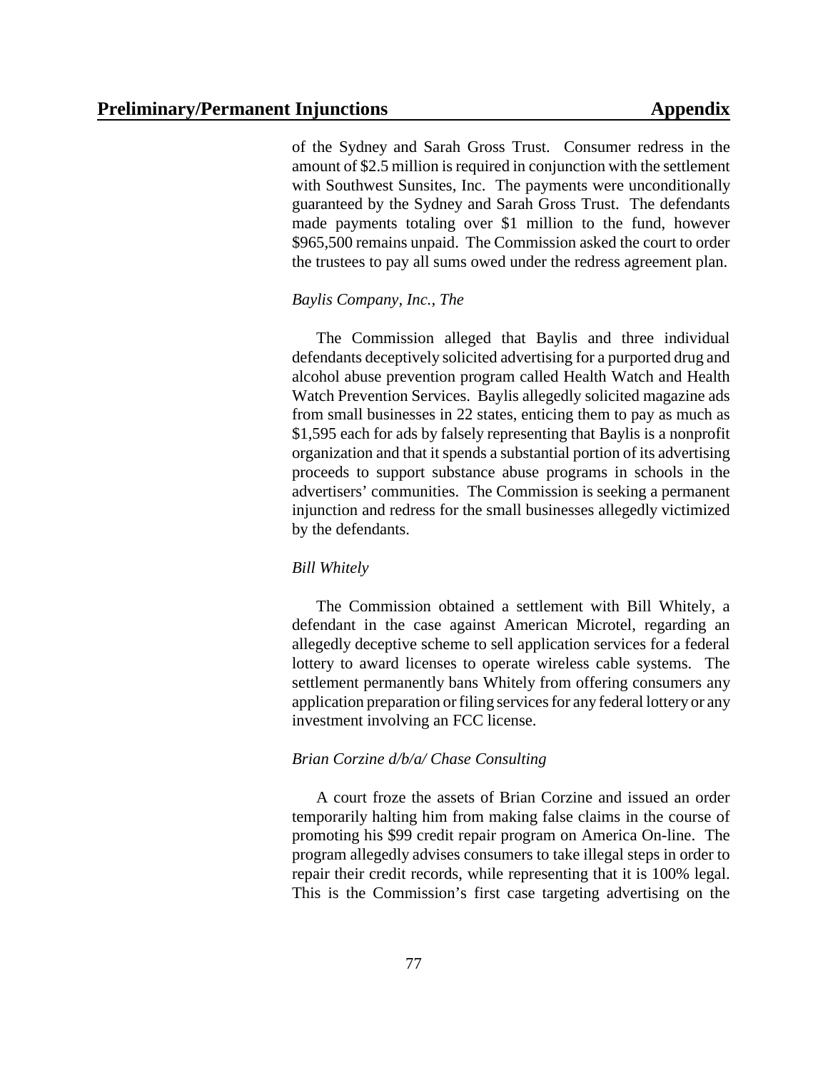of the Sydney and Sarah Gross Trust. Consumer redress in the amount of $2.5 million is required in conjunction with the settlement with Southwest Sunsites, Inc. The payments were unconditionally guaranteed by the Sydney and Sarah Gross Trust. The defendants made payments totaling over $1 million to the fund, however $965,500 remains unpaid. The Commission asked the court to order the trustees to pay all sums owed under the redress agreement plan.

*Baylis Company, Inc., The*

The Commission alleged that Baylis and three individual defendants deceptively solicited advertising for a purported drug and alcohol abuse prevention program called Health Watch and Health Watch Prevention Services. Baylis allegedly solicited magazine ads from small businesses in 22 states, enticing them to pay as much as $1,595 each for ads by falsely representing that Baylis is a nonprofit organization and that it spends a substantial portion of its advertising proceeds to support substance abuse programs in schools in the advertisers' communities. The Commission is seeking a permanent injunction and redress for the small businesses allegedly victimized by the defendants.

*Bill Whitely*

The Commission obtained a settlement with Bill Whitely, a defendant in the case against American Microtel, regarding an allegedly deceptive scheme to sell application services for a federal lottery to award licenses to operate wireless cable systems. The settlement permanently bans Whitely from offering consumers any application preparation or filing services for any federal lottery or any investment involving an FCC license.

*Brian Corzine d/b/a/ Chase Consulting*

A court froze the assets of Brian Corzine and issued an order temporarily halting him from making false claims in the course of promoting his $99 credit repair program on America On-line. The program allegedly advises consumers to take illegal steps in order to repair their credit records, while representing that it is 100% legal. This is the Commission's first case targeting advertising on the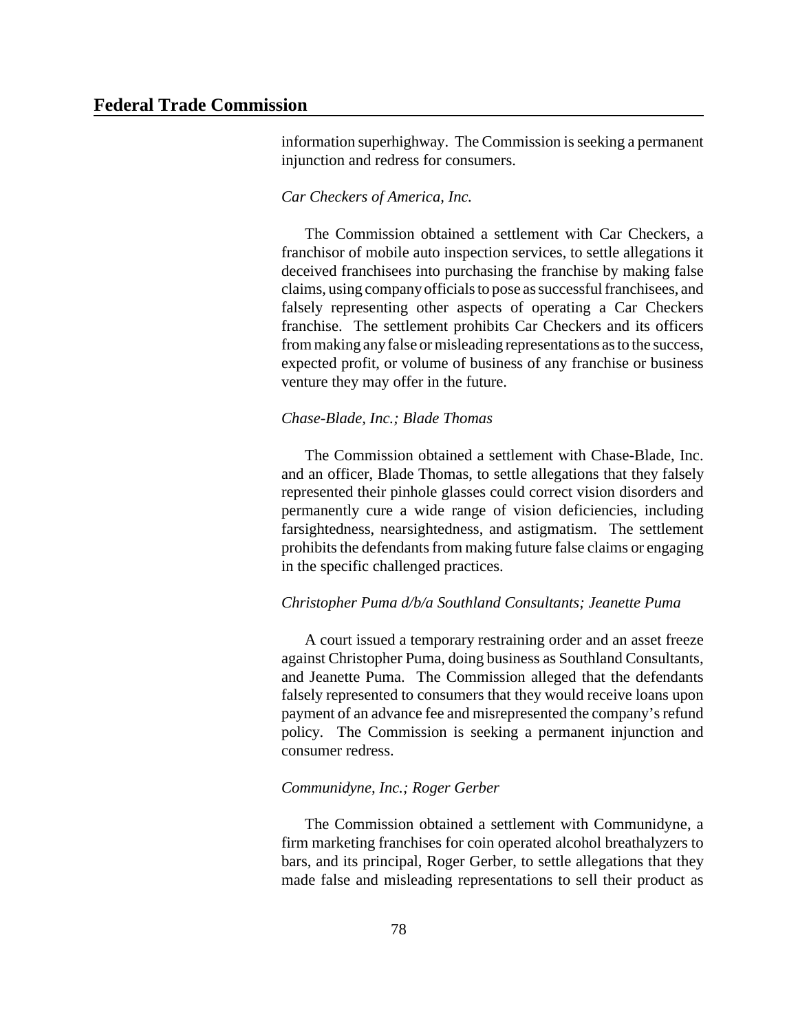information superhighway. The Commission is seeking a permanent injunction and redress for consumers.

*Car Checkers of America, Inc.*

The Commission obtained a settlement with Car Checkers, a franchisor of mobile auto inspection services, to settle allegations it deceived franchisees into purchasing the franchise by making false claims, using company officials to pose as successful franchisees, and falsely representing other aspects of operating a Car Checkers franchise. The settlement prohibits Car Checkers and its officers from making any false or misleading representations as to the success, expected profit, or volume of business of any franchise or business venture they may offer in the future.

*Chase-Blade, Inc.; Blade Thomas*

The Commission obtained a settlement with Chase-Blade, Inc. and an officer, Blade Thomas, to settle allegations that they falsely represented their pinhole glasses could correct vision disorders and permanently cure a wide range of vision deficiencies, including farsightedness, nearsightedness, and astigmatism. The settlement prohibits the defendants from making future false claims or engaging in the specific challenged practices.

*Christopher Puma d/b/a Southland Consultants; Jeanette Puma*

A court issued a temporary restraining order and an asset freeze against Christopher Puma, doing business as Southland Consultants, and Jeanette Puma. The Commission alleged that the defendants falsely represented to consumers that they would receive loans upon payment of an advance fee and misrepresented the company's refund policy. The Commission is seeking a permanent injunction and consumer redress.

*Communidyne, Inc.; Roger Gerber*

The Commission obtained a settlement with Communidyne, a firm marketing franchises for coin operated alcohol breathalyzers to bars, and its principal, Roger Gerber, to settle allegations that they made false and misleading representations to sell their product as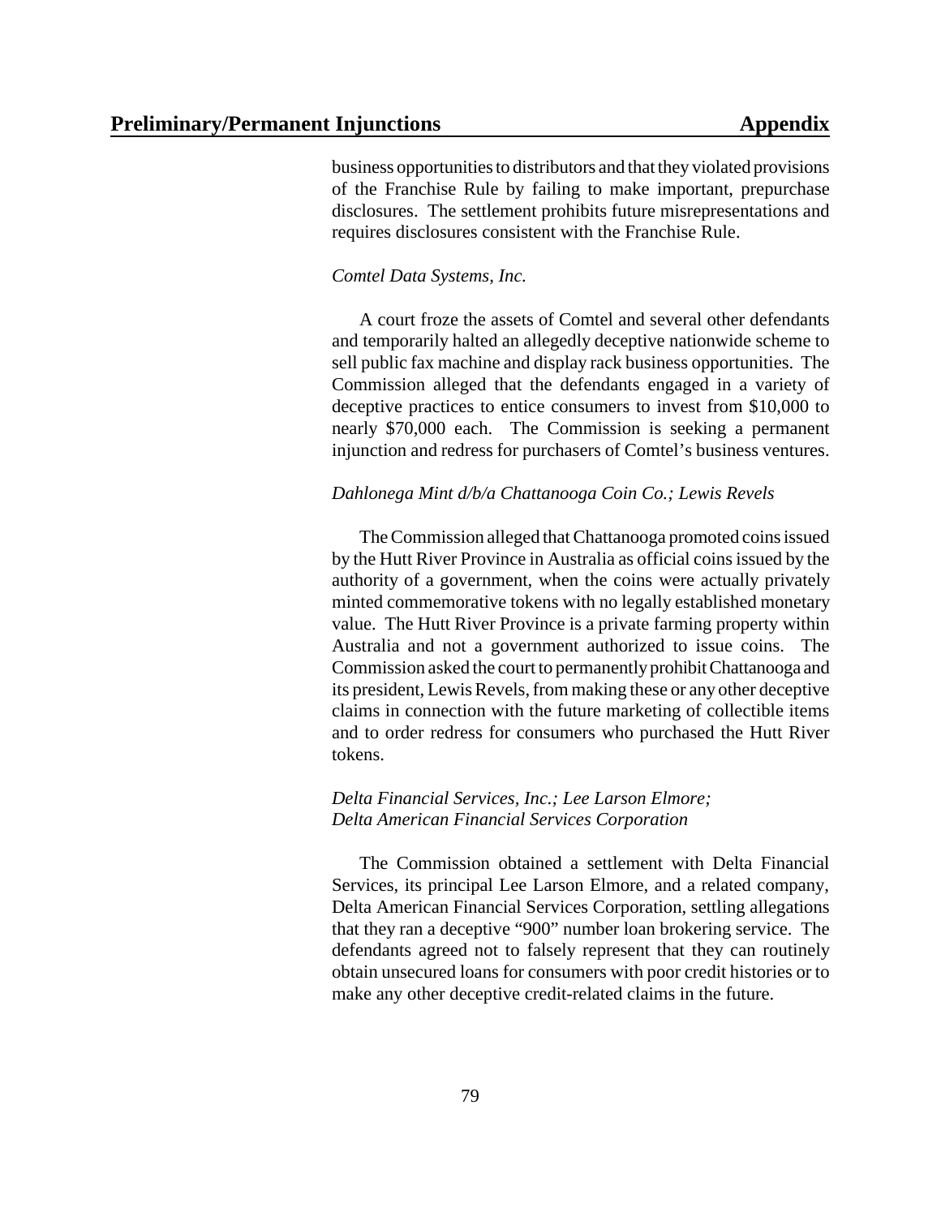business opportunities to distributors and that they violated provisions of the Franchise Rule by failing to make important, prepurchase disclosures. The settlement prohibits future misrepresentations and requires disclosures consistent with the Franchise Rule.

*Comtel Data Systems, Inc.*

A court froze the assets of Comtel and several other defendants and temporarily halted an allegedly deceptive nationwide scheme to sell public fax machine and display rack business opportunities. The Commission alleged that the defendants engaged in a variety of deceptive practices to entice consumers to invest from $10,000 to nearly $70,000 each. The Commission is seeking a permanent injunction and redress for purchasers of Comtel's business ventures.

*Dahlonega Mint d/b/a Chattanooga Coin Co.; Lewis Revels*

The Commission alleged that Chattanooga promoted coins issued by the Hutt River Province in Australia as official coins issued by the authority of a government, when the coins were actually privately minted commemorative tokens with no legally established monetary value. The Hutt River Province is a private farming property within Australia and not a government authorized to issue coins. The Commission asked the court to permanently prohibit Chattanooga and its president, Lewis Revels, from making these or any other deceptive claims in connection with the future marketing of collectible items and to order redress for consumers who purchased the Hutt River tokens.

*Delta Financial Services, Inc.; Lee Larson Elmore; Delta American Financial Services Corporation*

The Commission obtained a settlement with Delta Financial Services, its principal Lee Larson Elmore, and a related company, Delta American Financial Services Corporation, settling allegations that they ran a deceptive "900" number loan brokering service. The defendants agreed not to falsely represent that they can routinely obtain unsecured loans for consumers with poor credit histories or to make any other deceptive credit-related claims in the future.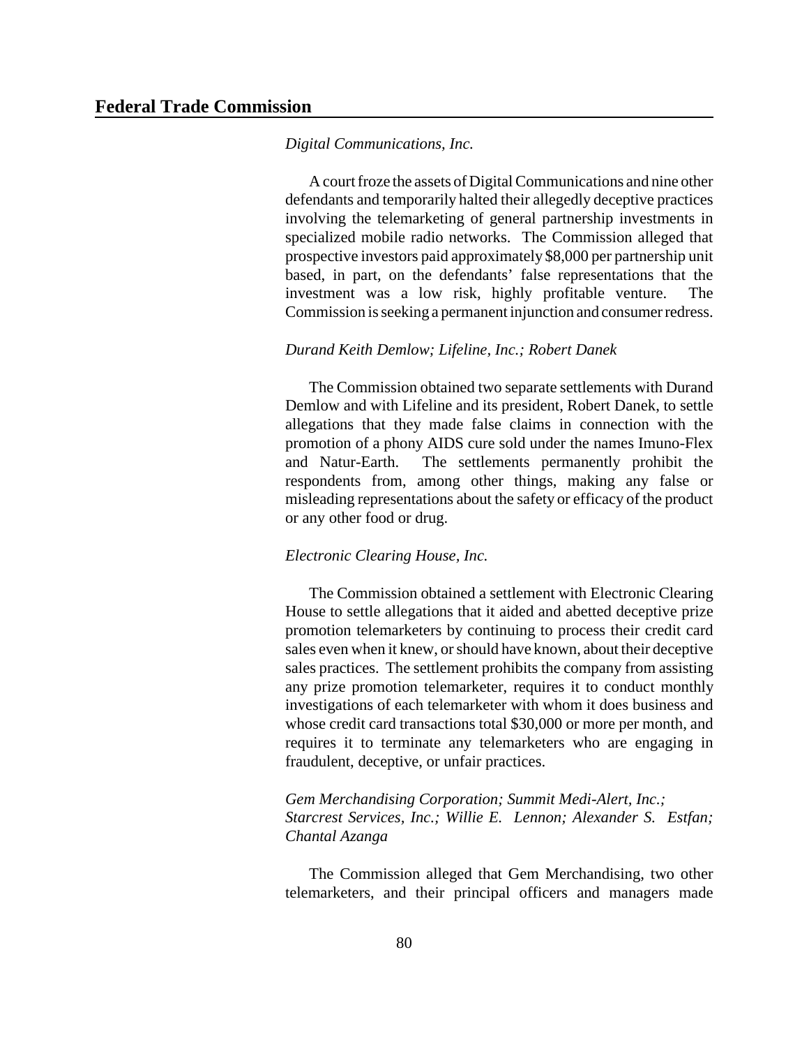*Digital Communications, Inc.*

A court froze the assets of Digital Communications and nine other defendants and temporarily halted their allegedly deceptive practices involving the telemarketing of general partnership investments in specialized mobile radio networks. The Commission alleged that prospective investors paid approximately $8,000 per partnership unit based, in part, on the defendants' false representations that the investment was a low risk, highly profitable venture. The Commission is seeking a permanent injunction and consumer redress.

*Durand Keith Demlow; Lifeline, Inc.; Robert Danek*

The Commission obtained two separate settlements with Durand Demlow and with Lifeline and its president, Robert Danek, to settle allegations that they made false claims in connection with the promotion of a phony AIDS cure sold under the names Imuno-Flex and Natur-Earth. The settlements permanently prohibit the respondents from, among other things, making any false or misleading representations about the safety or efficacy of the product or any other food or drug.

*Electronic Clearing House, Inc.*

The Commission obtained a settlement with Electronic Clearing House to settle allegations that it aided and abetted deceptive prize promotion telemarketers by continuing to process their credit card sales even when it knew, or should have known, about their deceptive sales practices. The settlement prohibits the company from assisting any prize promotion telemarketer, requires it to conduct monthly investigations of each telemarketer with whom it does business and whose credit card transactions total $30,000 or more per month, and requires it to terminate any telemarketers who are engaging in fraudulent, deceptive, or unfair practices.

*Gem Merchandising Corporation; Summit Medi-Alert, Inc.; Starcrest Services, Inc.; Willie E. Lennon; Alexander S. Estfan; Chantal Azanga*

The Commission alleged that Gem Merchandising, two other telemarketers, and their principal officers and managers made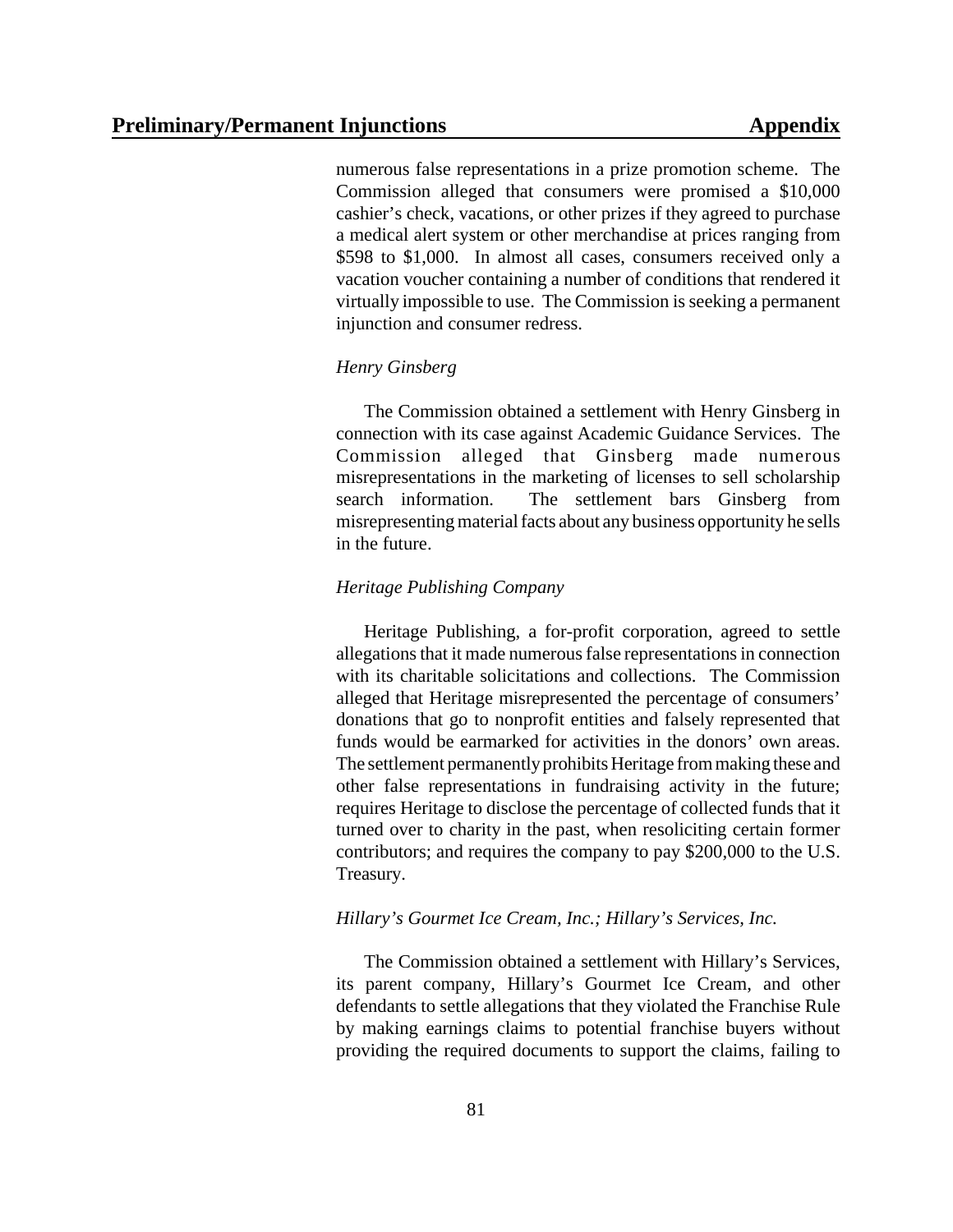numerous false representations in a prize promotion scheme. The Commission alleged that consumers were promised a $10,000 cashier's check, vacations, or other prizes if they agreed to purchase a medical alert system or other merchandise at prices ranging from $598 to $1,000. In almost all cases, consumers received only a vacation voucher containing a number of conditions that rendered it virtually impossible to use. The Commission is seeking a permanent injunction and consumer redress.

*Henry Ginsberg*

The Commission obtained a settlement with Henry Ginsberg in connection with its case against Academic Guidance Services. The Commission alleged that Ginsberg made numerous misrepresentations in the marketing of licenses to sell scholarship search information. The settlement bars Ginsberg from misrepresenting material facts about any business opportunity he sells in the future.

*Heritage Publishing Company*

Heritage Publishing, a for-profit corporation, agreed to settle allegations that it made numerous false representations in connection with its charitable solicitations and collections. The Commission alleged that Heritage misrepresented the percentage of consumers' donations that go to nonprofit entities and falsely represented that funds would be earmarked for activities in the donors' own areas. The settlement permanently prohibits Heritage from making these and other false representations in fundraising activity in the future; requires Heritage to disclose the percentage of collected funds that it turned over to charity in the past, when resoliciting certain former contributors; and requires the company to pay $200,000 to the U.S. Treasury.

*Hillary's Gourmet Ice Cream, Inc.; Hillary's Services, Inc.*

The Commission obtained a settlement with Hillary's Services, its parent company, Hillary's Gourmet Ice Cream, and other defendants to settle allegations that they violated the Franchise Rule by making earnings claims to potential franchise buyers without providing the required documents to support the claims, failing to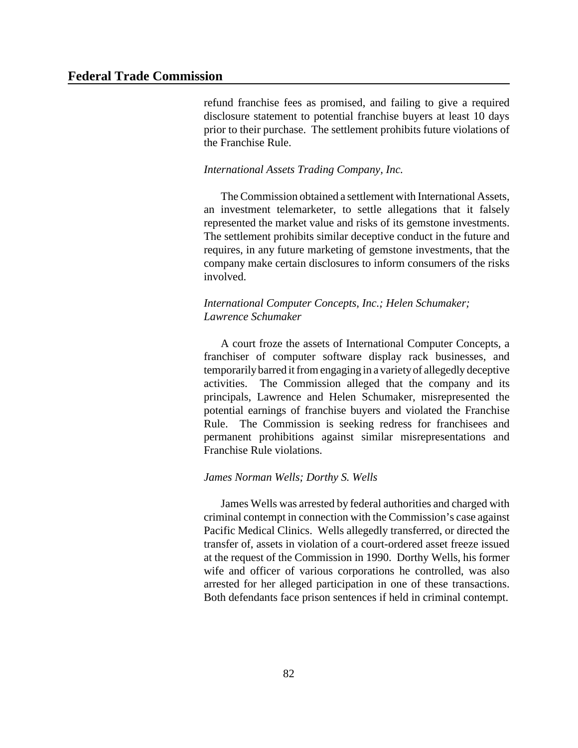refund franchise fees as promised, and failing to give a required disclosure statement to potential franchise buyers at least 10 days prior to their purchase. The settlement prohibits future violations of the Franchise Rule.

*International Assets Trading Company, Inc.*

The Commission obtained a settlement with International Assets, an investment telemarketer, to settle allegations that it falsely represented the market value and risks of its gemstone investments. The settlement prohibits similar deceptive conduct in the future and requires, in any future marketing of gemstone investments, that the company make certain disclosures to inform consumers of the risks involved.

*International Computer Concepts, Inc.; Helen Schumaker; Lawrence Schumaker*

A court froze the assets of International Computer Concepts, a franchiser of computer software display rack businesses, and temporarily barred it from engaging in a variety of allegedly deceptive activities. The Commission alleged that the company and its principals, Lawrence and Helen Schumaker, misrepresented the potential earnings of franchise buyers and violated the Franchise Rule. The Commission is seeking redress for franchisees and permanent prohibitions against similar misrepresentations and Franchise Rule violations.

*James Norman Wells; Dorthy S. Wells*

James Wells was arrested by federal authorities and charged with criminal contempt in connection with the Commission's case against Pacific Medical Clinics. Wells allegedly transferred, or directed the transfer of, assets in violation of a court-ordered asset freeze issued at the request of the Commission in 1990. Dorthy Wells, his former wife and officer of various corporations he controlled, was also arrested for her alleged participation in one of these transactions. Both defendants face prison sentences if held in criminal contempt.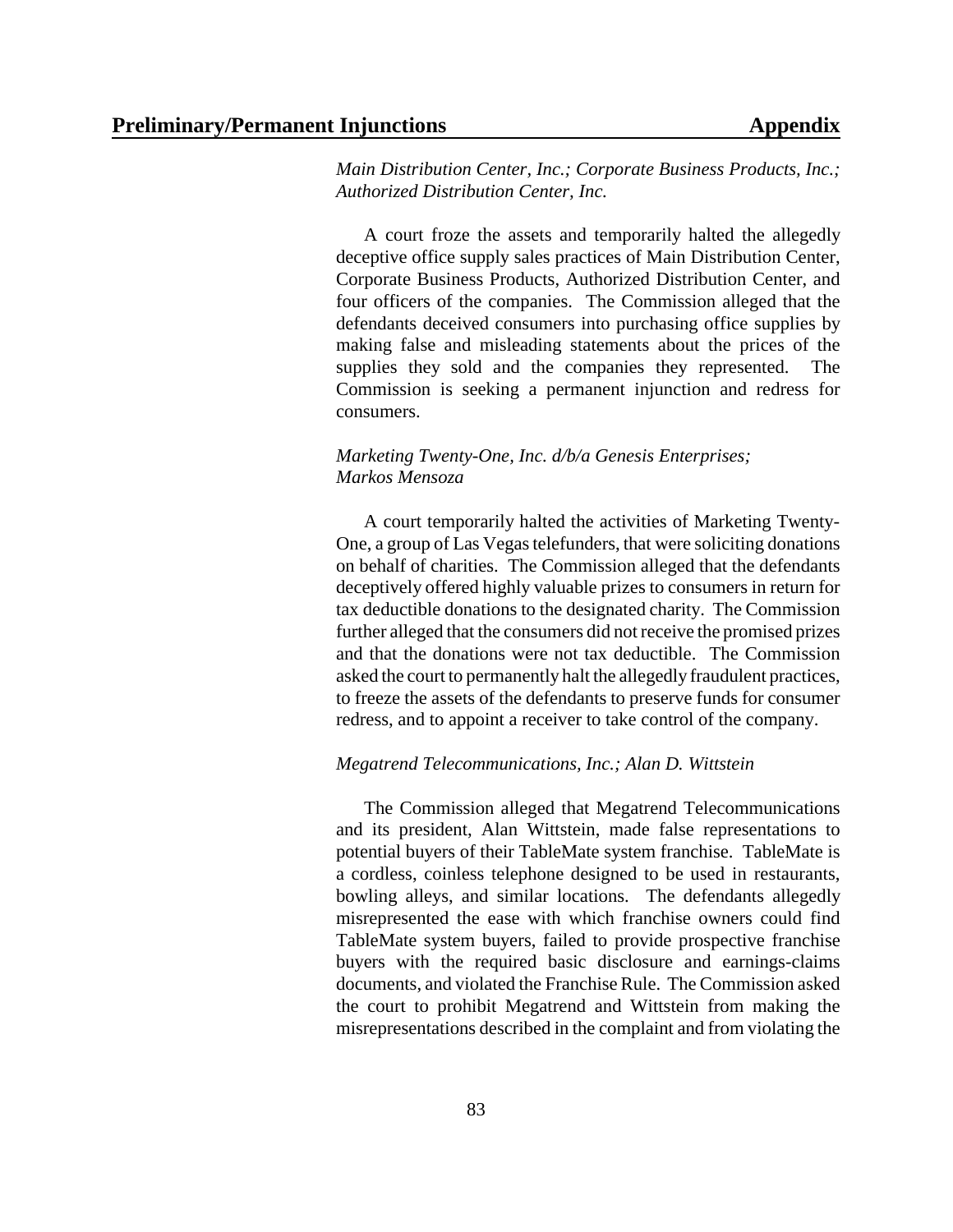*Main Distribution Center, Inc.; Corporate Business Products, Inc.; Authorized Distribution Center, Inc.*

A court froze the assets and temporarily halted the allegedly deceptive office supply sales practices of Main Distribution Center, Corporate Business Products, Authorized Distribution Center, and four officers of the companies. The Commission alleged that the defendants deceived consumers into purchasing office supplies by making false and misleading statements about the prices of the supplies they sold and the companies they represented. The Commission is seeking a permanent injunction and redress for consumers.

*Marketing Twenty-One, Inc. d/b/a Genesis Enterprises; Markos Mensoza*

A court temporarily halted the activities of Marketing Twenty-One, a group of Las Vegas telefunders, that were soliciting donations on behalf of charities. The Commission alleged that the defendants deceptively offered highly valuable prizes to consumers in return for tax deductible donations to the designated charity. The Commission further alleged that the consumers did not receive the promised prizes and that the donations were not tax deductible. The Commission asked the court to permanently halt the allegedly fraudulent practices, to freeze the assets of the defendants to preserve funds for consumer redress, and to appoint a receiver to take control of the company.

*Megatrend Telecommunications, Inc.; Alan D. Wittstein*

The Commission alleged that Megatrend Telecommunications and its president, Alan Wittstein, made false representations to potential buyers of their TableMate system franchise. TableMate is a cordless, coinless telephone designed to be used in restaurants, bowling alleys, and similar locations. The defendants allegedly misrepresented the ease with which franchise owners could find TableMate system buyers, failed to provide prospective franchise buyers with the required basic disclosure and earnings-claims documents, and violated the Franchise Rule. The Commission asked the court to prohibit Megatrend and Wittstein from making the misrepresentations described in the complaint and from violating the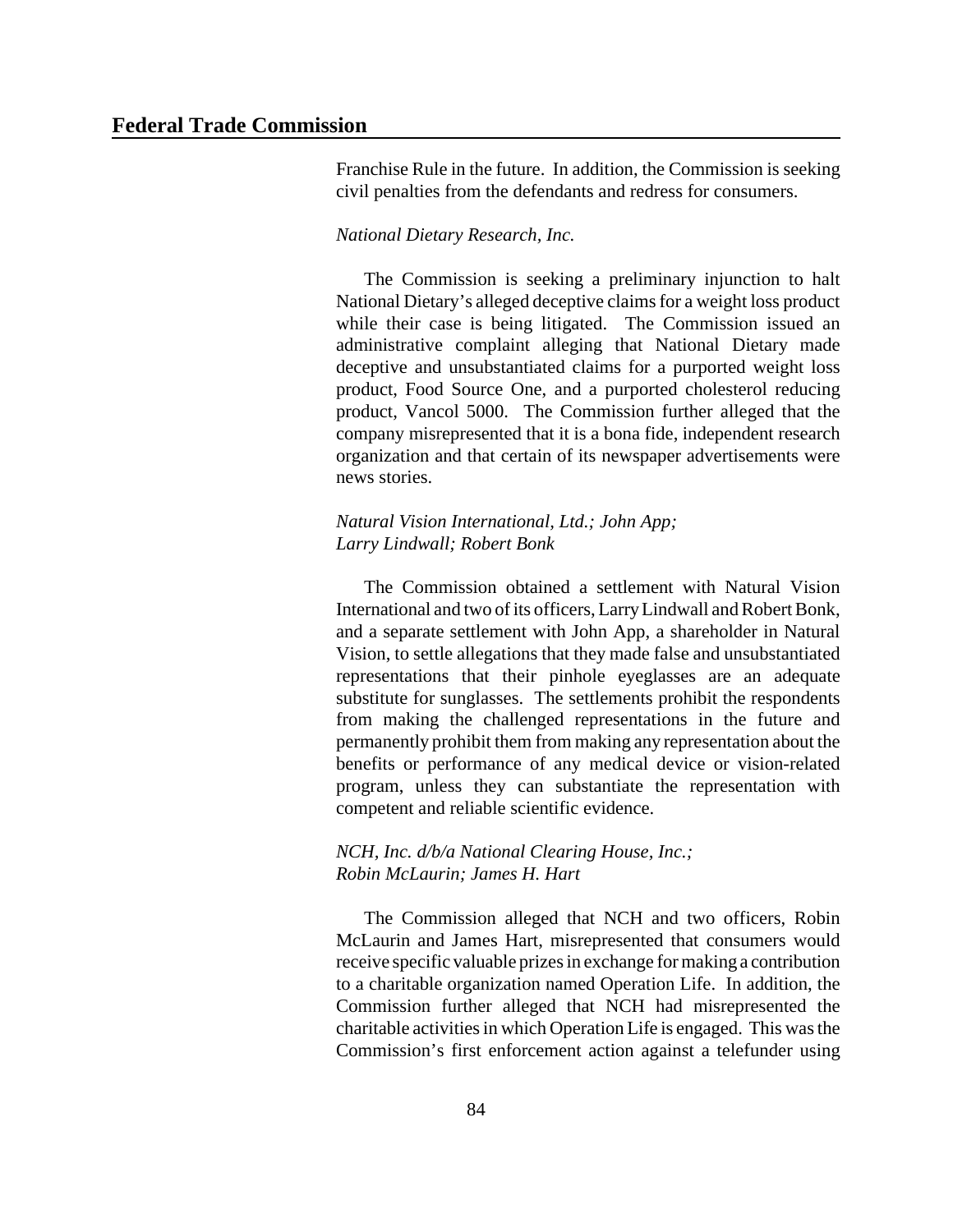Franchise Rule in the future. In addition, the Commission is seeking civil penalties from the defendants and redress for consumers.

*National Dietary Research, Inc.*

The Commission is seeking a preliminary injunction to halt National Dietary's alleged deceptive claims for a weight loss product while their case is being litigated. The Commission issued an administrative complaint alleging that National Dietary made deceptive and unsubstantiated claims for a purported weight loss product, Food Source One, and a purported cholesterol reducing product, Vancol 5000. The Commission further alleged that the company misrepresented that it is a bona fide, independent research organization and that certain of its newspaper advertisements were news stories.

*Natural Vision International, Ltd.; John App; Larry Lindwall; Robert Bonk*

The Commission obtained a settlement with Natural Vision International and two of its officers, Larry Lindwall and Robert Bonk, and a separate settlement with John App, a shareholder in Natural Vision, to settle allegations that they made false and unsubstantiated representations that their pinhole eyeglasses are an adequate substitute for sunglasses. The settlements prohibit the respondents from making the challenged representations in the future and permanently prohibit them from making any representation about the benefits or performance of any medical device or vision-related program, unless they can substantiate the representation with competent and reliable scientific evidence.

*NCH, Inc. d/b/a National Clearing House, Inc.; Robin McLaurin; James H. Hart*

The Commission alleged that NCH and two officers, Robin McLaurin and James Hart, misrepresented that consumers would receive specific valuable prizes in exchange for making a contribution to a charitable organization named Operation Life. In addition, the Commission further alleged that NCH had misrepresented the charitable activities in which Operation Life is engaged. This was the Commission's first enforcement action against a telefunder using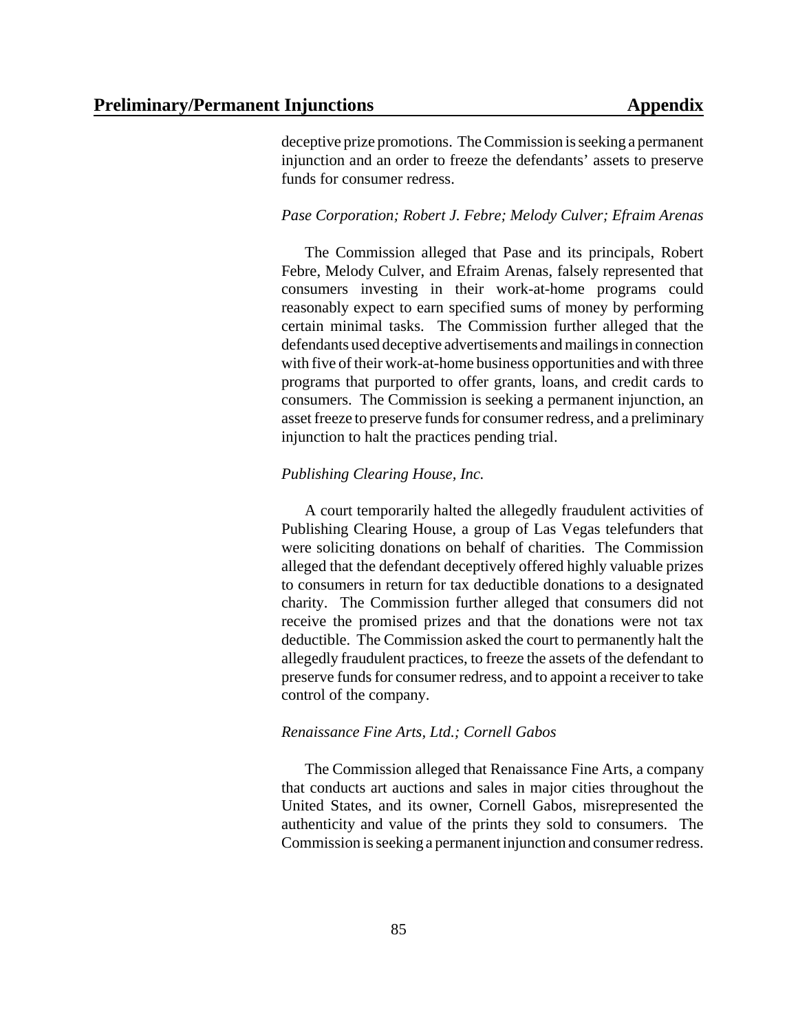deceptive prize promotions. The Commission is seeking a permanent injunction and an order to freeze the defendants' assets to preserve funds for consumer redress.

*Pase Corporation; Robert J. Febre; Melody Culver; Efraim Arenas*

The Commission alleged that Pase and its principals, Robert Febre, Melody Culver, and Efraim Arenas, falsely represented that consumers investing in their work-at-home programs could reasonably expect to earn specified sums of money by performing certain minimal tasks. The Commission further alleged that the defendants used deceptive advertisements and mailings in connection with five of their work-at-home business opportunities and with three programs that purported to offer grants, loans, and credit cards to consumers. The Commission is seeking a permanent injunction, an asset freeze to preserve funds for consumer redress, and a preliminary injunction to halt the practices pending trial.

*Publishing Clearing House, Inc.*

A court temporarily halted the allegedly fraudulent activities of Publishing Clearing House, a group of Las Vegas telefunders that were soliciting donations on behalf of charities. The Commission alleged that the defendant deceptively offered highly valuable prizes to consumers in return for tax deductible donations to a designated charity. The Commission further alleged that consumers did not receive the promised prizes and that the donations were not tax deductible. The Commission asked the court to permanently halt the allegedly fraudulent practices, to freeze the assets of the defendant to preserve funds for consumer redress, and to appoint a receiver to take control of the company.

*Renaissance Fine Arts, Ltd.; Cornell Gabos*

The Commission alleged that Renaissance Fine Arts, a company that conducts art auctions and sales in major cities throughout the United States, and its owner, Cornell Gabos, misrepresented the authenticity and value of the prints they sold to consumers. The Commission is seeking a permanent injunction and consumer redress.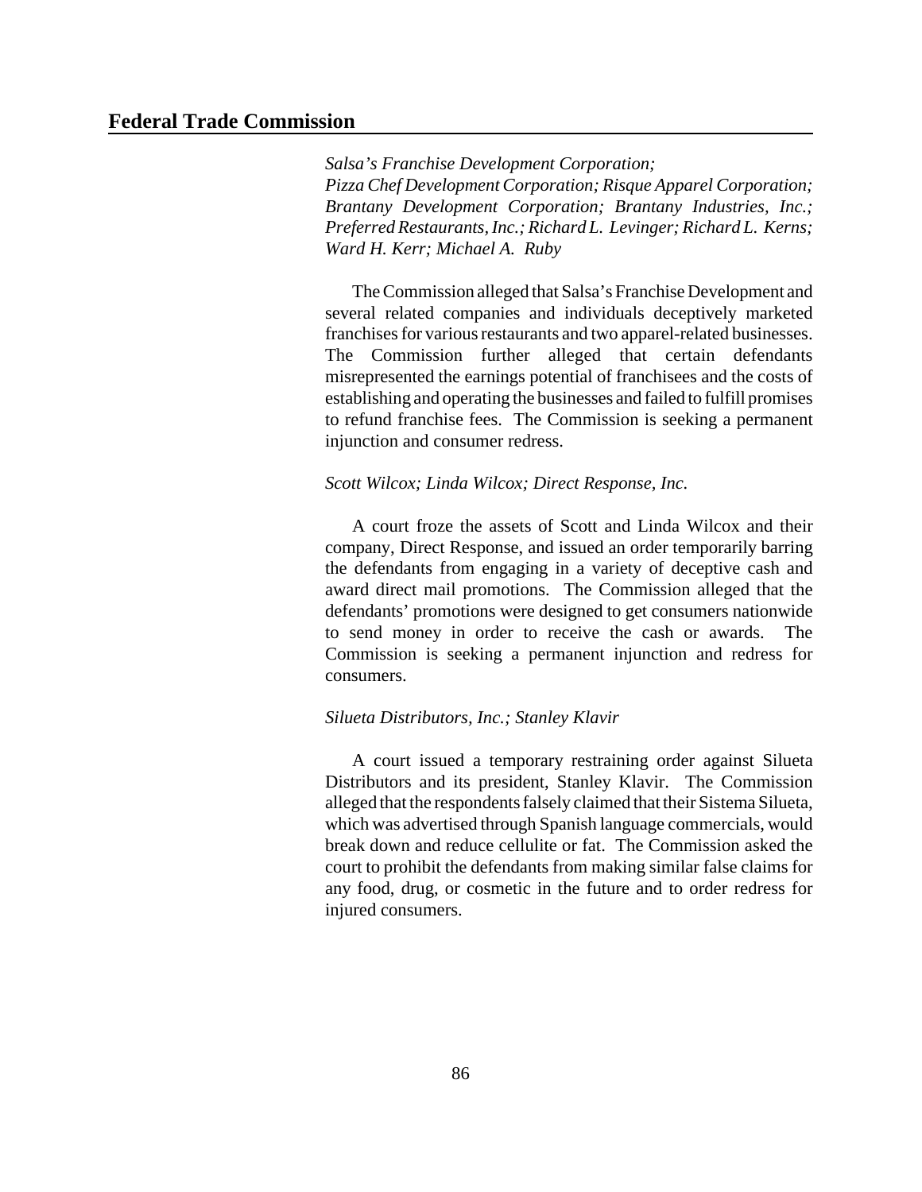*Salsa's Franchise Development Corporation; Pizza Chef Development Corporation; Risque Apparel Corporation; Brantany Development Corporation; Brantany Industries, Inc.; Preferred Restaurants, Inc.; Richard L. Levinger; Richard L. Kerns; Ward H. Kerr; Michael A. Ruby*

The Commission alleged that Salsa's Franchise Development and several related companies and individuals deceptively marketed franchises for various restaurants and two apparel-related businesses. The Commission further alleged that certain defendants misrepresented the earnings potential of franchisees and the costs of establishing and operating the businesses and failed to fulfill promises to refund franchise fees. The Commission is seeking a permanent injunction and consumer redress.

*Scott Wilcox; Linda Wilcox; Direct Response, Inc.*

A court froze the assets of Scott and Linda Wilcox and their company, Direct Response, and issued an order temporarily barring the defendants from engaging in a variety of deceptive cash and award direct mail promotions. The Commission alleged that the defendants' promotions were designed to get consumers nationwide to send money in order to receive the cash or awards. The Commission is seeking a permanent injunction and redress for consumers.

*Silueta Distributors, Inc.; Stanley Klavir*

A court issued a temporary restraining order against Silueta Distributors and its president, Stanley Klavir. The Commission alleged that the respondents falsely claimed that their Sistema Silueta, which was advertised through Spanish language commercials, would break down and reduce cellulite or fat. The Commission asked the court to prohibit the defendants from making similar false claims for any food, drug, or cosmetic in the future and to order redress for injured consumers.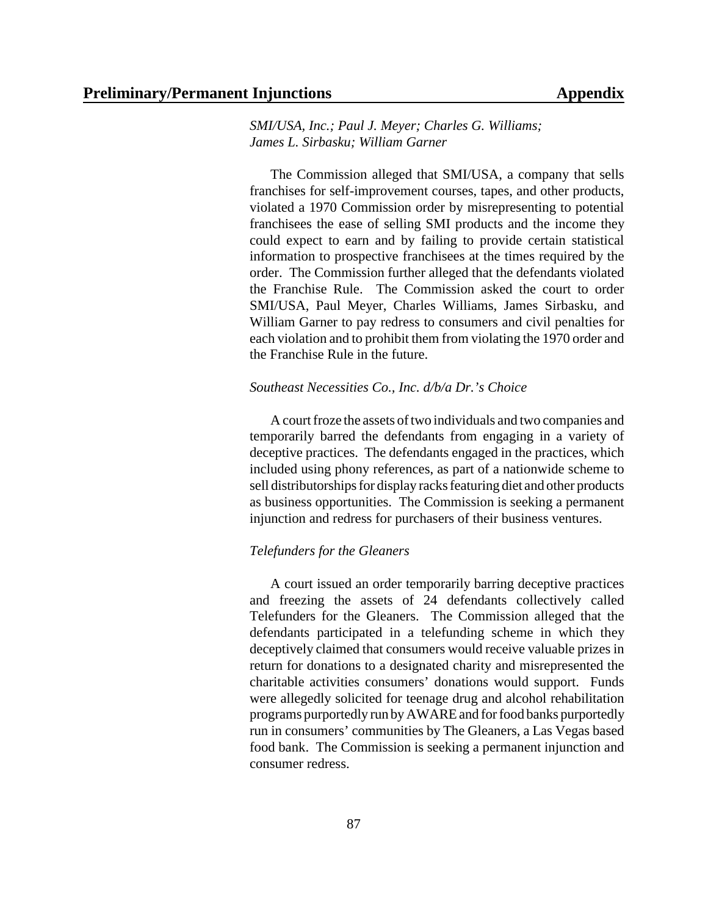*SMI/USA, Inc.; Paul J. Meyer; Charles G. Williams; James L. Sirbasku; William Garner*

The Commission alleged that SMI/USA, a company that sells franchises for self-improvement courses, tapes, and other products, violated a 1970 Commission order by misrepresenting to potential franchisees the ease of selling SMI products and the income they could expect to earn and by failing to provide certain statistical information to prospective franchisees at the times required by the order. The Commission further alleged that the defendants violated the Franchise Rule. The Commission asked the court to order SMI/USA, Paul Meyer, Charles Williams, James Sirbasku, and William Garner to pay redress to consumers and civil penalties for each violation and to prohibit them from violating the 1970 order and the Franchise Rule in the future.

*Southeast Necessities Co., Inc. d/b/a Dr.'s Choice*

A court froze the assets of two individuals and two companies and temporarily barred the defendants from engaging in a variety of deceptive practices. The defendants engaged in the practices, which included using phony references, as part of a nationwide scheme to sell distributorships for display racks featuring diet and other products as business opportunities. The Commission is seeking a permanent injunction and redress for purchasers of their business ventures.

*Telefunders for the Gleaners*

A court issued an order temporarily barring deceptive practices and freezing the assets of 24 defendants collectively called Telefunders for the Gleaners. The Commission alleged that the defendants participated in a telefunding scheme in which they deceptively claimed that consumers would receive valuable prizes in return for donations to a designated charity and misrepresented the charitable activities consumers' donations would support. Funds were allegedly solicited for teenage drug and alcohol rehabilitation programs purportedly run by AWARE and for food banks purportedly run in consumers' communities by The Gleaners, a Las Vegas based food bank. The Commission is seeking a permanent injunction and consumer redress.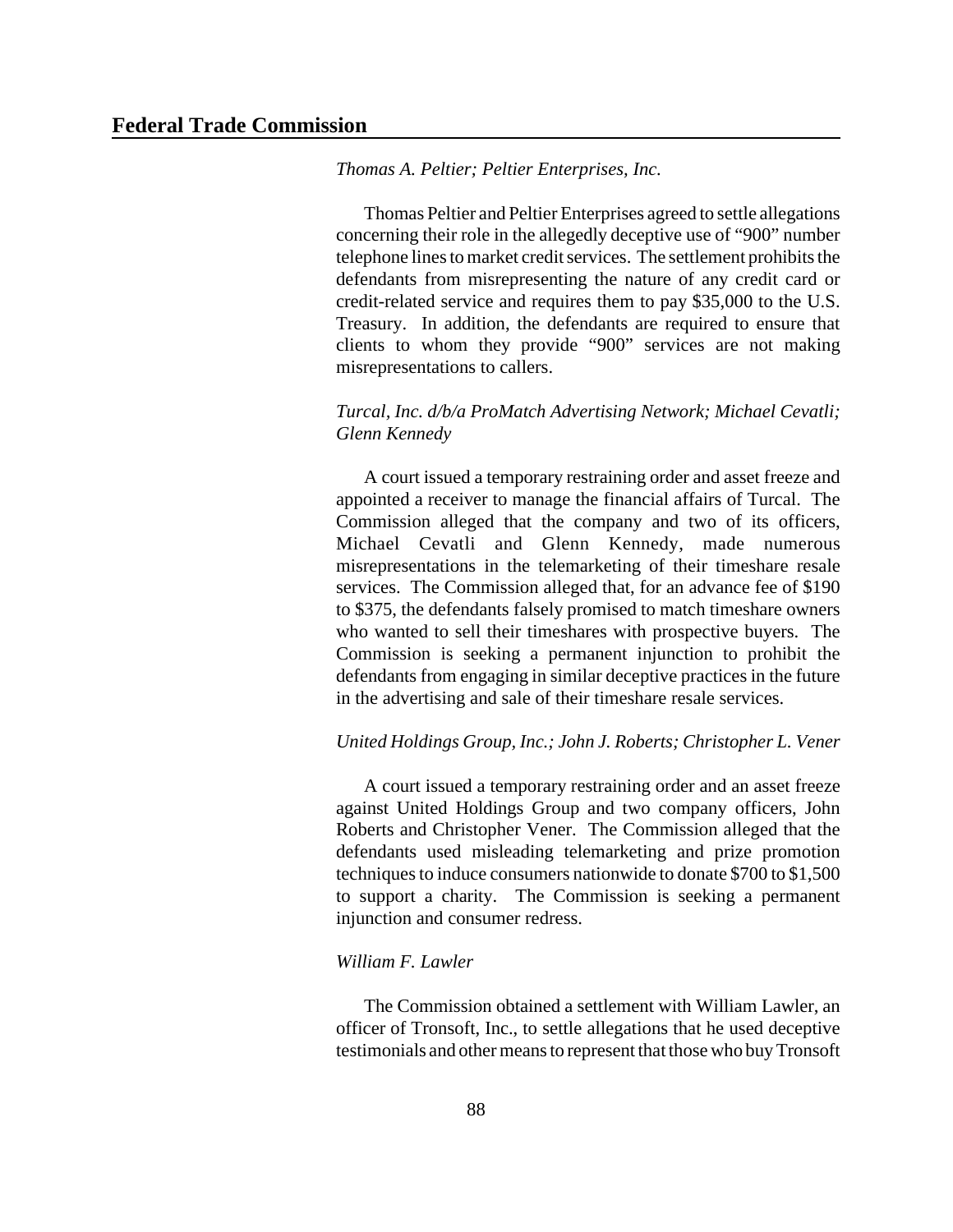*Thomas A. Peltier; Peltier Enterprises, Inc.*

Thomas Peltier and Peltier Enterprises agreed to settle allegations concerning their role in the allegedly deceptive use of "900" number telephone lines to market credit services. The settlement prohibits the defendants from misrepresenting the nature of any credit card or credit-related service and requires them to pay $35,000 to the U.S. Treasury. In addition, the defendants are required to ensure that clients to whom they provide "900" services are not making misrepresentations to callers.

*Turcal, Inc. d/b/a ProMatch Advertising Network; Michael Cevatli; Glenn Kennedy*

A court issued a temporary restraining order and asset freeze and appointed a receiver to manage the financial affairs of Turcal. The Commission alleged that the company and two of its officers, Michael Cevatli and Glenn Kennedy, made numerous misrepresentations in the telemarketing of their timeshare resale services. The Commission alleged that, for an advance fee of $190 to $375, the defendants falsely promised to match timeshare owners who wanted to sell their timeshares with prospective buyers. The Commission is seeking a permanent injunction to prohibit the defendants from engaging in similar deceptive practices in the future in the advertising and sale of their timeshare resale services.

*United Holdings Group, Inc.; John J. Roberts; Christopher L. Vener*

A court issued a temporary restraining order and an asset freeze against United Holdings Group and two company officers, John Roberts and Christopher Vener. The Commission alleged that the defendants used misleading telemarketing and prize promotion techniques to induce consumers nationwide to donate $700 to $1,500 to support a charity. The Commission is seeking a permanent injunction and consumer redress.

*William F. Lawler*

The Commission obtained a settlement with William Lawler, an officer of Tronsoft, Inc., to settle allegations that he used deceptive testimonials and other means to represent that those who buy Tronsoft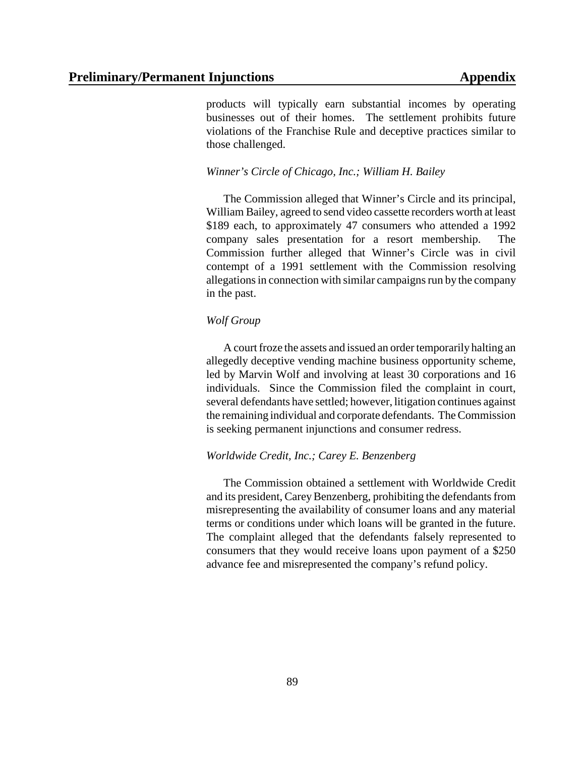products will typically earn substantial incomes by operating businesses out of their homes. The settlement prohibits future violations of the Franchise Rule and deceptive practices similar to those challenged.

*Winner's Circle of Chicago, Inc.; William H. Bailey*

The Commission alleged that Winner's Circle and its principal, William Bailey, agreed to send video cassette recorders worth at least $189 each, to approximately 47 consumers who attended a 1992 company sales presentation for a resort membership. The Commission further alleged that Winner's Circle was in civil contempt of a 1991 settlement with the Commission resolving allegations in connection with similar campaigns run by the company in the past.

*Wolf Group*

A court froze the assets and issued an order temporarily halting an allegedly deceptive vending machine business opportunity scheme, led by Marvin Wolf and involving at least 30 corporations and 16 individuals. Since the Commission filed the complaint in court, several defendants have settled; however, litigation continues against the remaining individual and corporate defendants. The Commission is seeking permanent injunctions and consumer redress.

*Worldwide Credit, Inc.; Carey E. Benzenberg*

The Commission obtained a settlement with Worldwide Credit and its president, Carey Benzenberg, prohibiting the defendants from misrepresenting the availability of consumer loans and any material terms or conditions under which loans will be granted in the future. The complaint alleged that the defendants falsely represented to consumers that they would receive loans upon payment of a $250 advance fee and misrepresented the company's refund policy.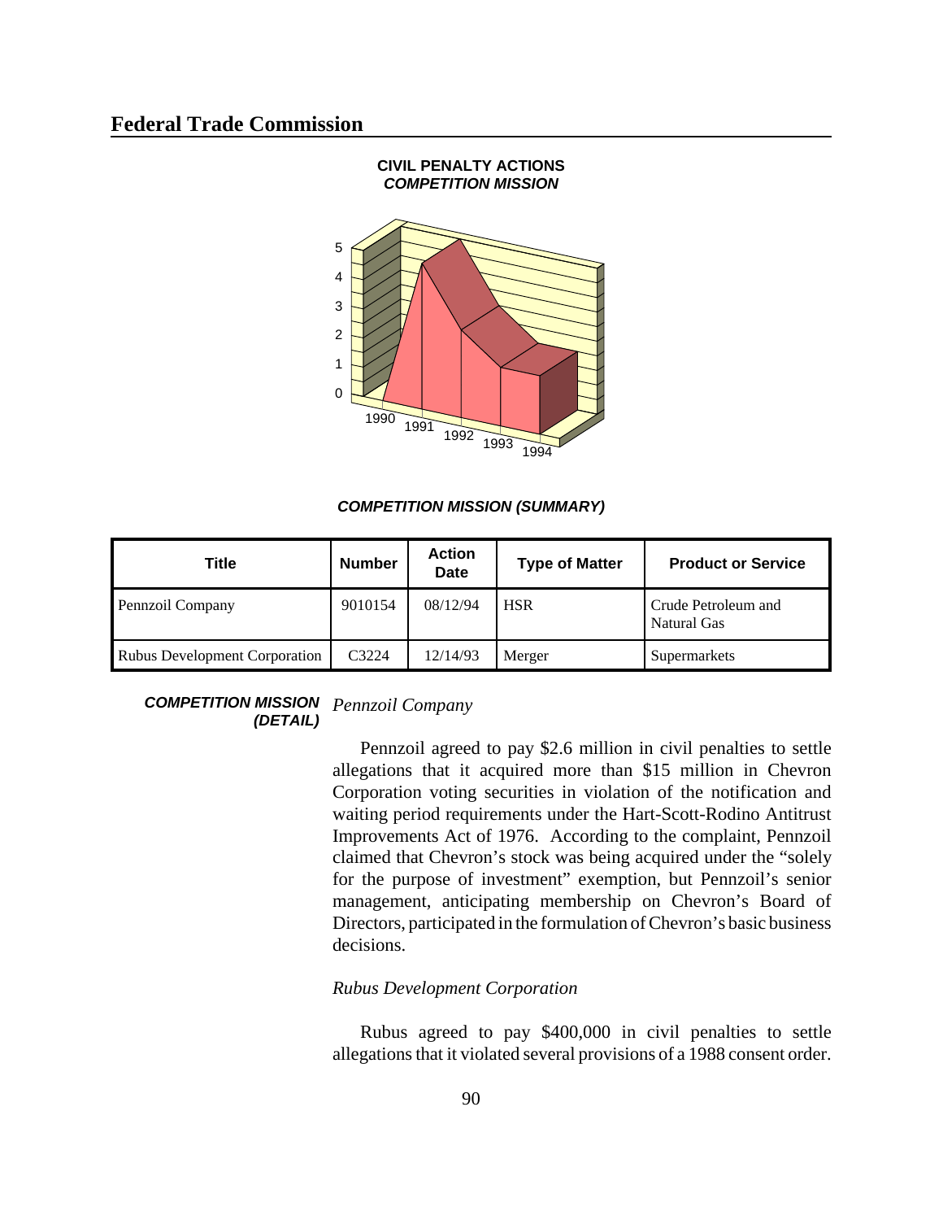**CIVIL PENALTY ACTIONS**
***COMPETITION MISSION***

***COMPETITION MISSION (SUMMARY)***

| Title | Number | Action Date | Type of Matter | Product or Service |
|---|---|---|---|---|
| Pennzoil Company | 9010154 | 08/12/94 | HSR | Crude Petroleum and Natural Gas |
| Rubus Development Corporation | C3224 | 12/14/93 | Merger | Supermarkets |

***COMPETITION MISSION (DETAIL)***

*Pennzoil Company*

Pennzoil agreed to pay $2.6 million in civil penalties to settle allegations that it acquired more than $15 million in Chevron Corporation voting securities in violation of the notification and waiting period requirements under the Hart-Scott-Rodino Antitrust Improvements Act of 1976. According to the complaint, Pennzoil claimed that Chevron's stock was being acquired under the "solely for the purpose of investment" exemption, but Pennzoil's senior management, anticipating membership on Chevron's Board of Directors, participated in the formulation of Chevron's basic business decisions.

*Rubus Development Corporation*

Rubus agreed to pay $400,000 in civil penalties to settle allegations that it violated several provisions of a 1988 consent order.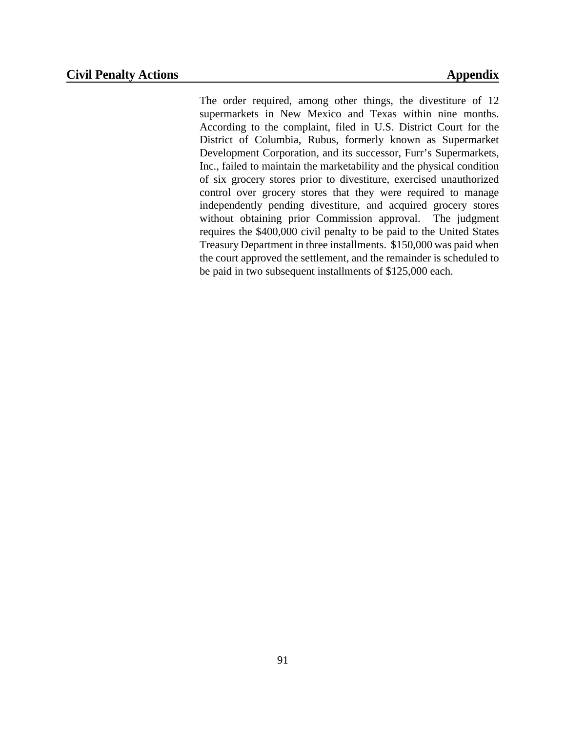The order required, among other things, the divestiture of 12 supermarkets in New Mexico and Texas within nine months. According to the complaint, filed in U.S. District Court for the District of Columbia, Rubus, formerly known as Supermarket Development Corporation, and its successor, Furr's Supermarkets, Inc., failed to maintain the marketability and the physical condition of six grocery stores prior to divestiture, exercised unauthorized control over grocery stores that they were required to manage independently pending divestiture, and acquired grocery stores without obtaining prior Commission approval. The judgment requires the $400,000 civil penalty to be paid to the United States Treasury Department in three installments. $150,000 was paid when the court approved the settlement, and the remainder is scheduled to be paid in two subsequent installments of $125,000 each.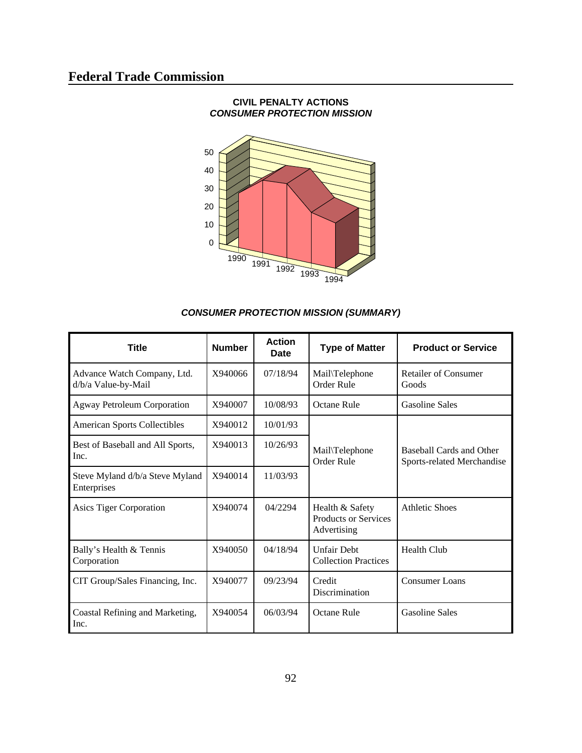# Federal Trade Commission

**CIVIL PENALTY ACTIONS**
***CONSUMER PROTECTION MISSION***

***CONSUMER PROTECTION MISSION (SUMMARY)***

| Title | Number | Action Date | Type of Matter | Product or Service |
|---|---|---|---|---|
| Advance Watch Company, Ltd. d/b/a Value-by-Mail | X940066 | 07/18/94 | Mail\Telephone Order Rule | Retailer of Consumer Goods |
| Agway Petroleum Corporation | X940007 | 10/08/93 | Octane Rule | Gasoline Sales |
| American Sports Collectibles | X940012 | 10/01/93 | Mail\Telephone Order Rule | Baseball Cards and Other Sports-related Merchandise |
| Best of Baseball and All Sports, Inc. | X940013 | 10/26/93 | | |
| Steve Myland d/b/a Steve Myland Enterprises | X940014 | 11/03/93 | | |
| Asics Tiger Corporation | X940074 | 04/2294 | Health & Safety Products or Services Advertising | Athletic Shoes |
| Bally's Health & Tennis Corporation | X940050 | 04/18/94 | Unfair Debt Collection Practices | Health Club |
| CIT Group/Sales Financing, Inc. | X940077 | 09/23/94 | Credit Discrimination | Consumer Loans |
| Coastal Refining and Marketing, Inc. | X940054 | 06/03/94 | Octane Rule | Gasoline Sales |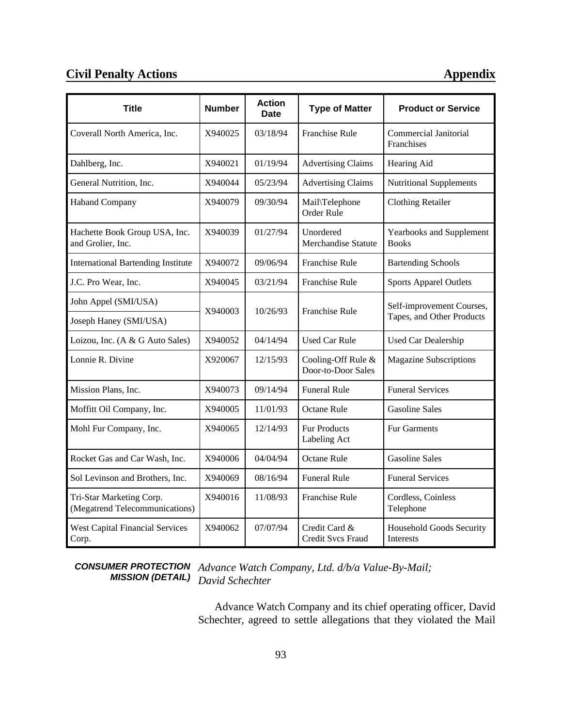## Civil Penalty Actions

| Title | Number | Action Date | Type of Matter | Product or Service |
|---|---|---|---|---|
| Coverall North America, Inc. | X940025 | 03/18/94 | Franchise Rule | Commercial Janitorial Franchises |
| Dahlberg, Inc. | X940021 | 01/19/94 | Advertising Claims | Hearing Aid |
| General Nutrition, Inc. | X940044 | 05/23/94 | Advertising Claims | Nutritional Supplements |
| Haband Company | X940079 | 09/30/94 | Mail\Telephone Order Rule | Clothing Retailer |
| Hachette Book Group USA, Inc. and Grolier, Inc. | X940039 | 01/27/94 | Unordered Merchandise Statute | Yearbooks and Supplement Books |
| International Bartending Institute | X940072 | 09/06/94 | Franchise Rule | Bartending Schools |
| J.C. Pro Wear, Inc. | X940045 | 03/21/94 | Franchise Rule | Sports Apparel Outlets |
| John Appel (SMI/USA) | X940003 | 10/26/93 | Franchise Rule | Self-improvement Courses, Tapes, and Other Products |
| Joseph Haney (SMI/USA) | | | | |
| Loizou, Inc. (A & G Auto Sales) | X940052 | 04/14/94 | Used Car Rule | Used Car Dealership |
| Lonnie R. Divine | X920067 | 12/15/93 | Cooling-Off Rule & Door-to-Door Sales | Magazine Subscriptions |
| Mission Plans, Inc. | X940073 | 09/14/94 | Funeral Rule | Funeral Services |
| Moffitt Oil Company, Inc. | X940005 | 11/01/93 | Octane Rule | Gasoline Sales |
| Mohl Fur Company, Inc. | X940065 | 12/14/93 | Fur Products Labeling Act | Fur Garments |
| Rocket Gas and Car Wash, Inc. | X940006 | 04/04/94 | Octane Rule | Gasoline Sales |
| Sol Levinson and Brothers, Inc. | X940069 | 08/16/94 | Funeral Rule | Funeral Services |
| Tri-Star Marketing Corp. (Megatrend Telecommunications) | X940016 | 11/08/93 | Franchise Rule | Cordless, Coinless Telephone |
| West Capital Financial Services Corp. | X940062 | 07/07/94 | Credit Card & Credit Svcs Fraud | Household Goods Security Interests |

**CONSUMER PROTECTION MISSION (DETAIL)**

*Advance Watch Company, Ltd. d/b/a Value-By-Mail; David Schechter*

Advance Watch Company and its chief operating officer, David Schechter, agreed to settle allegations that they violated the Mail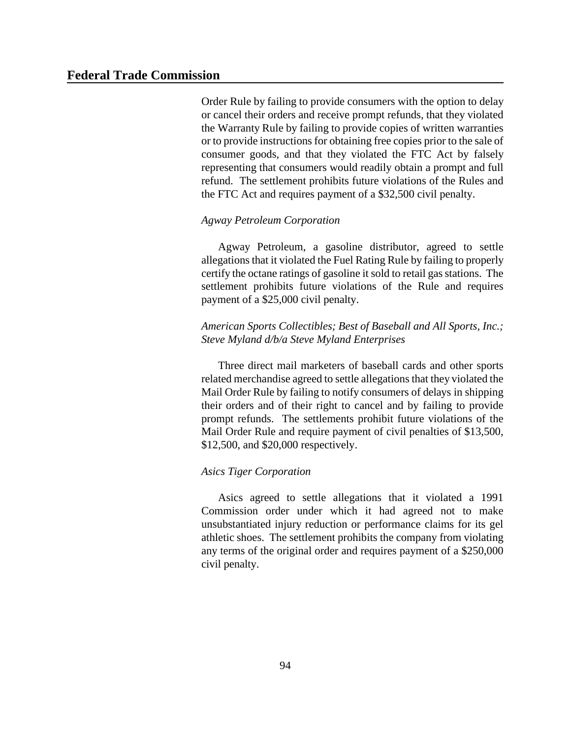Order Rule by failing to provide consumers with the option to delay or cancel their orders and receive prompt refunds, that they violated the Warranty Rule by failing to provide copies of written warranties or to provide instructions for obtaining free copies prior to the sale of consumer goods, and that they violated the FTC Act by falsely representing that consumers would readily obtain a prompt and full refund. The settlement prohibits future violations of the Rules and the FTC Act and requires payment of a $32,500 civil penalty.

*Agway Petroleum Corporation*

Agway Petroleum, a gasoline distributor, agreed to settle allegations that it violated the Fuel Rating Rule by failing to properly certify the octane ratings of gasoline it sold to retail gas stations. The settlement prohibits future violations of the Rule and requires payment of a $25,000 civil penalty.

*American Sports Collectibles; Best of Baseball and All Sports, Inc.; Steve Myland d/b/a Steve Myland Enterprises*

Three direct mail marketers of baseball cards and other sports related merchandise agreed to settle allegations that they violated the Mail Order Rule by failing to notify consumers of delays in shipping their orders and of their right to cancel and by failing to provide prompt refunds. The settlements prohibit future violations of the Mail Order Rule and require payment of civil penalties of $13,500, $12,500, and $20,000 respectively.

*Asics Tiger Corporation*

Asics agreed to settle allegations that it violated a 1991 Commission order under which it had agreed not to make unsubstantiated injury reduction or performance claims for its gel athletic shoes. The settlement prohibits the company from violating any terms of the original order and requires payment of a $250,000 civil penalty.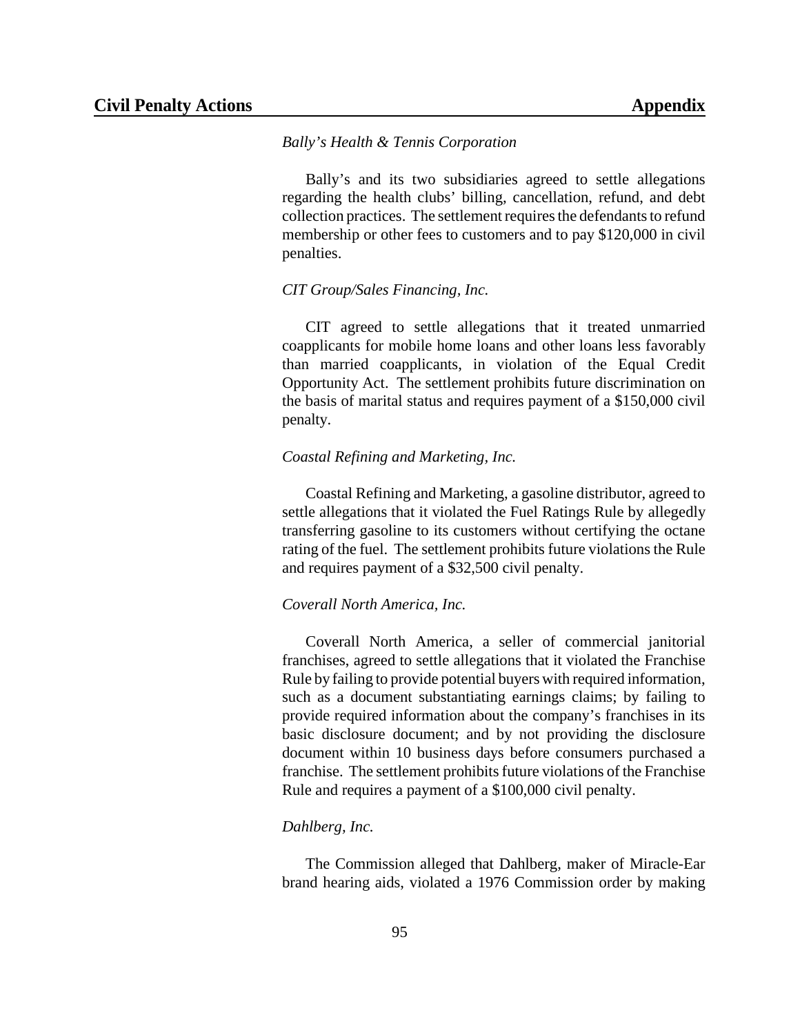*Bally's Health & Tennis Corporation*

Bally's and its two subsidiaries agreed to settle allegations regarding the health clubs' billing, cancellation, refund, and debt collection practices. The settlement requires the defendants to refund membership or other fees to customers and to pay $120,000 in civil penalties.

*CIT Group/Sales Financing, Inc.*

CIT agreed to settle allegations that it treated unmarried coapplicants for mobile home loans and other loans less favorably than married coapplicants, in violation of the Equal Credit Opportunity Act. The settlement prohibits future discrimination on the basis of marital status and requires payment of a $150,000 civil penalty.

*Coastal Refining and Marketing, Inc.*

Coastal Refining and Marketing, a gasoline distributor, agreed to settle allegations that it violated the Fuel Ratings Rule by allegedly transferring gasoline to its customers without certifying the octane rating of the fuel. The settlement prohibits future violations the Rule and requires payment of a $32,500 civil penalty.

*Coverall North America, Inc.*

Coverall North America, a seller of commercial janitorial franchises, agreed to settle allegations that it violated the Franchise Rule by failing to provide potential buyers with required information, such as a document substantiating earnings claims; by failing to provide required information about the company's franchises in its basic disclosure document; and by not providing the disclosure document within 10 business days before consumers purchased a franchise. The settlement prohibits future violations of the Franchise Rule and requires a payment of a $100,000 civil penalty.

*Dahlberg, Inc.*

The Commission alleged that Dahlberg, maker of Miracle-Ear brand hearing aids, violated a 1976 Commission order by making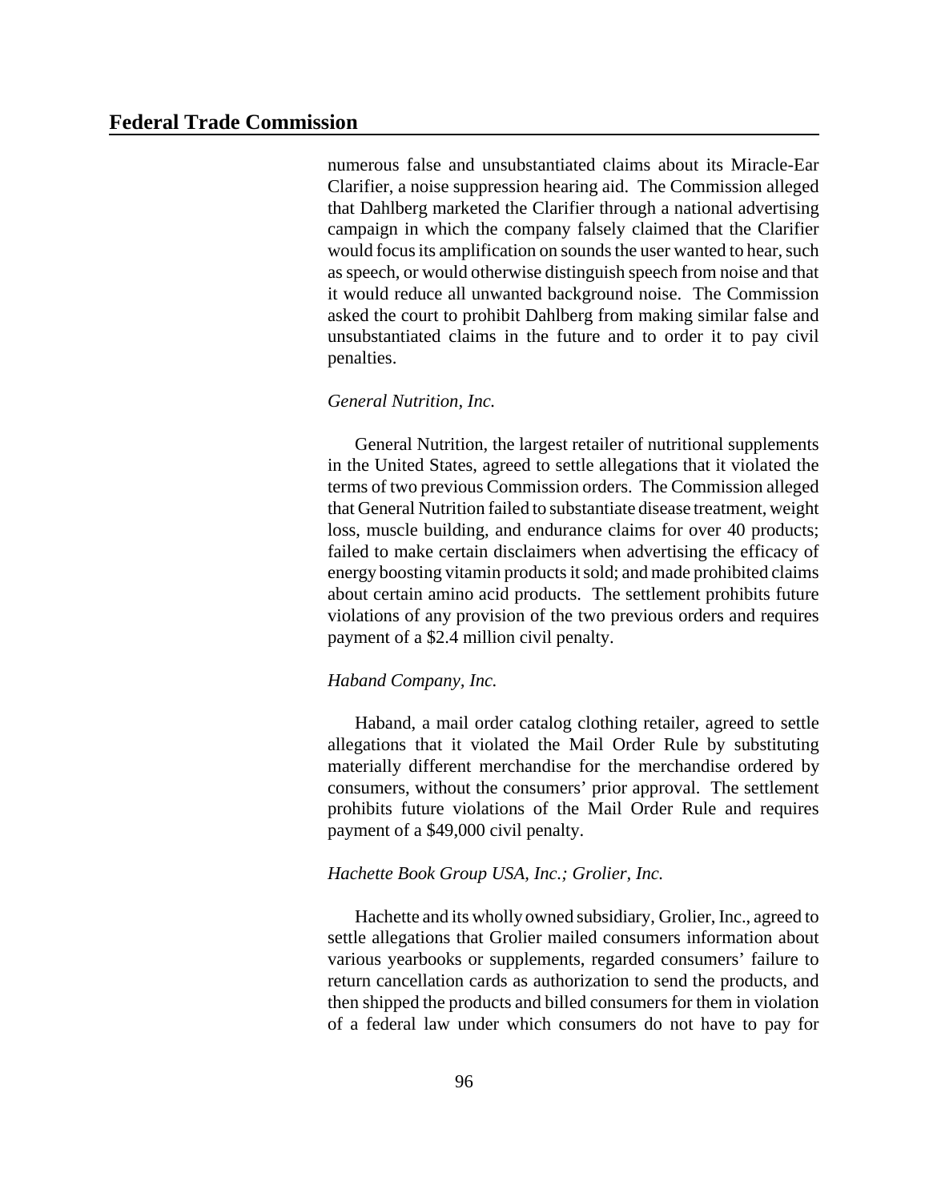numerous false and unsubstantiated claims about its Miracle-Ear Clarifier, a noise suppression hearing aid. The Commission alleged that Dahlberg marketed the Clarifier through a national advertising campaign in which the company falsely claimed that the Clarifier would focus its amplification on sounds the user wanted to hear, such as speech, or would otherwise distinguish speech from noise and that it would reduce all unwanted background noise. The Commission asked the court to prohibit Dahlberg from making similar false and unsubstantiated claims in the future and to order it to pay civil penalties.

*General Nutrition, Inc.*

General Nutrition, the largest retailer of nutritional supplements in the United States, agreed to settle allegations that it violated the terms of two previous Commission orders. The Commission alleged that General Nutrition failed to substantiate disease treatment, weight loss, muscle building, and endurance claims for over 40 products; failed to make certain disclaimers when advertising the efficacy of energy boosting vitamin products it sold; and made prohibited claims about certain amino acid products. The settlement prohibits future violations of any provision of the two previous orders and requires payment of a $2.4 million civil penalty.

*Haband Company, Inc.*

Haband, a mail order catalog clothing retailer, agreed to settle allegations that it violated the Mail Order Rule by substituting materially different merchandise for the merchandise ordered by consumers, without the consumers' prior approval. The settlement prohibits future violations of the Mail Order Rule and requires payment of a $49,000 civil penalty.

*Hachette Book Group USA, Inc.; Grolier, Inc.*

Hachette and its wholly owned subsidiary, Grolier, Inc., agreed to settle allegations that Grolier mailed consumers information about various yearbooks or supplements, regarded consumers' failure to return cancellation cards as authorization to send the products, and then shipped the products and billed consumers for them in violation of a federal law under which consumers do not have to pay for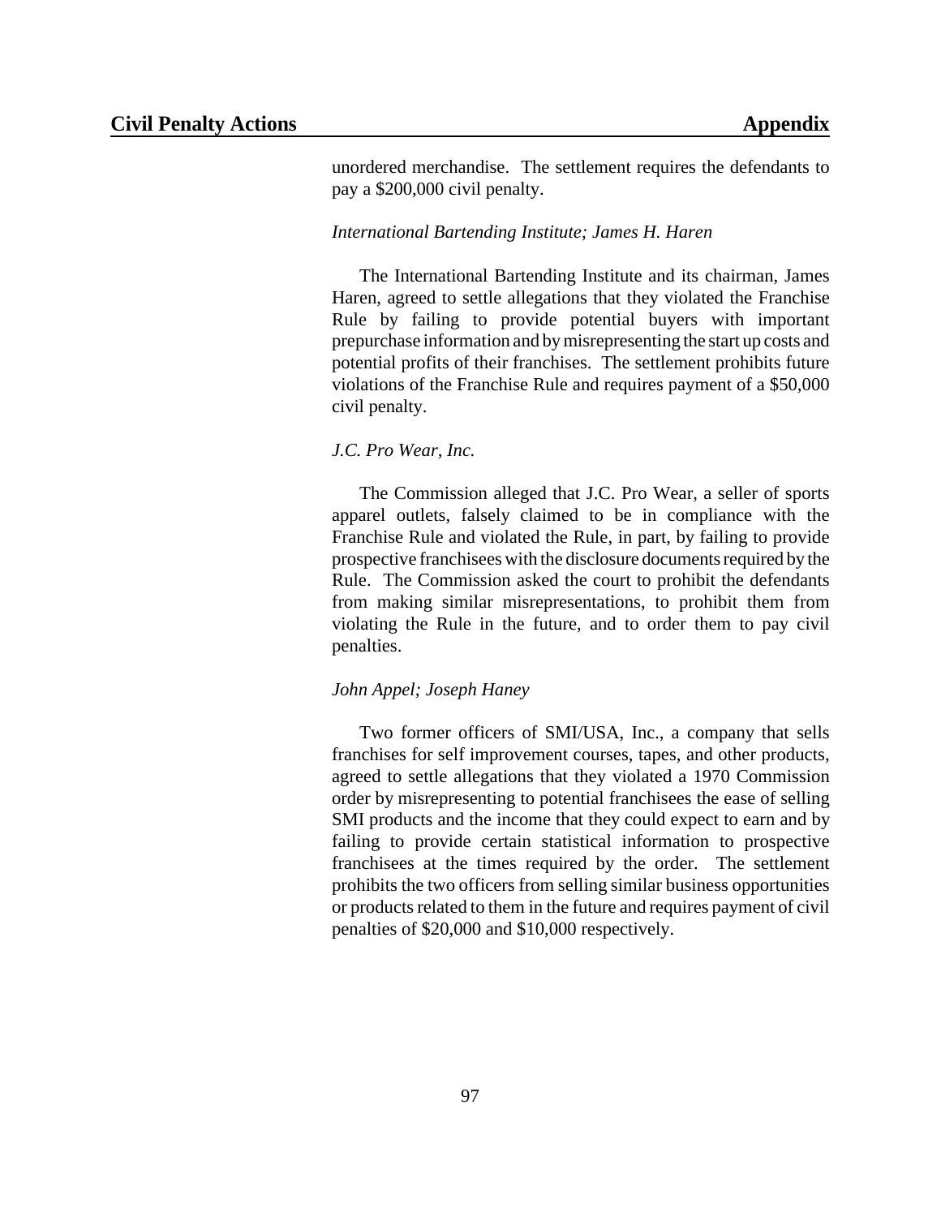unordered merchandise. The settlement requires the defendants to pay a $200,000 civil penalty.

*International Bartending Institute; James H. Haren*

The International Bartending Institute and its chairman, James Haren, agreed to settle allegations that they violated the Franchise Rule by failing to provide potential buyers with important prepurchase information and by misrepresenting the start up costs and potential profits of their franchises. The settlement prohibits future violations of the Franchise Rule and requires payment of a $50,000 civil penalty.

*J.C. Pro Wear, Inc.*

The Commission alleged that J.C. Pro Wear, a seller of sports apparel outlets, falsely claimed to be in compliance with the Franchise Rule and violated the Rule, in part, by failing to provide prospective franchisees with the disclosure documents required by the Rule. The Commission asked the court to prohibit the defendants from making similar misrepresentations, to prohibit them from violating the Rule in the future, and to order them to pay civil penalties.

*John Appel; Joseph Haney*

Two former officers of SMI/USA, Inc., a company that sells franchises for self improvement courses, tapes, and other products, agreed to settle allegations that they violated a 1970 Commission order by misrepresenting to potential franchisees the ease of selling SMI products and the income that they could expect to earn and by failing to provide certain statistical information to prospective franchisees at the times required by the order. The settlement prohibits the two officers from selling similar business opportunities or products related to them in the future and requires payment of civil penalties of $20,000 and $10,000 respectively.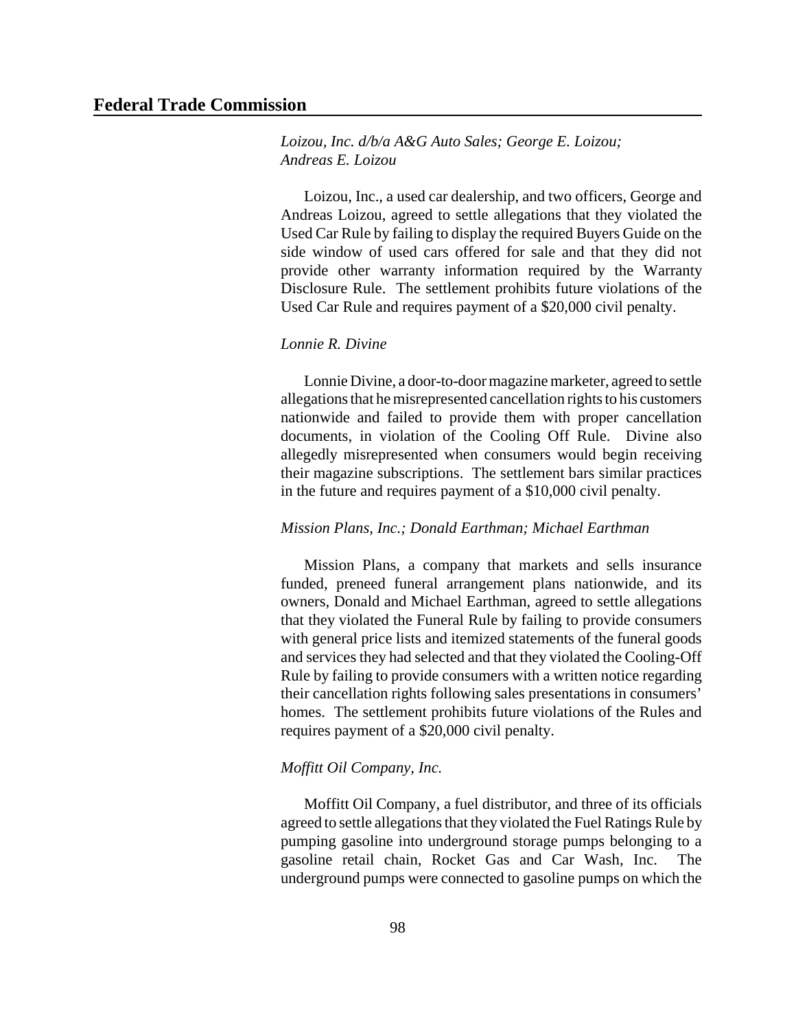*Loizou, Inc. d/b/a A&G Auto Sales; George E. Loizou; Andreas E. Loizou*

Loizou, Inc., a used car dealership, and two officers, George and Andreas Loizou, agreed to settle allegations that they violated the Used Car Rule by failing to display the required Buyers Guide on the side window of used cars offered for sale and that they did not provide other warranty information required by the Warranty Disclosure Rule. The settlement prohibits future violations of the Used Car Rule and requires payment of a $20,000 civil penalty.

*Lonnie R. Divine*

Lonnie Divine, a door-to-door magazine marketer, agreed to settle allegations that he misrepresented cancellation rights to his customers nationwide and failed to provide them with proper cancellation documents, in violation of the Cooling Off Rule. Divine also allegedly misrepresented when consumers would begin receiving their magazine subscriptions. The settlement bars similar practices in the future and requires payment of a $10,000 civil penalty.

*Mission Plans, Inc.; Donald Earthman; Michael Earthman*

Mission Plans, a company that markets and sells insurance funded, preneed funeral arrangement plans nationwide, and its owners, Donald and Michael Earthman, agreed to settle allegations that they violated the Funeral Rule by failing to provide consumers with general price lists and itemized statements of the funeral goods and services they had selected and that they violated the Cooling-Off Rule by failing to provide consumers with a written notice regarding their cancellation rights following sales presentations in consumers' homes. The settlement prohibits future violations of the Rules and requires payment of a $20,000 civil penalty.

*Moffitt Oil Company, Inc.*

Moffitt Oil Company, a fuel distributor, and three of its officials agreed to settle allegations that they violated the Fuel Ratings Rule by pumping gasoline into underground storage pumps belonging to a gasoline retail chain, Rocket Gas and Car Wash, Inc. The underground pumps were connected to gasoline pumps on which the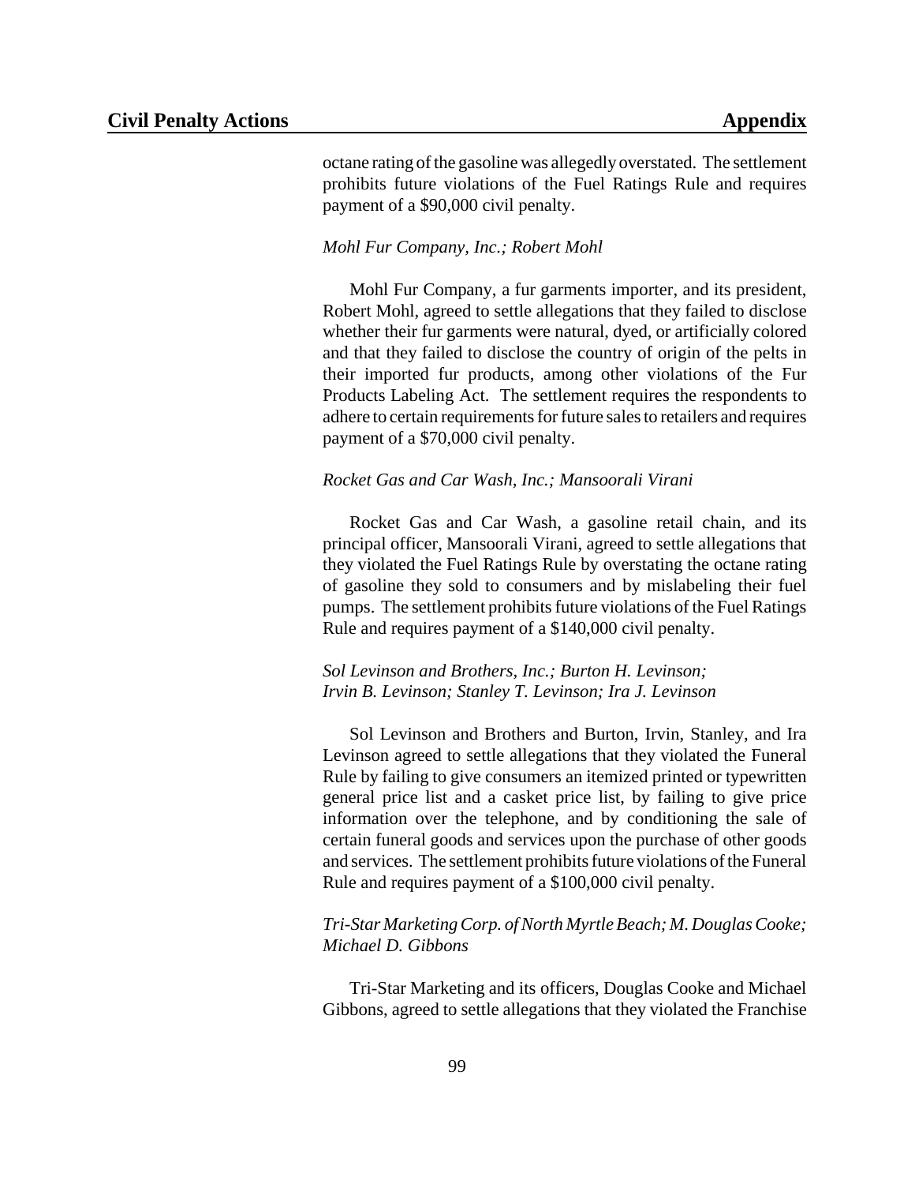octane rating of the gasoline was allegedly overstated. The settlement prohibits future violations of the Fuel Ratings Rule and requires payment of a $90,000 civil penalty.

*Mohl Fur Company, Inc.; Robert Mohl*

Mohl Fur Company, a fur garments importer, and its president, Robert Mohl, agreed to settle allegations that they failed to disclose whether their fur garments were natural, dyed, or artificially colored and that they failed to disclose the country of origin of the pelts in their imported fur products, among other violations of the Fur Products Labeling Act. The settlement requires the respondents to adhere to certain requirements for future sales to retailers and requires payment of a $70,000 civil penalty.

*Rocket Gas and Car Wash, Inc.; Mansoorali Virani*

Rocket Gas and Car Wash, a gasoline retail chain, and its principal officer, Mansoorali Virani, agreed to settle allegations that they violated the Fuel Ratings Rule by overstating the octane rating of gasoline they sold to consumers and by mislabeling their fuel pumps. The settlement prohibits future violations of the Fuel Ratings Rule and requires payment of a $140,000 civil penalty.

*Sol Levinson and Brothers, Inc.; Burton H. Levinson; Irvin B. Levinson; Stanley T. Levinson; Ira J. Levinson*

Sol Levinson and Brothers and Burton, Irvin, Stanley, and Ira Levinson agreed to settle allegations that they violated the Funeral Rule by failing to give consumers an itemized printed or typewritten general price list and a casket price list, by failing to give price information over the telephone, and by conditioning the sale of certain funeral goods and services upon the purchase of other goods and services. The settlement prohibits future violations of the Funeral Rule and requires payment of a $100,000 civil penalty.

*Tri-Star Marketing Corp. of North Myrtle Beach; M. Douglas Cooke; Michael D. Gibbons*

Tri-Star Marketing and its officers, Douglas Cooke and Michael Gibbons, agreed to settle allegations that they violated the Franchise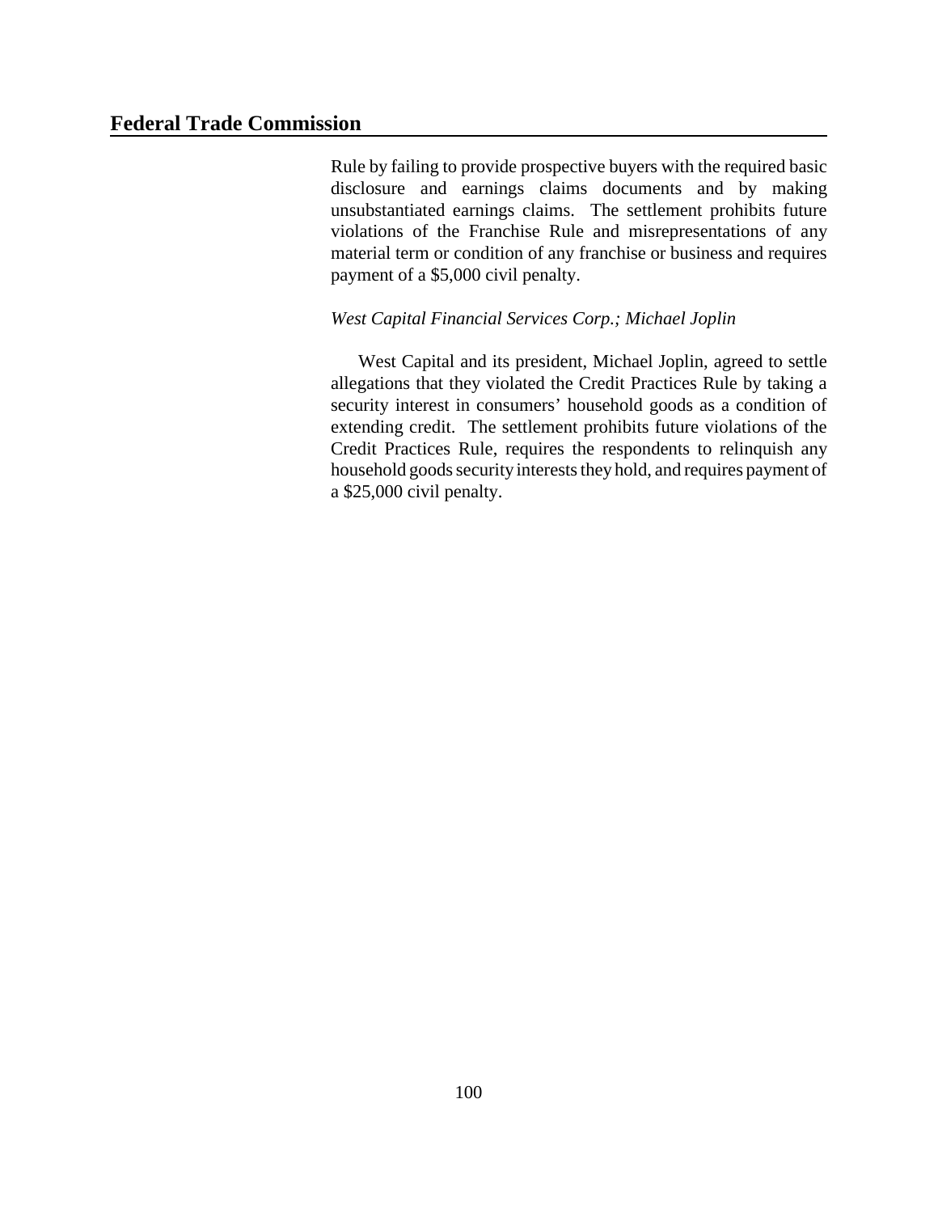Rule by failing to provide prospective buyers with the required basic disclosure and earnings claims documents and by making unsubstantiated earnings claims. The settlement prohibits future violations of the Franchise Rule and misrepresentations of any material term or condition of any franchise or business and requires payment of a $5,000 civil penalty.

*West Capital Financial Services Corp.; Michael Joplin*

West Capital and its president, Michael Joplin, agreed to settle allegations that they violated the Credit Practices Rule by taking a security interest in consumers' household goods as a condition of extending credit. The settlement prohibits future violations of the Credit Practices Rule, requires the respondents to relinquish any household goods security interests they hold, and requires payment of a $25,000 civil penalty.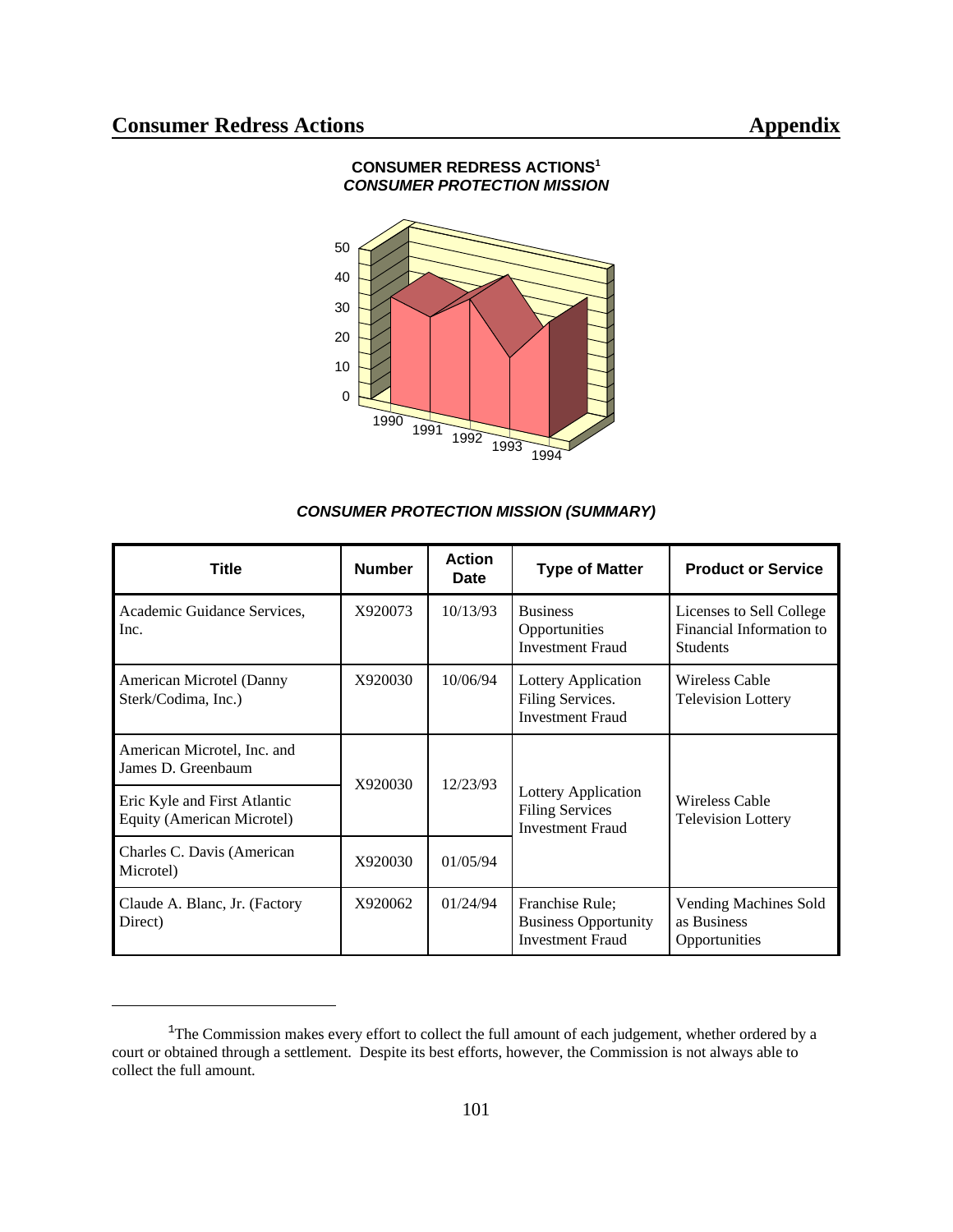**CONSUMER REDRESS ACTIONS[1]**
***CONSUMER PROTECTION MISSION***

***CONSUMER PROTECTION MISSION (SUMMARY)***

| Title | Number | Action Date | Type of Matter | Product or Service |
|---|---|---|---|---|
| Academic Guidance Services, Inc. | X920073 | 10/13/93 | Business Opportunities Investment Fraud | Licenses to Sell College Financial Information to Students |
| American Microtel (Danny Sterk/Codima, Inc.) | X920030 | 10/06/94 | Lottery Application Filing Services. Investment Fraud | Wireless Cable Television Lottery |
| American Microtel, Inc. and James D. Greenbaum | X920030 | 12/23/93 | Lottery Application Filing Services Investment Fraud | Wireless Cable Television Lottery |
| Eric Kyle and First Atlantic Equity (American Microtel) | X920030 | 12/23/93 | Lottery Application Filing Services Investment Fraud | Wireless Cable Television Lottery |
| Charles C. Davis (American Microtel) | X920030 | 01/05/94 | Lottery Application Filing Services Investment Fraud | Wireless Cable Television Lottery |
| Claude A. Blanc, Jr. (Factory Direct) | X920062 | 01/24/94 | Franchise Rule; Business Opportunity Investment Fraud | Vending Machines Sold as Business Opportunities |

[1]The Commission makes every effort to collect the full amount of each judgement, whether ordered by a court or obtained through a settlement. Despite its best efforts, however, the Commission is not always able to collect the full amount.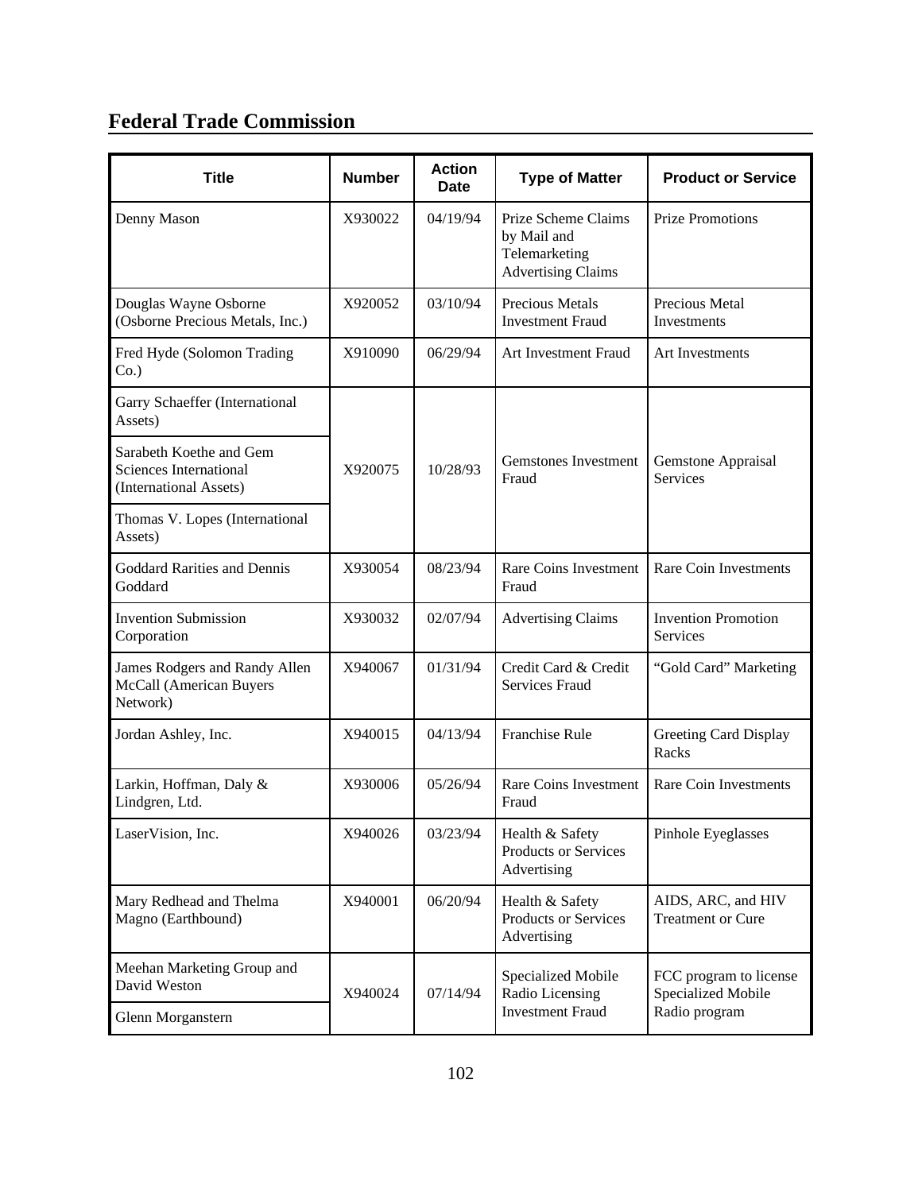## Federal Trade Commission

| Title | Number | Action Date | Type of Matter | Product or Service |
|---|---|---|---|---|
| Denny Mason | X930022 | 04/19/94 | Prize Scheme Claims by Mail and Telemarketing Advertising Claims | Prize Promotions |
| Douglas Wayne Osborne (Osborne Precious Metals, Inc.) | X920052 | 03/10/94 | Precious Metals Investment Fraud | Precious Metal Investments |
| Fred Hyde (Solomon Trading Co.) | X910090 | 06/29/94 | Art Investment Fraud | Art Investments |
| Garry Schaeffer (International Assets) | X920075 | 10/28/93 | Gemstones Investment Fraud | Gemstone Appraisal Services |
| Sarabeth Koethe and Gem Sciences International (International Assets) | | | | |
| Thomas V. Lopes (International Assets) | | | | |
| Goddard Rarities and Dennis Goddard | X930054 | 08/23/94 | Rare Coins Investment Fraud | Rare Coin Investments |
| Invention Submission Corporation | X930032 | 02/07/94 | Advertising Claims | Invention Promotion Services |
| James Rodgers and Randy Allen McCall (American Buyers Network) | X940067 | 01/31/94 | Credit Card & Credit Services Fraud | "Gold Card" Marketing |
| Jordan Ashley, Inc. | X940015 | 04/13/94 | Franchise Rule | Greeting Card Display Racks |
| Larkin, Hoffman, Daly & Lindgren, Ltd. | X930006 | 05/26/94 | Rare Coins Investment Fraud | Rare Coin Investments |
| LaserVision, Inc. | X940026 | 03/23/94 | Health & Safety Products or Services Advertising | Pinhole Eyeglasses |
| Mary Redhead and Thelma Magno (Earthbound) | X940001 | 06/20/94 | Health & Safety Products or Services Advertising | AIDS, ARC, and HIV Treatment or Cure |
| Meehan Marketing Group and David Weston | X940024 | 07/14/94 | Specialized Mobile Radio Licensing Investment Fraud | FCC program to license Specialized Mobile Radio program |
| Glenn Morganstern | | | | |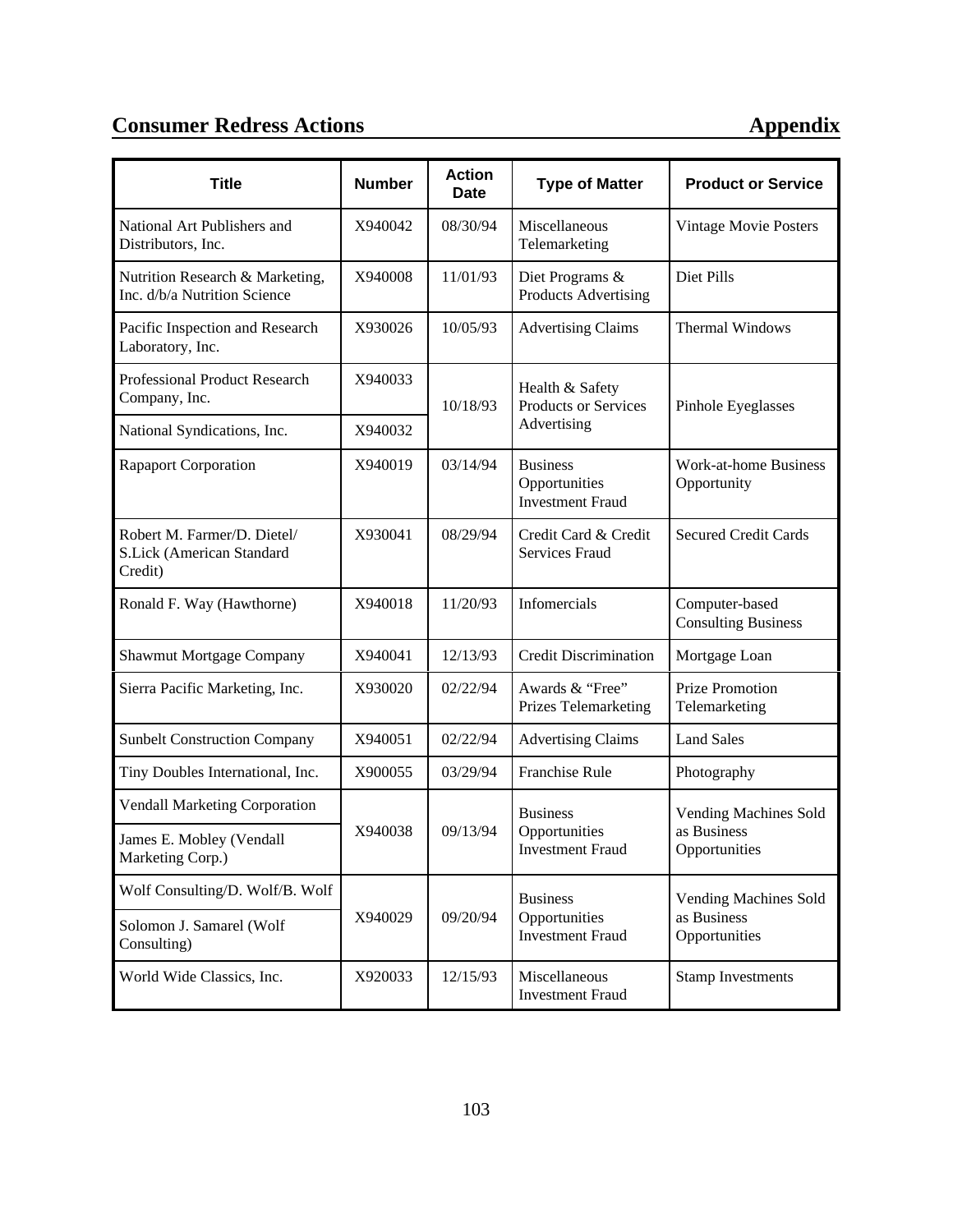## Consumer Redress Actions — Appendix

| Title | Number | Action Date | Type of Matter | Product or Service |
|---|---|---|---|---|
| National Art Publishers and Distributors, Inc. | X940042 | 08/30/94 | Miscellaneous Telemarketing | Vintage Movie Posters |
| Nutrition Research & Marketing, Inc. d/b/a Nutrition Science | X940008 | 11/01/93 | Diet Programs & Products Advertising | Diet Pills |
| Pacific Inspection and Research Laboratory, Inc. | X930026 | 10/05/93 | Advertising Claims | Thermal Windows |
| Professional Product Research Company, Inc. | X940033 | 10/18/93 | Health & Safety Products or Services Advertising | Pinhole Eyeglasses |
| National Syndications, Inc. | X940032 | | | |
| Rapaport Corporation | X940019 | 03/14/94 | Business Opportunities Investment Fraud | Work-at-home Business Opportunity |
| Robert M. Farmer/D. Dietel/ S.Lick (American Standard Credit) | X930041 | 08/29/94 | Credit Card & Credit Services Fraud | Secured Credit Cards |
| Ronald F. Way (Hawthorne) | X940018 | 11/20/93 | Infomercials | Computer-based Consulting Business |
| Shawmut Mortgage Company | X940041 | 12/13/93 | Credit Discrimination | Mortgage Loan |
| Sierra Pacific Marketing, Inc. | X930020 | 02/22/94 | Awards & "Free" Prizes Telemarketing | Prize Promotion Telemarketing |
| Sunbelt Construction Company | X940051 | 02/22/94 | Advertising Claims | Land Sales |
| Tiny Doubles International, Inc. | X900055 | 03/29/94 | Franchise Rule | Photography |
| Vendall Marketing Corporation | X940038 | 09/13/94 | Business Opportunities Investment Fraud | Vending Machines Sold as Business Opportunities |
| James E. Mobley (Vendall Marketing Corp.) | | | | |
| Wolf Consulting/D. Wolf/B. Wolf | X940029 | 09/20/94 | Business Opportunities Investment Fraud | Vending Machines Sold as Business Opportunities |
| Solomon J. Samarel (Wolf Consulting) | | | | |
| World Wide Classics, Inc. | X920033 | 12/15/93 | Miscellaneous Investment Fraud | Stamp Investments |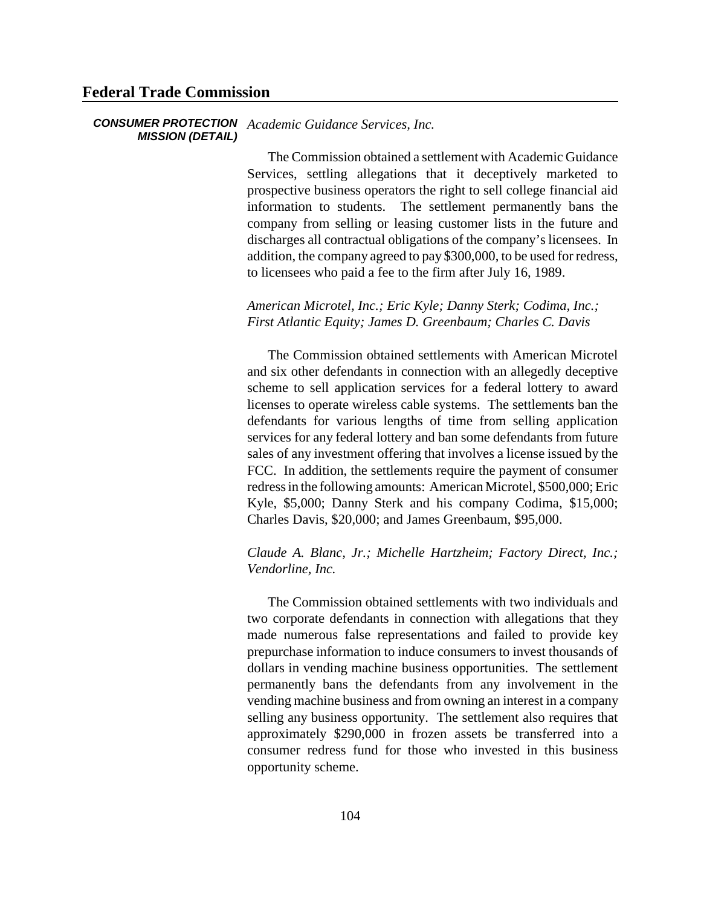**CONSUMER PROTECTION MISSION (DETAIL)**

*Academic Guidance Services, Inc.*

The Commission obtained a settlement with Academic Guidance Services, settling allegations that it deceptively marketed to prospective business operators the right to sell college financial aid information to students. The settlement permanently bans the company from selling or leasing customer lists in the future and discharges all contractual obligations of the company's licensees. In addition, the company agreed to pay $300,000, to be used for redress, to licensees who paid a fee to the firm after July 16, 1989.

*American Microtel, Inc.; Eric Kyle; Danny Sterk; Codima, Inc.; First Atlantic Equity; James D. Greenbaum; Charles C. Davis*

The Commission obtained settlements with American Microtel and six other defendants in connection with an allegedly deceptive scheme to sell application services for a federal lottery to award licenses to operate wireless cable systems. The settlements ban the defendants for various lengths of time from selling application services for any federal lottery and ban some defendants from future sales of any investment offering that involves a license issued by the FCC. In addition, the settlements require the payment of consumer redress in the following amounts: American Microtel, $500,000; Eric Kyle, $5,000; Danny Sterk and his company Codima, $15,000; Charles Davis, $20,000; and James Greenbaum, $95,000.

*Claude A. Blanc, Jr.; Michelle Hartzheim; Factory Direct, Inc.; Vendorline, Inc.*

The Commission obtained settlements with two individuals and two corporate defendants in connection with allegations that they made numerous false representations and failed to provide key prepurchase information to induce consumers to invest thousands of dollars in vending machine business opportunities. The settlement permanently bans the defendants from any involvement in the vending machine business and from owning an interest in a company selling any business opportunity. The settlement also requires that approximately $290,000 in frozen assets be transferred into a consumer redress fund for those who invested in this business opportunity scheme.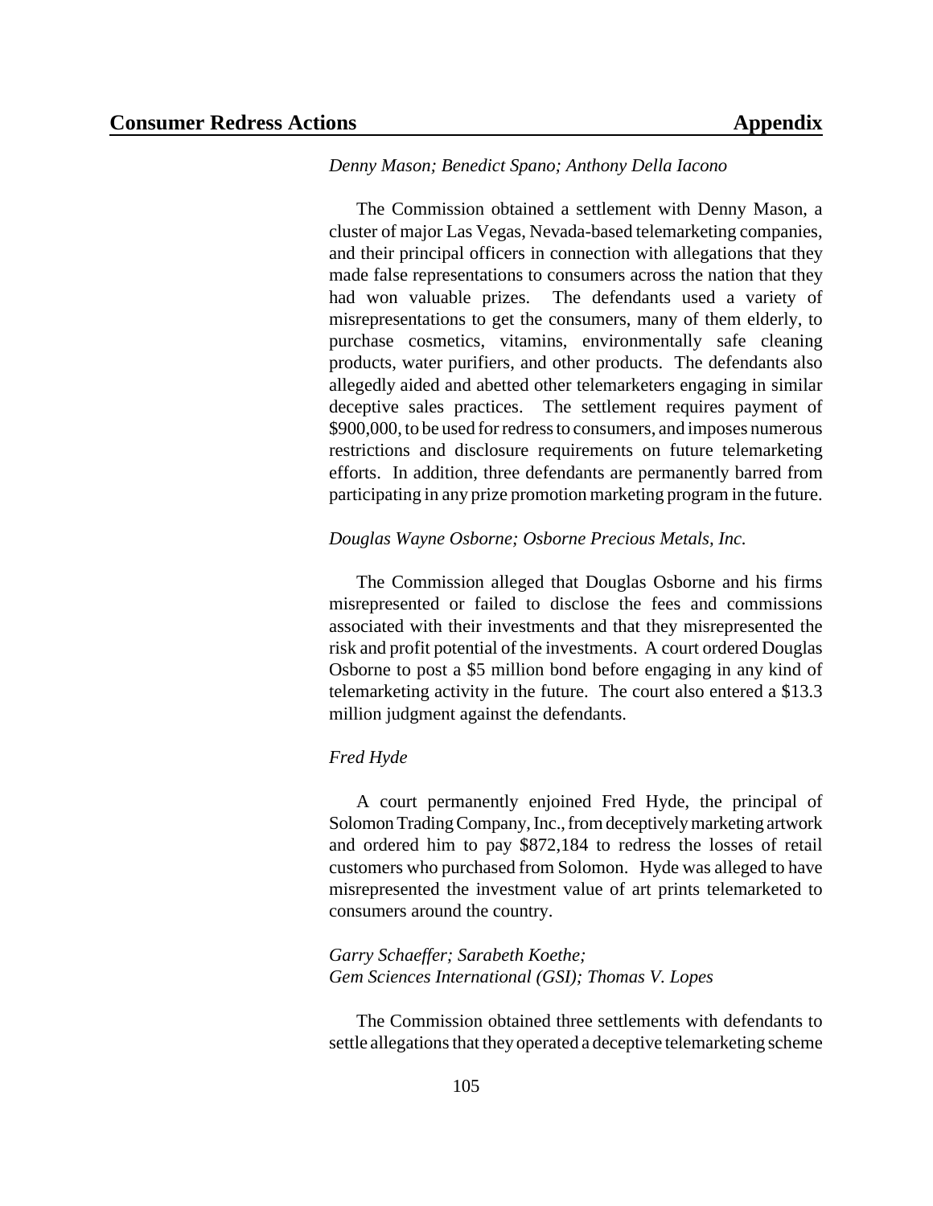*Denny Mason; Benedict Spano; Anthony Della Iacono*

The Commission obtained a settlement with Denny Mason, a cluster of major Las Vegas, Nevada-based telemarketing companies, and their principal officers in connection with allegations that they made false representations to consumers across the nation that they had won valuable prizes. The defendants used a variety of misrepresentations to get the consumers, many of them elderly, to purchase cosmetics, vitamins, environmentally safe cleaning products, water purifiers, and other products. The defendants also allegedly aided and abetted other telemarketers engaging in similar deceptive sales practices. The settlement requires payment of $900,000, to be used for redress to consumers, and imposes numerous restrictions and disclosure requirements on future telemarketing efforts. In addition, three defendants are permanently barred from participating in any prize promotion marketing program in the future.

*Douglas Wayne Osborne; Osborne Precious Metals, Inc.*

The Commission alleged that Douglas Osborne and his firms misrepresented or failed to disclose the fees and commissions associated with their investments and that they misrepresented the risk and profit potential of the investments. A court ordered Douglas Osborne to post a $5 million bond before engaging in any kind of telemarketing activity in the future. The court also entered a $13.3 million judgment against the defendants.

*Fred Hyde*

A court permanently enjoined Fred Hyde, the principal of Solomon Trading Company, Inc., from deceptively marketing artwork and ordered him to pay $872,184 to redress the losses of retail customers who purchased from Solomon. Hyde was alleged to have misrepresented the investment value of art prints telemarketed to consumers around the country.

*Garry Schaeffer; Sarabeth Koethe;*
*Gem Sciences International (GSI); Thomas V. Lopes*

The Commission obtained three settlements with defendants to settle allegations that they operated a deceptive telemarketing scheme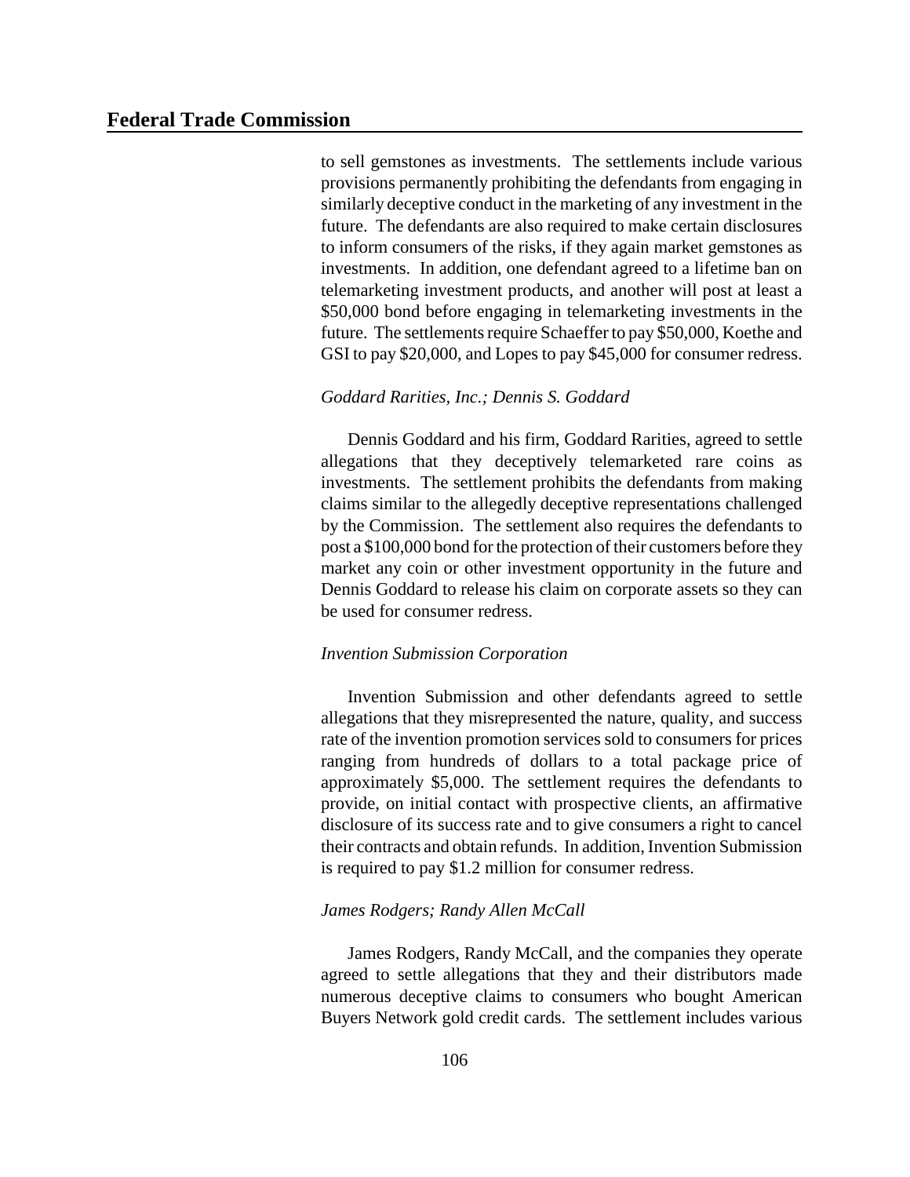to sell gemstones as investments. The settlements include various provisions permanently prohibiting the defendants from engaging in similarly deceptive conduct in the marketing of any investment in the future. The defendants are also required to make certain disclosures to inform consumers of the risks, if they again market gemstones as investments. In addition, one defendant agreed to a lifetime ban on telemarketing investment products, and another will post at least a $50,000 bond before engaging in telemarketing investments in the future. The settlements require Schaeffer to pay $50,000, Koethe and GSI to pay $20,000, and Lopes to pay $45,000 for consumer redress.

*Goddard Rarities, Inc.; Dennis S. Goddard*

Dennis Goddard and his firm, Goddard Rarities, agreed to settle allegations that they deceptively telemarketed rare coins as investments. The settlement prohibits the defendants from making claims similar to the allegedly deceptive representations challenged by the Commission. The settlement also requires the defendants to post a $100,000 bond for the protection of their customers before they market any coin or other investment opportunity in the future and Dennis Goddard to release his claim on corporate assets so they can be used for consumer redress.

*Invention Submission Corporation*

Invention Submission and other defendants agreed to settle allegations that they misrepresented the nature, quality, and success rate of the invention promotion services sold to consumers for prices ranging from hundreds of dollars to a total package price of approximately $5,000. The settlement requires the defendants to provide, on initial contact with prospective clients, an affirmative disclosure of its success rate and to give consumers a right to cancel their contracts and obtain refunds. In addition, Invention Submission is required to pay $1.2 million for consumer redress.

*James Rodgers; Randy Allen McCall*

James Rodgers, Randy McCall, and the companies they operate agreed to settle allegations that they and their distributors made numerous deceptive claims to consumers who bought American Buyers Network gold credit cards. The settlement includes various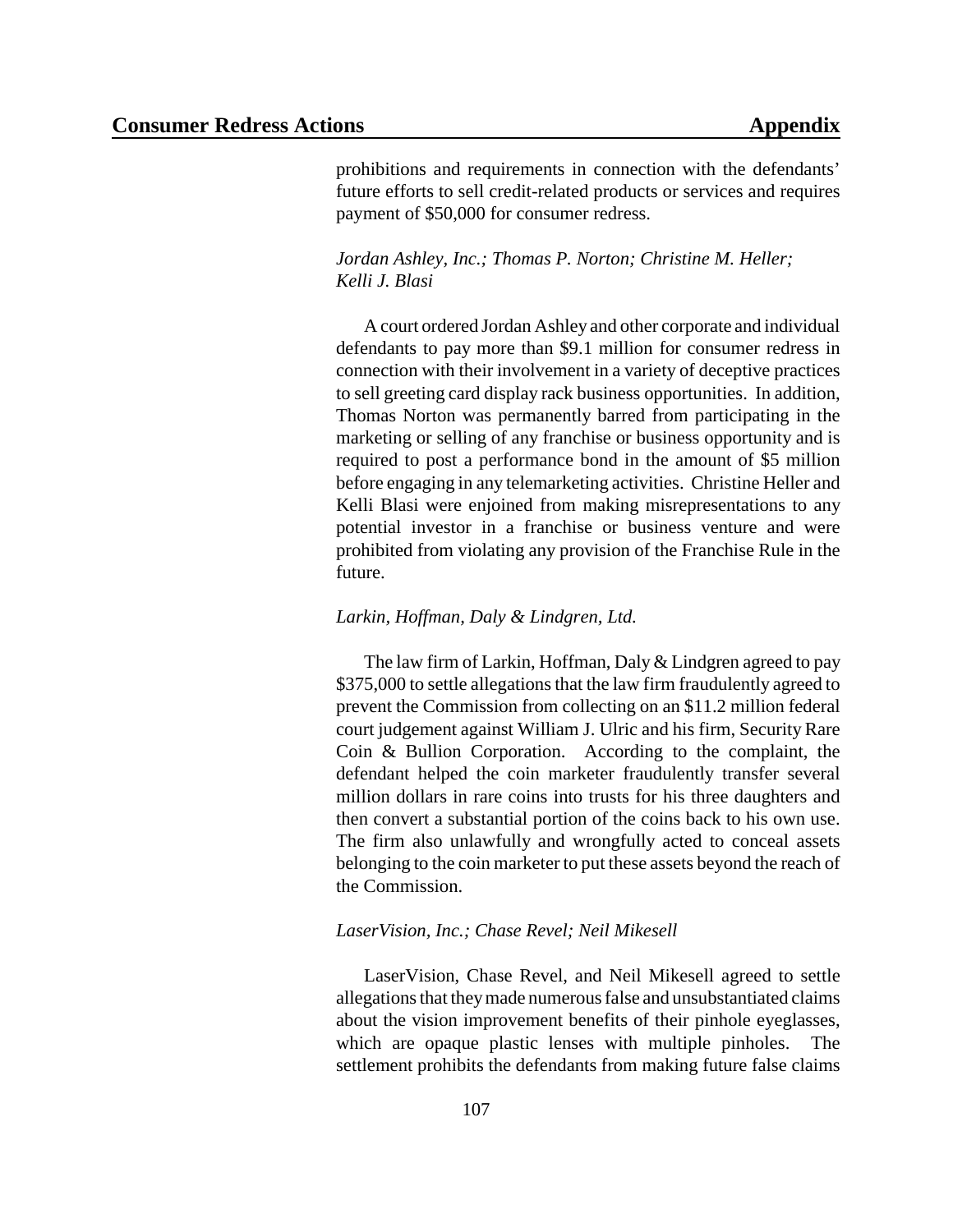prohibitions and requirements in connection with the defendants' future efforts to sell credit-related products or services and requires payment of $50,000 for consumer redress.

*Jordan Ashley, Inc.; Thomas P. Norton; Christine M. Heller; Kelli J. Blasi*

A court ordered Jordan Ashley and other corporate and individual defendants to pay more than $9.1 million for consumer redress in connection with their involvement in a variety of deceptive practices to sell greeting card display rack business opportunities. In addition, Thomas Norton was permanently barred from participating in the marketing or selling of any franchise or business opportunity and is required to post a performance bond in the amount of $5 million before engaging in any telemarketing activities. Christine Heller and Kelli Blasi were enjoined from making misrepresentations to any potential investor in a franchise or business venture and were prohibited from violating any provision of the Franchise Rule in the future.

*Larkin, Hoffman, Daly & Lindgren, Ltd.*

The law firm of Larkin, Hoffman, Daly & Lindgren agreed to pay $375,000 to settle allegations that the law firm fraudulently agreed to prevent the Commission from collecting on an $11.2 million federal court judgement against William J. Ulric and his firm, Security Rare Coin & Bullion Corporation. According to the complaint, the defendant helped the coin marketer fraudulently transfer several million dollars in rare coins into trusts for his three daughters and then convert a substantial portion of the coins back to his own use. The firm also unlawfully and wrongfully acted to conceal assets belonging to the coin marketer to put these assets beyond the reach of the Commission.

*LaserVision, Inc.; Chase Revel; Neil Mikesell*

LaserVision, Chase Revel, and Neil Mikesell agreed to settle allegations that they made numerous false and unsubstantiated claims about the vision improvement benefits of their pinhole eyeglasses, which are opaque plastic lenses with multiple pinholes. The settlement prohibits the defendants from making future false claims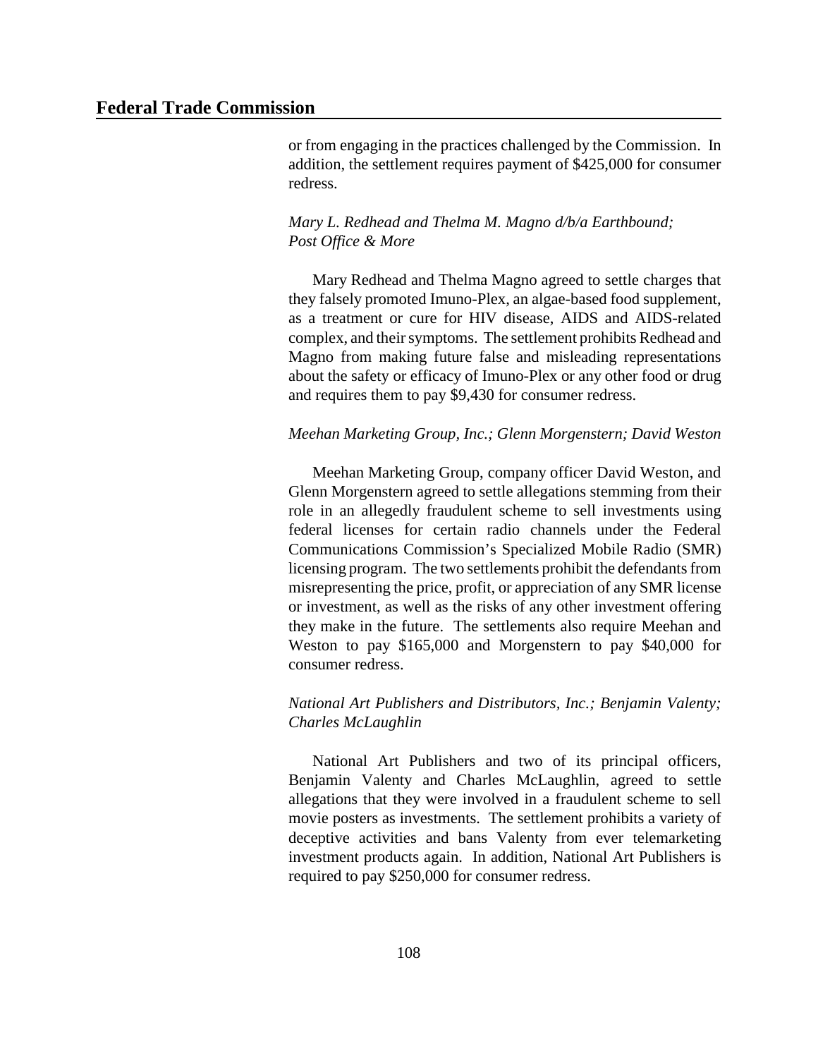or from engaging in the practices challenged by the Commission. In addition, the settlement requires payment of $425,000 for consumer redress.

*Mary L. Redhead and Thelma M. Magno d/b/a Earthbound; Post Office & More*

Mary Redhead and Thelma Magno agreed to settle charges that they falsely promoted Imuno-Plex, an algae-based food supplement, as a treatment or cure for HIV disease, AIDS and AIDS-related complex, and their symptoms. The settlement prohibits Redhead and Magno from making future false and misleading representations about the safety or efficacy of Imuno-Plex or any other food or drug and requires them to pay $9,430 for consumer redress.

*Meehan Marketing Group, Inc.; Glenn Morgenstern; David Weston*

Meehan Marketing Group, company officer David Weston, and Glenn Morgenstern agreed to settle allegations stemming from their role in an allegedly fraudulent scheme to sell investments using federal licenses for certain radio channels under the Federal Communications Commission's Specialized Mobile Radio (SMR) licensing program. The two settlements prohibit the defendants from misrepresenting the price, profit, or appreciation of any SMR license or investment, as well as the risks of any other investment offering they make in the future. The settlements also require Meehan and Weston to pay $165,000 and Morgenstern to pay $40,000 for consumer redress.

*National Art Publishers and Distributors, Inc.; Benjamin Valenty; Charles McLaughlin*

National Art Publishers and two of its principal officers, Benjamin Valenty and Charles McLaughlin, agreed to settle allegations that they were involved in a fraudulent scheme to sell movie posters as investments. The settlement prohibits a variety of deceptive activities and bans Valenty from ever telemarketing investment products again. In addition, National Art Publishers is required to pay $250,000 for consumer redress.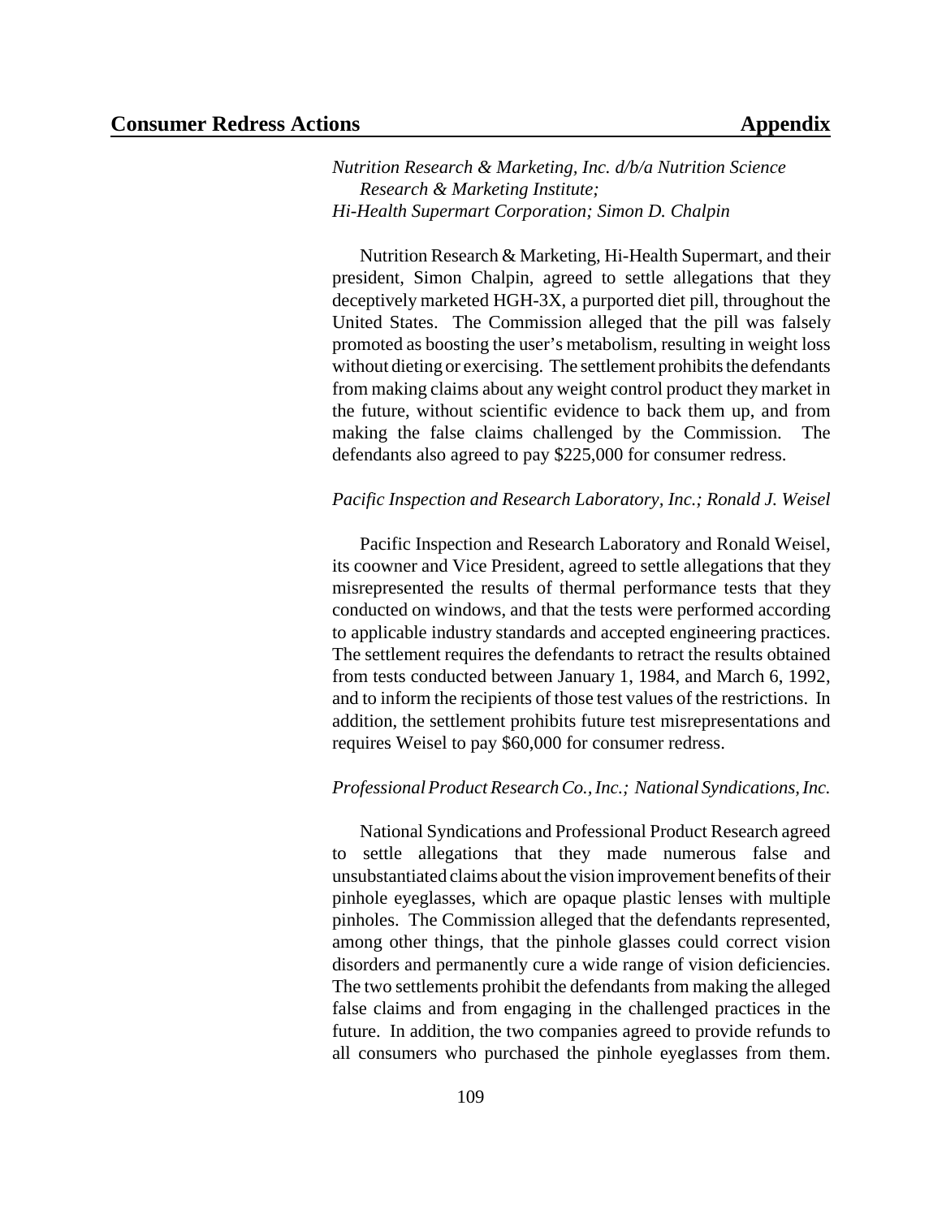*Nutrition Research & Marketing, Inc. d/b/a Nutrition Science Research & Marketing Institute;*
*Hi-Health Supermart Corporation; Simon D. Chalpin*

Nutrition Research & Marketing, Hi-Health Supermart, and their president, Simon Chalpin, agreed to settle allegations that they deceptively marketed HGH-3X, a purported diet pill, throughout the United States. The Commission alleged that the pill was falsely promoted as boosting the user's metabolism, resulting in weight loss without dieting or exercising. The settlement prohibits the defendants from making claims about any weight control product they market in the future, without scientific evidence to back them up, and from making the false claims challenged by the Commission. The defendants also agreed to pay $225,000 for consumer redress.

*Pacific Inspection and Research Laboratory, Inc.; Ronald J. Weisel*

Pacific Inspection and Research Laboratory and Ronald Weisel, its coowner and Vice President, agreed to settle allegations that they misrepresented the results of thermal performance tests that they conducted on windows, and that the tests were performed according to applicable industry standards and accepted engineering practices. The settlement requires the defendants to retract the results obtained from tests conducted between January 1, 1984, and March 6, 1992, and to inform the recipients of those test values of the restrictions. In addition, the settlement prohibits future test misrepresentations and requires Weisel to pay $60,000 for consumer redress.

*Professional Product Research Co., Inc.; National Syndications, Inc.*

National Syndications and Professional Product Research agreed to settle allegations that they made numerous false and unsubstantiated claims about the vision improvement benefits of their pinhole eyeglasses, which are opaque plastic lenses with multiple pinholes. The Commission alleged that the defendants represented, among other things, that the pinhole glasses could correct vision disorders and permanently cure a wide range of vision deficiencies. The two settlements prohibit the defendants from making the alleged false claims and from engaging in the challenged practices in the future. In addition, the two companies agreed to provide refunds to all consumers who purchased the pinhole eyeglasses from them.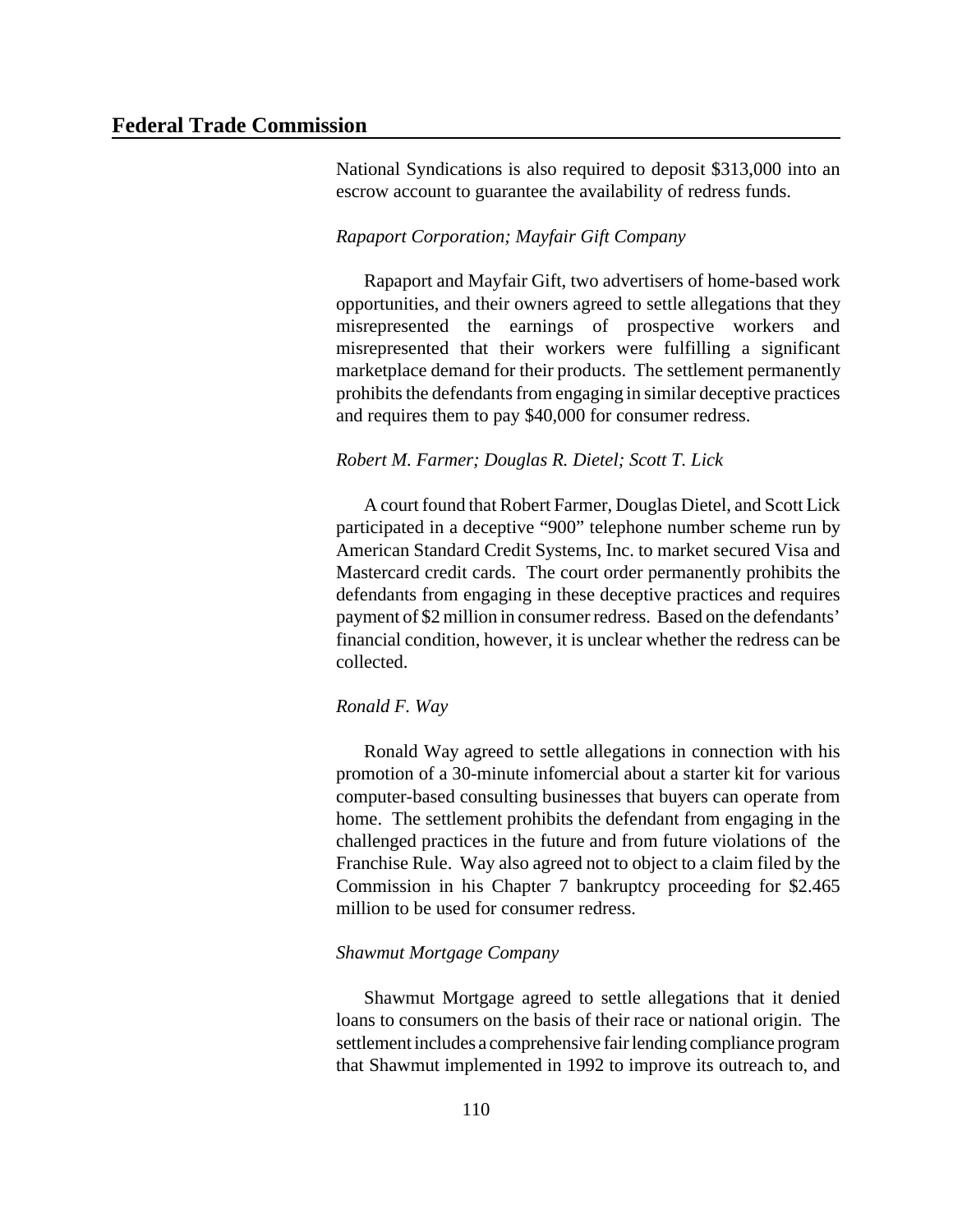National Syndications is also required to deposit $313,000 into an escrow account to guarantee the availability of redress funds.

*Rapaport Corporation; Mayfair Gift Company*

Rapaport and Mayfair Gift, two advertisers of home-based work opportunities, and their owners agreed to settle allegations that they misrepresented the earnings of prospective workers and misrepresented that their workers were fulfilling a significant marketplace demand for their products. The settlement permanently prohibits the defendants from engaging in similar deceptive practices and requires them to pay $40,000 for consumer redress.

*Robert M. Farmer; Douglas R. Dietel; Scott T. Lick*

A court found that Robert Farmer, Douglas Dietel, and Scott Lick participated in a deceptive "900" telephone number scheme run by American Standard Credit Systems, Inc. to market secured Visa and Mastercard credit cards. The court order permanently prohibits the defendants from engaging in these deceptive practices and requires payment of $2 million in consumer redress. Based on the defendants' financial condition, however, it is unclear whether the redress can be collected.

*Ronald F. Way*

Ronald Way agreed to settle allegations in connection with his promotion of a 30-minute infomercial about a starter kit for various computer-based consulting businesses that buyers can operate from home. The settlement prohibits the defendant from engaging in the challenged practices in the future and from future violations of the Franchise Rule. Way also agreed not to object to a claim filed by the Commission in his Chapter 7 bankruptcy proceeding for $2.465 million to be used for consumer redress.

*Shawmut Mortgage Company*

Shawmut Mortgage agreed to settle allegations that it denied loans to consumers on the basis of their race or national origin. The settlement includes a comprehensive fair lending compliance program that Shawmut implemented in 1992 to improve its outreach to, and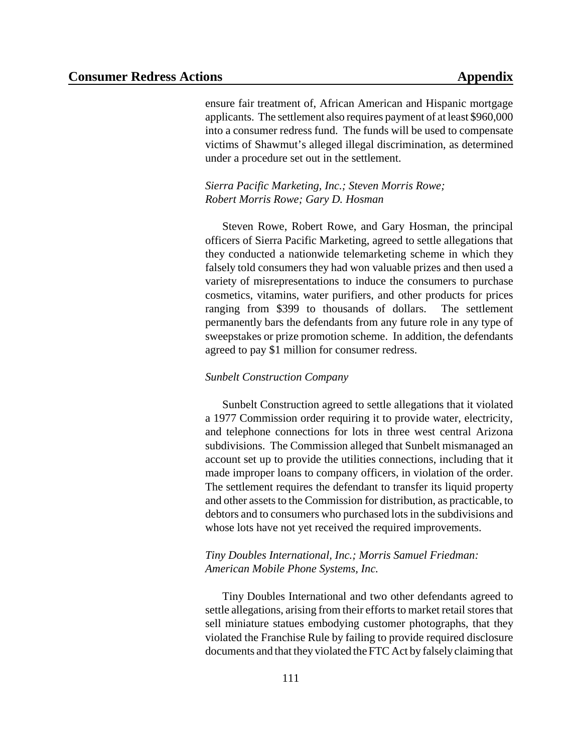ensure fair treatment of, African American and Hispanic mortgage applicants. The settlement also requires payment of at least $960,000 into a consumer redress fund. The funds will be used to compensate victims of Shawmut's alleged illegal discrimination, as determined under a procedure set out in the settlement.

*Sierra Pacific Marketing, Inc.; Steven Morris Rowe; Robert Morris Rowe; Gary D. Hosman*

Steven Rowe, Robert Rowe, and Gary Hosman, the principal officers of Sierra Pacific Marketing, agreed to settle allegations that they conducted a nationwide telemarketing scheme in which they falsely told consumers they had won valuable prizes and then used a variety of misrepresentations to induce the consumers to purchase cosmetics, vitamins, water purifiers, and other products for prices ranging from $399 to thousands of dollars. The settlement permanently bars the defendants from any future role in any type of sweepstakes or prize promotion scheme. In addition, the defendants agreed to pay $1 million for consumer redress.

*Sunbelt Construction Company*

Sunbelt Construction agreed to settle allegations that it violated a 1977 Commission order requiring it to provide water, electricity, and telephone connections for lots in three west central Arizona subdivisions. The Commission alleged that Sunbelt mismanaged an account set up to provide the utilities connections, including that it made improper loans to company officers, in violation of the order. The settlement requires the defendant to transfer its liquid property and other assets to the Commission for distribution, as practicable, to debtors and to consumers who purchased lots in the subdivisions and whose lots have not yet received the required improvements.

*Tiny Doubles International, Inc.; Morris Samuel Friedman: American Mobile Phone Systems, Inc.*

Tiny Doubles International and two other defendants agreed to settle allegations, arising from their efforts to market retail stores that sell miniature statues embodying customer photographs, that they violated the Franchise Rule by failing to provide required disclosure documents and that they violated the FTC Act by falsely claiming that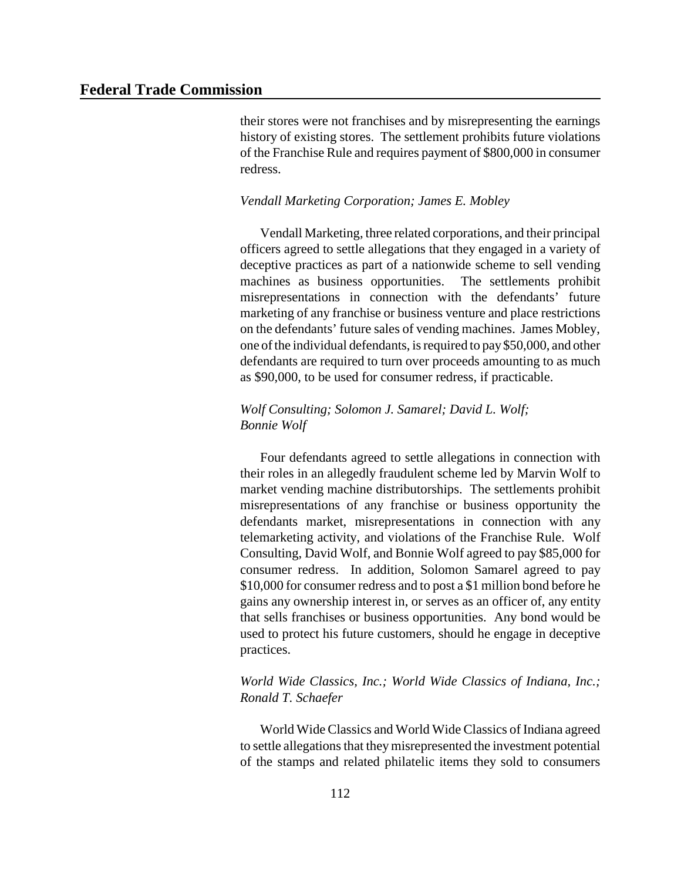their stores were not franchises and by misrepresenting the earnings history of existing stores. The settlement prohibits future violations of the Franchise Rule and requires payment of $800,000 in consumer redress.

*Vendall Marketing Corporation; James E. Mobley*

Vendall Marketing, three related corporations, and their principal officers agreed to settle allegations that they engaged in a variety of deceptive practices as part of a nationwide scheme to sell vending machines as business opportunities. The settlements prohibit misrepresentations in connection with the defendants' future marketing of any franchise or business venture and place restrictions on the defendants' future sales of vending machines. James Mobley, one of the individual defendants, is required to pay $50,000, and other defendants are required to turn over proceeds amounting to as much as $90,000, to be used for consumer redress, if practicable.

*Wolf Consulting; Solomon J. Samarel; David L. Wolf; Bonnie Wolf*

Four defendants agreed to settle allegations in connection with their roles in an allegedly fraudulent scheme led by Marvin Wolf to market vending machine distributorships. The settlements prohibit misrepresentations of any franchise or business opportunity the defendants market, misrepresentations in connection with any telemarketing activity, and violations of the Franchise Rule. Wolf Consulting, David Wolf, and Bonnie Wolf agreed to pay $85,000 for consumer redress. In addition, Solomon Samarel agreed to pay $10,000 for consumer redress and to post a $1 million bond before he gains any ownership interest in, or serves as an officer of, any entity that sells franchises or business opportunities. Any bond would be used to protect his future customers, should he engage in deceptive practices.

*World Wide Classics, Inc.; World Wide Classics of Indiana, Inc.; Ronald T. Schaefer*

World Wide Classics and World Wide Classics of Indiana agreed to settle allegations that they misrepresented the investment potential of the stamps and related philatelic items they sold to consumers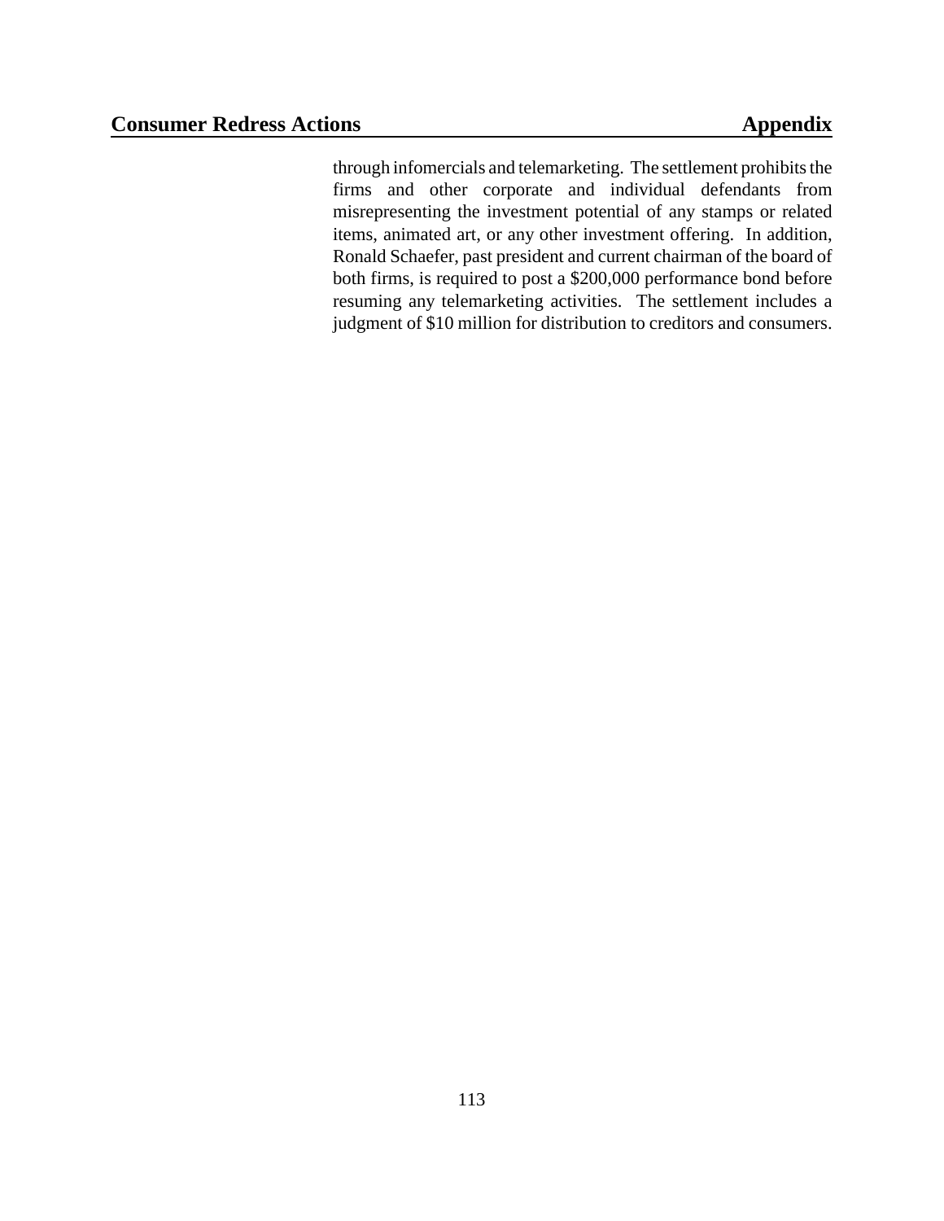through infomercials and telemarketing. The settlement prohibits the firms and other corporate and individual defendants from misrepresenting the investment potential of any stamps or related items, animated art, or any other investment offering. In addition, Ronald Schaefer, past president and current chairman of the board of both firms, is required to post a $200,000 performance bond before resuming any telemarketing activities. The settlement includes a judgment of $10 million for distribution to creditors and consumers.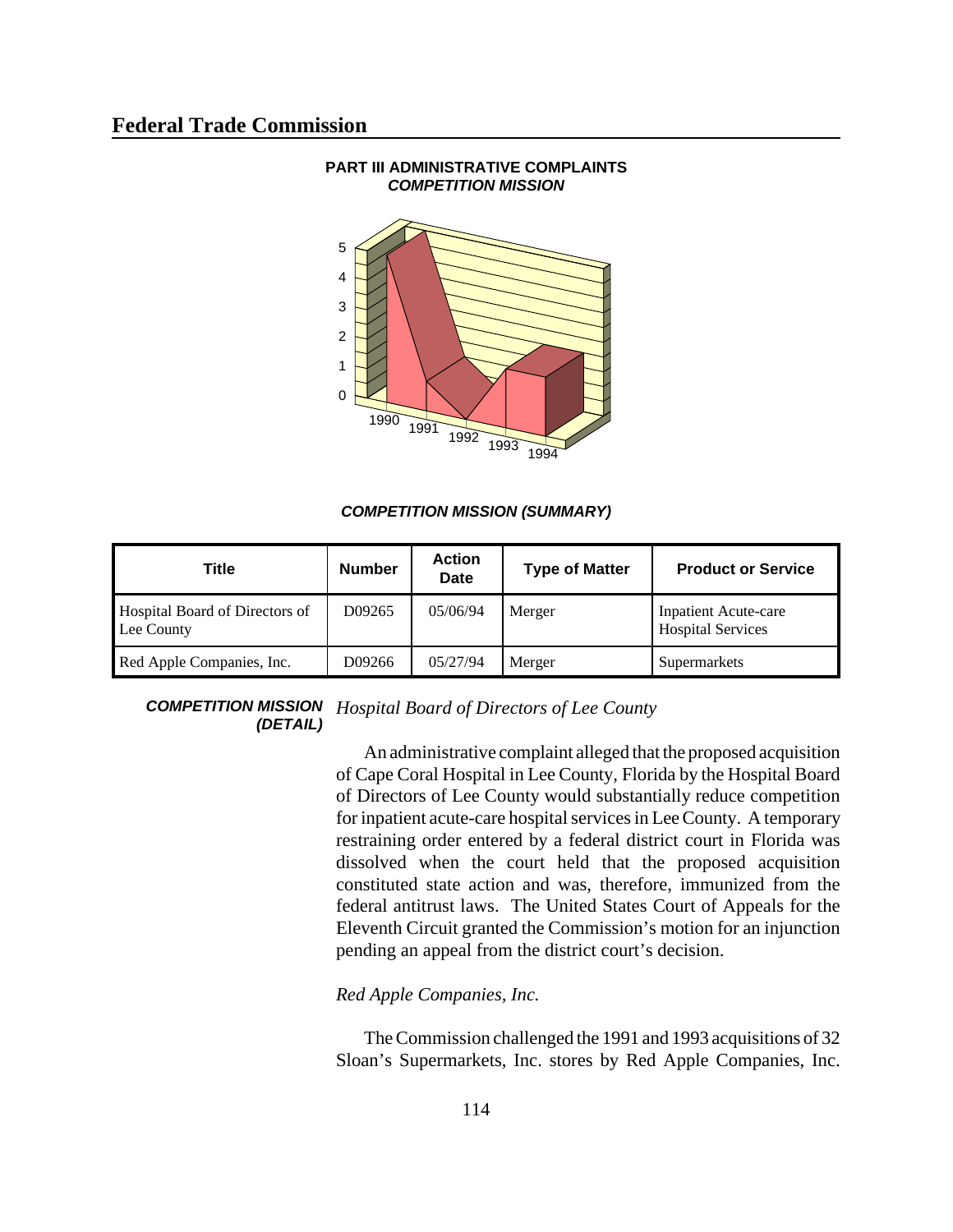## PART III ADMINISTRATIVE COMPLAINTS
### *COMPETITION MISSION*

### *COMPETITION MISSION (SUMMARY)*

| Title | Number | Action Date | Type of Matter | Product or Service |
|---|---|---|---|---|
| Hospital Board of Directors of Lee County | D09265 | 05/06/94 | Merger | Inpatient Acute-care Hospital Services |
| Red Apple Companies, Inc. | D09266 | 05/27/94 | Merger | Supermarkets |

### *COMPETITION MISSION (DETAIL)*

*Hospital Board of Directors of Lee County*

An administrative complaint alleged that the proposed acquisition of Cape Coral Hospital in Lee County, Florida by the Hospital Board of Directors of Lee County would substantially reduce competition for inpatient acute-care hospital services in Lee County. A temporary restraining order entered by a federal district court in Florida was dissolved when the court held that the proposed acquisition constituted state action and was, therefore, immunized from the federal antitrust laws. The United States Court of Appeals for the Eleventh Circuit granted the Commission's motion for an injunction pending an appeal from the district court's decision.

*Red Apple Companies, Inc.*

The Commission challenged the 1991 and 1993 acquisitions of 32 Sloan's Supermarkets, Inc. stores by Red Apple Companies, Inc.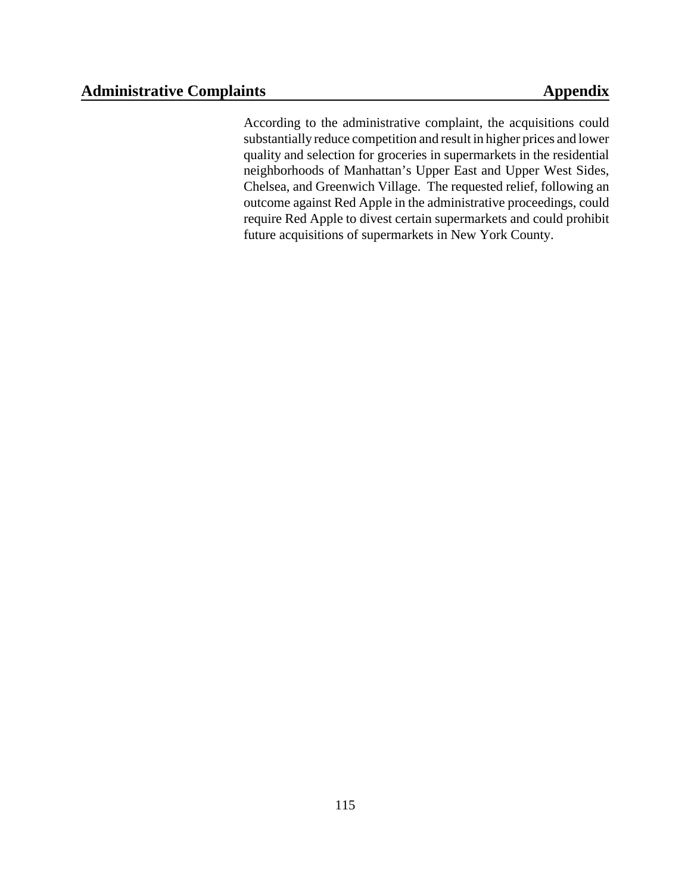According to the administrative complaint, the acquisitions could substantially reduce competition and result in higher prices and lower quality and selection for groceries in supermarkets in the residential neighborhoods of Manhattan's Upper East and Upper West Sides, Chelsea, and Greenwich Village. The requested relief, following an outcome against Red Apple in the administrative proceedings, could require Red Apple to divest certain supermarkets and could prohibit future acquisitions of supermarkets in New York County.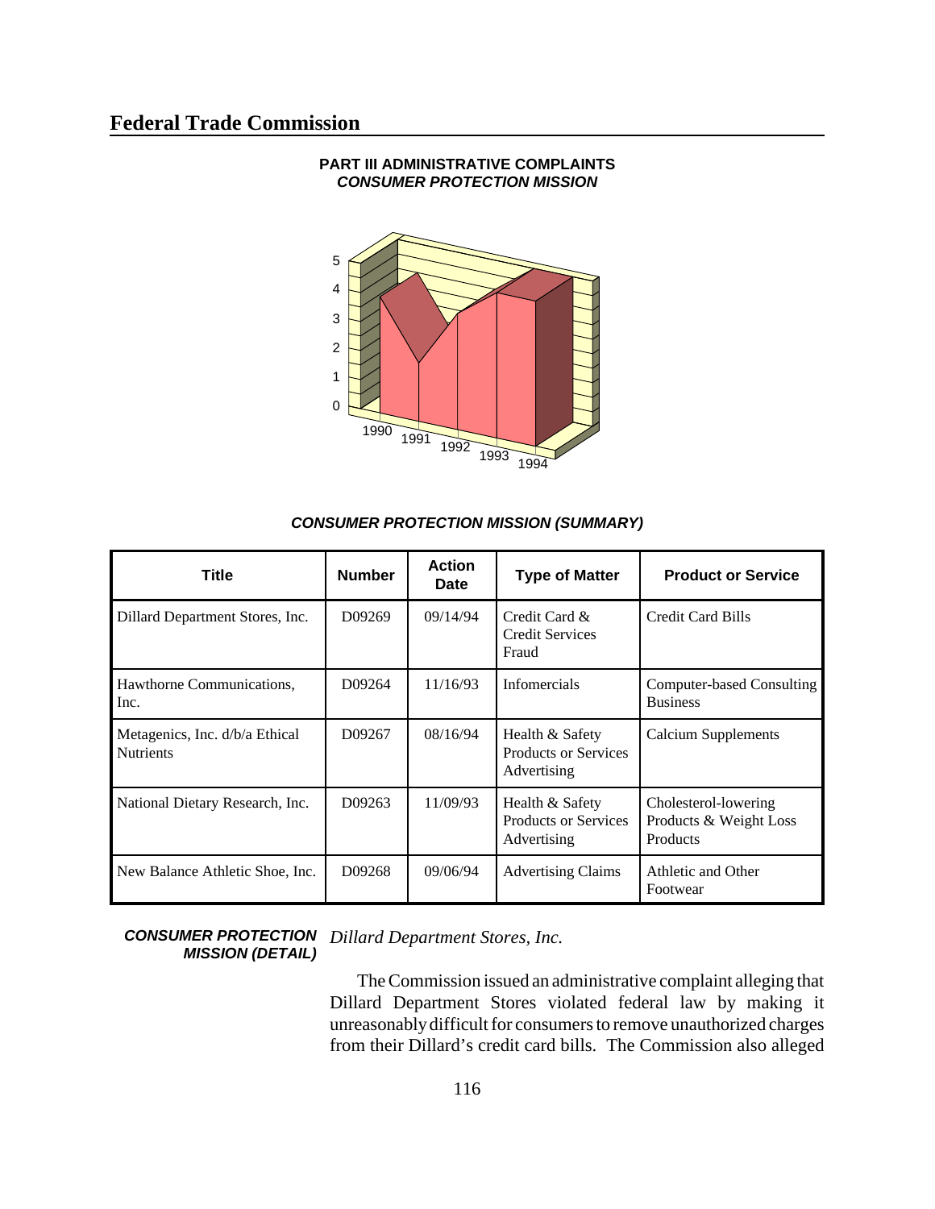**PART III ADMINISTRATIVE COMPLAINTS**
***CONSUMER PROTECTION MISSION***

***CONSUMER PROTECTION MISSION (SUMMARY)***

| Title | Number | Action Date | Type of Matter | Product or Service |
|---|---|---|---|---|
| Dillard Department Stores, Inc. | D09269 | 09/14/94 | Credit Card & Credit Services Fraud | Credit Card Bills |
| Hawthorne Communications, Inc. | D09264 | 11/16/93 | Infomercials | Computer-based Consulting Business |
| Metagenics, Inc. d/b/a Ethical Nutrients | D09267 | 08/16/94 | Health & Safety Products or Services Advertising | Calcium Supplements |
| National Dietary Research, Inc. | D09263 | 11/09/93 | Health & Safety Products or Services Advertising | Cholesterol-lowering Products & Weight Loss Products |
| New Balance Athletic Shoe, Inc. | D09268 | 09/06/94 | Advertising Claims | Athletic and Other Footwear |

***CONSUMER PROTECTION MISSION (DETAIL)***

*Dillard Department Stores, Inc.*

The Commission issued an administrative complaint alleging that Dillard Department Stores violated federal law by making it unreasonably difficult for consumers to remove unauthorized charges from their Dillard's credit card bills. The Commission also alleged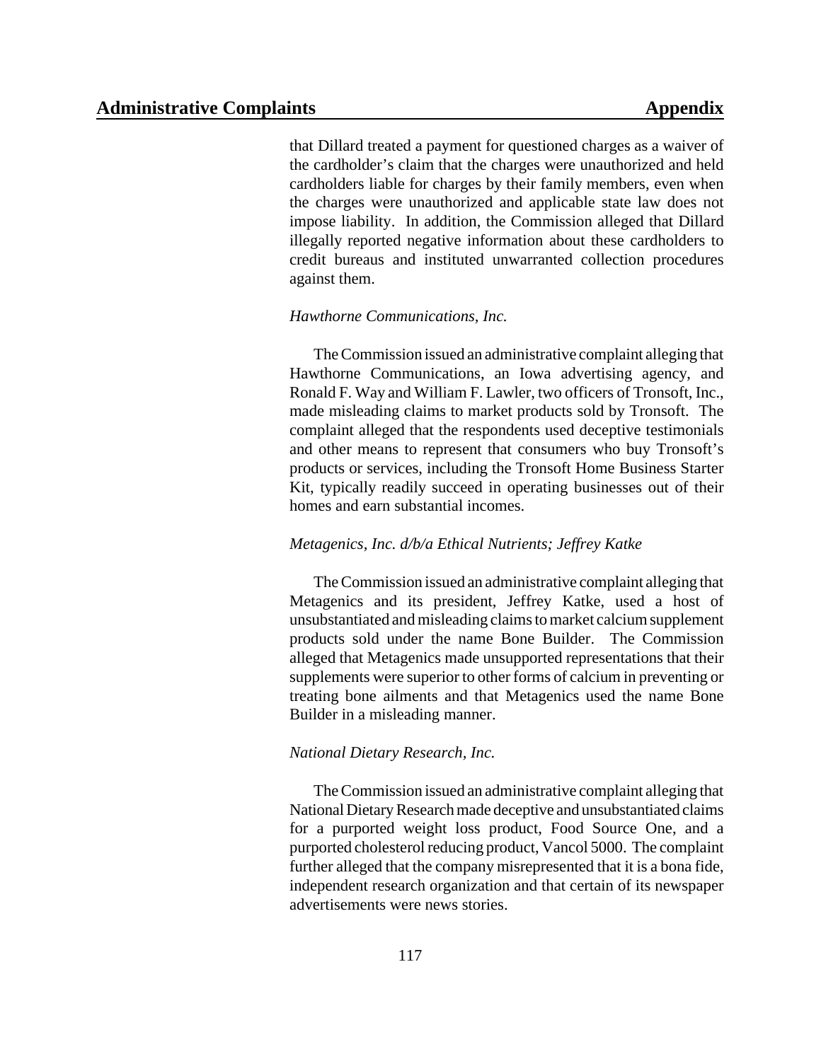that Dillard treated a payment for questioned charges as a waiver of the cardholder's claim that the charges were unauthorized and held cardholders liable for charges by their family members, even when the charges were unauthorized and applicable state law does not impose liability. In addition, the Commission alleged that Dillard illegally reported negative information about these cardholders to credit bureaus and instituted unwarranted collection procedures against them.

*Hawthorne Communications, Inc.*

The Commission issued an administrative complaint alleging that Hawthorne Communications, an Iowa advertising agency, and Ronald F. Way and William F. Lawler, two officers of Tronsoft, Inc., made misleading claims to market products sold by Tronsoft. The complaint alleged that the respondents used deceptive testimonials and other means to represent that consumers who buy Tronsoft's products or services, including the Tronsoft Home Business Starter Kit, typically readily succeed in operating businesses out of their homes and earn substantial incomes.

*Metagenics, Inc. d/b/a Ethical Nutrients; Jeffrey Katke*

The Commission issued an administrative complaint alleging that Metagenics and its president, Jeffrey Katke, used a host of unsubstantiated and misleading claims to market calcium supplement products sold under the name Bone Builder. The Commission alleged that Metagenics made unsupported representations that their supplements were superior to other forms of calcium in preventing or treating bone ailments and that Metagenics used the name Bone Builder in a misleading manner.

*National Dietary Research, Inc.*

The Commission issued an administrative complaint alleging that National Dietary Research made deceptive and unsubstantiated claims for a purported weight loss product, Food Source One, and a purported cholesterol reducing product, Vancol 5000. The complaint further alleged that the company misrepresented that it is a bona fide, independent research organization and that certain of its newspaper advertisements were news stories.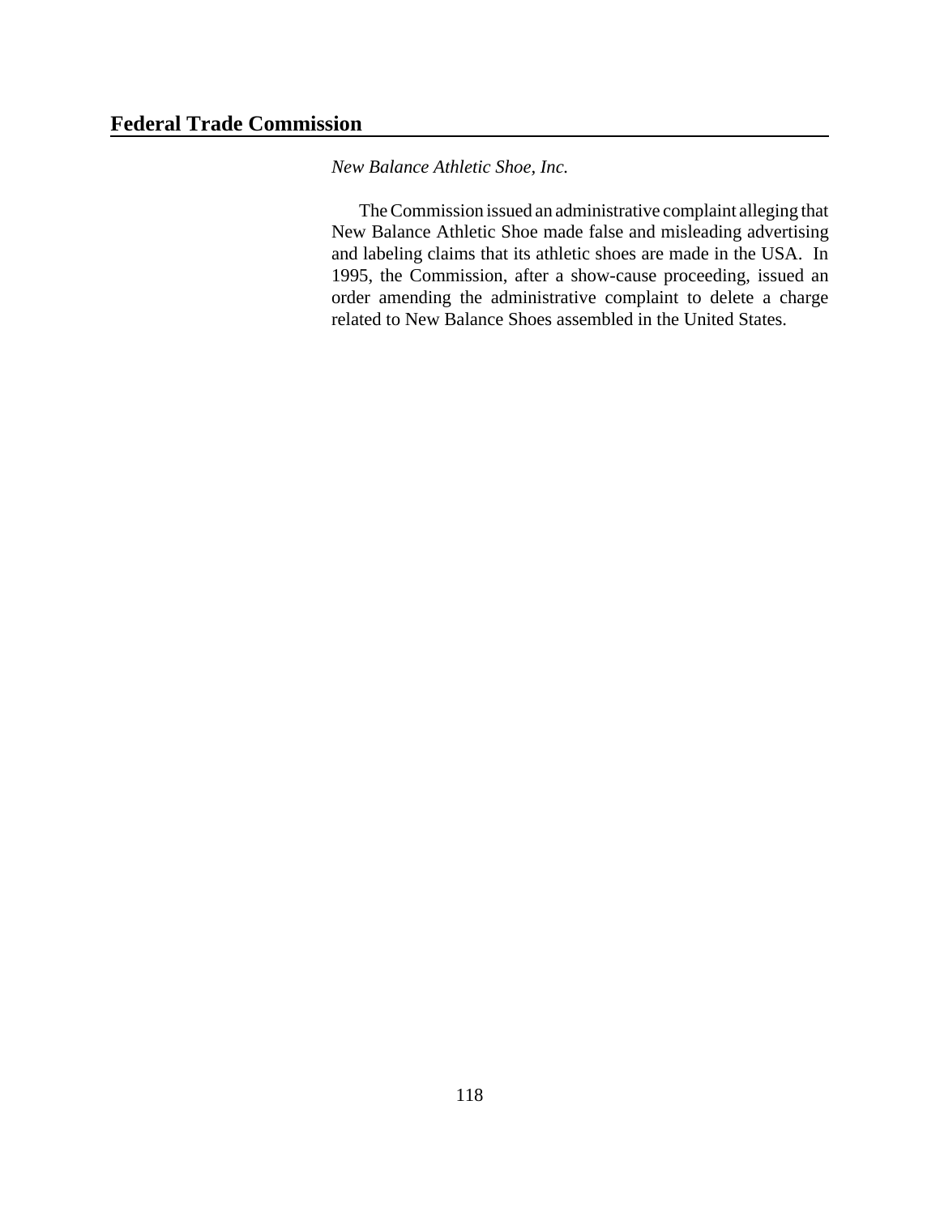*New Balance Athletic Shoe, Inc.*

The Commission issued an administrative complaint alleging that New Balance Athletic Shoe made false and misleading advertising and labeling claims that its athletic shoes are made in the USA. In 1995, the Commission, after a show-cause proceeding, issued an order amending the administrative complaint to delete a charge related to New Balance Shoes assembled in the United States.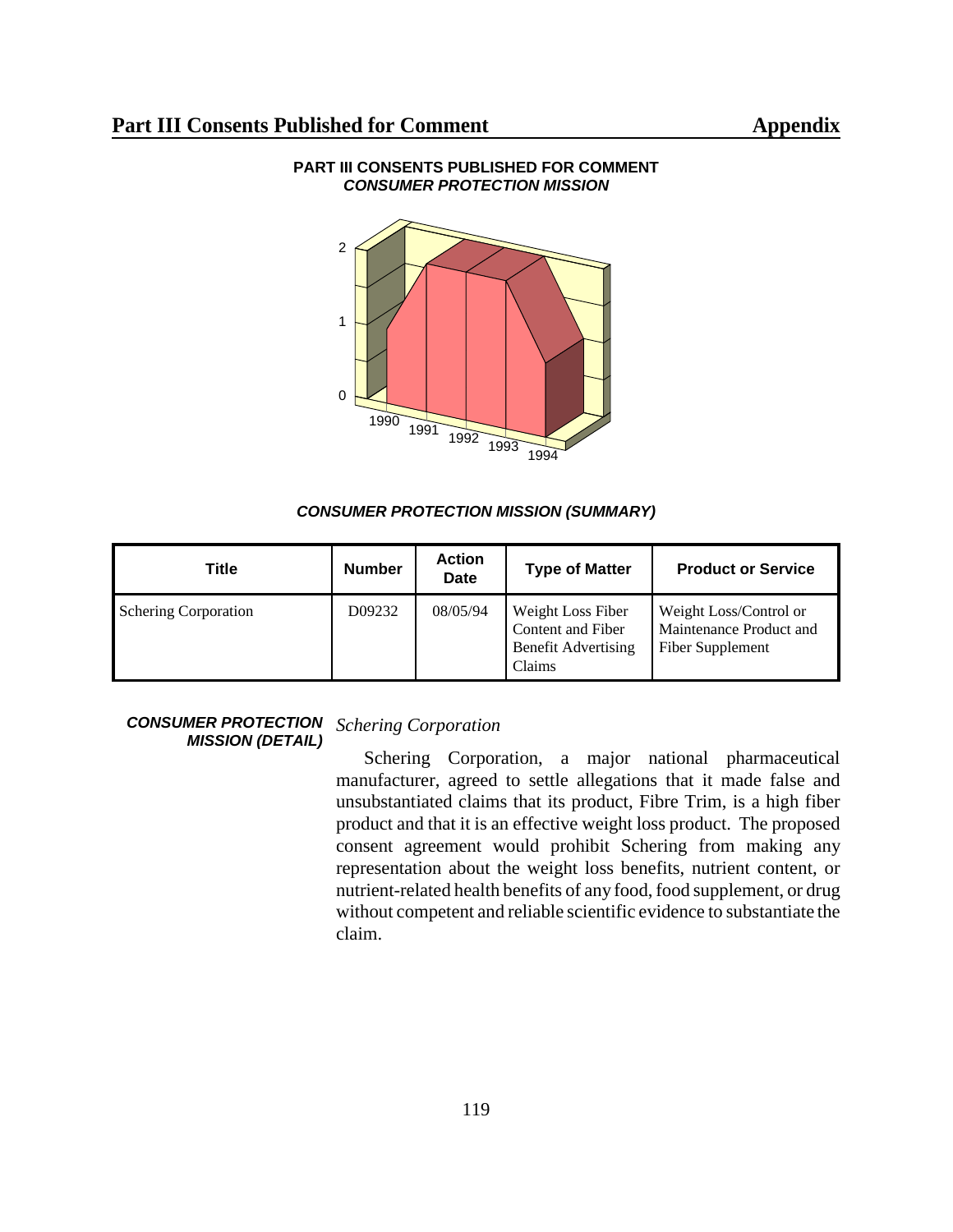## PART III CONSENTS PUBLISHED FOR COMMENT
### *CONSUMER PROTECTION MISSION*

***CONSUMER PROTECTION MISSION (SUMMARY)***

| Title | Number | Action Date | Type of Matter | Product or Service |
|---|---|---|---|---|
| Schering Corporation | D09232 | 08/05/94 | Weight Loss Fiber Content and Fiber Benefit Advertising Claims | Weight Loss/Control or Maintenance Product and Fiber Supplement |

***CONSUMER PROTECTION MISSION (DETAIL)***

*Schering Corporation*

Schering Corporation, a major national pharmaceutical manufacturer, agreed to settle allegations that it made false and unsubstantiated claims that its product, Fibre Trim, is a high fiber product and that it is an effective weight loss product. The proposed consent agreement would prohibit Schering from making any representation about the weight loss benefits, nutrient content, or nutrient-related health benefits of any food, food supplement, or drug without competent and reliable scientific evidence to substantiate the claim.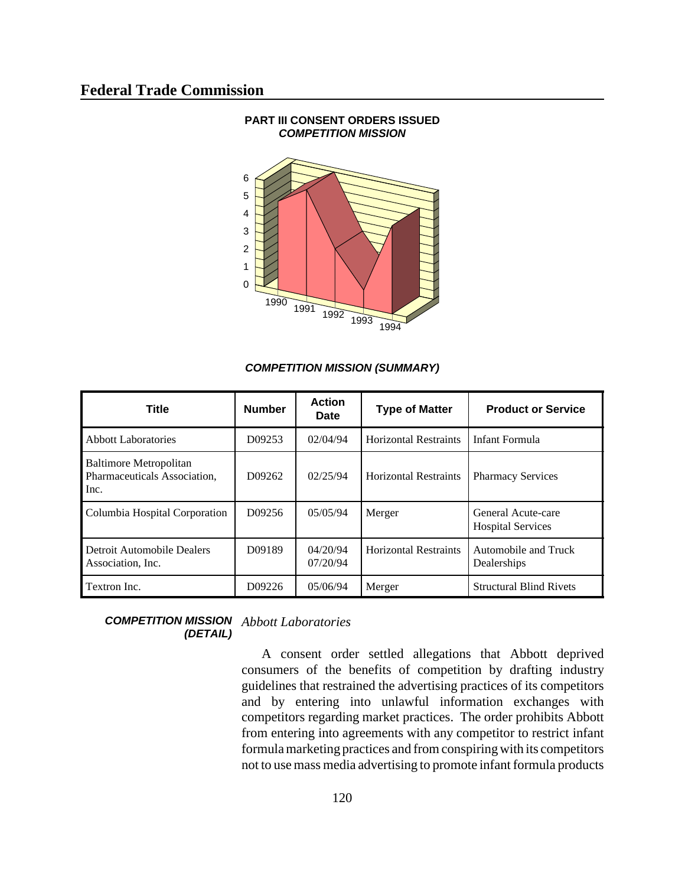## Federal Trade Commission

**PART III CONSENT ORDERS ISSUED**
***COMPETITION MISSION***

***COMPETITION MISSION (SUMMARY)***

| Title | Number | Action Date | Type of Matter | Product or Service |
|---|---|---|---|---|
| Abbott Laboratories | D09253 | 02/04/94 | Horizontal Restraints | Infant Formula |
| Baltimore Metropolitan Pharmaceuticals Association, Inc. | D09262 | 02/25/94 | Horizontal Restraints | Pharmacy Services |
| Columbia Hospital Corporation | D09256 | 05/05/94 | Merger | General Acute-care Hospital Services |
| Detroit Automobile Dealers Association, Inc. | D09189 | 04/20/94 07/20/94 | Horizontal Restraints | Automobile and Truck Dealerships |
| Textron Inc. | D09226 | 05/06/94 | Merger | Structural Blind Rivets |

***COMPETITION MISSION (DETAIL)***

*Abbott Laboratories*

A consent order settled allegations that Abbott deprived consumers of the benefits of competition by drafting industry guidelines that restrained the advertising practices of its competitors and by entering into unlawful information exchanges with competitors regarding market practices. The order prohibits Abbott from entering into agreements with any competitor to restrict infant formula marketing practices and from conspiring with its competitors not to use mass media advertising to promote infant formula products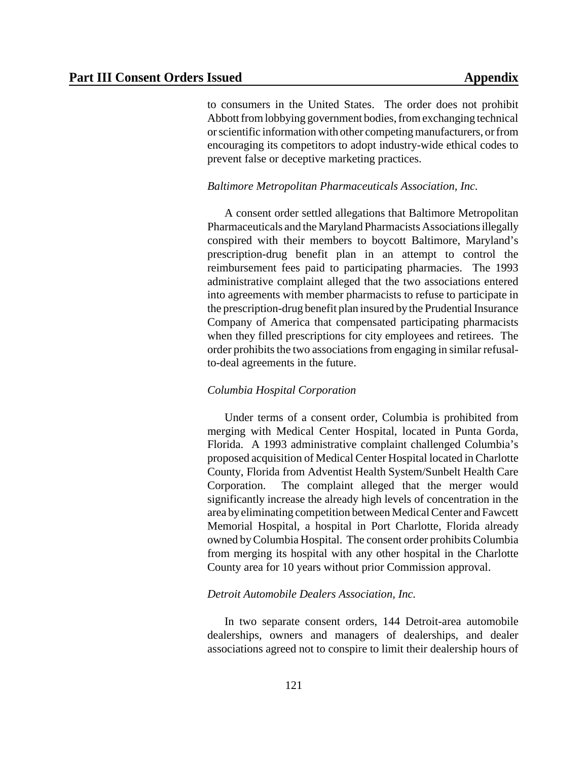to consumers in the United States. The order does not prohibit Abbott from lobbying government bodies, from exchanging technical or scientific information with other competing manufacturers, or from encouraging its competitors to adopt industry-wide ethical codes to prevent false or deceptive marketing practices.

*Baltimore Metropolitan Pharmaceuticals Association, Inc.*

A consent order settled allegations that Baltimore Metropolitan Pharmaceuticals and the Maryland Pharmacists Associations illegally conspired with their members to boycott Baltimore, Maryland's prescription-drug benefit plan in an attempt to control the reimbursement fees paid to participating pharmacies. The 1993 administrative complaint alleged that the two associations entered into agreements with member pharmacists to refuse to participate in the prescription-drug benefit plan insured by the Prudential Insurance Company of America that compensated participating pharmacists when they filled prescriptions for city employees and retirees. The order prohibits the two associations from engaging in similar refusal-to-deal agreements in the future.

*Columbia Hospital Corporation*

Under terms of a consent order, Columbia is prohibited from merging with Medical Center Hospital, located in Punta Gorda, Florida. A 1993 administrative complaint challenged Columbia's proposed acquisition of Medical Center Hospital located in Charlotte County, Florida from Adventist Health System/Sunbelt Health Care Corporation. The complaint alleged that the merger would significantly increase the already high levels of concentration in the area by eliminating competition between Medical Center and Fawcett Memorial Hospital, a hospital in Port Charlotte, Florida already owned by Columbia Hospital. The consent order prohibits Columbia from merging its hospital with any other hospital in the Charlotte County area for 10 years without prior Commission approval.

*Detroit Automobile Dealers Association, Inc.*

In two separate consent orders, 144 Detroit-area automobile dealerships, owners and managers of dealerships, and dealer associations agreed not to conspire to limit their dealership hours of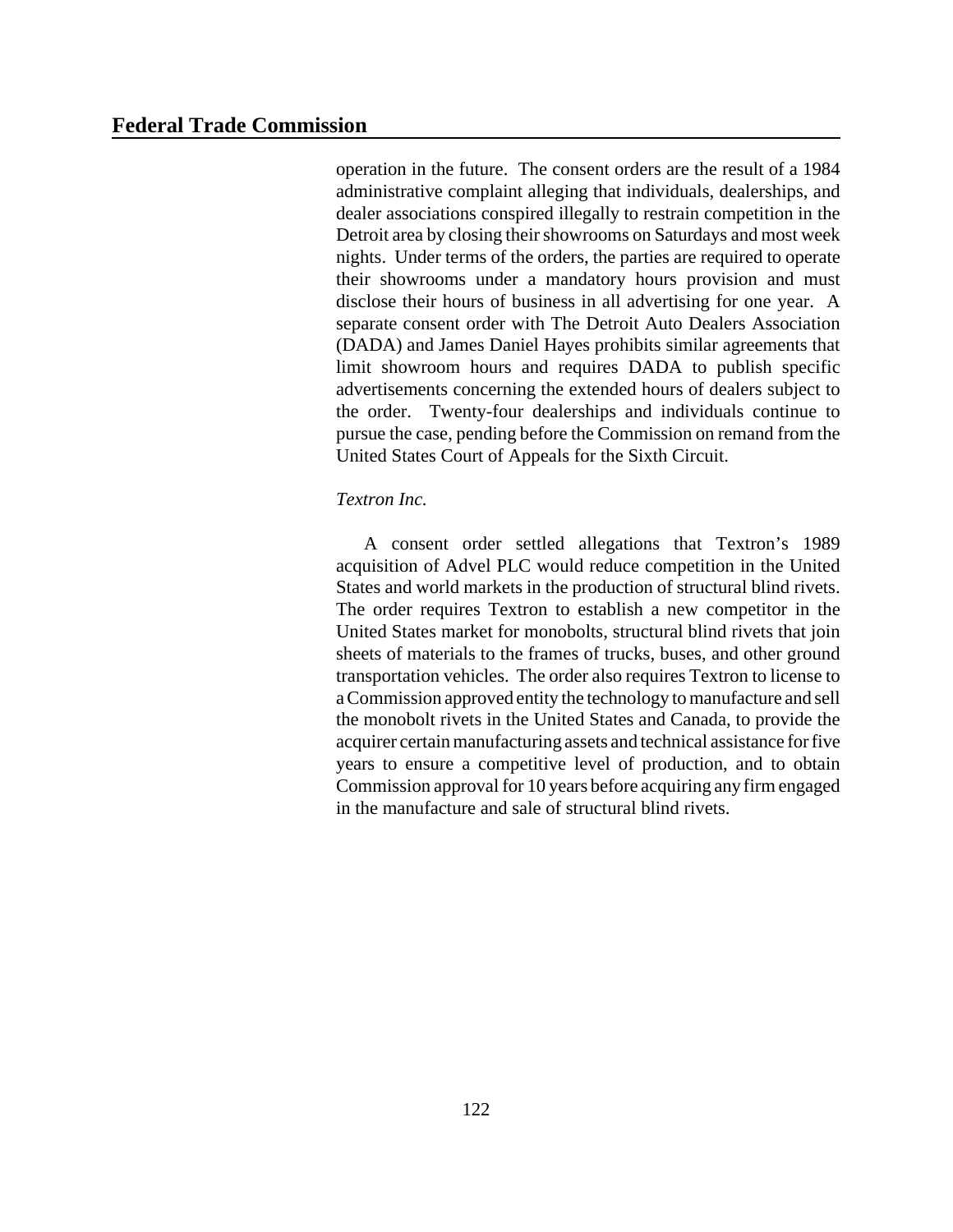operation in the future. The consent orders are the result of a 1984 administrative complaint alleging that individuals, dealerships, and dealer associations conspired illegally to restrain competition in the Detroit area by closing their showrooms on Saturdays and most week nights. Under terms of the orders, the parties are required to operate their showrooms under a mandatory hours provision and must disclose their hours of business in all advertising for one year. A separate consent order with The Detroit Auto Dealers Association (DADA) and James Daniel Hayes prohibits similar agreements that limit showroom hours and requires DADA to publish specific advertisements concerning the extended hours of dealers subject to the order. Twenty-four dealerships and individuals continue to pursue the case, pending before the Commission on remand from the United States Court of Appeals for the Sixth Circuit.

*Textron Inc.*

A consent order settled allegations that Textron's 1989 acquisition of Advel PLC would reduce competition in the United States and world markets in the production of structural blind rivets. The order requires Textron to establish a new competitor in the United States market for monobolts, structural blind rivets that join sheets of materials to the frames of trucks, buses, and other ground transportation vehicles. The order also requires Textron to license to a Commission approved entity the technology to manufacture and sell the monobolt rivets in the United States and Canada, to provide the acquirer certain manufacturing assets and technical assistance for five years to ensure a competitive level of production, and to obtain Commission approval for 10 years before acquiring any firm engaged in the manufacture and sale of structural blind rivets.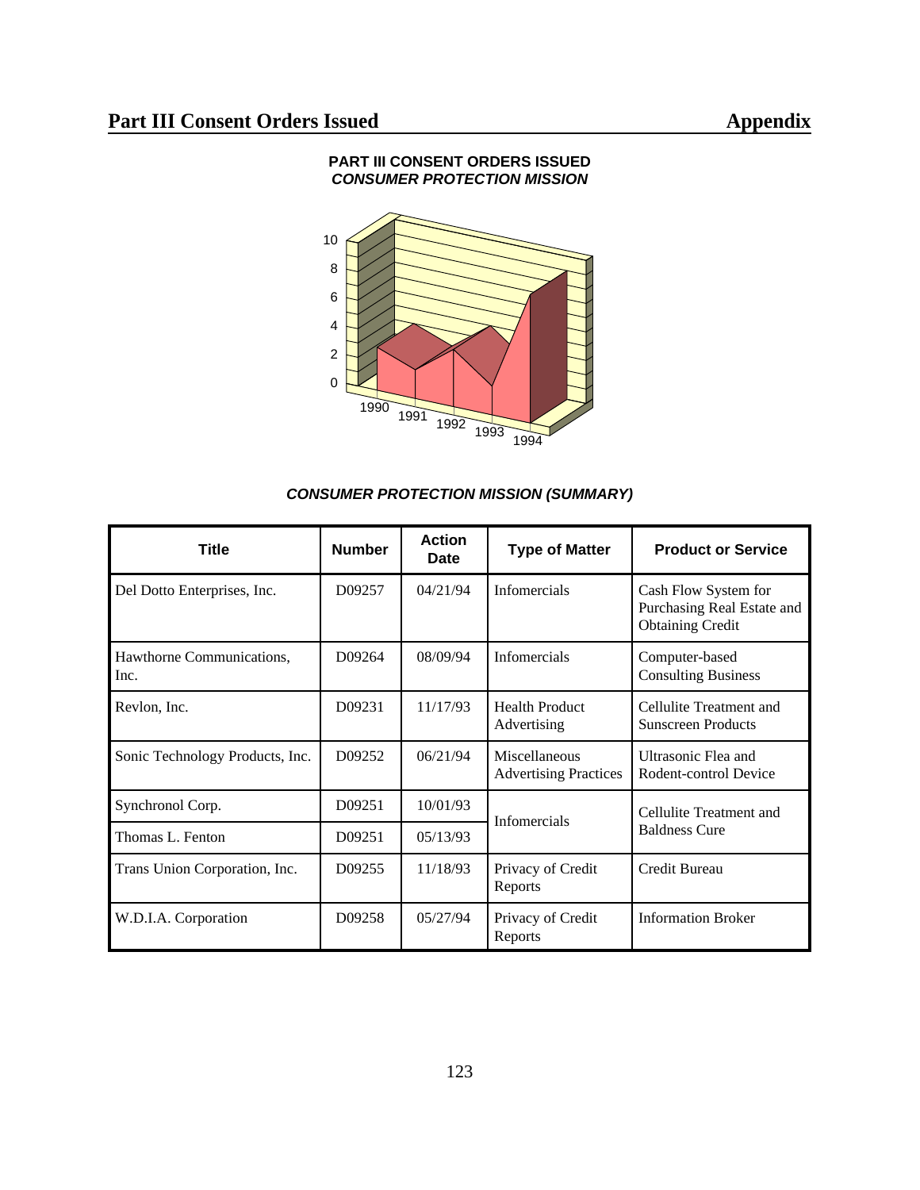## PART III CONSENT ORDERS ISSUED
### *CONSUMER PROTECTION MISSION*

10
8
6
4
2
0

1990 1991 1992 1993 1994

### *CONSUMER PROTECTION MISSION (SUMMARY)*

| Title | Number | Action Date | Type of Matter | Product or Service |
|---|---|---|---|---|
| Del Dotto Enterprises, Inc. | D09257 | 04/21/94 | Infomercials | Cash Flow System for Purchasing Real Estate and Obtaining Credit |
| Hawthorne Communications, Inc. | D09264 | 08/09/94 | Infomercials | Computer-based Consulting Business |
| Revlon, Inc. | D09231 | 11/17/93 | Health Product Advertising | Cellulite Treatment and Sunscreen Products |
| Sonic Technology Products, Inc. | D09252 | 06/21/94 | Miscellaneous Advertising Practices | Ultrasonic Flea and Rodent-control Device |
| Synchronol Corp. | D09251 | 10/01/93 | Infomercials | Cellulite Treatment and Baldness Cure |
| Thomas L. Fenton | D09251 | 05/13/93 | | |
| Trans Union Corporation, Inc. | D09255 | 11/18/93 | Privacy of Credit Reports | Credit Bureau |
| W.D.I.A. Corporation | D09258 | 05/27/94 | Privacy of Credit Reports | Information Broker |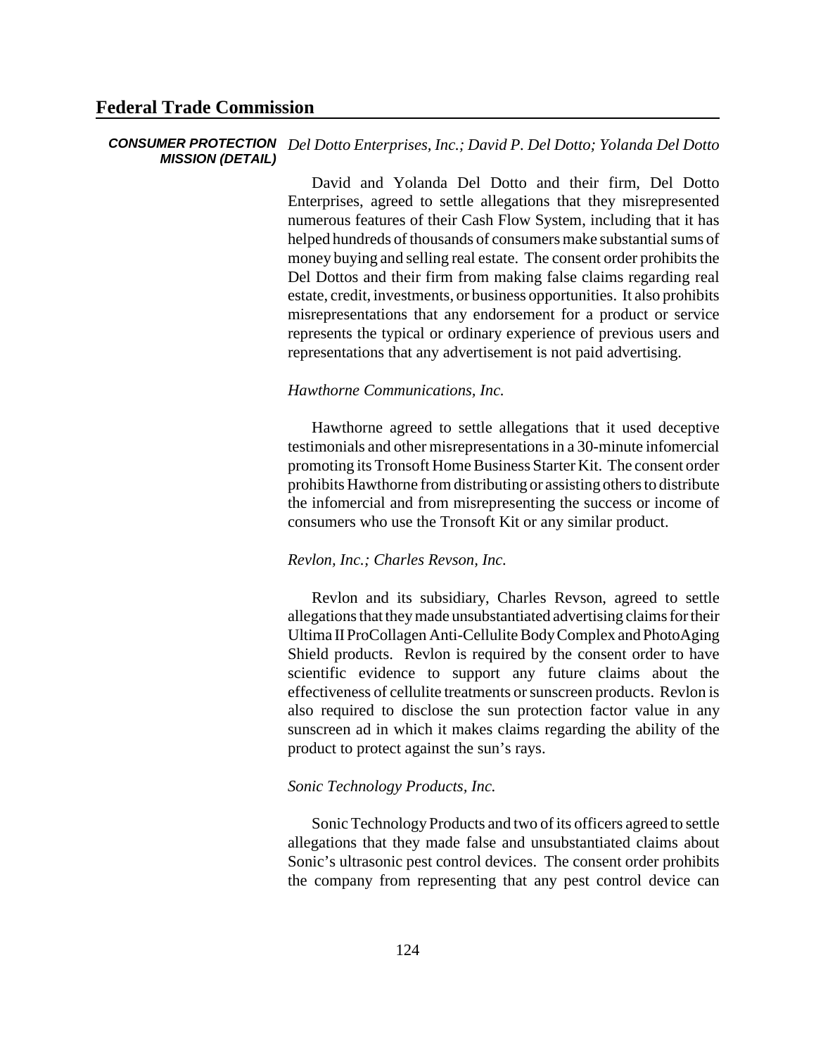**CONSUMER PROTECTION MISSION (DETAIL)**

*Del Dotto Enterprises, Inc.; David P. Del Dotto; Yolanda Del Dotto*

David and Yolanda Del Dotto and their firm, Del Dotto Enterprises, agreed to settle allegations that they misrepresented numerous features of their Cash Flow System, including that it has helped hundreds of thousands of consumers make substantial sums of money buying and selling real estate. The consent order prohibits the Del Dottos and their firm from making false claims regarding real estate, credit, investments, or business opportunities. It also prohibits misrepresentations that any endorsement for a product or service represents the typical or ordinary experience of previous users and representations that any advertisement is not paid advertising.

*Hawthorne Communications, Inc.*

Hawthorne agreed to settle allegations that it used deceptive testimonials and other misrepresentations in a 30-minute infomercial promoting its Tronsoft Home Business Starter Kit. The consent order prohibits Hawthorne from distributing or assisting others to distribute the infomercial and from misrepresenting the success or income of consumers who use the Tronsoft Kit or any similar product.

*Revlon, Inc.; Charles Revson, Inc.*

Revlon and its subsidiary, Charles Revson, agreed to settle allegations that they made unsubstantiated advertising claims for their Ultima II ProCollagen Anti-Cellulite Body Complex and PhotoAging Shield products. Revlon is required by the consent order to have scientific evidence to support any future claims about the effectiveness of cellulite treatments or sunscreen products. Revlon is also required to disclose the sun protection factor value in any sunscreen ad in which it makes claims regarding the ability of the product to protect against the sun's rays.

*Sonic Technology Products, Inc.*

Sonic Technology Products and two of its officers agreed to settle allegations that they made false and unsubstantiated claims about Sonic's ultrasonic pest control devices. The consent order prohibits the company from representing that any pest control device can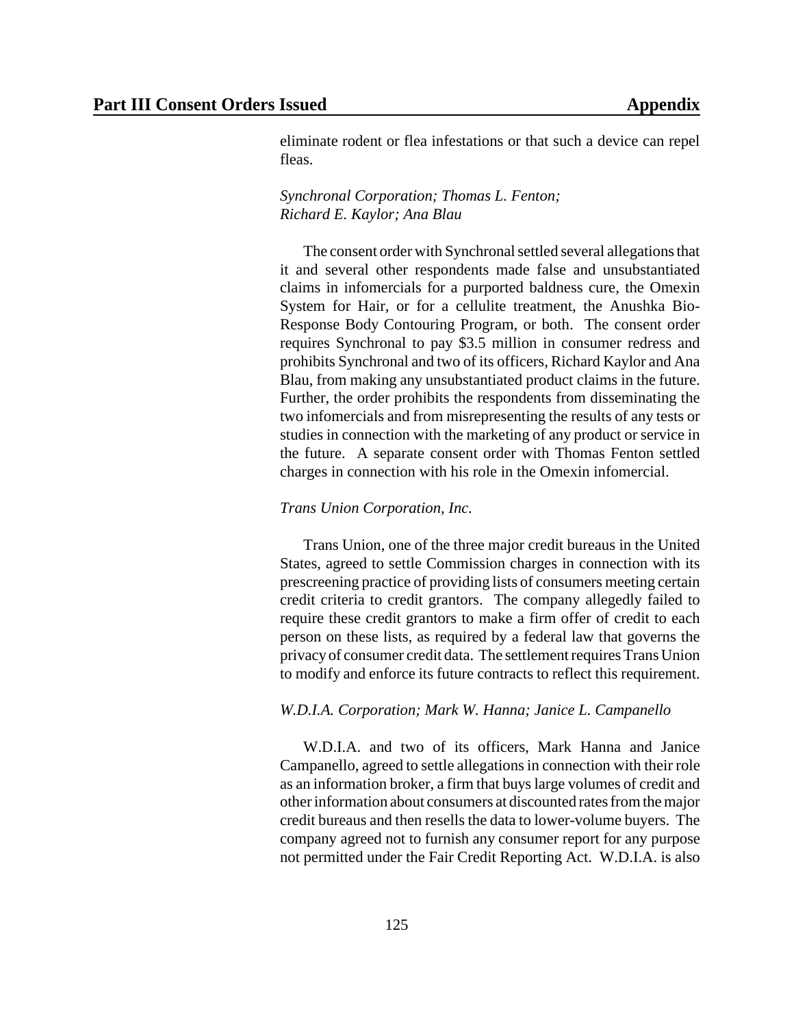eliminate rodent or flea infestations or that such a device can repel fleas.

*Synchronal Corporation; Thomas L. Fenton; Richard E. Kaylor; Ana Blau*

The consent order with Synchronal settled several allegations that it and several other respondents made false and unsubstantiated claims in infomercials for a purported baldness cure, the Omexin System for Hair, or for a cellulite treatment, the Anushka Bio-Response Body Contouring Program, or both. The consent order requires Synchronal to pay $3.5 million in consumer redress and prohibits Synchronal and two of its officers, Richard Kaylor and Ana Blau, from making any unsubstantiated product claims in the future. Further, the order prohibits the respondents from disseminating the two infomercials and from misrepresenting the results of any tests or studies in connection with the marketing of any product or service in the future. A separate consent order with Thomas Fenton settled charges in connection with his role in the Omexin infomercial.

*Trans Union Corporation, Inc.*

Trans Union, one of the three major credit bureaus in the United States, agreed to settle Commission charges in connection with its prescreening practice of providing lists of consumers meeting certain credit criteria to credit grantors. The company allegedly failed to require these credit grantors to make a firm offer of credit to each person on these lists, as required by a federal law that governs the privacy of consumer credit data. The settlement requires Trans Union to modify and enforce its future contracts to reflect this requirement.

*W.D.I.A. Corporation; Mark W. Hanna; Janice L. Campanello*

W.D.I.A. and two of its officers, Mark Hanna and Janice Campanello, agreed to settle allegations in connection with their role as an information broker, a firm that buys large volumes of credit and other information about consumers at discounted rates from the major credit bureaus and then resells the data to lower-volume buyers. The company agreed not to furnish any consumer report for any purpose not permitted under the Fair Credit Reporting Act. W.D.I.A. is also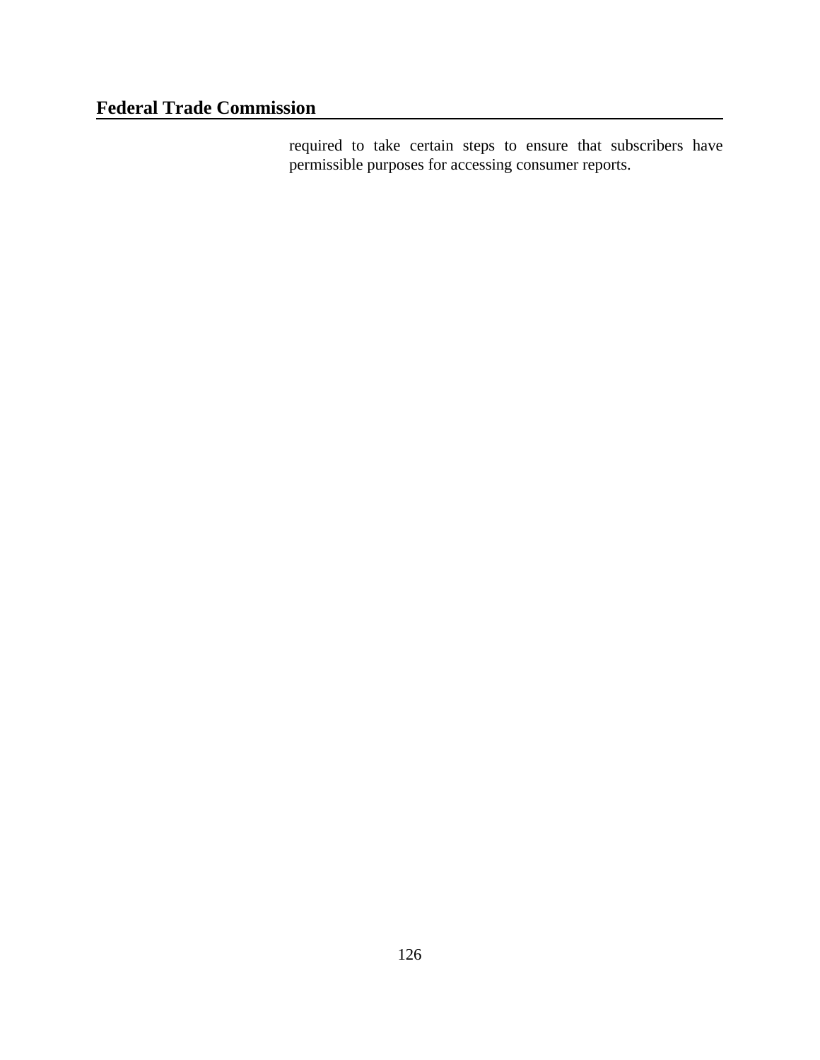required to take certain steps to ensure that subscribers have permissible purposes for accessing consumer reports.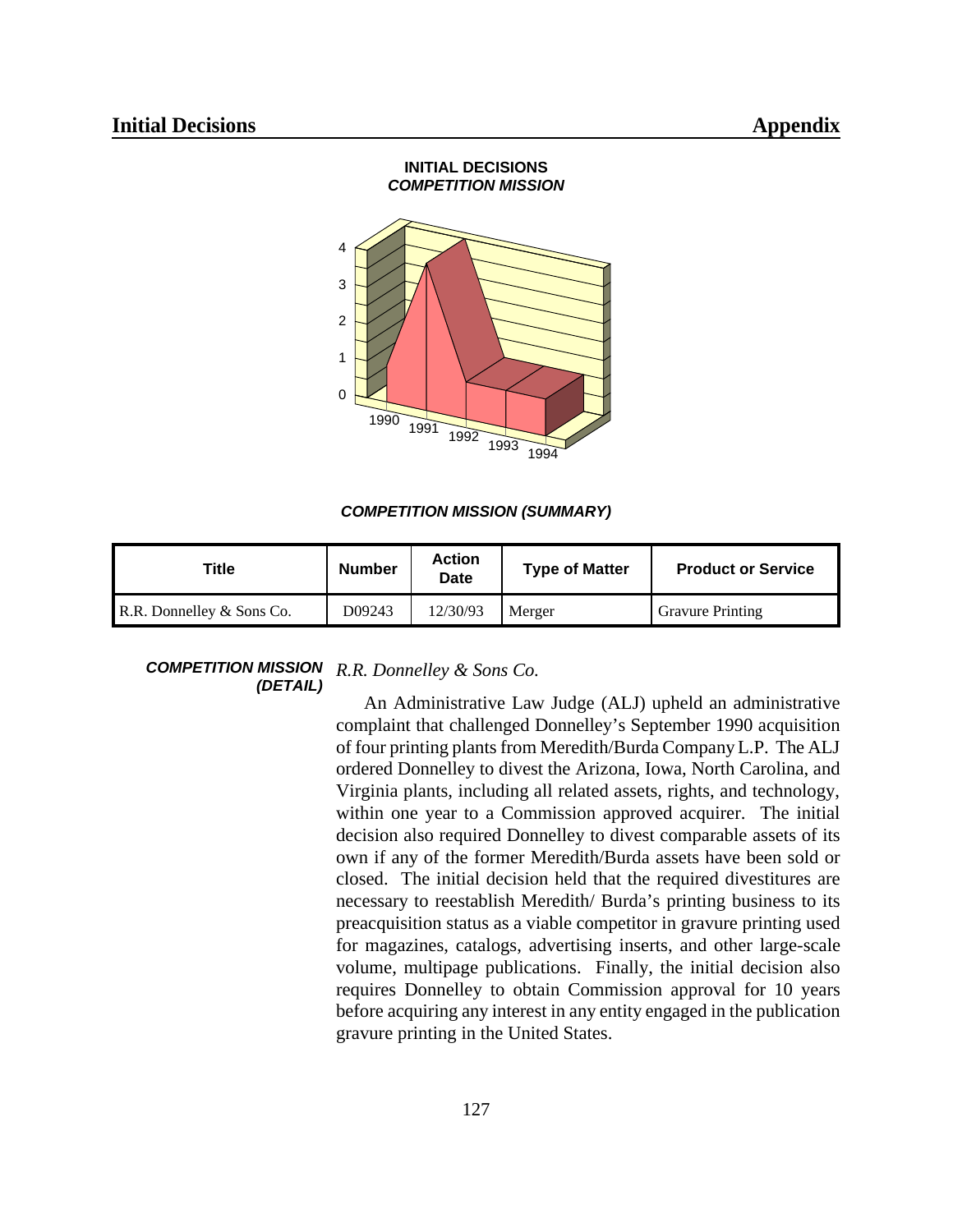**INITIAL DECISIONS**
***COMPETITION MISSION***

***COMPETITION MISSION (SUMMARY)***

| Title | Number | Action Date | Type of Matter | Product or Service |
|---|---|---|---|---|
| R.R. Donnelley & Sons Co. | D09243 | 12/30/93 | Merger | Gravure Printing |

***COMPETITION MISSION (DETAIL)***

*R.R. Donnelley & Sons Co.*

An Administrative Law Judge (ALJ) upheld an administrative complaint that challenged Donnelley's September 1990 acquisition of four printing plants from Meredith/Burda Company L.P. The ALJ ordered Donnelley to divest the Arizona, Iowa, North Carolina, and Virginia plants, including all related assets, rights, and technology, within one year to a Commission approved acquirer. The initial decision also required Donnelley to divest comparable assets of its own if any of the former Meredith/Burda assets have been sold or closed. The initial decision held that the required divestitures are necessary to reestablish Meredith/ Burda's printing business to its preacquisition status as a viable competitor in gravure printing used for magazines, catalogs, advertising inserts, and other large-scale volume, multipage publications. Finally, the initial decision also requires Donnelley to obtain Commission approval for 10 years before acquiring any interest in any entity engaged in the publication gravure printing in the United States.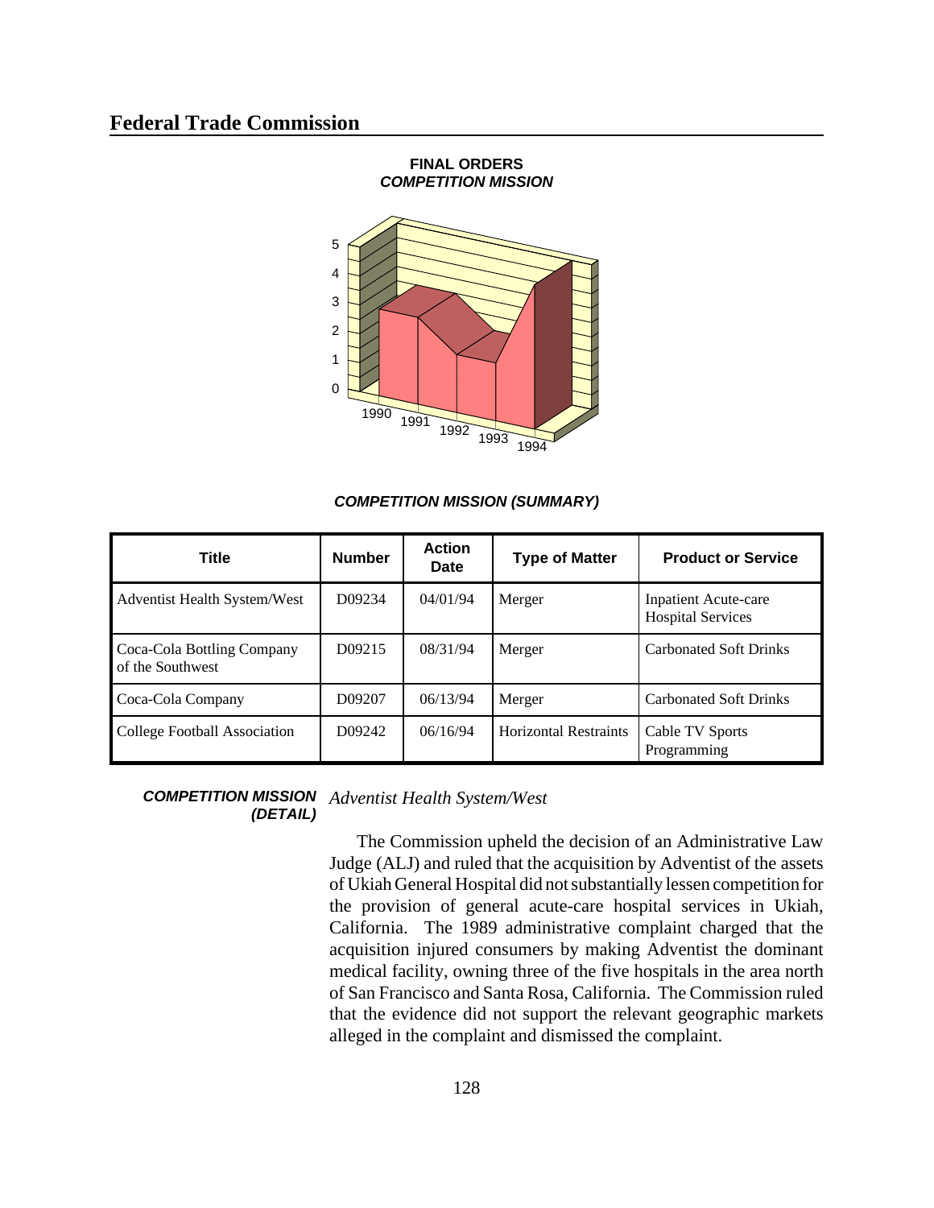# Federal Trade Commission

**FINAL ORDERS**
***COMPETITION MISSION***

***COMPETITION MISSION (SUMMARY)***

| Title | Number | Action Date | Type of Matter | Product or Service |
|---|---|---|---|---|
| Adventist Health System/West | D09234 | 04/01/94 | Merger | Inpatient Acute-care Hospital Services |
| Coca-Cola Bottling Company of the Southwest | D09215 | 08/31/94 | Merger | Carbonated Soft Drinks |
| Coca-Cola Company | D09207 | 06/13/94 | Merger | Carbonated Soft Drinks |
| College Football Association | D09242 | 06/16/94 | Horizontal Restraints | Cable TV Sports Programming |

***COMPETITION MISSION (DETAIL)***

*Adventist Health System/West*

The Commission upheld the decision of an Administrative Law Judge (ALJ) and ruled that the acquisition by Adventist of the assets of Ukiah General Hospital did not substantially lessen competition for the provision of general acute-care hospital services in Ukiah, California. The 1989 administrative complaint charged that the acquisition injured consumers by making Adventist the dominant medical facility, owning three of the five hospitals in the area north of San Francisco and Santa Rosa, California. The Commission ruled that the evidence did not support the relevant geographic markets alleged in the complaint and dismissed the complaint.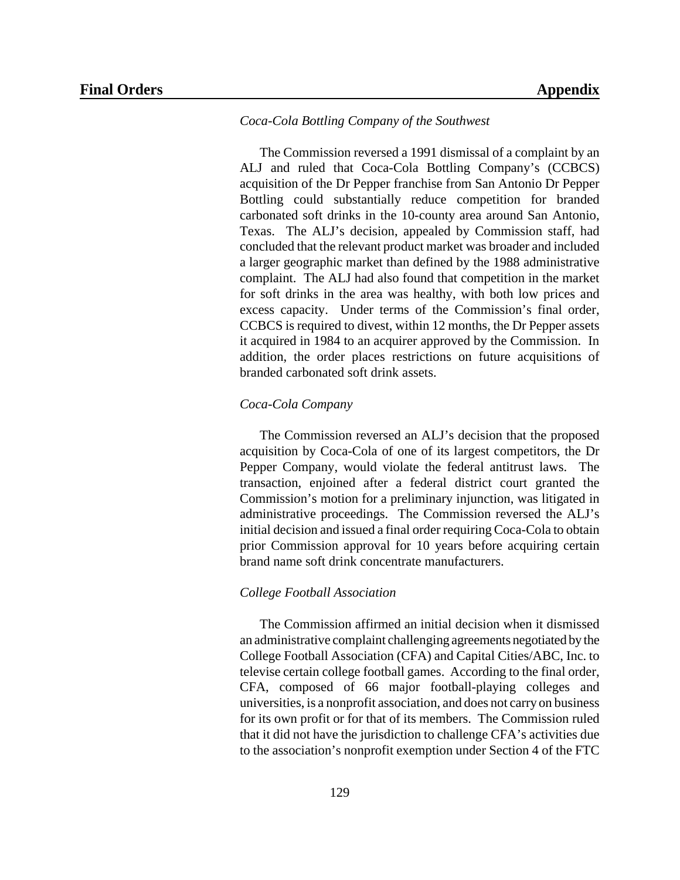*Coca-Cola Bottling Company of the Southwest*

The Commission reversed a 1991 dismissal of a complaint by an ALJ and ruled that Coca-Cola Bottling Company's (CCBCS) acquisition of the Dr Pepper franchise from San Antonio Dr Pepper Bottling could substantially reduce competition for branded carbonated soft drinks in the 10-county area around San Antonio, Texas. The ALJ's decision, appealed by Commission staff, had concluded that the relevant product market was broader and included a larger geographic market than defined by the 1988 administrative complaint. The ALJ had also found that competition in the market for soft drinks in the area was healthy, with both low prices and excess capacity. Under terms of the Commission's final order, CCBCS is required to divest, within 12 months, the Dr Pepper assets it acquired in 1984 to an acquirer approved by the Commission. In addition, the order places restrictions on future acquisitions of branded carbonated soft drink assets.

*Coca-Cola Company*

The Commission reversed an ALJ's decision that the proposed acquisition by Coca-Cola of one of its largest competitors, the Dr Pepper Company, would violate the federal antitrust laws. The transaction, enjoined after a federal district court granted the Commission's motion for a preliminary injunction, was litigated in administrative proceedings. The Commission reversed the ALJ's initial decision and issued a final order requiring Coca-Cola to obtain prior Commission approval for 10 years before acquiring certain brand name soft drink concentrate manufacturers.

*College Football Association*

The Commission affirmed an initial decision when it dismissed an administrative complaint challenging agreements negotiated by the College Football Association (CFA) and Capital Cities/ABC, Inc. to televise certain college football games. According to the final order, CFA, composed of 66 major football-playing colleges and universities, is a nonprofit association, and does not carry on business for its own profit or for that of its members. The Commission ruled that it did not have the jurisdiction to challenge CFA's activities due to the association's nonprofit exemption under Section 4 of the FTC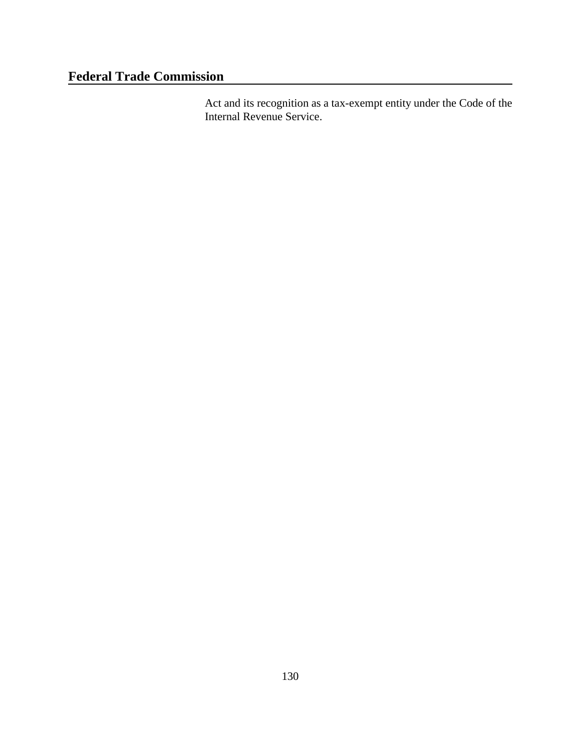Act and its recognition as a tax-exempt entity under the Code of the Internal Revenue Service.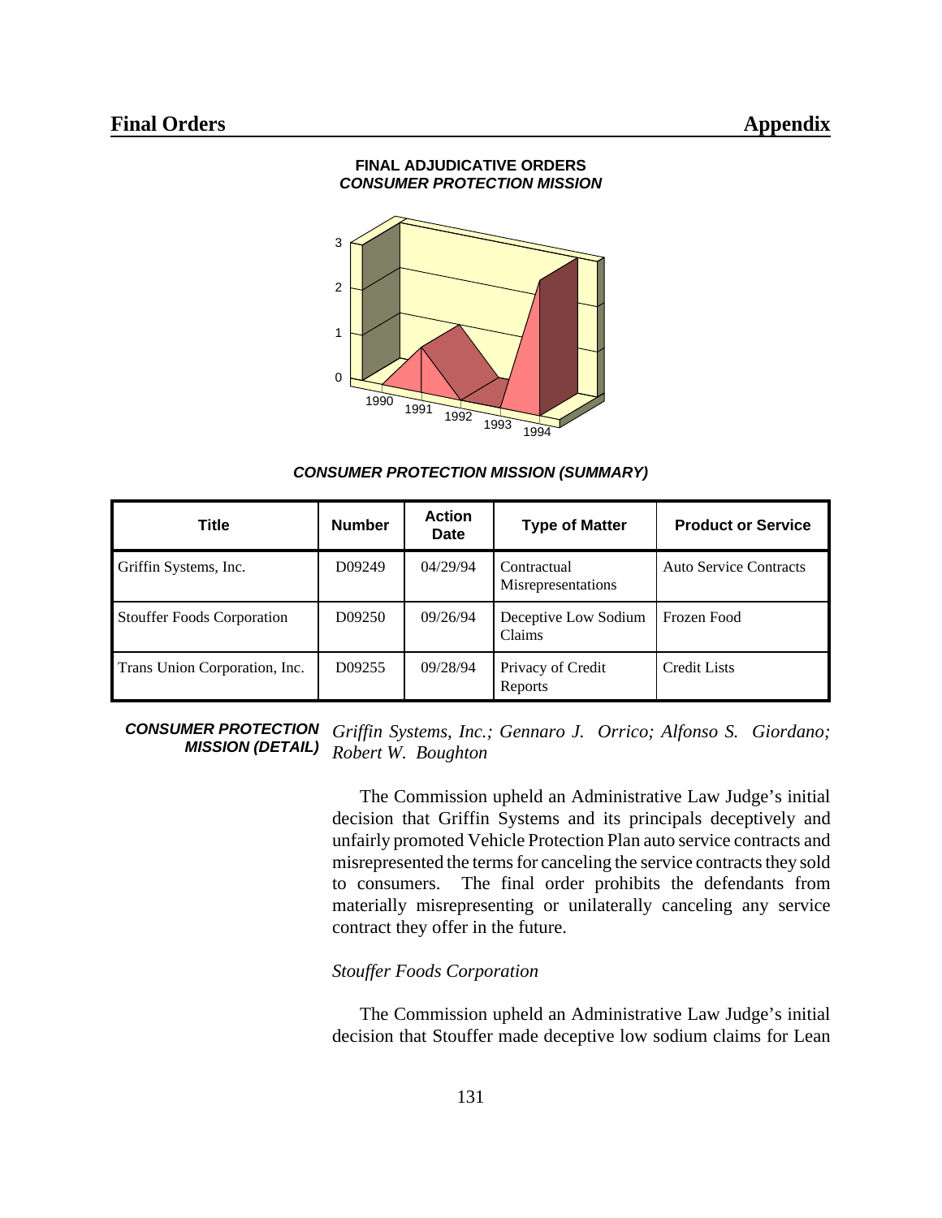**FINAL ADJUDICATIVE ORDERS**
***CONSUMER PROTECTION MISSION***

***CONSUMER PROTECTION MISSION (SUMMARY)***

| Title | Number | Action Date | Type of Matter | Product or Service |
|---|---|---|---|---|
| Griffin Systems, Inc. | D09249 | 04/29/94 | Contractual Misrepresentations | Auto Service Contracts |
| Stouffer Foods Corporation | D09250 | 09/26/94 | Deceptive Low Sodium Claims | Frozen Food |
| Trans Union Corporation, Inc. | D09255 | 09/28/94 | Privacy of Credit Reports | Credit Lists |

***CONSUMER PROTECTION MISSION (DETAIL)***

*Griffin Systems, Inc.; Gennaro J. Orrico; Alfonso S. Giordano; Robert W. Boughton*

The Commission upheld an Administrative Law Judge's initial decision that Griffin Systems and its principals deceptively and unfairly promoted Vehicle Protection Plan auto service contracts and misrepresented the terms for canceling the service contracts they sold to consumers. The final order prohibits the defendants from materially misrepresenting or unilaterally canceling any service contract they offer in the future.

*Stouffer Foods Corporation*

The Commission upheld an Administrative Law Judge's initial decision that Stouffer made deceptive low sodium claims for Lean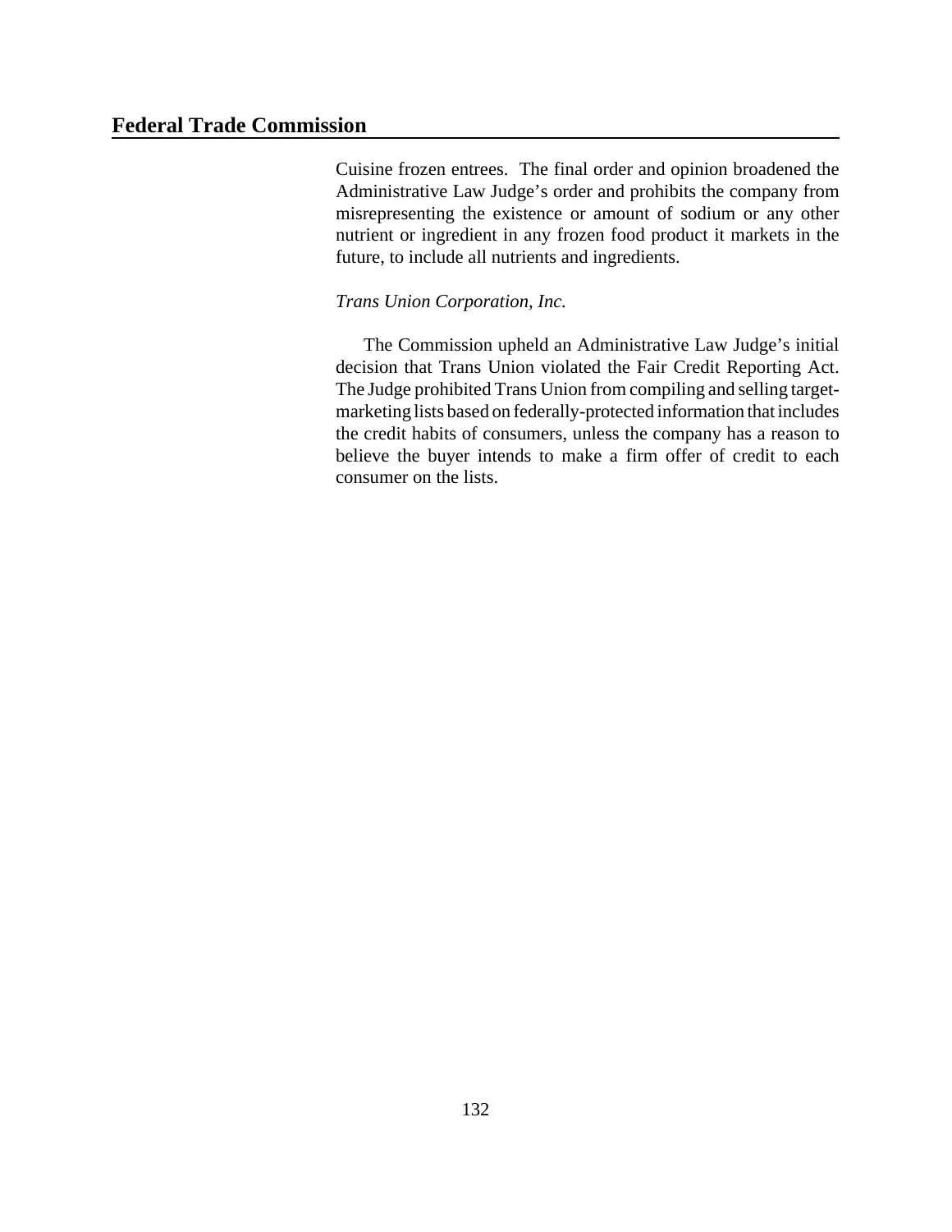Cuisine frozen entrees. The final order and opinion broadened the Administrative Law Judge's order and prohibits the company from misrepresenting the existence or amount of sodium or any other nutrient or ingredient in any frozen food product it markets in the future, to include all nutrients and ingredients.

*Trans Union Corporation, Inc.*

The Commission upheld an Administrative Law Judge's initial decision that Trans Union violated the Fair Credit Reporting Act. The Judge prohibited Trans Union from compiling and selling target-marketing lists based on federally-protected information that includes the credit habits of consumers, unless the company has a reason to believe the buyer intends to make a firm offer of credit to each consumer on the lists.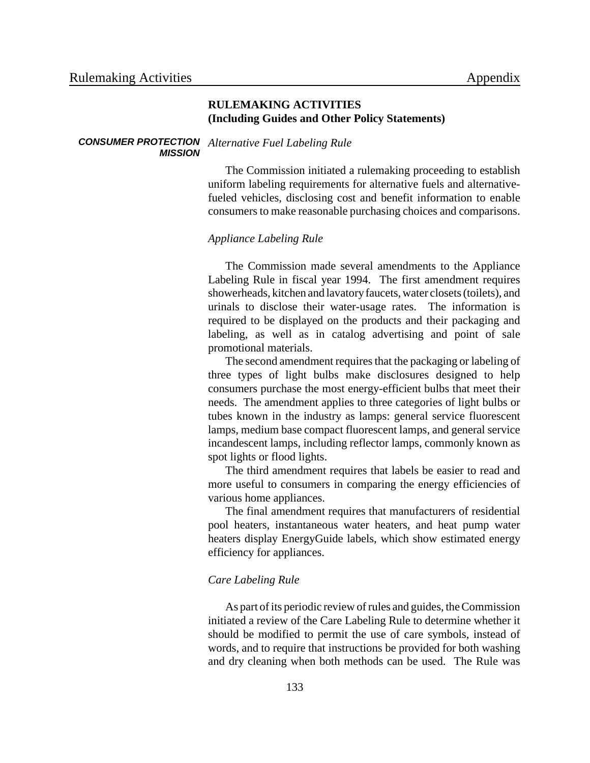## RULEMAKING ACTIVITIES
## (Including Guides and Other Policy Statements)

### CONSUMER PROTECTION MISSION

*Alternative Fuel Labeling Rule*

The Commission initiated a rulemaking proceeding to establish uniform labeling requirements for alternative fuels and alternative-fueled vehicles, disclosing cost and benefit information to enable consumers to make reasonable purchasing choices and comparisons.

*Appliance Labeling Rule*

The Commission made several amendments to the Appliance Labeling Rule in fiscal year 1994. The first amendment requires showerheads, kitchen and lavatory faucets, water closets (toilets), and urinals to disclose their water-usage rates. The information is required to be displayed on the products and their packaging and labeling, as well as in catalog advertising and point of sale promotional materials.

The second amendment requires that the packaging or labeling of three types of light bulbs make disclosures designed to help consumers purchase the most energy-efficient bulbs that meet their needs. The amendment applies to three categories of light bulbs or tubes known in the industry as lamps: general service fluorescent lamps, medium base compact fluorescent lamps, and general service incandescent lamps, including reflector lamps, commonly known as spot lights or flood lights.

The third amendment requires that labels be easier to read and more useful to consumers in comparing the energy efficiencies of various home appliances.

The final amendment requires that manufacturers of residential pool heaters, instantaneous water heaters, and heat pump water heaters display EnergyGuide labels, which show estimated energy efficiency for appliances.

*Care Labeling Rule*

As part of its periodic review of rules and guides, the Commission initiated a review of the Care Labeling Rule to determine whether it should be modified to permit the use of care symbols, instead of words, and to require that instructions be provided for both washing and dry cleaning when both methods can be used. The Rule was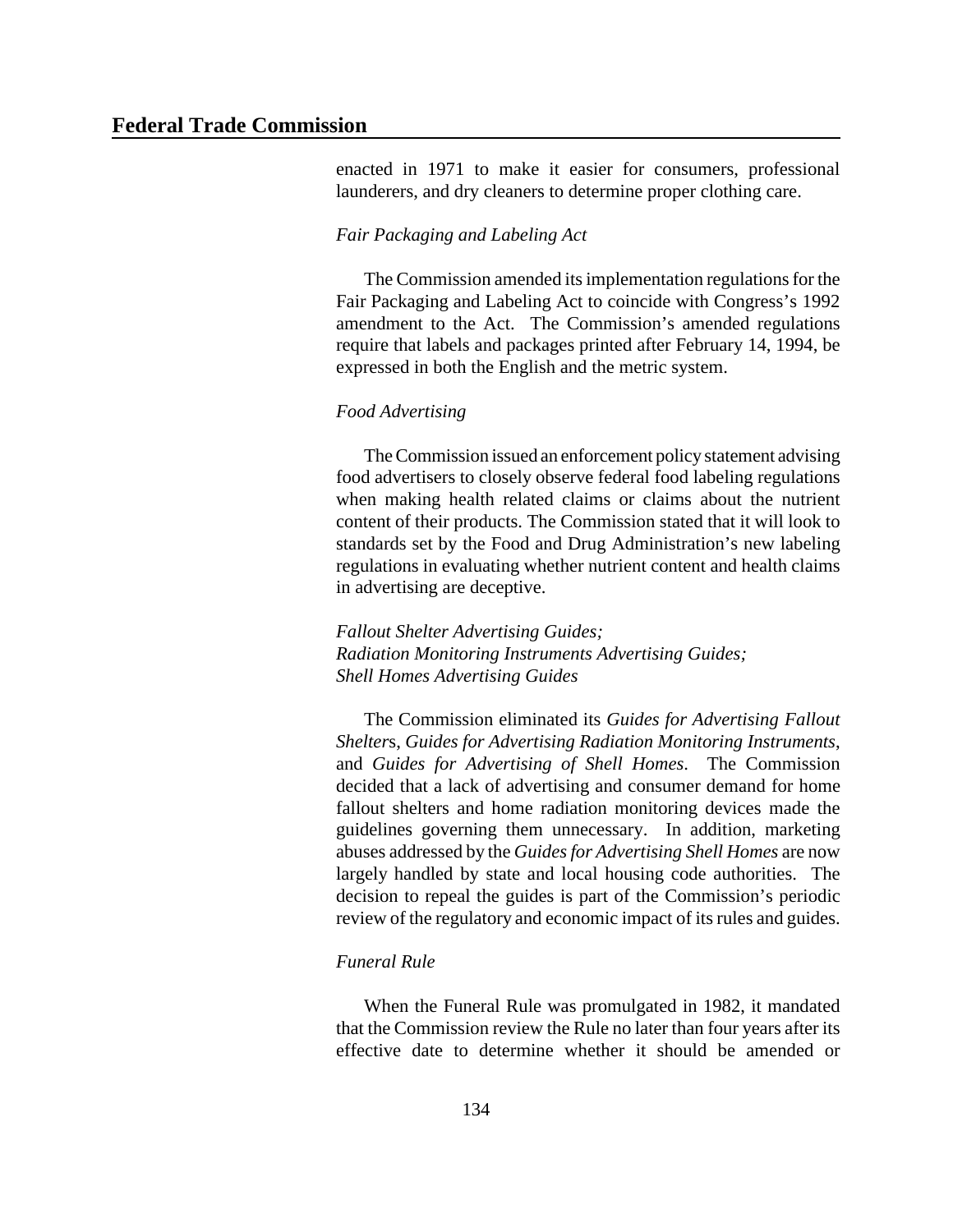enacted in 1971 to make it easier for consumers, professional launderers, and dry cleaners to determine proper clothing care.

*Fair Packaging and Labeling Act*

The Commission amended its implementation regulations for the Fair Packaging and Labeling Act to coincide with Congress's 1992 amendment to the Act. The Commission's amended regulations require that labels and packages printed after February 14, 1994, be expressed in both the English and the metric system.

*Food Advertising*

The Commission issued an enforcement policy statement advising food advertisers to closely observe federal food labeling regulations when making health related claims or claims about the nutrient content of their products. The Commission stated that it will look to standards set by the Food and Drug Administration's new labeling regulations in evaluating whether nutrient content and health claims in advertising are deceptive.

*Fallout Shelter Advertising Guides;*
*Radiation Monitoring Instruments Advertising Guides;*
*Shell Homes Advertising Guides*

The Commission eliminated its *Guides for Advertising Fallout Shelters*, *Guides for Advertising Radiation Monitoring Instruments*, and *Guides for Advertising of Shell Homes*. The Commission decided that a lack of advertising and consumer demand for home fallout shelters and home radiation monitoring devices made the guidelines governing them unnecessary. In addition, marketing abuses addressed by the *Guides for Advertising Shell Homes* are now largely handled by state and local housing code authorities. The decision to repeal the guides is part of the Commission's periodic review of the regulatory and economic impact of its rules and guides.

*Funeral Rule*

When the Funeral Rule was promulgated in 1982, it mandated that the Commission review the Rule no later than four years after its effective date to determine whether it should be amended or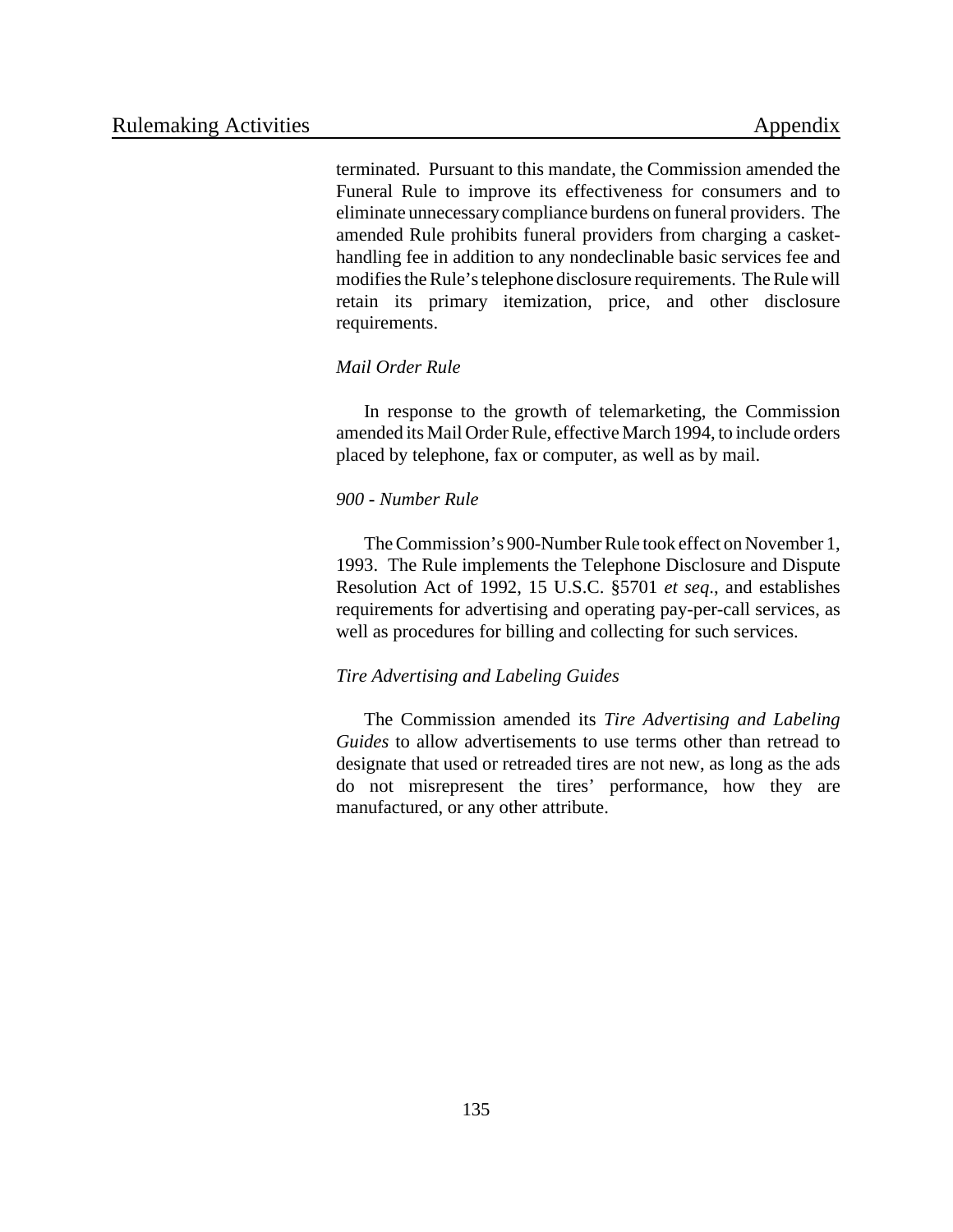terminated. Pursuant to this mandate, the Commission amended the Funeral Rule to improve its effectiveness for consumers and to eliminate unnecessary compliance burdens on funeral providers. The amended Rule prohibits funeral providers from charging a casket-handling fee in addition to any nondeclinable basic services fee and modifies the Rule's telephone disclosure requirements. The Rule will retain its primary itemization, price, and other disclosure requirements.

*Mail Order Rule*

In response to the growth of telemarketing, the Commission amended its Mail Order Rule, effective March 1994, to include orders placed by telephone, fax or computer, as well as by mail.

*900 - Number Rule*

The Commission's 900-Number Rule took effect on November 1, 1993. The Rule implements the Telephone Disclosure and Dispute Resolution Act of 1992, 15 U.S.C. §5701 *et seq.*, and establishes requirements for advertising and operating pay-per-call services, as well as procedures for billing and collecting for such services.

*Tire Advertising and Labeling Guides*

The Commission amended its *Tire Advertising and Labeling Guides* to allow advertisements to use terms other than retread to designate that used or retreaded tires are not new, as long as the ads do not misrepresent the tires' performance, how they are manufactured, or any other attribute.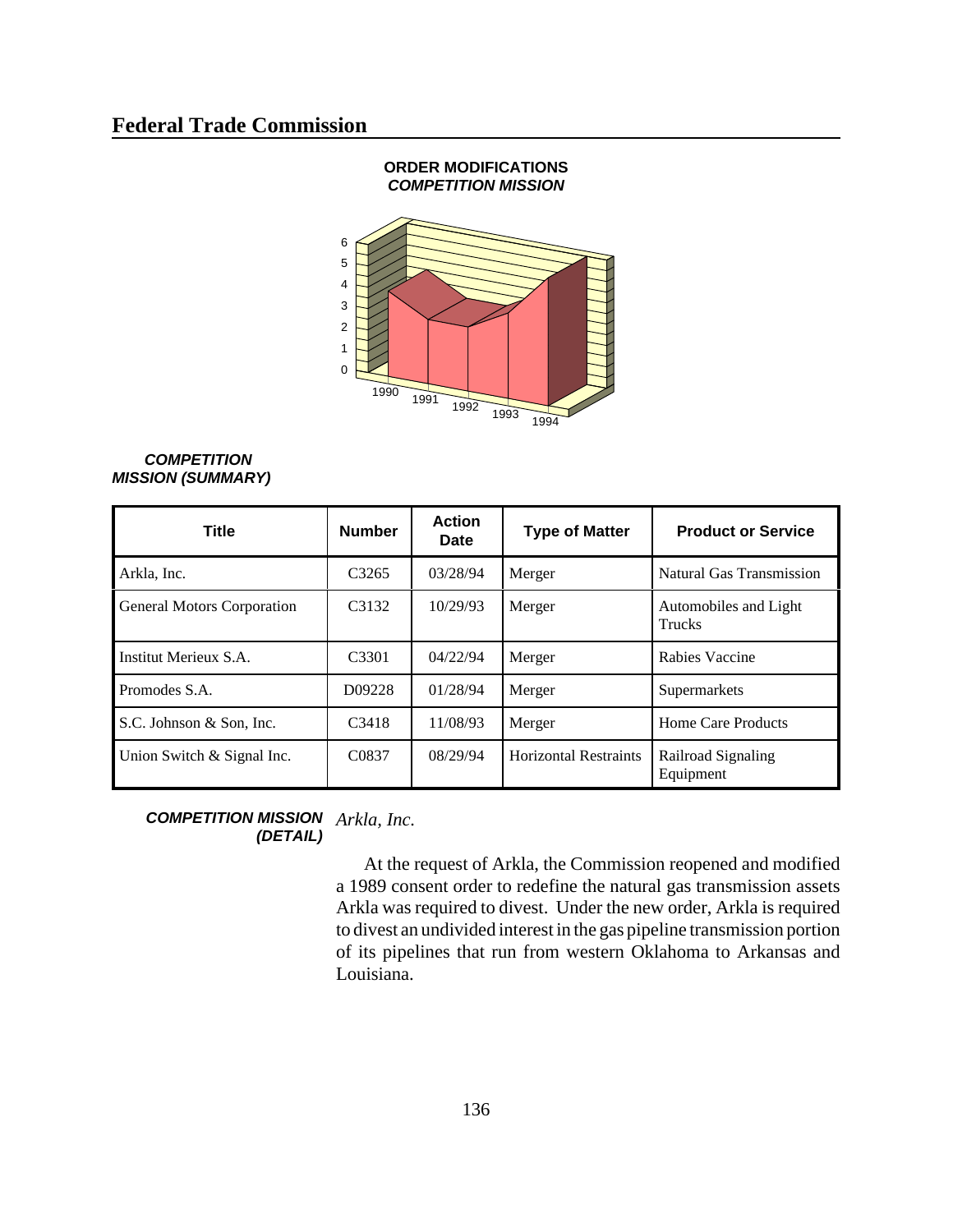**ORDER MODIFICATIONS**
***COMPETITION MISSION***

6
5
4
3
2
1
0

1990 1991 1992 1993 1994

***COMPETITION MISSION (SUMMARY)***

| Title | Number | Action Date | Type of Matter | Product or Service |
|---|---|---|---|---|
| Arkla, Inc. | C3265 | 03/28/94 | Merger | Natural Gas Transmission |
| General Motors Corporation | C3132 | 10/29/93 | Merger | Automobiles and Light Trucks |
| Institut Merieux S.A. | C3301 | 04/22/94 | Merger | Rabies Vaccine |
| Promodes S.A. | D09228 | 01/28/94 | Merger | Supermarkets |
| S.C. Johnson & Son, Inc. | C3418 | 11/08/93 | Merger | Home Care Products |
| Union Switch & Signal Inc. | C0837 | 08/29/94 | Horizontal Restraints | Railroad Signaling Equipment |

***COMPETITION MISSION (DETAIL)***

*Arkla, Inc.*

At the request of Arkla, the Commission reopened and modified a 1989 consent order to redefine the natural gas transmission assets Arkla was required to divest. Under the new order, Arkla is required to divest an undivided interest in the gas pipeline transmission portion of its pipelines that run from western Oklahoma to Arkansas and Louisiana.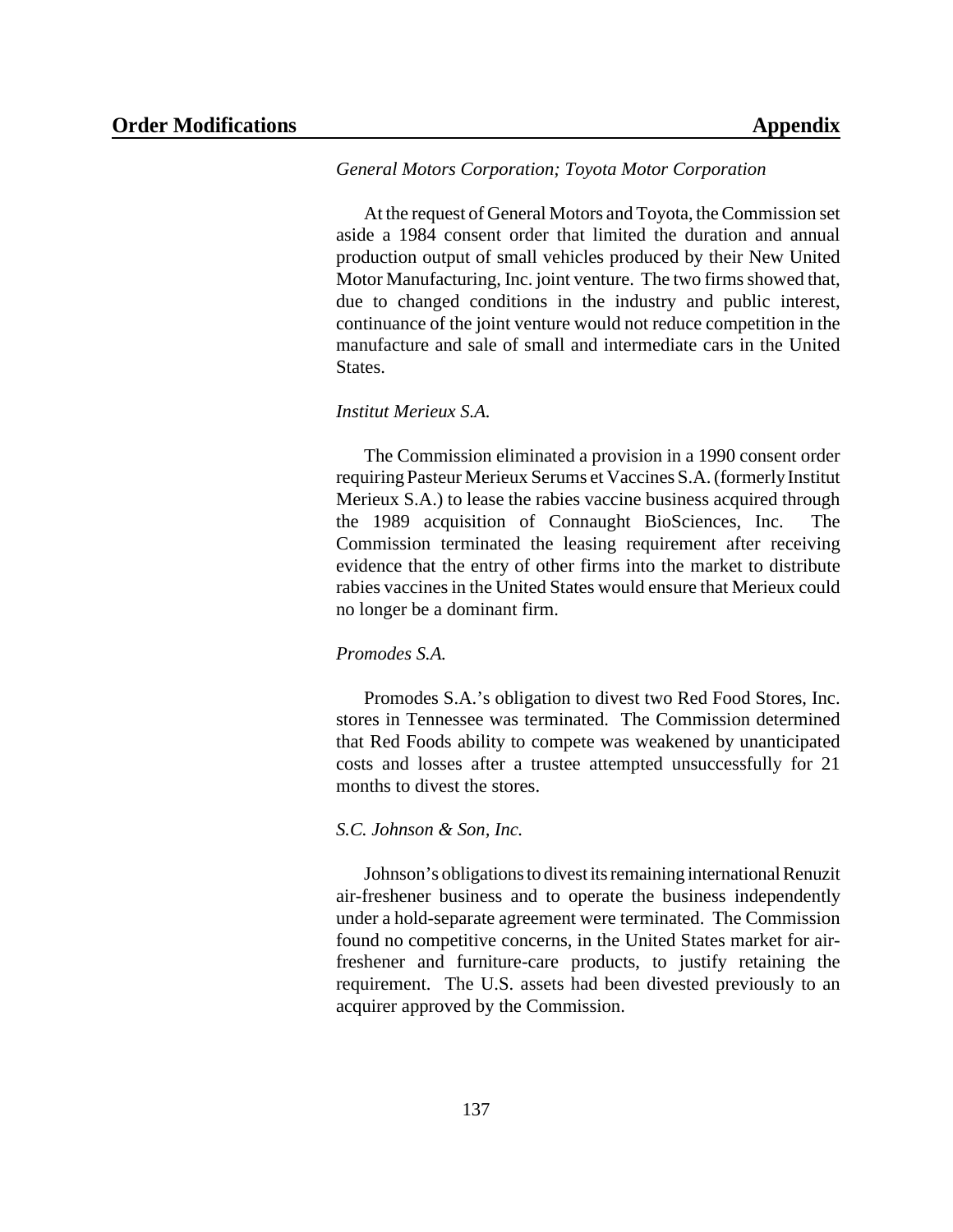*General Motors Corporation; Toyota Motor Corporation*

At the request of General Motors and Toyota, the Commission set aside a 1984 consent order that limited the duration and annual production output of small vehicles produced by their New United Motor Manufacturing, Inc. joint venture. The two firms showed that, due to changed conditions in the industry and public interest, continuance of the joint venture would not reduce competition in the manufacture and sale of small and intermediate cars in the United States.

*Institut Merieux S.A.*

The Commission eliminated a provision in a 1990 consent order requiring Pasteur Merieux Serums et Vaccines S.A. (formerly Institut Merieux S.A.) to lease the rabies vaccine business acquired through the 1989 acquisition of Connaught BioSciences, Inc. The Commission terminated the leasing requirement after receiving evidence that the entry of other firms into the market to distribute rabies vaccines in the United States would ensure that Merieux could no longer be a dominant firm.

*Promodes S.A.*

Promodes S.A.'s obligation to divest two Red Food Stores, Inc. stores in Tennessee was terminated. The Commission determined that Red Foods ability to compete was weakened by unanticipated costs and losses after a trustee attempted unsuccessfully for 21 months to divest the stores.

*S.C. Johnson & Son, Inc.*

Johnson's obligations to divest its remaining international Renuzit air-freshener business and to operate the business independently under a hold-separate agreement were terminated. The Commission found no competitive concerns, in the United States market for air-freshener and furniture-care products, to justify retaining the requirement. The U.S. assets had been divested previously to an acquirer approved by the Commission.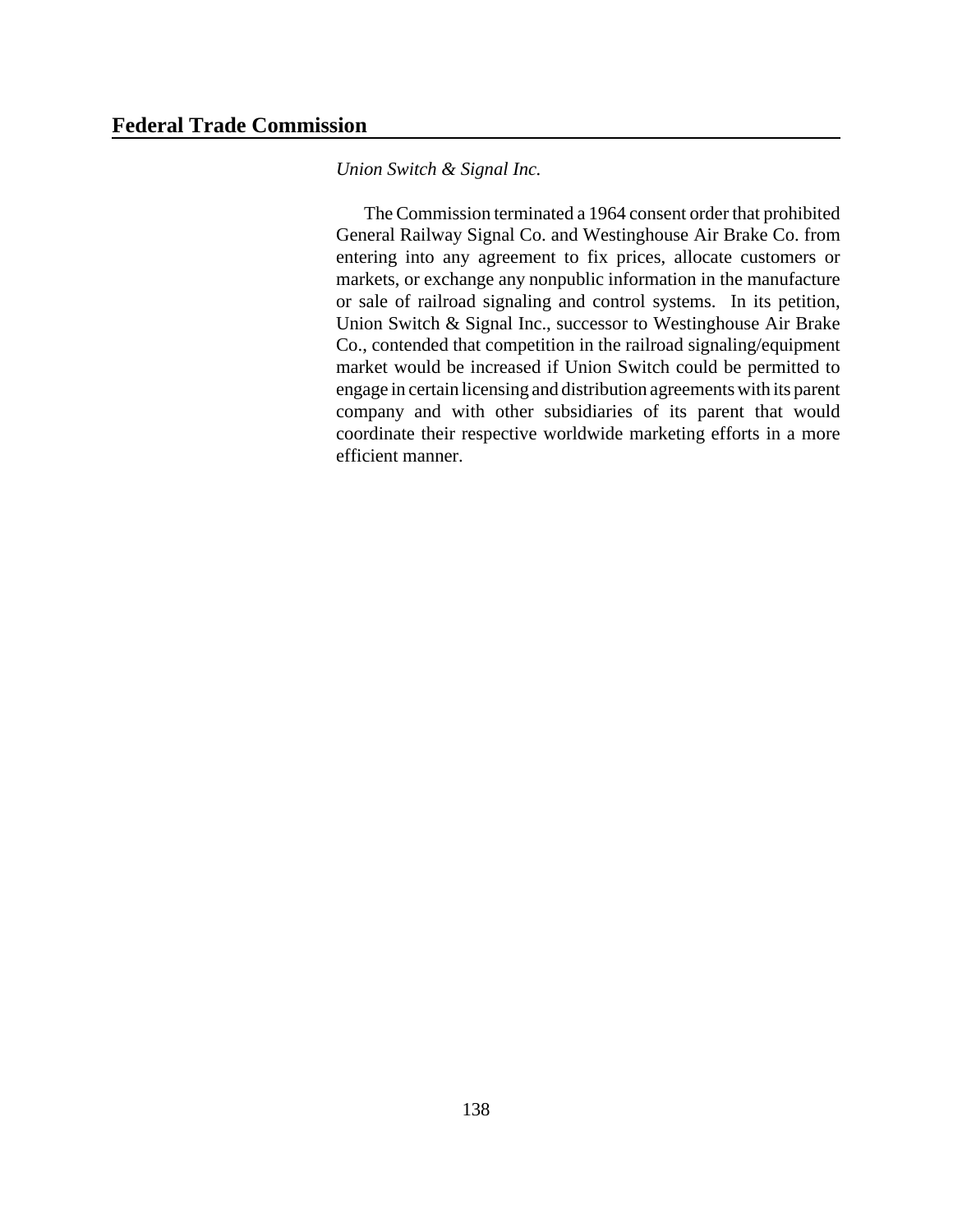*Union Switch & Signal Inc.*

The Commission terminated a 1964 consent order that prohibited General Railway Signal Co. and Westinghouse Air Brake Co. from entering into any agreement to fix prices, allocate customers or markets, or exchange any nonpublic information in the manufacture or sale of railroad signaling and control systems. In its petition, Union Switch & Signal Inc., successor to Westinghouse Air Brake Co., contended that competition in the railroad signaling/equipment market would be increased if Union Switch could be permitted to engage in certain licensing and distribution agreements with its parent company and with other subsidiaries of its parent that would coordinate their respective worldwide marketing efforts in a more efficient manner.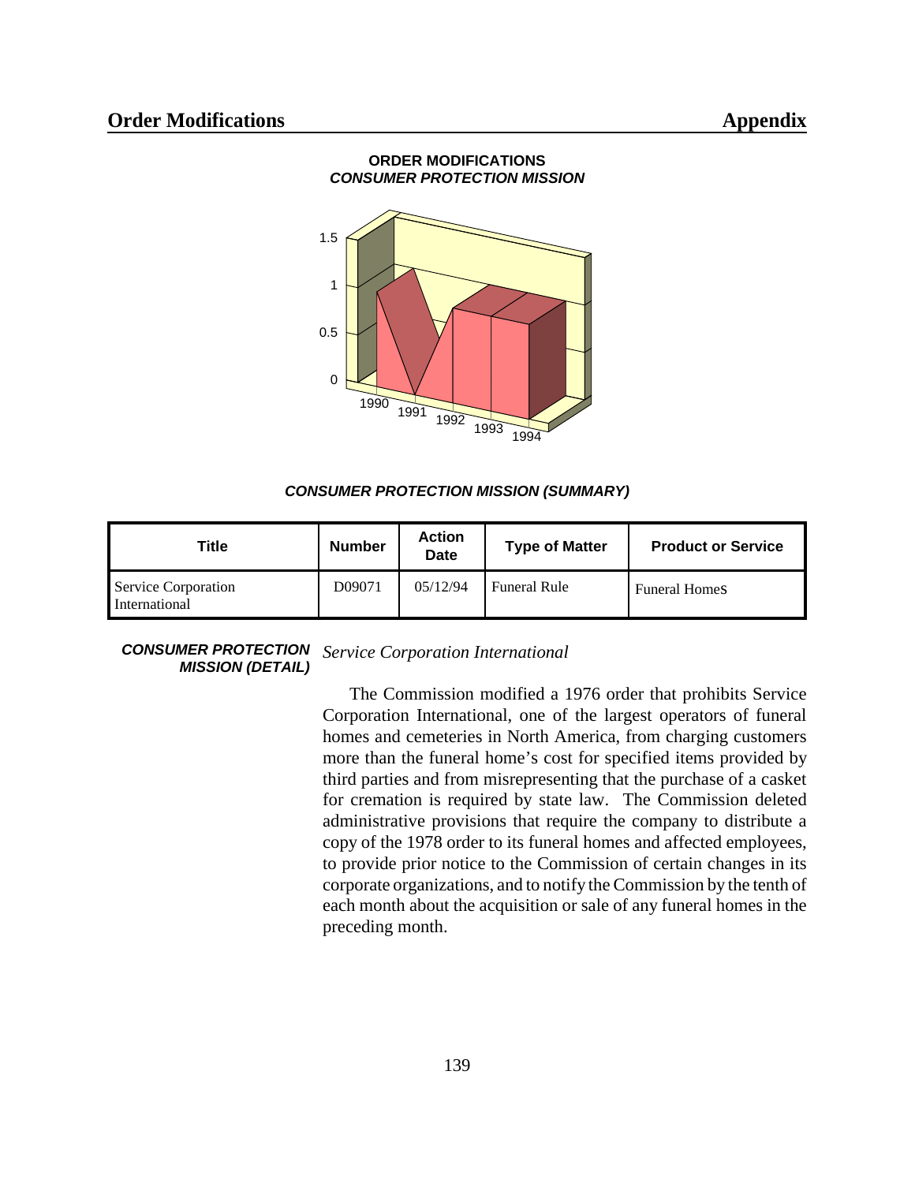## ORDER MODIFICATIONS
### *CONSUMER PROTECTION MISSION*

1.5
1
0.5
0
1990 1991 1992 1993 1994

### *CONSUMER PROTECTION MISSION (SUMMARY)*

| Title | Number | Action Date | Type of Matter | Product or Service |
|---|---|---|---|---|
| Service Corporation International | D09071 | 05/12/94 | Funeral Rule | Funeral Homes |

### *CONSUMER PROTECTION MISSION (DETAIL)*

*Service Corporation International*

The Commission modified a 1976 order that prohibits Service Corporation International, one of the largest operators of funeral homes and cemeteries in North America, from charging customers more than the funeral home's cost for specified items provided by third parties and from misrepresenting that the purchase of a casket for cremation is required by state law. The Commission deleted administrative provisions that require the company to distribute a copy of the 1978 order to its funeral homes and affected employees, to provide prior notice to the Commission of certain changes in its corporate organizations, and to notify the Commission by the tenth of each month about the acquisition or sale of any funeral homes in the preceding month.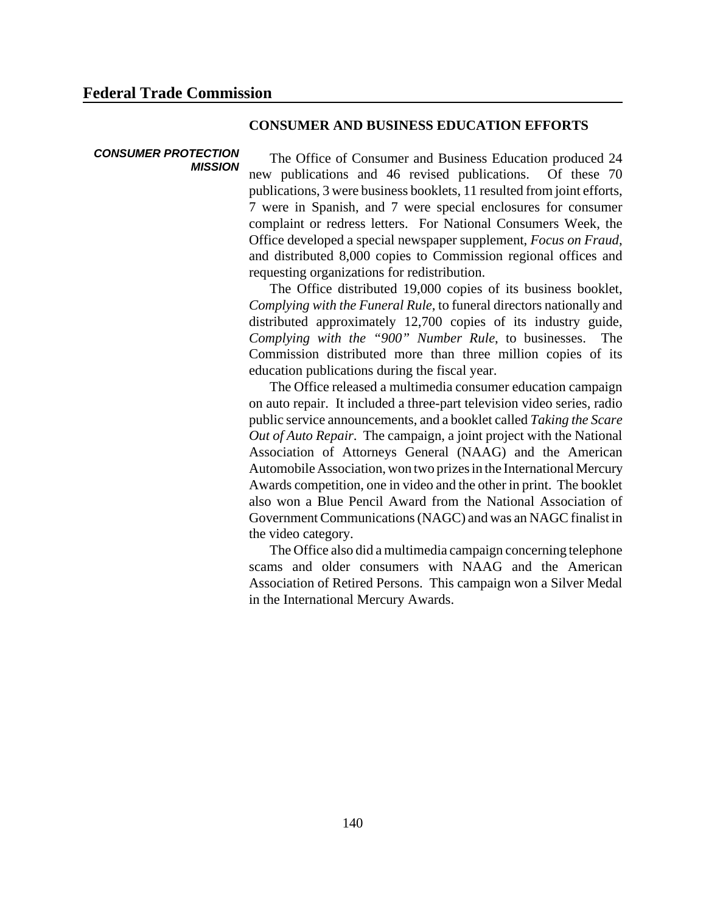## CONSUMER AND BUSINESS EDUCATION EFFORTS

***CONSUMER PROTECTION MISSION***

The Office of Consumer and Business Education produced 24 new publications and 46 revised publications. Of these 70 publications, 3 were business booklets, 11 resulted from joint efforts, 7 were in Spanish, and 7 were special enclosures for consumer complaint or redress letters. For National Consumers Week, the Office developed a special newspaper supplement, *Focus on Fraud*, and distributed 8,000 copies to Commission regional offices and requesting organizations for redistribution.

The Office distributed 19,000 copies of its business booklet, *Complying with the Funeral Rule*, to funeral directors nationally and distributed approximately 12,700 copies of its industry guide, *Complying with the "900" Number Rule*, to businesses. The Commission distributed more than three million copies of its education publications during the fiscal year.

The Office released a multimedia consumer education campaign on auto repair. It included a three-part television video series, radio public service announcements, and a booklet called *Taking the Scare Out of Auto Repair*. The campaign, a joint project with the National Association of Attorneys General (NAAG) and the American Automobile Association, won two prizes in the International Mercury Awards competition, one in video and the other in print. The booklet also won a Blue Pencil Award from the National Association of Government Communications (NAGC) and was an NAGC finalist in the video category.

The Office also did a multimedia campaign concerning telephone scams and older consumers with NAAG and the American Association of Retired Persons. This campaign won a Silver Medal in the International Mercury Awards.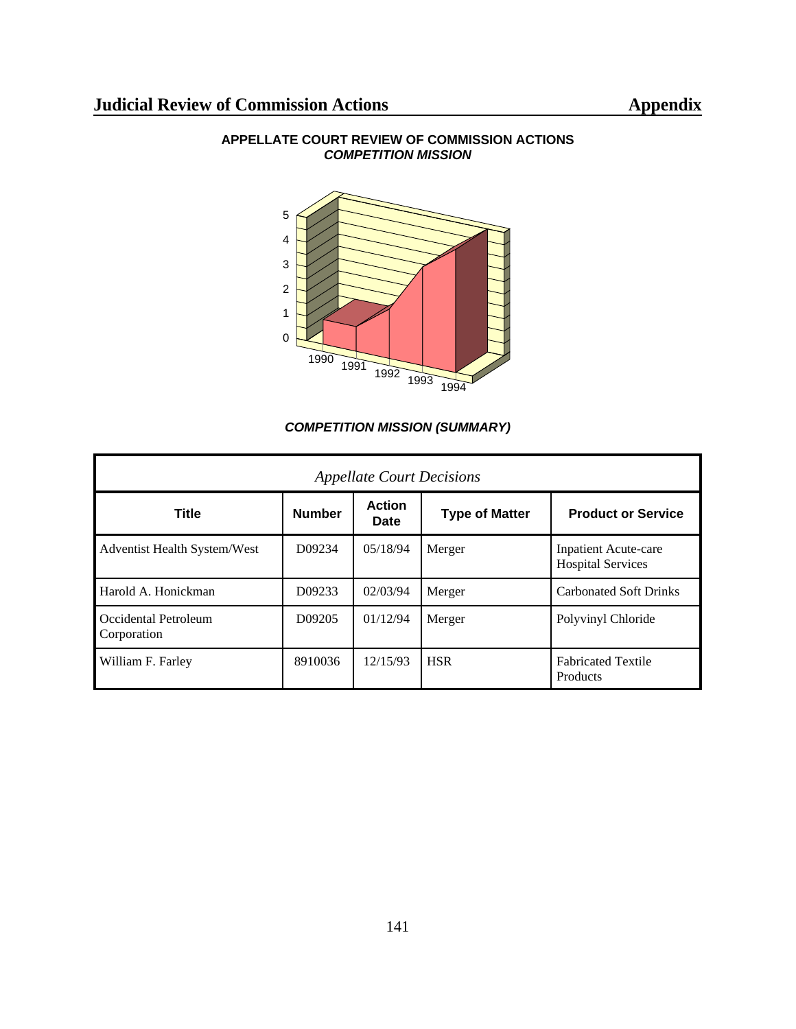**APPELLATE COURT REVIEW OF COMMISSION ACTIONS**
***COMPETITION MISSION***

***COMPETITION MISSION (SUMMARY)***

| *Appellate Court Decisions* | | | | |
|---|---|---|---|---|
| **Title** | **Number** | **Action Date** | **Type of Matter** | **Product or Service** |
| Adventist Health System/West | D09234 | 05/18/94 | Merger | Inpatient Acute-care Hospital Services |
| Harold A. Honickman | D09233 | 02/03/94 | Merger | Carbonated Soft Drinks |
| Occidental Petroleum Corporation | D09205 | 01/12/94 | Merger | Polyvinyl Chloride |
| William F. Farley | 8910036 | 12/15/93 | HSR | Fabricated Textile Products |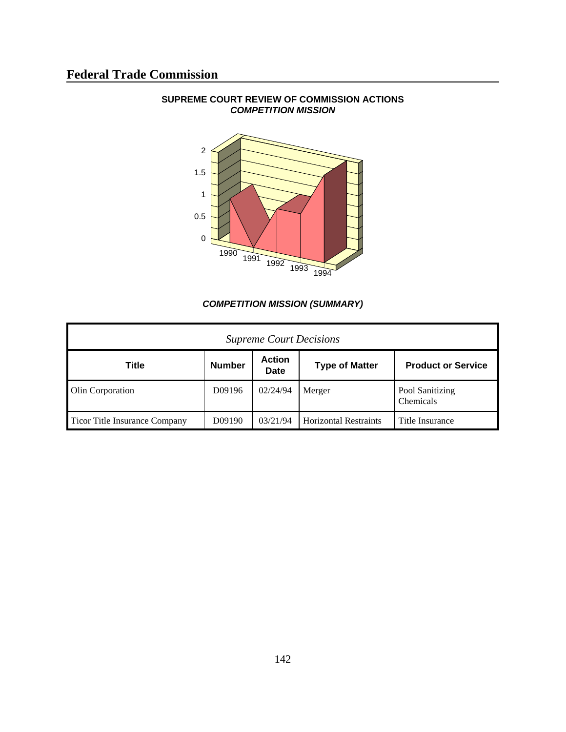## Federal Trade Commission

**SUPREME COURT REVIEW OF COMMISSION ACTIONS**
***COMPETITION MISSION***

***COMPETITION MISSION (SUMMARY)***

| *Supreme Court Decisions* | | | | |
|---|---|---|---|---|
| **Title** | **Number** | **Action Date** | **Type of Matter** | **Product or Service** |
| Olin Corporation | D09196 | 02/24/94 | Merger | Pool Sanitizing Chemicals |
| Ticor Title Insurance Company | D09190 | 03/21/94 | Horizontal Restraints | Title Insurance |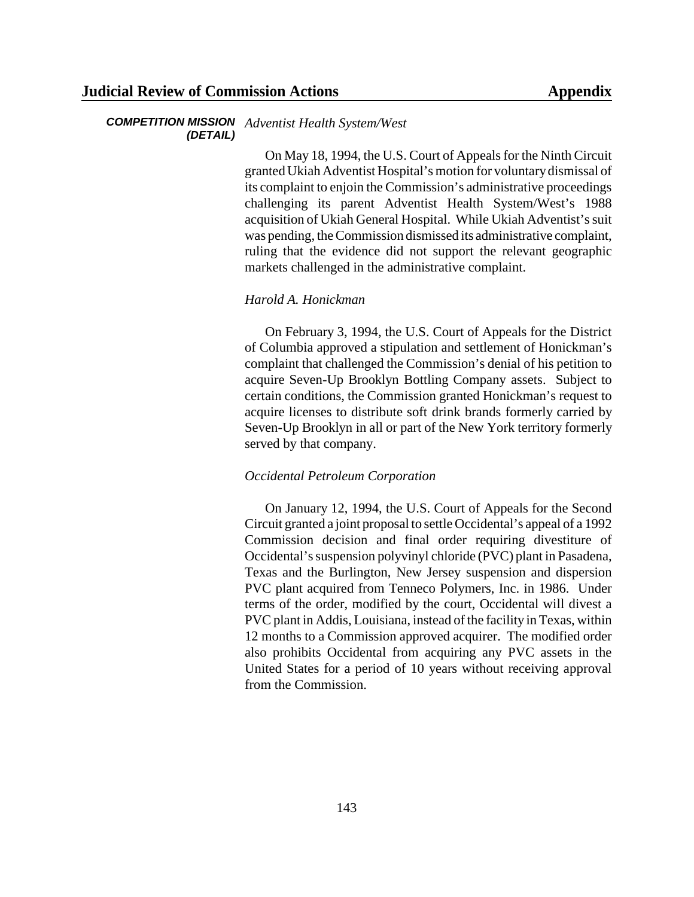**COMPETITION MISSION (DETAIL)**

*Adventist Health System/West*

On May 18, 1994, the U.S. Court of Appeals for the Ninth Circuit granted Ukiah Adventist Hospital's motion for voluntary dismissal of its complaint to enjoin the Commission's administrative proceedings challenging its parent Adventist Health System/West's 1988 acquisition of Ukiah General Hospital. While Ukiah Adventist's suit was pending, the Commission dismissed its administrative complaint, ruling that the evidence did not support the relevant geographic markets challenged in the administrative complaint.

*Harold A. Honickman*

On February 3, 1994, the U.S. Court of Appeals for the District of Columbia approved a stipulation and settlement of Honickman's complaint that challenged the Commission's denial of his petition to acquire Seven-Up Brooklyn Bottling Company assets. Subject to certain conditions, the Commission granted Honickman's request to acquire licenses to distribute soft drink brands formerly carried by Seven-Up Brooklyn in all or part of the New York territory formerly served by that company.

*Occidental Petroleum Corporation*

On January 12, 1994, the U.S. Court of Appeals for the Second Circuit granted a joint proposal to settle Occidental's appeal of a 1992 Commission decision and final order requiring divestiture of Occidental's suspension polyvinyl chloride (PVC) plant in Pasadena, Texas and the Burlington, New Jersey suspension and dispersion PVC plant acquired from Tenneco Polymers, Inc. in 1986. Under terms of the order, modified by the court, Occidental will divest a PVC plant in Addis, Louisiana, instead of the facility in Texas, within 12 months to a Commission approved acquirer. The modified order also prohibits Occidental from acquiring any PVC assets in the United States for a period of 10 years without receiving approval from the Commission.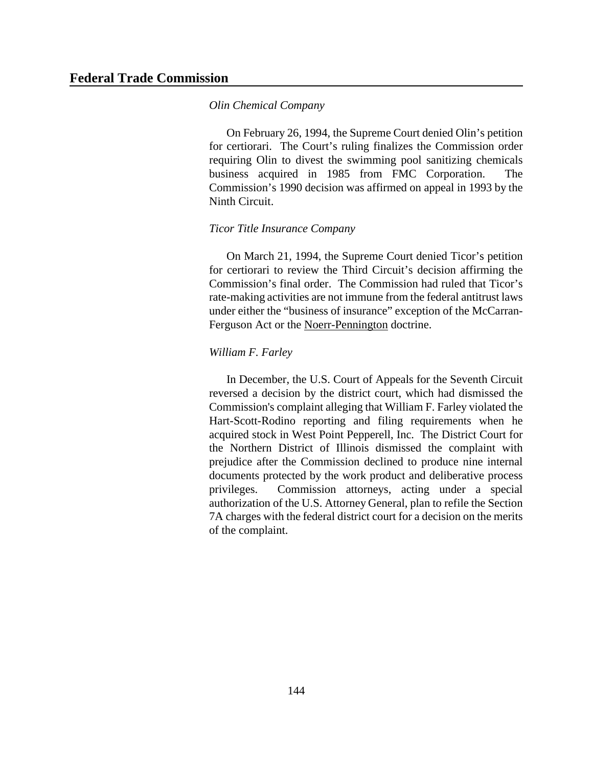*Olin Chemical Company*

On February 26, 1994, the Supreme Court denied Olin's petition for certiorari. The Court's ruling finalizes the Commission order requiring Olin to divest the swimming pool sanitizing chemicals business acquired in 1985 from FMC Corporation. The Commission's 1990 decision was affirmed on appeal in 1993 by the Ninth Circuit.

*Ticor Title Insurance Company*

On March 21, 1994, the Supreme Court denied Ticor's petition for certiorari to review the Third Circuit's decision affirming the Commission's final order. The Commission had ruled that Ticor's rate-making activities are not immune from the federal antitrust laws under either the "business of insurance" exception of the McCarran-Ferguson Act or the Noerr-Pennington doctrine.

*William F. Farley*

In December, the U.S. Court of Appeals for the Seventh Circuit reversed a decision by the district court, which had dismissed the Commission's complaint alleging that William F. Farley violated the Hart-Scott-Rodino reporting and filing requirements when he acquired stock in West Point Pepperell, Inc. The District Court for the Northern District of Illinois dismissed the complaint with prejudice after the Commission declined to produce nine internal documents protected by the work product and deliberative process privileges. Commission attorneys, acting under a special authorization of the U.S. Attorney General, plan to refile the Section 7A charges with the federal district court for a decision on the merits of the complaint.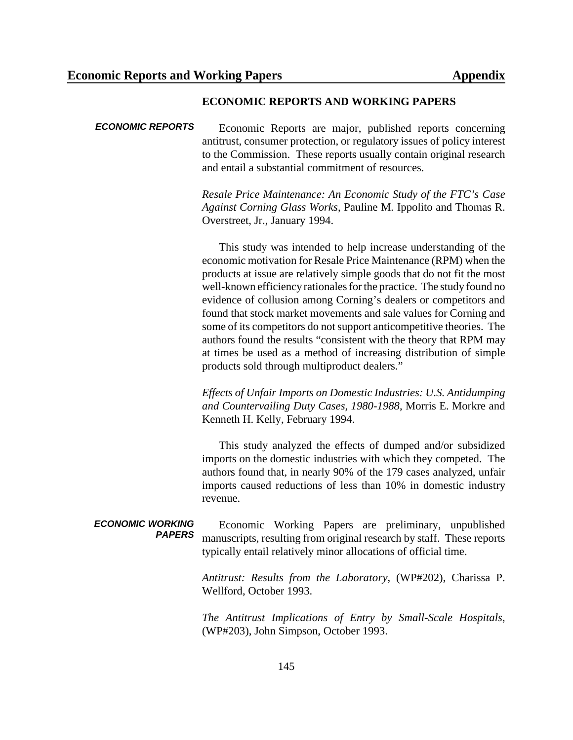## ECONOMIC REPORTS AND WORKING PAPERS

***ECONOMIC REPORTS***

Economic Reports are major, published reports concerning antitrust, consumer protection, or regulatory issues of policy interest to the Commission. These reports usually contain original research and entail a substantial commitment of resources.

*Resale Price Maintenance: An Economic Study of the FTC's Case Against Corning Glass Works*, Pauline M. Ippolito and Thomas R. Overstreet, Jr., January 1994.

This study was intended to help increase understanding of the economic motivation for Resale Price Maintenance (RPM) when the products at issue are relatively simple goods that do not fit the most well-known efficiency rationales for the practice. The study found no evidence of collusion among Corning's dealers or competitors and found that stock market movements and sale values for Corning and some of its competitors do not support anticompetitive theories. The authors found the results "consistent with the theory that RPM may at times be used as a method of increasing distribution of simple products sold through multiproduct dealers."

*Effects of Unfair Imports on Domestic Industries: U.S. Antidumping and Countervailing Duty Cases, 1980-1988*, Morris E. Morkre and Kenneth H. Kelly, February 1994.

This study analyzed the effects of dumped and/or subsidized imports on the domestic industries with which they competed. The authors found that, in nearly 90% of the 179 cases analyzed, unfair imports caused reductions of less than 10% in domestic industry revenue.

***ECONOMIC WORKING PAPERS***

Economic Working Papers are preliminary, unpublished manuscripts, resulting from original research by staff. These reports typically entail relatively minor allocations of official time.

*Antitrust: Results from the Laboratory*, (WP#202), Charissa P. Wellford, October 1993.

*The Antitrust Implications of Entry by Small-Scale Hospitals*, (WP#203), John Simpson, October 1993.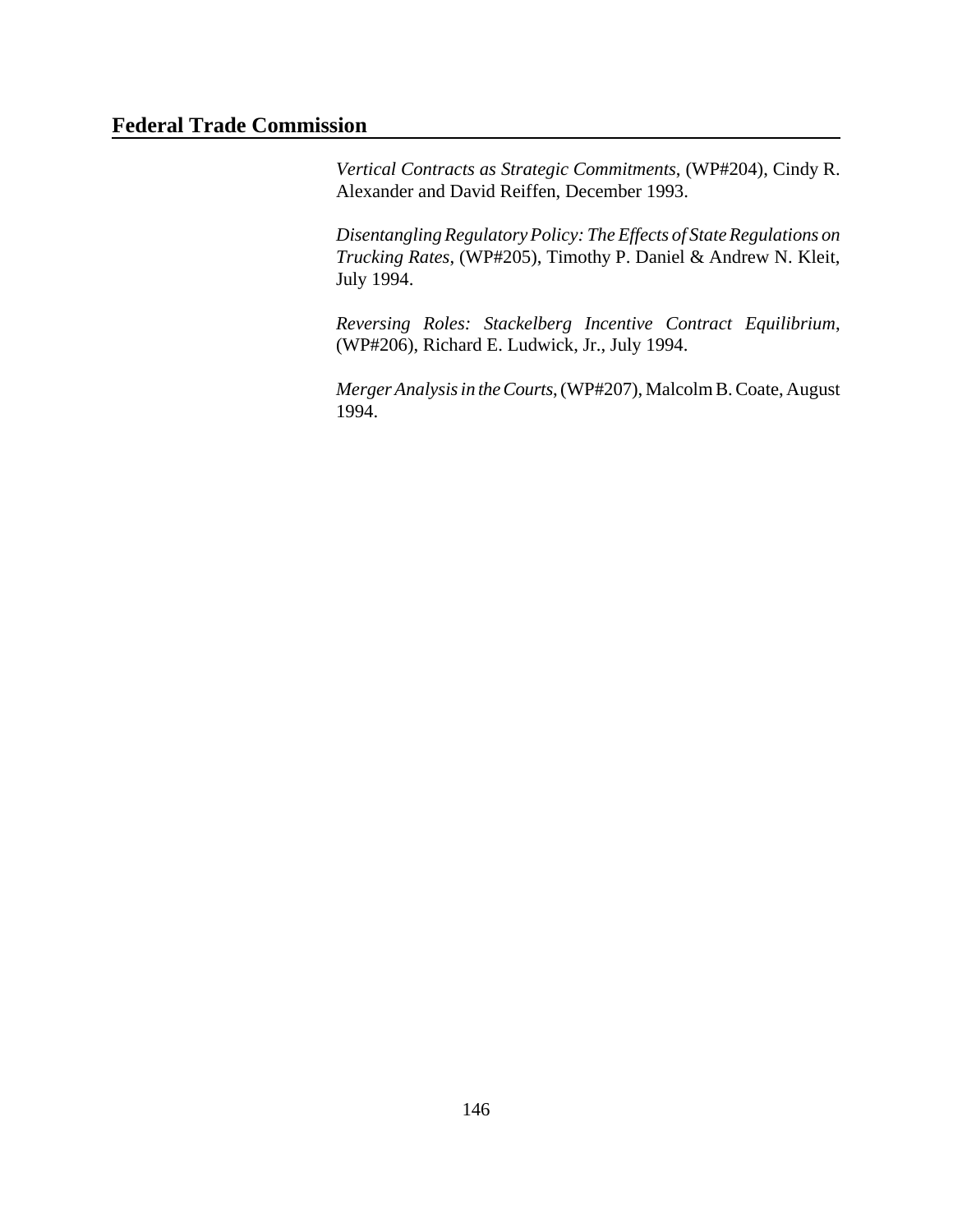## Federal Trade Commission

*Vertical Contracts as Strategic Commitments*, (WP#204), Cindy R. Alexander and David Reiffen, December 1993.

*Disentangling Regulatory Policy: The Effects of State Regulations on Trucking Rates*, (WP#205), Timothy P. Daniel & Andrew N. Kleit, July 1994.

*Reversing Roles: Stackelberg Incentive Contract Equilibrium*, (WP#206), Richard E. Ludwick, Jr., July 1994.

*Merger Analysis in the Courts*, (WP#207), Malcolm B. Coate, August 1994.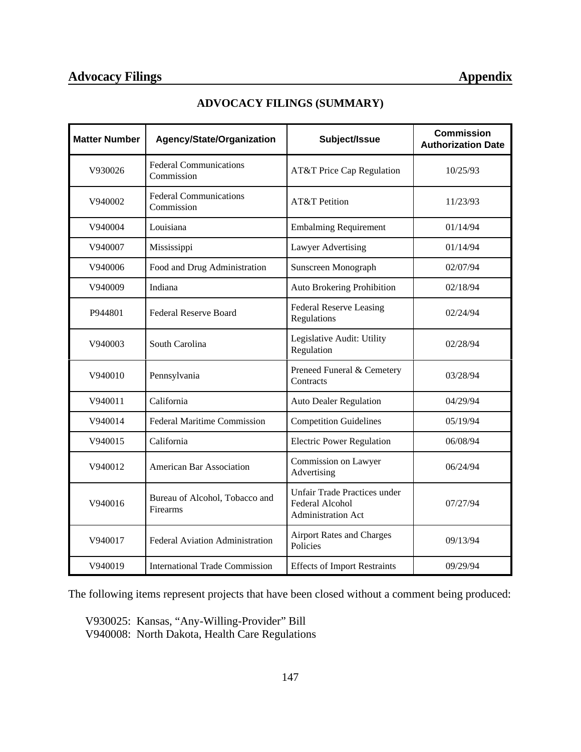## ADVOCACY FILINGS (SUMMARY)

| Matter Number | Agency/State/Organization | Subject/Issue | Commission Authorization Date |
|---|---|---|---|
| V930026 | Federal Communications Commission | AT&T Price Cap Regulation | 10/25/93 |
| V940002 | Federal Communications Commission | AT&T Petition | 11/23/93 |
| V940004 | Louisiana | Embalming Requirement | 01/14/94 |
| V940007 | Mississippi | Lawyer Advertising | 01/14/94 |
| V940006 | Food and Drug Administration | Sunscreen Monograph | 02/07/94 |
| V940009 | Indiana | Auto Brokering Prohibition | 02/18/94 |
| P944801 | Federal Reserve Board | Federal Reserve Leasing Regulations | 02/24/94 |
| V940003 | South Carolina | Legislative Audit: Utility Regulation | 02/28/94 |
| V940010 | Pennsylvania | Preneed Funeral & Cemetery Contracts | 03/28/94 |
| V940011 | California | Auto Dealer Regulation | 04/29/94 |
| V940014 | Federal Maritime Commission | Competition Guidelines | 05/19/94 |
| V940015 | California | Electric Power Regulation | 06/08/94 |
| V940012 | American Bar Association | Commission on Lawyer Advertising | 06/24/94 |
| V940016 | Bureau of Alcohol, Tobacco and Firearms | Unfair Trade Practices under Federal Alcohol Administration Act | 07/27/94 |
| V940017 | Federal Aviation Administration | Airport Rates and Charges Policies | 09/13/94 |
| V940019 | International Trade Commission | Effects of Import Restraints | 09/29/94 |

The following items represent projects that have been closed without a comment being produced:

V930025: Kansas, "Any-Willing-Provider" Bill
V940008: North Dakota, Health Care Regulations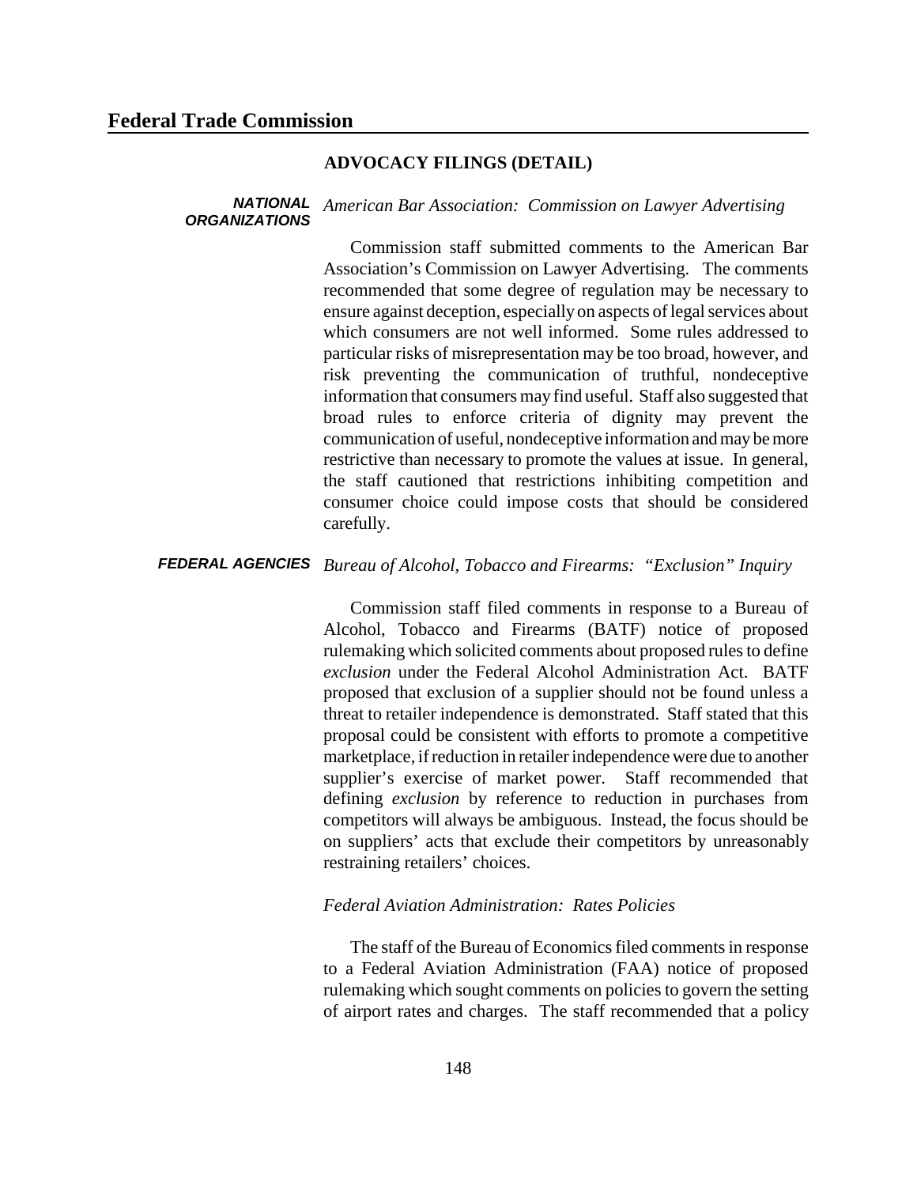## ADVOCACY FILINGS (DETAIL)

**NATIONAL ORGANIZATIONS**

*American Bar Association: Commission on Lawyer Advertising*

Commission staff submitted comments to the American Bar Association's Commission on Lawyer Advertising. The comments recommended that some degree of regulation may be necessary to ensure against deception, especially on aspects of legal services about which consumers are not well informed. Some rules addressed to particular risks of misrepresentation may be too broad, however, and risk preventing the communication of truthful, nondeceptive information that consumers may find useful. Staff also suggested that broad rules to enforce criteria of dignity may prevent the communication of useful, nondeceptive information and may be more restrictive than necessary to promote the values at issue. In general, the staff cautioned that restrictions inhibiting competition and consumer choice could impose costs that should be considered carefully.

**FEDERAL AGENCIES**

*Bureau of Alcohol, Tobacco and Firearms: "Exclusion" Inquiry*

Commission staff filed comments in response to a Bureau of Alcohol, Tobacco and Firearms (BATF) notice of proposed rulemaking which solicited comments about proposed rules to define *exclusion* under the Federal Alcohol Administration Act. BATF proposed that exclusion of a supplier should not be found unless a threat to retailer independence is demonstrated. Staff stated that this proposal could be consistent with efforts to promote a competitive marketplace, if reduction in retailer independence were due to another supplier's exercise of market power. Staff recommended that defining *exclusion* by reference to reduction in purchases from competitors will always be ambiguous. Instead, the focus should be on suppliers' acts that exclude their competitors by unreasonably restraining retailers' choices.

*Federal Aviation Administration: Rates Policies*

The staff of the Bureau of Economics filed comments in response to a Federal Aviation Administration (FAA) notice of proposed rulemaking which sought comments on policies to govern the setting of airport rates and charges. The staff recommended that a policy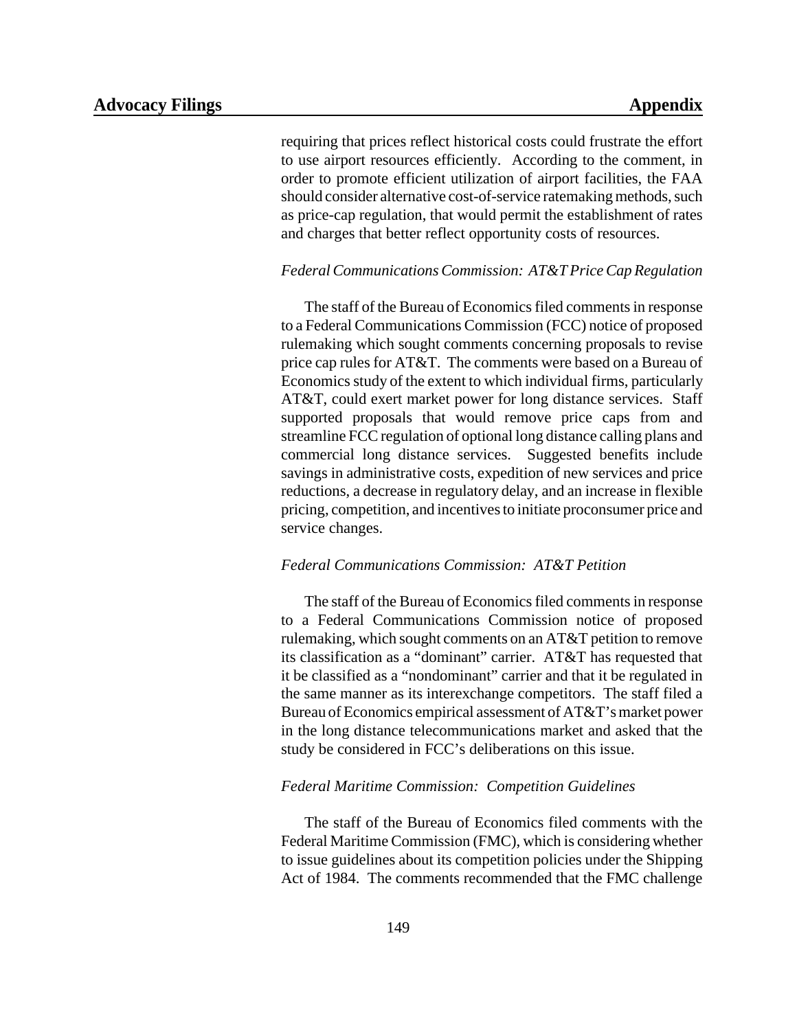requiring that prices reflect historical costs could frustrate the effort to use airport resources efficiently. According to the comment, in order to promote efficient utilization of airport facilities, the FAA should consider alternative cost-of-service ratemaking methods, such as price-cap regulation, that would permit the establishment of rates and charges that better reflect opportunity costs of resources.

*Federal Communications Commission: AT&T Price Cap Regulation*

The staff of the Bureau of Economics filed comments in response to a Federal Communications Commission (FCC) notice of proposed rulemaking which sought comments concerning proposals to revise price cap rules for AT&T. The comments were based on a Bureau of Economics study of the extent to which individual firms, particularly AT&T, could exert market power for long distance services. Staff supported proposals that would remove price caps from and streamline FCC regulation of optional long distance calling plans and commercial long distance services. Suggested benefits include savings in administrative costs, expedition of new services and price reductions, a decrease in regulatory delay, and an increase in flexible pricing, competition, and incentives to initiate proconsumer price and service changes.

*Federal Communications Commission: AT&T Petition*

The staff of the Bureau of Economics filed comments in response to a Federal Communications Commission notice of proposed rulemaking, which sought comments on an AT&T petition to remove its classification as a "dominant" carrier. AT&T has requested that it be classified as a "nondominant" carrier and that it be regulated in the same manner as its interexchange competitors. The staff filed a Bureau of Economics empirical assessment of AT&T's market power in the long distance telecommunications market and asked that the study be considered in FCC's deliberations on this issue.

*Federal Maritime Commission: Competition Guidelines*

The staff of the Bureau of Economics filed comments with the Federal Maritime Commission (FMC), which is considering whether to issue guidelines about its competition policies under the Shipping Act of 1984. The comments recommended that the FMC challenge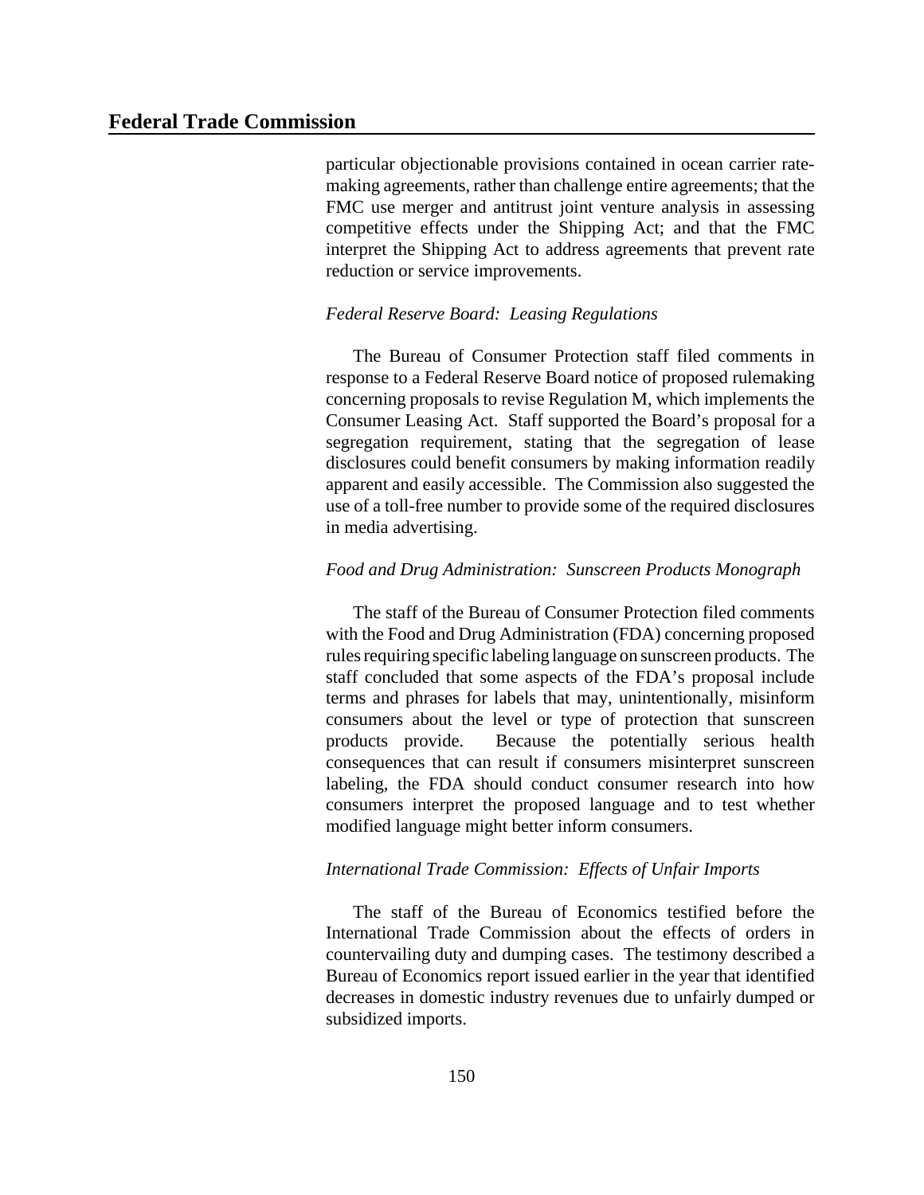particular objectionable provisions contained in ocean carrier rate-making agreements, rather than challenge entire agreements; that the FMC use merger and antitrust joint venture analysis in assessing competitive effects under the Shipping Act; and that the FMC interpret the Shipping Act to address agreements that prevent rate reduction or service improvements.

*Federal Reserve Board: Leasing Regulations*

The Bureau of Consumer Protection staff filed comments in response to a Federal Reserve Board notice of proposed rulemaking concerning proposals to revise Regulation M, which implements the Consumer Leasing Act. Staff supported the Board's proposal for a segregation requirement, stating that the segregation of lease disclosures could benefit consumers by making information readily apparent and easily accessible. The Commission also suggested the use of a toll-free number to provide some of the required disclosures in media advertising.

*Food and Drug Administration: Sunscreen Products Monograph*

The staff of the Bureau of Consumer Protection filed comments with the Food and Drug Administration (FDA) concerning proposed rules requiring specific labeling language on sunscreen products. The staff concluded that some aspects of the FDA's proposal include terms and phrases for labels that may, unintentionally, misinform consumers about the level or type of protection that sunscreen products provide. Because the potentially serious health consequences that can result if consumers misinterpret sunscreen labeling, the FDA should conduct consumer research into how consumers interpret the proposed language and to test whether modified language might better inform consumers.

*International Trade Commission: Effects of Unfair Imports*

The staff of the Bureau of Economics testified before the International Trade Commission about the effects of orders in countervailing duty and dumping cases. The testimony described a Bureau of Economics report issued earlier in the year that identified decreases in domestic industry revenues due to unfairly dumped or subsidized imports.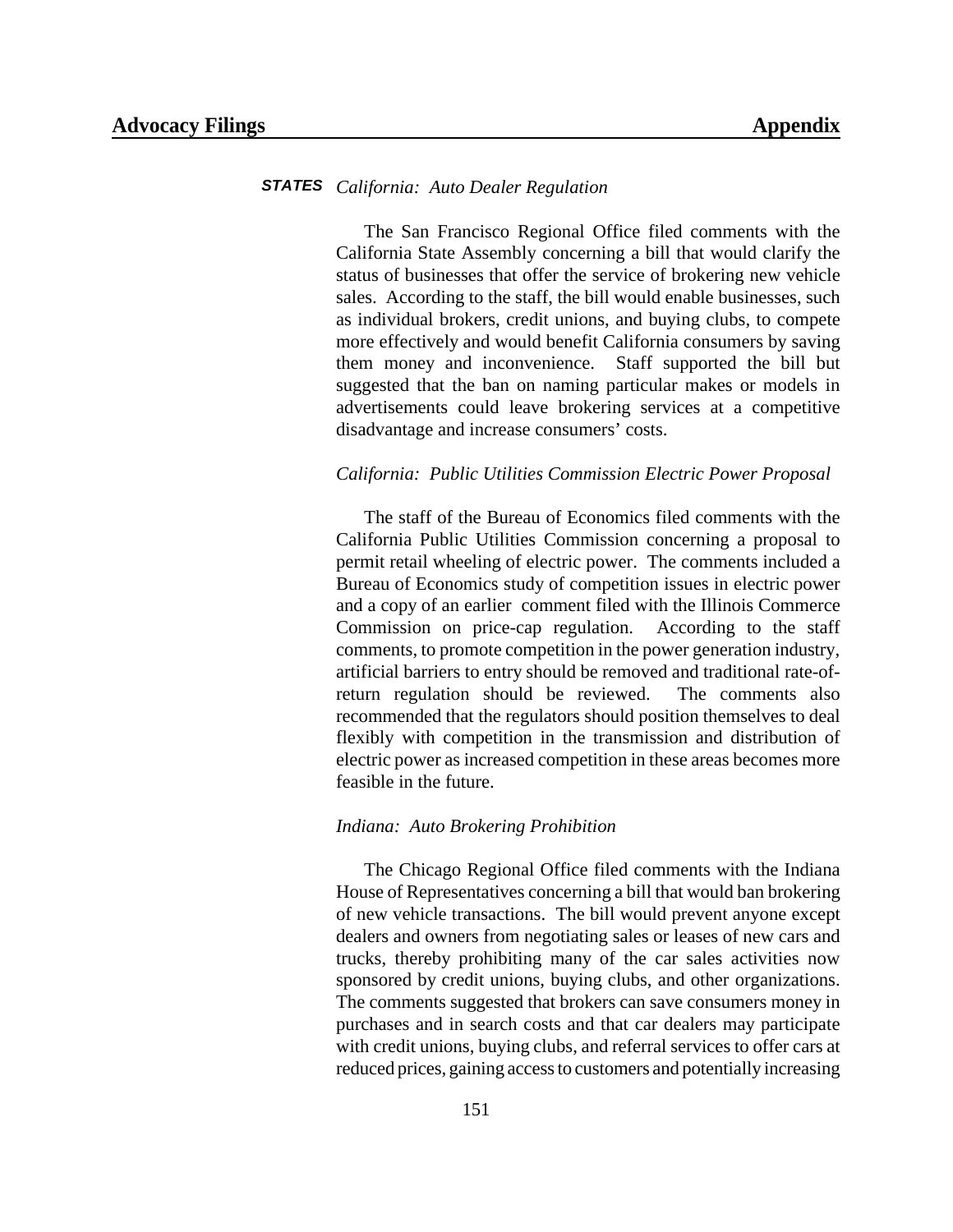**STATES** *California: Auto Dealer Regulation*

The San Francisco Regional Office filed comments with the California State Assembly concerning a bill that would clarify the status of businesses that offer the service of brokering new vehicle sales. According to the staff, the bill would enable businesses, such as individual brokers, credit unions, and buying clubs, to compete more effectively and would benefit California consumers by saving them money and inconvenience. Staff supported the bill but suggested that the ban on naming particular makes or models in advertisements could leave brokering services at a competitive disadvantage and increase consumers' costs.

*California: Public Utilities Commission Electric Power Proposal*

The staff of the Bureau of Economics filed comments with the California Public Utilities Commission concerning a proposal to permit retail wheeling of electric power. The comments included a Bureau of Economics study of competition issues in electric power and a copy of an earlier comment filed with the Illinois Commerce Commission on price-cap regulation. According to the staff comments, to promote competition in the power generation industry, artificial barriers to entry should be removed and traditional rate-of-return regulation should be reviewed. The comments also recommended that the regulators should position themselves to deal flexibly with competition in the transmission and distribution of electric power as increased competition in these areas becomes more feasible in the future.

*Indiana: Auto Brokering Prohibition*

The Chicago Regional Office filed comments with the Indiana House of Representatives concerning a bill that would ban brokering of new vehicle transactions. The bill would prevent anyone except dealers and owners from negotiating sales or leases of new cars and trucks, thereby prohibiting many of the car sales activities now sponsored by credit unions, buying clubs, and other organizations. The comments suggested that brokers can save consumers money in purchases and in search costs and that car dealers may participate with credit unions, buying clubs, and referral services to offer cars at reduced prices, gaining access to customers and potentially increasing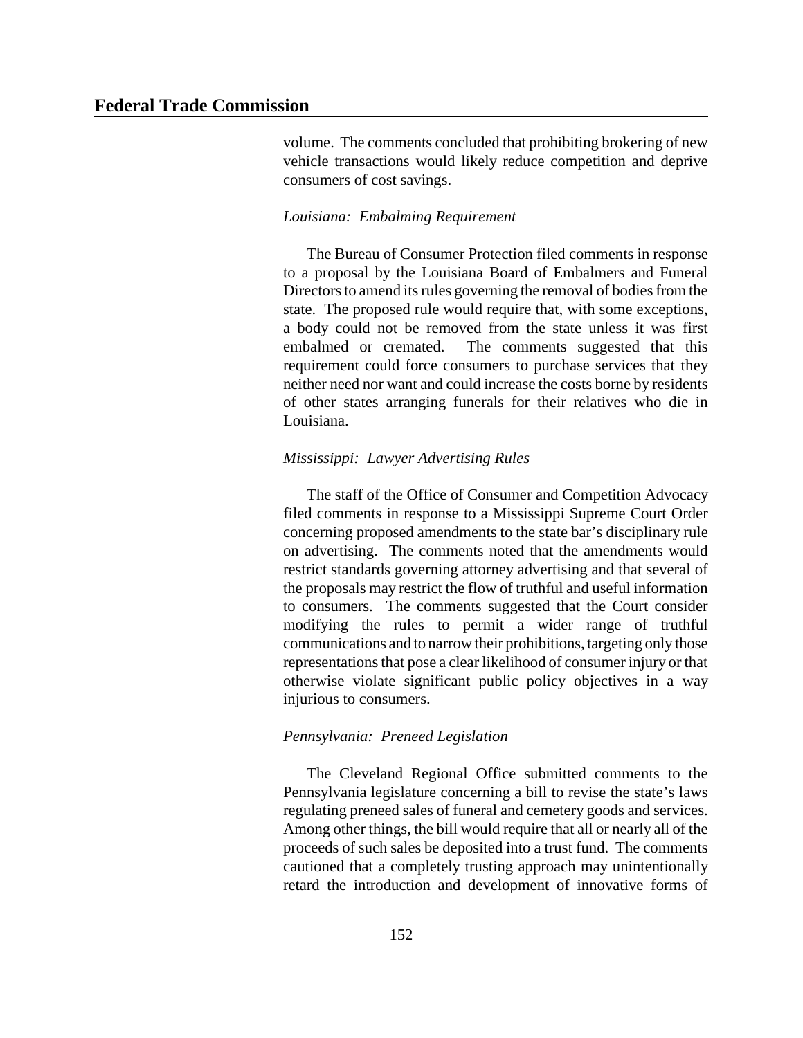volume. The comments concluded that prohibiting brokering of new vehicle transactions would likely reduce competition and deprive consumers of cost savings.

*Louisiana: Embalming Requirement*

The Bureau of Consumer Protection filed comments in response to a proposal by the Louisiana Board of Embalmers and Funeral Directors to amend its rules governing the removal of bodies from the state. The proposed rule would require that, with some exceptions, a body could not be removed from the state unless it was first embalmed or cremated. The comments suggested that this requirement could force consumers to purchase services that they neither need nor want and could increase the costs borne by residents of other states arranging funerals for their relatives who die in Louisiana.

*Mississippi: Lawyer Advertising Rules*

The staff of the Office of Consumer and Competition Advocacy filed comments in response to a Mississippi Supreme Court Order concerning proposed amendments to the state bar's disciplinary rule on advertising. The comments noted that the amendments would restrict standards governing attorney advertising and that several of the proposals may restrict the flow of truthful and useful information to consumers. The comments suggested that the Court consider modifying the rules to permit a wider range of truthful communications and to narrow their prohibitions, targeting only those representations that pose a clear likelihood of consumer injury or that otherwise violate significant public policy objectives in a way injurious to consumers.

*Pennsylvania: Preneed Legislation*

The Cleveland Regional Office submitted comments to the Pennsylvania legislature concerning a bill to revise the state's laws regulating preneed sales of funeral and cemetery goods and services. Among other things, the bill would require that all or nearly all of the proceeds of such sales be deposited into a trust fund. The comments cautioned that a completely trusting approach may unintentionally retard the introduction and development of innovative forms of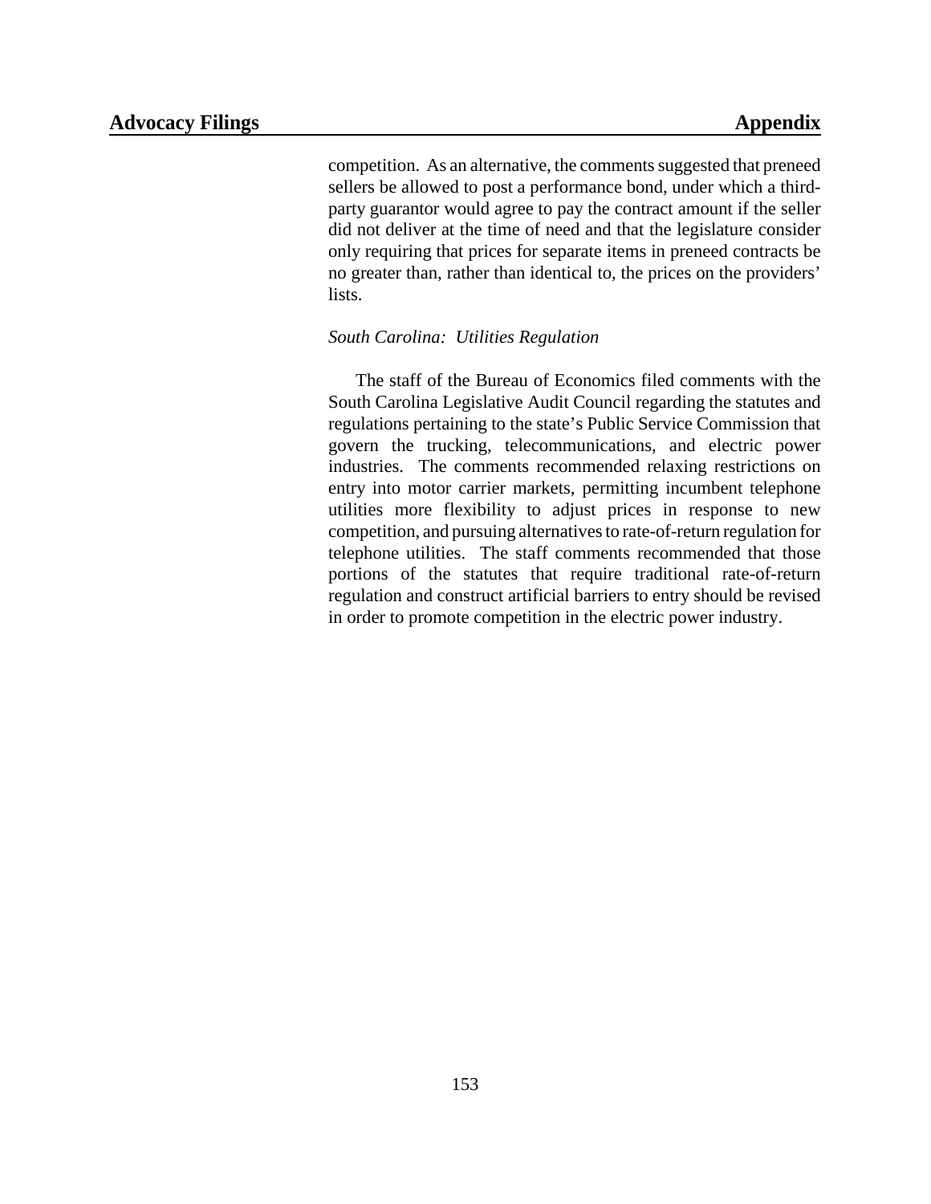competition. As an alternative, the comments suggested that preneed sellers be allowed to post a performance bond, under which a third-party guarantor would agree to pay the contract amount if the seller did not deliver at the time of need and that the legislature consider only requiring that prices for separate items in preneed contracts be no greater than, rather than identical to, the prices on the providers' lists.

*South Carolina: Utilities Regulation*

The staff of the Bureau of Economics filed comments with the South Carolina Legislative Audit Council regarding the statutes and regulations pertaining to the state's Public Service Commission that govern the trucking, telecommunications, and electric power industries. The comments recommended relaxing restrictions on entry into motor carrier markets, permitting incumbent telephone utilities more flexibility to adjust prices in response to new competition, and pursuing alternatives to rate-of-return regulation for telephone utilities. The staff comments recommended that those portions of the statutes that require traditional rate-of-return regulation and construct artificial barriers to entry should be revised in order to promote competition in the electric power industry.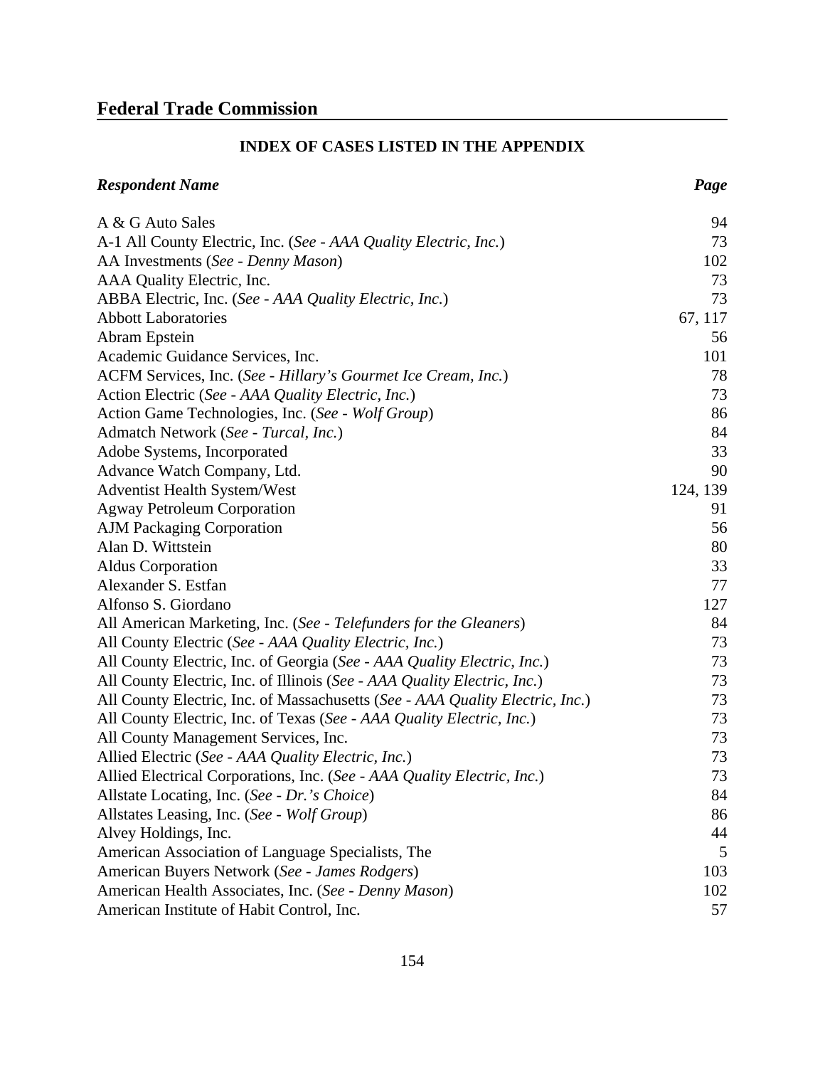## Federal Trade Commission

### INDEX OF CASES LISTED IN THE APPENDIX

| ***Respondent Name*** | ***Page*** |
|---|---|
| A & G Auto Sales | 94 |
| A-1 All County Electric, Inc. (*See - AAA Quality Electric, Inc.*) | 73 |
| AA Investments (*See - Denny Mason*) | 102 |
| AAA Quality Electric, Inc. | 73 |
| ABBA Electric, Inc. (*See - AAA Quality Electric, Inc.*) | 73 |
| Abbott Laboratories | 67, 117 |
| Abram Epstein | 56 |
| Academic Guidance Services, Inc. | 101 |
| ACFM Services, Inc. (*See - Hillary's Gourmet Ice Cream, Inc.*) | 78 |
| Action Electric (*See - AAA Quality Electric, Inc.*) | 73 |
| Action Game Technologies, Inc. (*See - Wolf Group*) | 86 |
| Admatch Network (*See - Turcal, Inc.*) | 84 |
| Adobe Systems, Incorporated | 33 |
| Advance Watch Company, Ltd. | 90 |
| Adventist Health System/West | 124, 139 |
| Agway Petroleum Corporation | 91 |
| AJM Packaging Corporation | 56 |
| Alan D. Wittstein | 80 |
| Aldus Corporation | 33 |
| Alexander S. Estfan | 77 |
| Alfonso S. Giordano | 127 |
| All American Marketing, Inc. (*See - Telefunders for the Gleaners*) | 84 |
| All County Electric (*See - AAA Quality Electric, Inc.*) | 73 |
| All County Electric, Inc. of Georgia (*See - AAA Quality Electric, Inc.*) | 73 |
| All County Electric, Inc. of Illinois (*See - AAA Quality Electric, Inc.*) | 73 |
| All County Electric, Inc. of Massachusetts (*See - AAA Quality Electric, Inc.*) | 73 |
| All County Electric, Inc. of Texas (*See - AAA Quality Electric, Inc.*) | 73 |
| All County Management Services, Inc. | 73 |
| Allied Electric (*See - AAA Quality Electric, Inc.*) | 73 |
| Allied Electrical Corporations, Inc. (*See - AAA Quality Electric, Inc.*) | 73 |
| Allstate Locating, Inc. (*See - Dr.'s Choice*) | 84 |
| Allstates Leasing, Inc. (*See - Wolf Group*) | 86 |
| Alvey Holdings, Inc. | 44 |
| American Association of Language Specialists, The | 5 |
| American Buyers Network (*See - James Rodgers*) | 103 |
| American Health Associates, Inc. (*See - Denny Mason*) | 102 |
| American Institute of Habit Control, Inc. | 57 |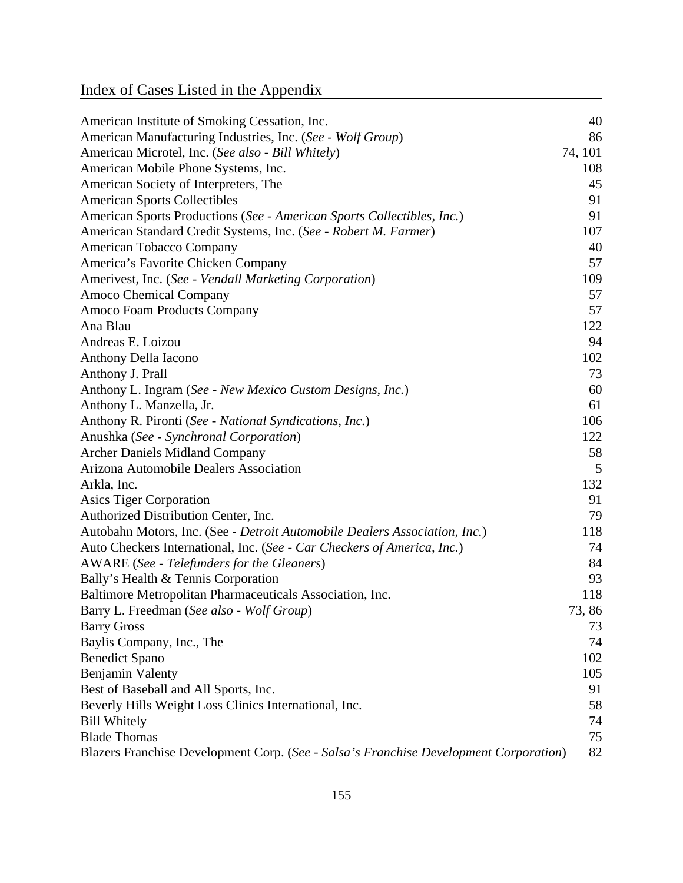# Index of Cases Listed in the Appendix

| | |
|---|---|
| American Institute of Smoking Cessation, Inc. | 40 |
| American Manufacturing Industries, Inc. (*See - Wolf Group*) | 86 |
| American Microtel, Inc. (*See also - Bill Whitely*) | 74, 101 |
| American Mobile Phone Systems, Inc. | 108 |
| American Society of Interpreters, The | 45 |
| American Sports Collectibles | 91 |
| American Sports Productions (*See - American Sports Collectibles, Inc.*) | 91 |
| American Standard Credit Systems, Inc. (*See - Robert M. Farmer*) | 107 |
| American Tobacco Company | 40 |
| America's Favorite Chicken Company | 57 |
| Amerivest, Inc. (*See - Vendall Marketing Corporation*) | 109 |
| Amoco Chemical Company | 57 |
| Amoco Foam Products Company | 57 |
| Ana Blau | 122 |
| Andreas E. Loizou | 94 |
| Anthony Della Iacono | 102 |
| Anthony J. Prall | 73 |
| Anthony L. Ingram (*See - New Mexico Custom Designs, Inc.*) | 60 |
| Anthony L. Manzella, Jr. | 61 |
| Anthony R. Pironti (*See - National Syndications, Inc.*) | 106 |
| Anushka (*See - Synchronal Corporation*) | 122 |
| Archer Daniels Midland Company | 58 |
| Arizona Automobile Dealers Association | 5 |
| Arkla, Inc. | 132 |
| Asics Tiger Corporation | 91 |
| Authorized Distribution Center, Inc. | 79 |
| Autobahn Motors, Inc. (See - *Detroit Automobile Dealers Association, Inc.*) | 118 |
| Auto Checkers International, Inc. (*See - Car Checkers of America, Inc.*) | 74 |
| AWARE (*See - Telefunders for the Gleaners*) | 84 |
| Bally's Health & Tennis Corporation | 93 |
| Baltimore Metropolitan Pharmaceuticals Association, Inc. | 118 |
| Barry L. Freedman (*See also - Wolf Group*) | 73, 86 |
| Barry Gross | 73 |
| Baylis Company, Inc., The | 74 |
| Benedict Spano | 102 |
| Benjamin Valenty | 105 |
| Best of Baseball and All Sports, Inc. | 91 |
| Beverly Hills Weight Loss Clinics International, Inc. | 58 |
| Bill Whitely | 74 |
| Blade Thomas | 75 |
| Blazers Franchise Development Corp. (*See - Salsa's Franchise Development Corporation*) | 82 |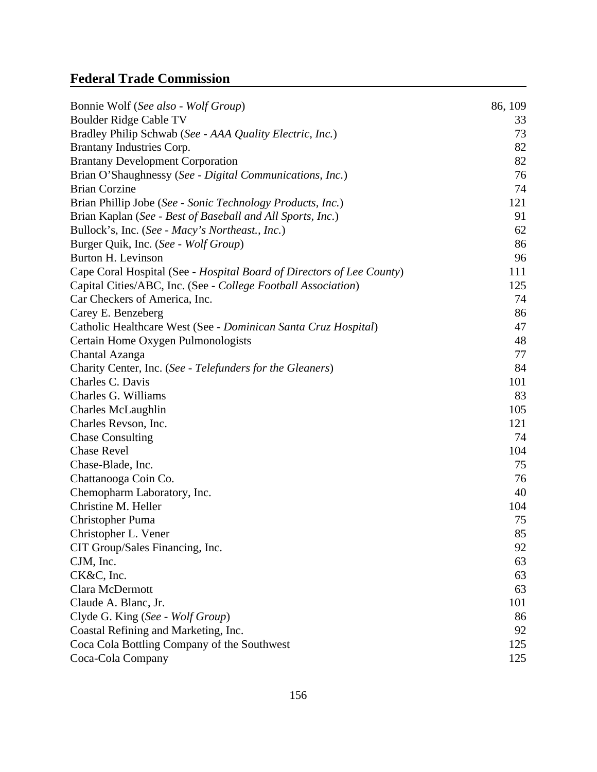## Federal Trade Commission

| | |
|---|---|
| Bonnie Wolf (*See also - Wolf Group*) | 86, 109 |
| Boulder Ridge Cable TV | 33 |
| Bradley Philip Schwab (*See - AAA Quality Electric, Inc.*) | 73 |
| Brantany Industries Corp. | 82 |
| Brantany Development Corporation | 82 |
| Brian O'Shaughnessy (*See - Digital Communications, Inc.*) | 76 |
| Brian Corzine | 74 |
| Brian Phillip Jobe (*See - Sonic Technology Products, Inc.*) | 121 |
| Brian Kaplan (*See - Best of Baseball and All Sports, Inc.*) | 91 |
| Bullock's, Inc. (*See - Macy's Northeast., Inc.*) | 62 |
| Burger Quik, Inc. (*See - Wolf Group*) | 86 |
| Burton H. Levinson | 96 |
| Cape Coral Hospital (See - *Hospital Board of Directors of Lee County*) | 111 |
| Capital Cities/ABC, Inc. (See - *College Football Association*) | 125 |
| Car Checkers of America, Inc. | 74 |
| Carey E. Benzeberg | 86 |
| Catholic Healthcare West (See - *Dominican Santa Cruz Hospital*) | 47 |
| Certain Home Oxygen Pulmonologists | 48 |
| Chantal Azanga | 77 |
| Charity Center, Inc. (*See - Telefunders for the Gleaners*) | 84 |
| Charles C. Davis | 101 |
| Charles G. Williams | 83 |
| Charles McLaughlin | 105 |
| Charles Revson, Inc. | 121 |
| Chase Consulting | 74 |
| Chase Revel | 104 |
| Chase-Blade, Inc. | 75 |
| Chattanooga Coin Co. | 76 |
| Chemopharm Laboratory, Inc. | 40 |
| Christine M. Heller | 104 |
| Christopher Puma | 75 |
| Christopher L. Vener | 85 |
| CIT Group/Sales Financing, Inc. | 92 |
| CJM, Inc. | 63 |
| CK&C, Inc. | 63 |
| Clara McDermott | 63 |
| Claude A. Blanc, Jr. | 101 |
| Clyde G. King (*See - Wolf Group*) | 86 |
| Coastal Refining and Marketing, Inc. | 92 |
| Coca Cola Bottling Company of the Southwest | 125 |
| Coca-Cola Company | 125 |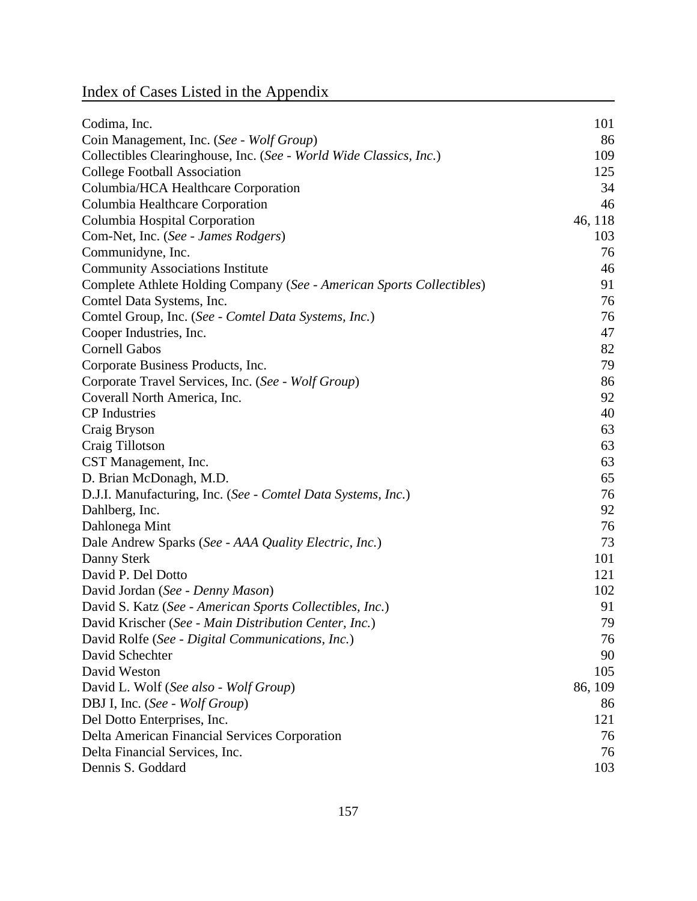# Index of Cases Listed in the Appendix

| | |
|---|---|
| Codima, Inc. | 101 |
| Coin Management, Inc. (*See - Wolf Group*) | 86 |
| Collectibles Clearinghouse, Inc. (*See - World Wide Classics, Inc.*) | 109 |
| College Football Association | 125 |
| Columbia/HCA Healthcare Corporation | 34 |
| Columbia Healthcare Corporation | 46 |
| Columbia Hospital Corporation | 46, 118 |
| Com-Net, Inc. (*See - James Rodgers*) | 103 |
| Communidyne, Inc. | 76 |
| Community Associations Institute | 46 |
| Complete Athlete Holding Company (*See - American Sports Collectibles*) | 91 |
| Comtel Data Systems, Inc. | 76 |
| Comtel Group, Inc. (*See - Comtel Data Systems, Inc.*) | 76 |
| Cooper Industries, Inc. | 47 |
| Cornell Gabos | 82 |
| Corporate Business Products, Inc. | 79 |
| Corporate Travel Services, Inc. (*See - Wolf Group*) | 86 |
| Coverall North America, Inc. | 92 |
| CP Industries | 40 |
| Craig Bryson | 63 |
| Craig Tillotson | 63 |
| CST Management, Inc. | 63 |
| D. Brian McDonagh, M.D. | 65 |
| D.J.I. Manufacturing, Inc. (*See - Comtel Data Systems, Inc.*) | 76 |
| Dahlberg, Inc. | 92 |
| Dahlonega Mint | 76 |
| Dale Andrew Sparks (*See - AAA Quality Electric, Inc.*) | 73 |
| Danny Sterk | 101 |
| David P. Del Dotto | 121 |
| David Jordan (*See - Denny Mason*) | 102 |
| David S. Katz (*See - American Sports Collectibles, Inc.*) | 91 |
| David Krischer (*See - Main Distribution Center, Inc.*) | 79 |
| David Rolfe (*See - Digital Communications, Inc.*) | 76 |
| David Schechter | 90 |
| David Weston | 105 |
| David L. Wolf (*See also - Wolf Group*) | 86, 109 |
| DBJ I, Inc. (*See - Wolf Group*) | 86 |
| Del Dotto Enterprises, Inc. | 121 |
| Delta American Financial Services Corporation | 76 |
| Delta Financial Services, Inc. | 76 |
| Dennis S. Goddard | 103 |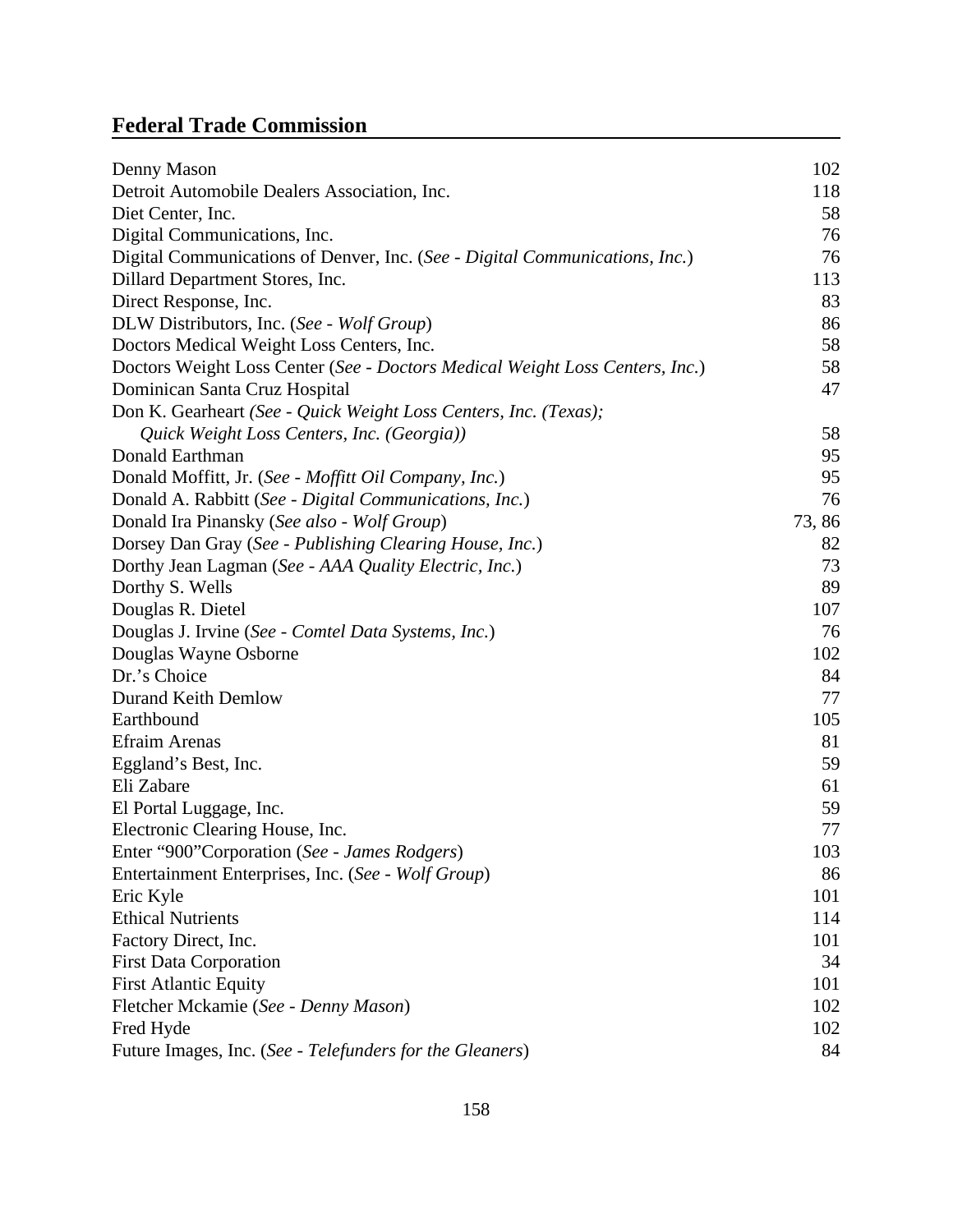## Federal Trade Commission

| | |
|---|---|
| Denny Mason | 102 |
| Detroit Automobile Dealers Association, Inc. | 118 |
| Diet Center, Inc. | 58 |
| Digital Communications, Inc. | 76 |
| Digital Communications of Denver, Inc. (*See - Digital Communications, Inc.*) | 76 |
| Dillard Department Stores, Inc. | 113 |
| Direct Response, Inc. | 83 |
| DLW Distributors, Inc. (*See - Wolf Group*) | 86 |
| Doctors Medical Weight Loss Centers, Inc. | 58 |
| Doctors Weight Loss Center (*See - Doctors Medical Weight Loss Centers, Inc.*) | 58 |
| Dominican Santa Cruz Hospital | 47 |
| Don K. Gearheart *(See - Quick Weight Loss Centers, Inc. (Texas); Quick Weight Loss Centers, Inc. (Georgia))* | 58 |
| Donald Earthman | 95 |
| Donald Moffitt, Jr. (*See - Moffitt Oil Company, Inc.*) | 95 |
| Donald A. Rabbitt (*See - Digital Communications, Inc.*) | 76 |
| Donald Ira Pinansky (*See also - Wolf Group*) | 73, 86 |
| Dorsey Dan Gray (*See - Publishing Clearing House, Inc.*) | 82 |
| Dorthy Jean Lagman (*See - AAA Quality Electric, Inc.*) | 73 |
| Dorthy S. Wells | 89 |
| Douglas R. Dietel | 107 |
| Douglas J. Irvine (*See - Comtel Data Systems, Inc.*) | 76 |
| Douglas Wayne Osborne | 102 |
| Dr.'s Choice | 84 |
| Durand Keith Demlow | 77 |
| Earthbound | 105 |
| Efraim Arenas | 81 |
| Eggland's Best, Inc. | 59 |
| Eli Zabare | 61 |
| El Portal Luggage, Inc. | 59 |
| Electronic Clearing House, Inc. | 77 |
| Enter "900"Corporation (*See - James Rodgers*) | 103 |
| Entertainment Enterprises, Inc. (*See - Wolf Group*) | 86 |
| Eric Kyle | 101 |
| Ethical Nutrients | 114 |
| Factory Direct, Inc. | 101 |
| First Data Corporation | 34 |
| First Atlantic Equity | 101 |
| Fletcher Mckamie (*See - Denny Mason*) | 102 |
| Fred Hyde | 102 |
| Future Images, Inc. (*See - Telefunders for the Gleaners*) | 84 |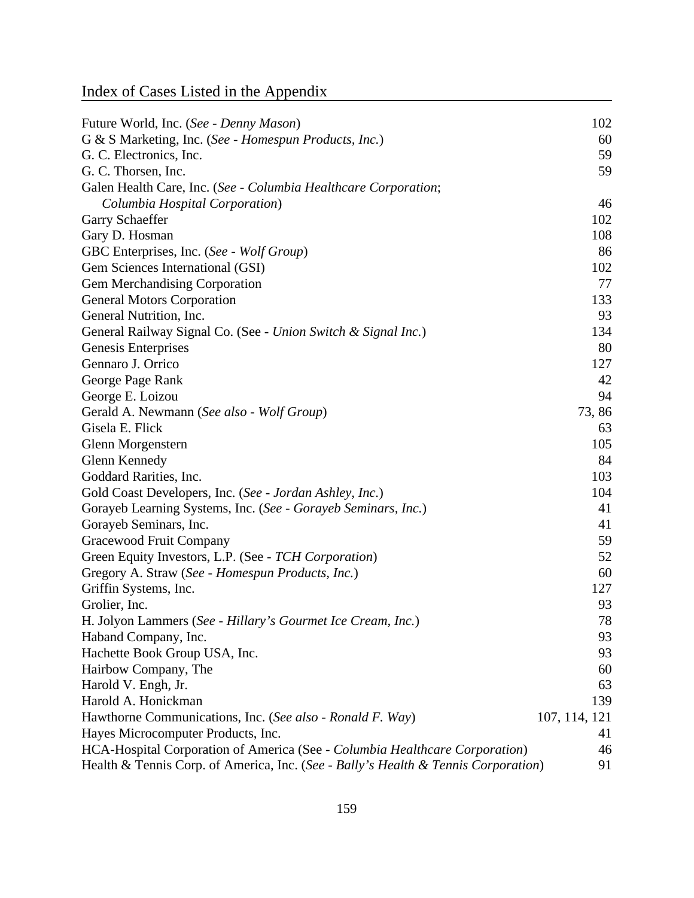## Index of Cases Listed in the Appendix

| | |
|---|---|
| Future World, Inc. (*See - Denny Mason*) | 102 |
| G & S Marketing, Inc. (*See - Homespun Products, Inc.*) | 60 |
| G. C. Electronics, Inc. | 59 |
| G. C. Thorsen, Inc. | 59 |
| Galen Health Care, Inc. (*See - Columbia Healthcare Corporation*; *Columbia Hospital Corporation*) | 46 |
| Garry Schaeffer | 102 |
| Gary D. Hosman | 108 |
| GBC Enterprises, Inc. (*See - Wolf Group*) | 86 |
| Gem Sciences International (GSI) | 102 |
| Gem Merchandising Corporation | 77 |
| General Motors Corporation | 133 |
| General Nutrition, Inc. | 93 |
| General Railway Signal Co. (See - *Union Switch & Signal Inc.*) | 134 |
| Genesis Enterprises | 80 |
| Gennaro J. Orrico | 127 |
| George Page Rank | 42 |
| George E. Loizou | 94 |
| Gerald A. Newmann (*See also - Wolf Group*) | 73, 86 |
| Gisela E. Flick | 63 |
| Glenn Morgenstern | 105 |
| Glenn Kennedy | 84 |
| Goddard Rarities, Inc. | 103 |
| Gold Coast Developers, Inc. (*See - Jordan Ashley, Inc.*) | 104 |
| Gorayeb Learning Systems, Inc. (*See - Gorayeb Seminars, Inc.*) | 41 |
| Gorayeb Seminars, Inc. | 41 |
| Gracewood Fruit Company | 59 |
| Green Equity Investors, L.P. (See - *TCH Corporation*) | 52 |
| Gregory A. Straw (*See - Homespun Products, Inc.*) | 60 |
| Griffin Systems, Inc. | 127 |
| Grolier, Inc. | 93 |
| H. Jolyon Lammers (*See - Hillary's Gourmet Ice Cream, Inc.*) | 78 |
| Haband Company, Inc. | 93 |
| Hachette Book Group USA, Inc. | 93 |
| Hairbow Company, The | 60 |
| Harold V. Engh, Jr. | 63 |
| Harold A. Honickman | 139 |
| Hawthorne Communications, Inc. (*See also - Ronald F. Way*) | 107, 114, 121 |
| Hayes Microcomputer Products, Inc. | 41 |
| HCA-Hospital Corporation of America (See - *Columbia Healthcare Corporation*) | 46 |
| Health & Tennis Corp. of America, Inc. (*See - Bally's Health & Tennis Corporation*) | 91 |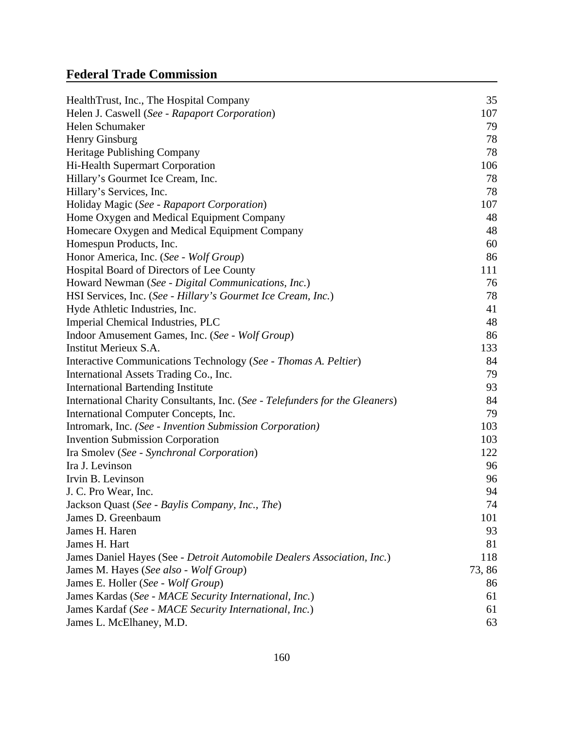## Federal Trade Commission

| | |
|---|---|
| HealthTrust, Inc., The Hospital Company | 35 |
| Helen J. Caswell (*See - Rapaport Corporation*) | 107 |
| Helen Schumaker | 79 |
| Henry Ginsburg | 78 |
| Heritage Publishing Company | 78 |
| Hi-Health Supermart Corporation | 106 |
| Hillary's Gourmet Ice Cream, Inc. | 78 |
| Hillary's Services, Inc. | 78 |
| Holiday Magic (*See - Rapaport Corporation*) | 107 |
| Home Oxygen and Medical Equipment Company | 48 |
| Homecare Oxygen and Medical Equipment Company | 48 |
| Homespun Products, Inc. | 60 |
| Honor America, Inc. (*See - Wolf Group*) | 86 |
| Hospital Board of Directors of Lee County | 111 |
| Howard Newman (*See - Digital Communications, Inc.*) | 76 |
| HSI Services, Inc. (*See - Hillary's Gourmet Ice Cream, Inc.*) | 78 |
| Hyde Athletic Industries, Inc. | 41 |
| Imperial Chemical Industries, PLC | 48 |
| Indoor Amusement Games, Inc. (*See - Wolf Group*) | 86 |
| Institut Merieux S.A. | 133 |
| Interactive Communications Technology (*See - Thomas A. Peltier*) | 84 |
| International Assets Trading Co., Inc. | 79 |
| International Bartending Institute | 93 |
| International Charity Consultants, Inc. (*See - Telefunders for the Gleaners*) | 84 |
| International Computer Concepts, Inc. | 79 |
| Intromark, Inc. *(See - Invention Submission Corporation)* | 103 |
| Invention Submission Corporation | 103 |
| Ira Smolev (*See - Synchronal Corporation*) | 122 |
| Ira J. Levinson | 96 |
| Irvin B. Levinson | 96 |
| J. C. Pro Wear, Inc. | 94 |
| Jackson Quast (*See - Baylis Company, Inc., The*) | 74 |
| James D. Greenbaum | 101 |
| James H. Haren | 93 |
| James H. Hart | 81 |
| James Daniel Hayes (See - *Detroit Automobile Dealers Association, Inc.*) | 118 |
| James M. Hayes (*See also - Wolf Group*) | 73, 86 |
| James E. Holler (*See - Wolf Group*) | 86 |
| James Kardas (*See - MACE Security International, Inc.*) | 61 |
| James Kardaf (*See - MACE Security International, Inc.*) | 61 |
| James L. McElhaney, M.D. | 63 |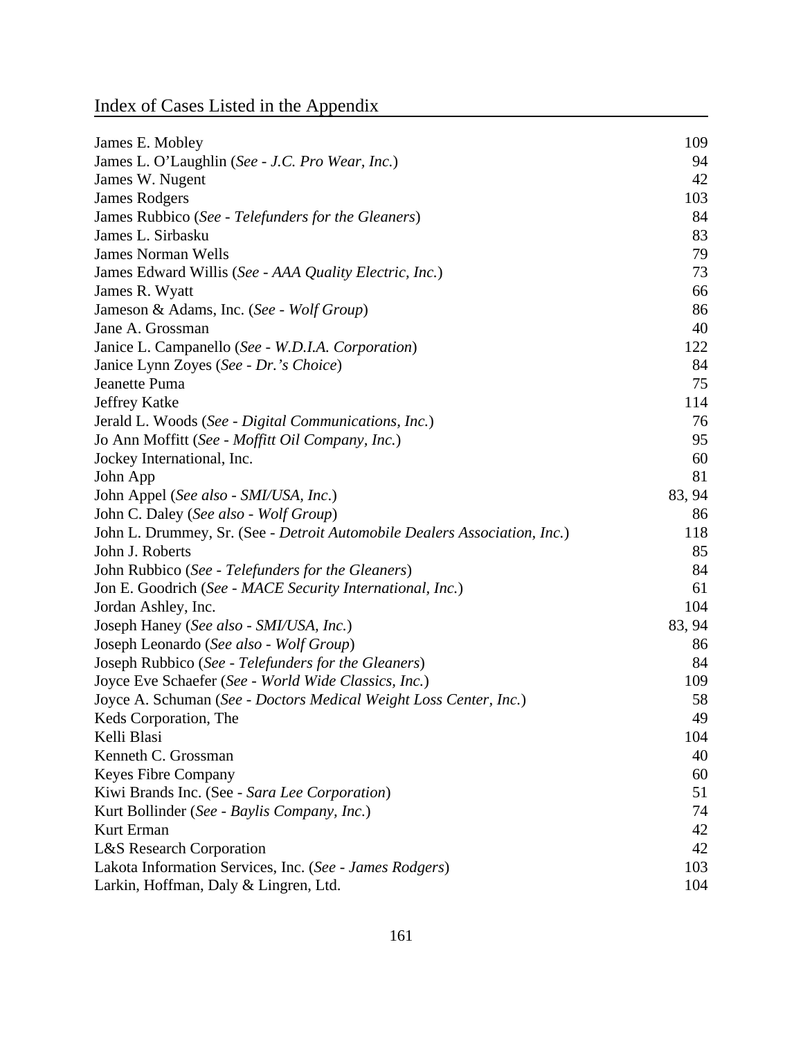## Index of Cases Listed in the Appendix

| | |
|---|---|
| James E. Mobley | 109 |
| James L. O'Laughlin (*See - J.C. Pro Wear, Inc.*) | 94 |
| James W. Nugent | 42 |
| James Rodgers | 103 |
| James Rubbico (*See - Telefunders for the Gleaners*) | 84 |
| James L. Sirbasku | 83 |
| James Norman Wells | 79 |
| James Edward Willis (*See - AAA Quality Electric, Inc.*) | 73 |
| James R. Wyatt | 66 |
| Jameson & Adams, Inc. (*See - Wolf Group*) | 86 |
| Jane A. Grossman | 40 |
| Janice L. Campanello (*See - W.D.I.A. Corporation*) | 122 |
| Janice Lynn Zoyes (*See - Dr.'s Choice*) | 84 |
| Jeanette Puma | 75 |
| Jeffrey Katke | 114 |
| Jerald L. Woods (*See - Digital Communications, Inc.*) | 76 |
| Jo Ann Moffitt (*See - Moffitt Oil Company, Inc.*) | 95 |
| Jockey International, Inc. | 60 |
| John App | 81 |
| John Appel (*See also - SMI/USA, Inc.*) | 83, 94 |
| John C. Daley (*See also - Wolf Group*) | 86 |
| John L. Drummey, Sr. (See - *Detroit Automobile Dealers Association, Inc.*) | 118 |
| John J. Roberts | 85 |
| John Rubbico (*See - Telefunders for the Gleaners*) | 84 |
| Jon E. Goodrich (*See - MACE Security International, Inc.*) | 61 |
| Jordan Ashley, Inc. | 104 |
| Joseph Haney (*See also - SMI/USA, Inc.*) | 83, 94 |
| Joseph Leonardo (*See also - Wolf Group*) | 86 |
| Joseph Rubbico (*See - Telefunders for the Gleaners*) | 84 |
| Joyce Eve Schaefer (*See - World Wide Classics, Inc.*) | 109 |
| Joyce A. Schuman (*See - Doctors Medical Weight Loss Center, Inc.*) | 58 |
| Keds Corporation, The | 49 |
| Kelli Blasi | 104 |
| Kenneth C. Grossman | 40 |
| Keyes Fibre Company | 60 |
| Kiwi Brands Inc. (See - *Sara Lee Corporation*) | 51 |
| Kurt Bollinder (*See - Baylis Company, Inc.*) | 74 |
| Kurt Erman | 42 |
| L&S Research Corporation | 42 |
| Lakota Information Services, Inc. (*See - James Rodgers*) | 103 |
| Larkin, Hoffman, Daly & Lingren, Ltd. | 104 |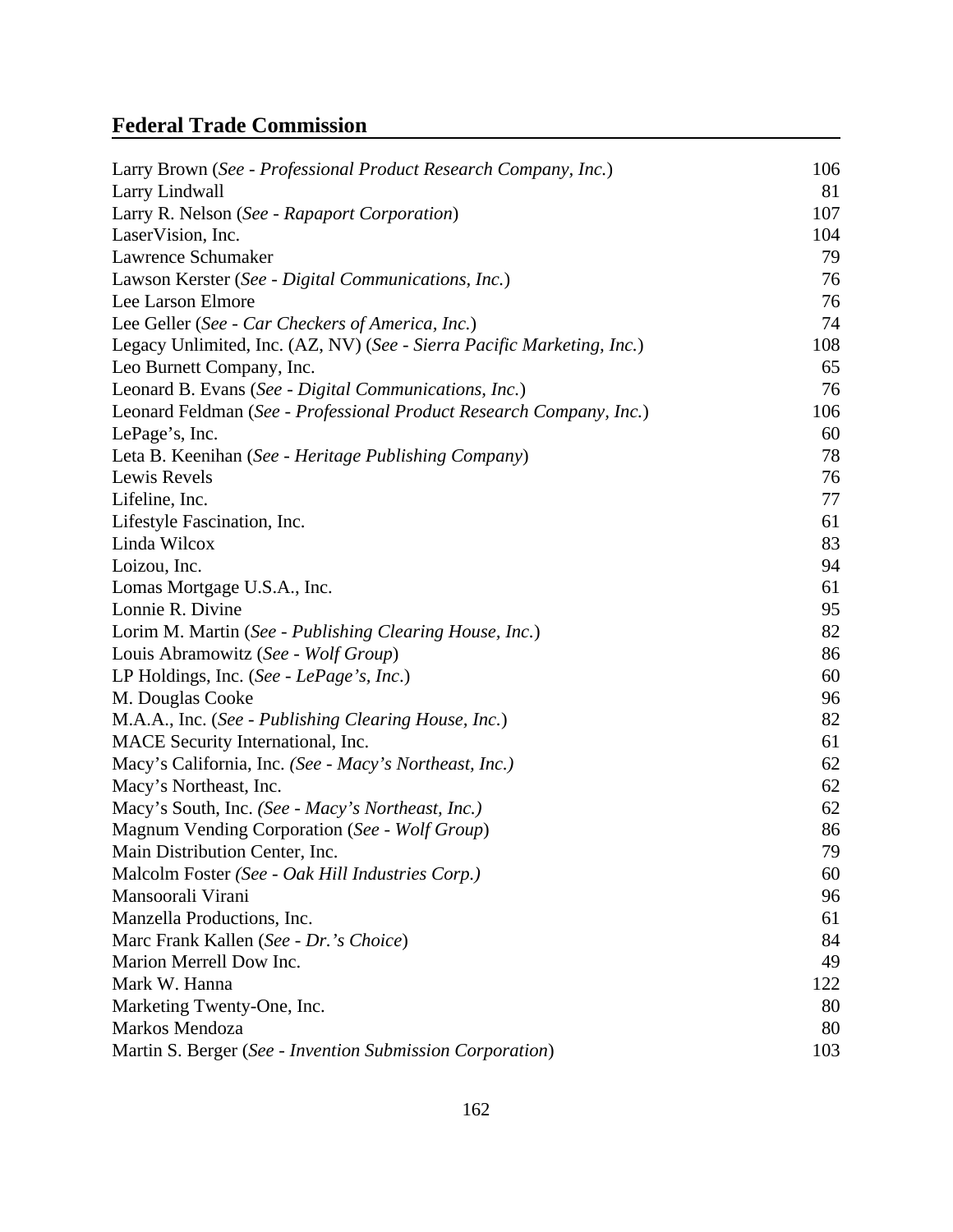## Federal Trade Commission

| | |
|---|---|
| Larry Brown (*See - Professional Product Research Company, Inc.*) | 106 |
| Larry Lindwall | 81 |
| Larry R. Nelson (*See - Rapaport Corporation*) | 107 |
| LaserVision, Inc. | 104 |
| Lawrence Schumaker | 79 |
| Lawson Kerster (*See - Digital Communications, Inc.*) | 76 |
| Lee Larson Elmore | 76 |
| Lee Geller (*See - Car Checkers of America, Inc.*) | 74 |
| Legacy Unlimited, Inc. (AZ, NV) (*See - Sierra Pacific Marketing, Inc.*) | 108 |
| Leo Burnett Company, Inc. | 65 |
| Leonard B. Evans (*See - Digital Communications, Inc.*) | 76 |
| Leonard Feldman (*See - Professional Product Research Company, Inc.*) | 106 |
| LePage's, Inc. | 60 |
| Leta B. Keenihan (*See - Heritage Publishing Company*) | 78 |
| Lewis Revels | 76 |
| Lifeline, Inc. | 77 |
| Lifestyle Fascination, Inc. | 61 |
| Linda Wilcox | 83 |
| Loizou, Inc. | 94 |
| Lomas Mortgage U.S.A., Inc. | 61 |
| Lonnie R. Divine | 95 |
| Lorim M. Martin (*See - Publishing Clearing House, Inc.*) | 82 |
| Louis Abramowitz (*See - Wolf Group*) | 86 |
| LP Holdings, Inc. (*See - LePage's, Inc.*) | 60 |
| M. Douglas Cooke | 96 |
| M.A.A., Inc. (*See - Publishing Clearing House, Inc.*) | 82 |
| MACE Security International, Inc. | 61 |
| Macy's California, Inc. *(See - Macy's Northeast, Inc.)* | 62 |
| Macy's Northeast, Inc. | 62 |
| Macy's South, Inc. *(See - Macy's Northeast, Inc.)* | 62 |
| Magnum Vending Corporation (*See - Wolf Group*) | 86 |
| Main Distribution Center, Inc. | 79 |
| Malcolm Foster *(See - Oak Hill Industries Corp.)* | 60 |
| Mansoorali Virani | 96 |
| Manzella Productions, Inc. | 61 |
| Marc Frank Kallen (*See - Dr.'s Choice*) | 84 |
| Marion Merrell Dow Inc. | 49 |
| Mark W. Hanna | 122 |
| Marketing Twenty-One, Inc. | 80 |
| Markos Mendoza | 80 |
| Martin S. Berger (*See - Invention Submission Corporation*) | 103 |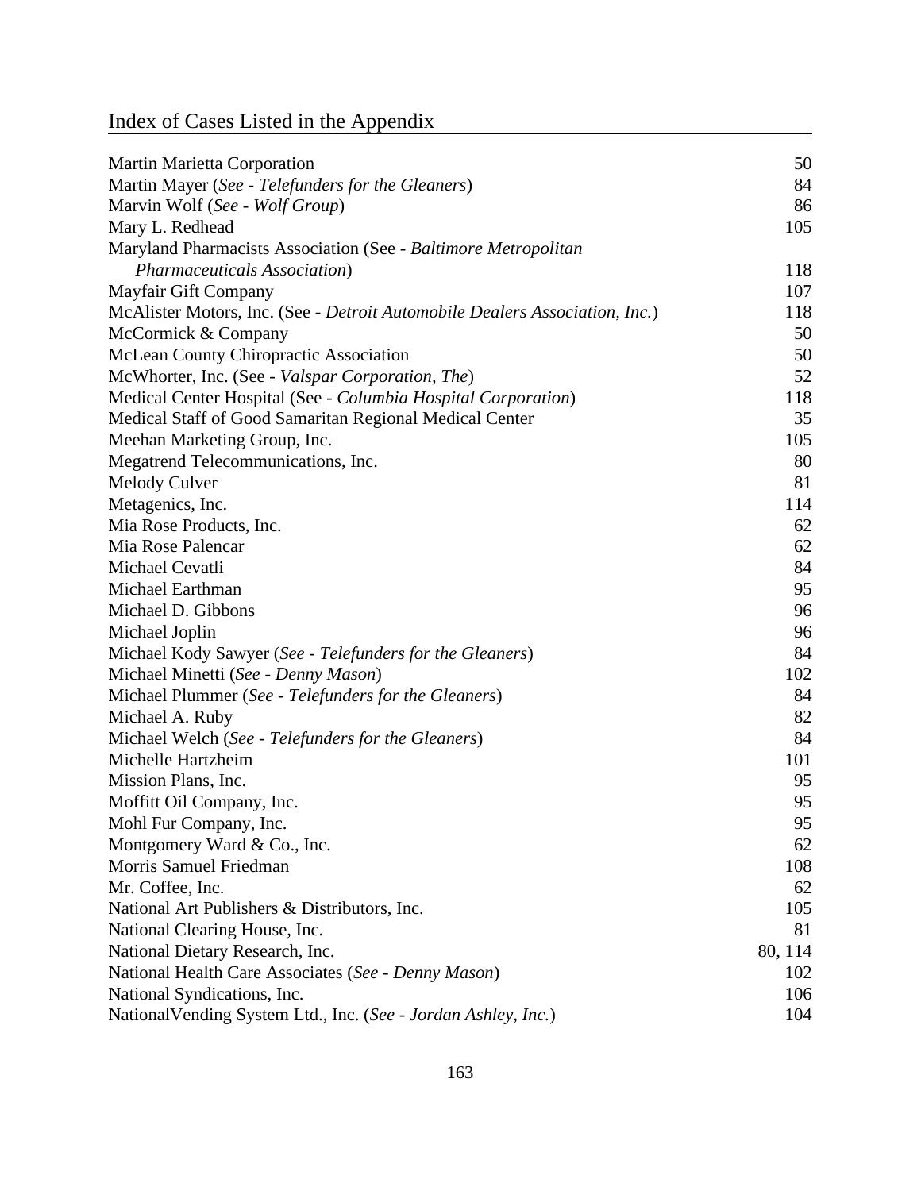## Index of Cases Listed in the Appendix

| | |
|---|---|
| Martin Marietta Corporation | 50 |
| Martin Mayer (*See - Telefunders for the Gleaners*) | 84 |
| Marvin Wolf (*See - Wolf Group*) | 86 |
| Mary L. Redhead | 105 |
| Maryland Pharmacists Association (See - *Baltimore Metropolitan Pharmaceuticals Association*) | 118 |
| Mayfair Gift Company | 107 |
| McAlister Motors, Inc. (See - *Detroit Automobile Dealers Association, Inc.*) | 118 |
| McCormick & Company | 50 |
| McLean County Chiropractic Association | 50 |
| McWhorter, Inc. (See - *Valspar Corporation, The*) | 52 |
| Medical Center Hospital (See - *Columbia Hospital Corporation*) | 118 |
| Medical Staff of Good Samaritan Regional Medical Center | 35 |
| Meehan Marketing Group, Inc. | 105 |
| Megatrend Telecommunications, Inc. | 80 |
| Melody Culver | 81 |
| Metagenics, Inc. | 114 |
| Mia Rose Products, Inc. | 62 |
| Mia Rose Palencar | 62 |
| Michael Cevatli | 84 |
| Michael Earthman | 95 |
| Michael D. Gibbons | 96 |
| Michael Joplin | 96 |
| Michael Kody Sawyer (*See - Telefunders for the Gleaners*) | 84 |
| Michael Minetti (*See - Denny Mason*) | 102 |
| Michael Plummer (*See - Telefunders for the Gleaners*) | 84 |
| Michael A. Ruby | 82 |
| Michael Welch (*See - Telefunders for the Gleaners*) | 84 |
| Michelle Hartzheim | 101 |
| Mission Plans, Inc. | 95 |
| Moffitt Oil Company, Inc. | 95 |
| Mohl Fur Company, Inc. | 95 |
| Montgomery Ward & Co., Inc. | 62 |
| Morris Samuel Friedman | 108 |
| Mr. Coffee, Inc. | 62 |
| National Art Publishers & Distributors, Inc. | 105 |
| National Clearing House, Inc. | 81 |
| National Dietary Research, Inc. | 80, 114 |
| National Health Care Associates (*See - Denny Mason*) | 102 |
| National Syndications, Inc. | 106 |
| NationalVending System Ltd., Inc. (*See - Jordan Ashley, Inc.*) | 104 |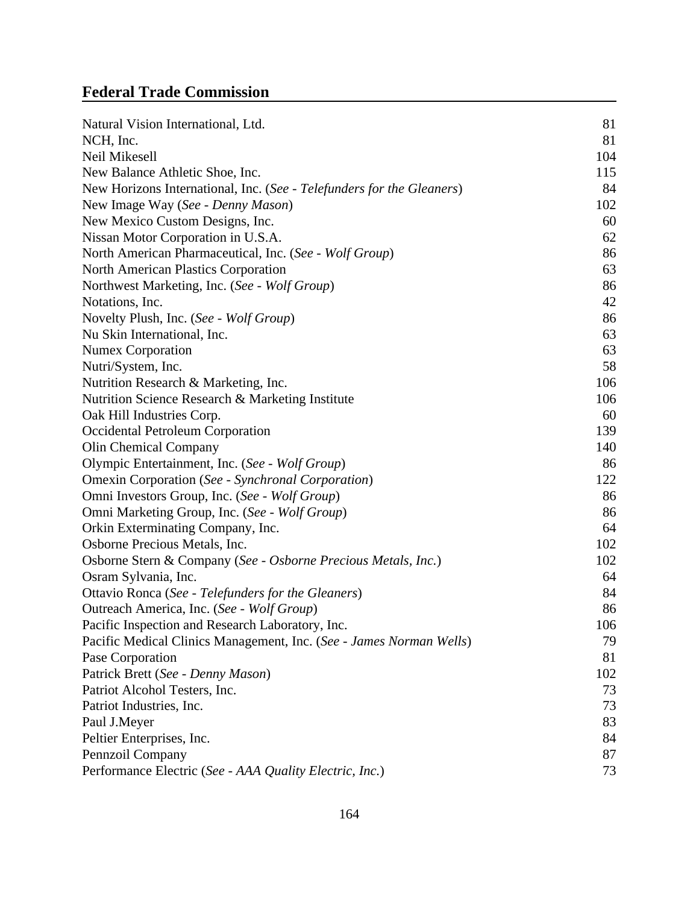## Federal Trade Commission

| | |
|---|---|
| Natural Vision International, Ltd. | 81 |
| NCH, Inc. | 81 |
| Neil Mikesell | 104 |
| New Balance Athletic Shoe, Inc. | 115 |
| New Horizons International, Inc. (*See - Telefunders for the Gleaners*) | 84 |
| New Image Way (*See - Denny Mason*) | 102 |
| New Mexico Custom Designs, Inc. | 60 |
| Nissan Motor Corporation in U.S.A. | 62 |
| North American Pharmaceutical, Inc. (*See - Wolf Group*) | 86 |
| North American Plastics Corporation | 63 |
| Northwest Marketing, Inc. (*See - Wolf Group*) | 86 |
| Notations, Inc. | 42 |
| Novelty Plush, Inc. (*See - Wolf Group*) | 86 |
| Nu Skin International, Inc. | 63 |
| Numex Corporation | 63 |
| Nutri/System, Inc. | 58 |
| Nutrition Research & Marketing, Inc. | 106 |
| Nutrition Science Research & Marketing Institute | 106 |
| Oak Hill Industries Corp. | 60 |
| Occidental Petroleum Corporation | 139 |
| Olin Chemical Company | 140 |
| Olympic Entertainment, Inc. (*See - Wolf Group*) | 86 |
| Omexin Corporation (*See - Synchronal Corporation*) | 122 |
| Omni Investors Group, Inc. (*See - Wolf Group*) | 86 |
| Omni Marketing Group, Inc. (*See - Wolf Group*) | 86 |
| Orkin Exterminating Company, Inc. | 64 |
| Osborne Precious Metals, Inc. | 102 |
| Osborne Stern & Company (*See - Osborne Precious Metals, Inc.*) | 102 |
| Osram Sylvania, Inc. | 64 |
| Ottavio Ronca (*See - Telefunders for the Gleaners*) | 84 |
| Outreach America, Inc. (*See - Wolf Group*) | 86 |
| Pacific Inspection and Research Laboratory, Inc. | 106 |
| Pacific Medical Clinics Management, Inc. (*See - James Norman Wells*) | 79 |
| Pase Corporation | 81 |
| Patrick Brett (*See - Denny Mason*) | 102 |
| Patriot Alcohol Testers, Inc. | 73 |
| Patriot Industries, Inc. | 73 |
| Paul J.Meyer | 83 |
| Peltier Enterprises, Inc. | 84 |
| Pennzoil Company | 87 |
| Performance Electric (*See - AAA Quality Electric, Inc.*) | 73 |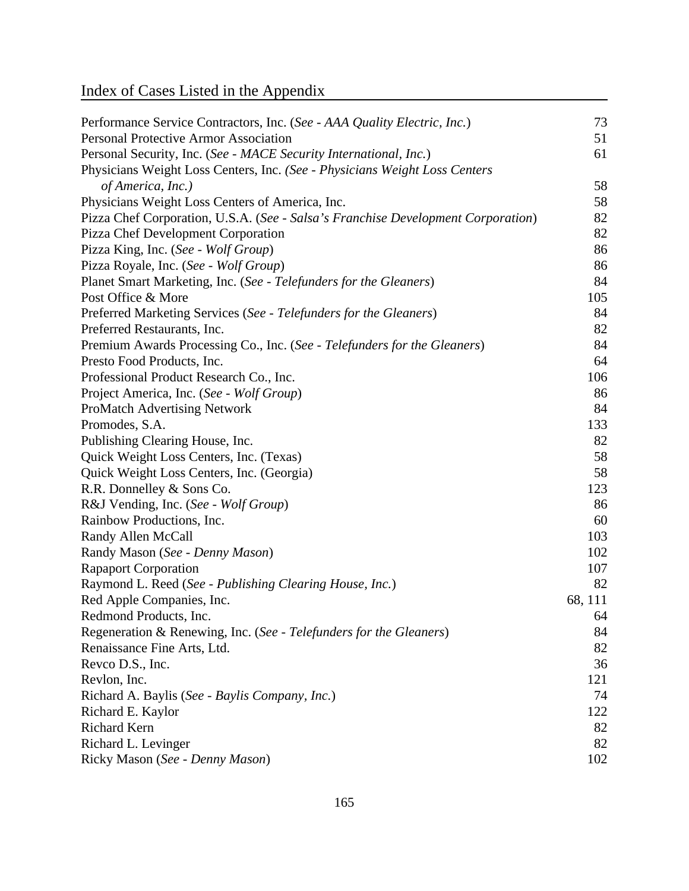## Index of Cases Listed in the Appendix

| | |
|---|---|
| Performance Service Contractors, Inc. (*See - AAA Quality Electric, Inc.*) | 73 |
| Personal Protective Armor Association | 51 |
| Personal Security, Inc. (*See - MACE Security International, Inc.*) | 61 |
| Physicians Weight Loss Centers, Inc. *(See - Physicians Weight Loss Centers of America, Inc.)* | 58 |
| Physicians Weight Loss Centers of America, Inc. | 58 |
| Pizza Chef Corporation, U.S.A. (*See - Salsa's Franchise Development Corporation*) | 82 |
| Pizza Chef Development Corporation | 82 |
| Pizza King, Inc. (*See - Wolf Group*) | 86 |
| Pizza Royale, Inc. (*See - Wolf Group*) | 86 |
| Planet Smart Marketing, Inc. (*See - Telefunders for the Gleaners*) | 84 |
| Post Office & More | 105 |
| Preferred Marketing Services (*See - Telefunders for the Gleaners*) | 84 |
| Preferred Restaurants, Inc. | 82 |
| Premium Awards Processing Co., Inc. (*See - Telefunders for the Gleaners*) | 84 |
| Presto Food Products, Inc. | 64 |
| Professional Product Research Co., Inc. | 106 |
| Project America, Inc. (*See - Wolf Group*) | 86 |
| ProMatch Advertising Network | 84 |
| Promodes, S.A. | 133 |
| Publishing Clearing House, Inc. | 82 |
| Quick Weight Loss Centers, Inc. (Texas) | 58 |
| Quick Weight Loss Centers, Inc. (Georgia) | 58 |
| R.R. Donnelley & Sons Co. | 123 |
| R&J Vending, Inc. (*See - Wolf Group*) | 86 |
| Rainbow Productions, Inc. | 60 |
| Randy Allen McCall | 103 |
| Randy Mason (*See - Denny Mason*) | 102 |
| Rapaport Corporation | 107 |
| Raymond L. Reed (*See - Publishing Clearing House, Inc.*) | 82 |
| Red Apple Companies, Inc. | 68, 111 |
| Redmond Products, Inc. | 64 |
| Regeneration & Renewing, Inc. (*See - Telefunders for the Gleaners*) | 84 |
| Renaissance Fine Arts, Ltd. | 82 |
| Revco D.S., Inc. | 36 |
| Revlon, Inc. | 121 |
| Richard A. Baylis (*See - Baylis Company, Inc.*) | 74 |
| Richard E. Kaylor | 122 |
| Richard Kern | 82 |
| Richard L. Levinger | 82 |
| Ricky Mason (*See - Denny Mason*) | 102 |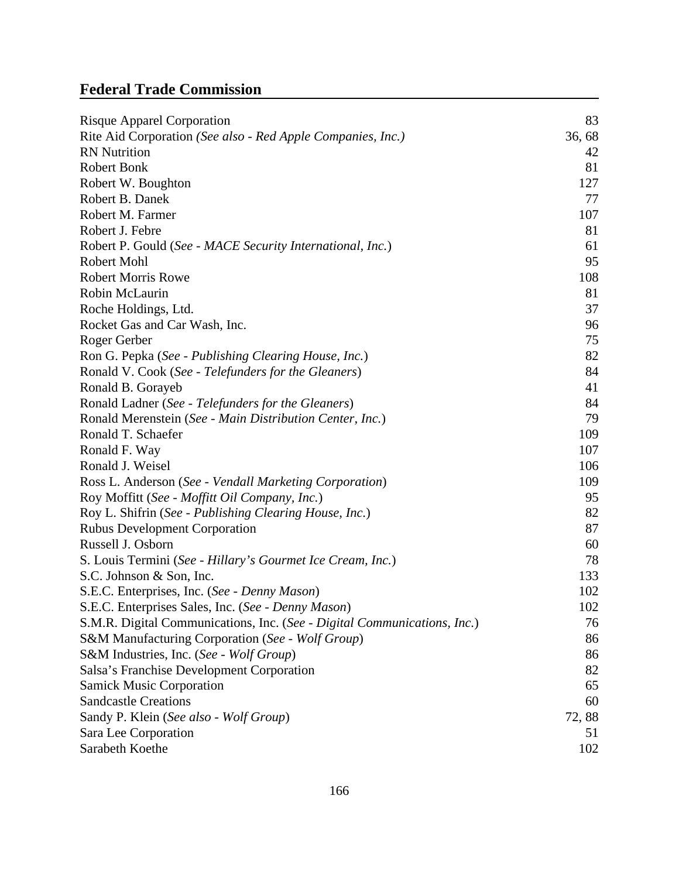| | |
|---|---|
| Risque Apparel Corporation | 83 |
| Rite Aid Corporation *(See also - Red Apple Companies, Inc.)* | 36, 68 |
| RN Nutrition | 42 |
| Robert Bonk | 81 |
| Robert W. Boughton | 127 |
| Robert B. Danek | 77 |
| Robert M. Farmer | 107 |
| Robert J. Febre | 81 |
| Robert P. Gould (*See - MACE Security International, Inc.*) | 61 |
| Robert Mohl | 95 |
| Robert Morris Rowe | 108 |
| Robin McLaurin | 81 |
| Roche Holdings, Ltd. | 37 |
| Rocket Gas and Car Wash, Inc. | 96 |
| Roger Gerber | 75 |
| Ron G. Pepka (*See - Publishing Clearing House, Inc.*) | 82 |
| Ronald V. Cook (*See - Telefunders for the Gleaners*) | 84 |
| Ronald B. Gorayeb | 41 |
| Ronald Ladner (*See - Telefunders for the Gleaners*) | 84 |
| Ronald Merenstein (*See - Main Distribution Center, Inc.*) | 79 |
| Ronald T. Schaefer | 109 |
| Ronald F. Way | 107 |
| Ronald J. Weisel | 106 |
| Ross L. Anderson (*See - Vendall Marketing Corporation*) | 109 |
| Roy Moffitt (*See - Moffitt Oil Company, Inc.*) | 95 |
| Roy L. Shifrin (*See - Publishing Clearing House, Inc.*) | 82 |
| Rubus Development Corporation | 87 |
| Russell J. Osborn | 60 |
| S. Louis Termini (*See - Hillary's Gourmet Ice Cream, Inc.*) | 78 |
| S.C. Johnson & Son, Inc. | 133 |
| S.E.C. Enterprises, Inc. (*See - Denny Mason*) | 102 |
| S.E.C. Enterprises Sales, Inc. (*See - Denny Mason*) | 102 |
| S.M.R. Digital Communications, Inc. (*See - Digital Communications, Inc.*) | 76 |
| S&M Manufacturing Corporation (*See - Wolf Group*) | 86 |
| S&M Industries, Inc. (*See - Wolf Group*) | 86 |
| Salsa's Franchise Development Corporation | 82 |
| Samick Music Corporation | 65 |
| Sandcastle Creations | 60 |
| Sandy P. Klein (*See also - Wolf Group*) | 72, 88 |
| Sara Lee Corporation | 51 |
| Sarabeth Koethe | 102 |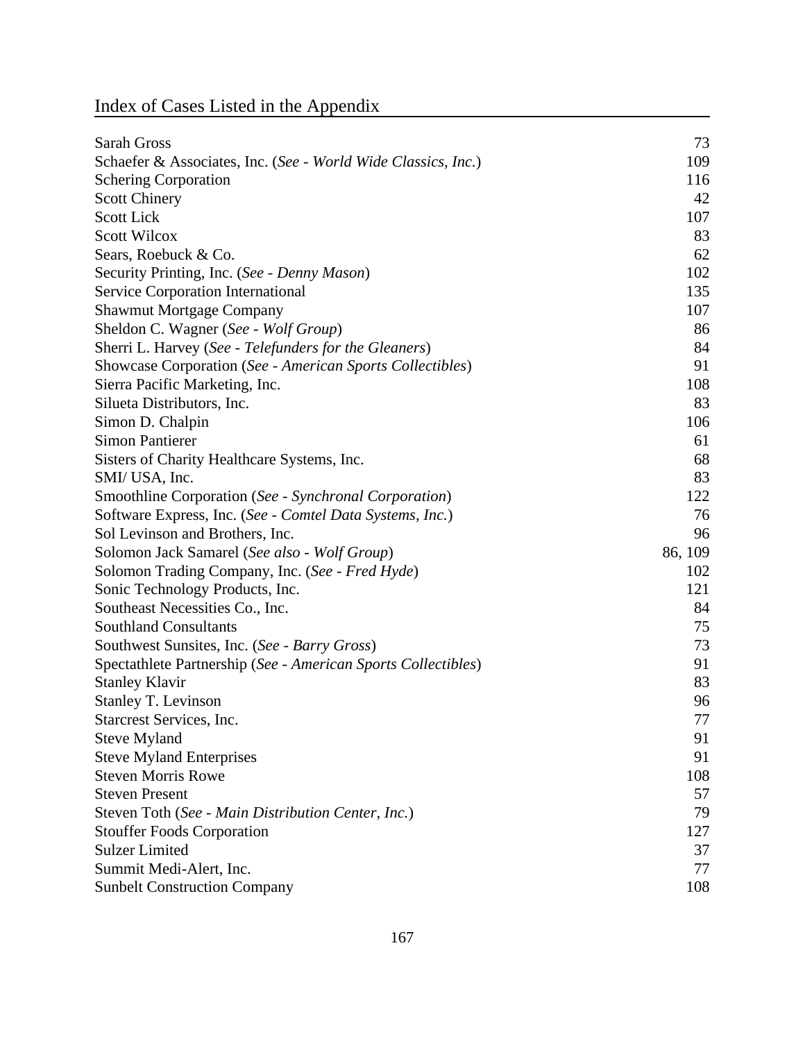# Index of Cases Listed in the Appendix

| | |
|---|---|
| Sarah Gross | 73 |
| Schaefer & Associates, Inc. (*See - World Wide Classics, Inc.*) | 109 |
| Schering Corporation | 116 |
| Scott Chinery | 42 |
| Scott Lick | 107 |
| Scott Wilcox | 83 |
| Sears, Roebuck & Co. | 62 |
| Security Printing, Inc. (*See - Denny Mason*) | 102 |
| Service Corporation International | 135 |
| Shawmut Mortgage Company | 107 |
| Sheldon C. Wagner (*See - Wolf Group*) | 86 |
| Sherri L. Harvey (*See - Telefunders for the Gleaners*) | 84 |
| Showcase Corporation (*See - American Sports Collectibles*) | 91 |
| Sierra Pacific Marketing, Inc. | 108 |
| Silueta Distributors, Inc. | 83 |
| Simon D. Chalpin | 106 |
| Simon Pantierer | 61 |
| Sisters of Charity Healthcare Systems, Inc. | 68 |
| SMI/ USA, Inc. | 83 |
| Smoothline Corporation (*See - Synchronal Corporation*) | 122 |
| Software Express, Inc. (*See - Comtel Data Systems, Inc.*) | 76 |
| Sol Levinson and Brothers, Inc. | 96 |
| Solomon Jack Samarel (*See also - Wolf Group*) | 86, 109 |
| Solomon Trading Company, Inc. (*See - Fred Hyde*) | 102 |
| Sonic Technology Products, Inc. | 121 |
| Southeast Necessities Co., Inc. | 84 |
| Southland Consultants | 75 |
| Southwest Sunsites, Inc. (*See - Barry Gross*) | 73 |
| Spectathlete Partnership (*See - American Sports Collectibles*) | 91 |
| Stanley Klavir | 83 |
| Stanley T. Levinson | 96 |
| Starcrest Services, Inc. | 77 |
| Steve Myland | 91 |
| Steve Myland Enterprises | 91 |
| Steven Morris Rowe | 108 |
| Steven Present | 57 |
| Steven Toth (*See - Main Distribution Center, Inc.*) | 79 |
| Stouffer Foods Corporation | 127 |
| Sulzer Limited | 37 |
| Summit Medi-Alert, Inc. | 77 |
| Sunbelt Construction Company | 108 |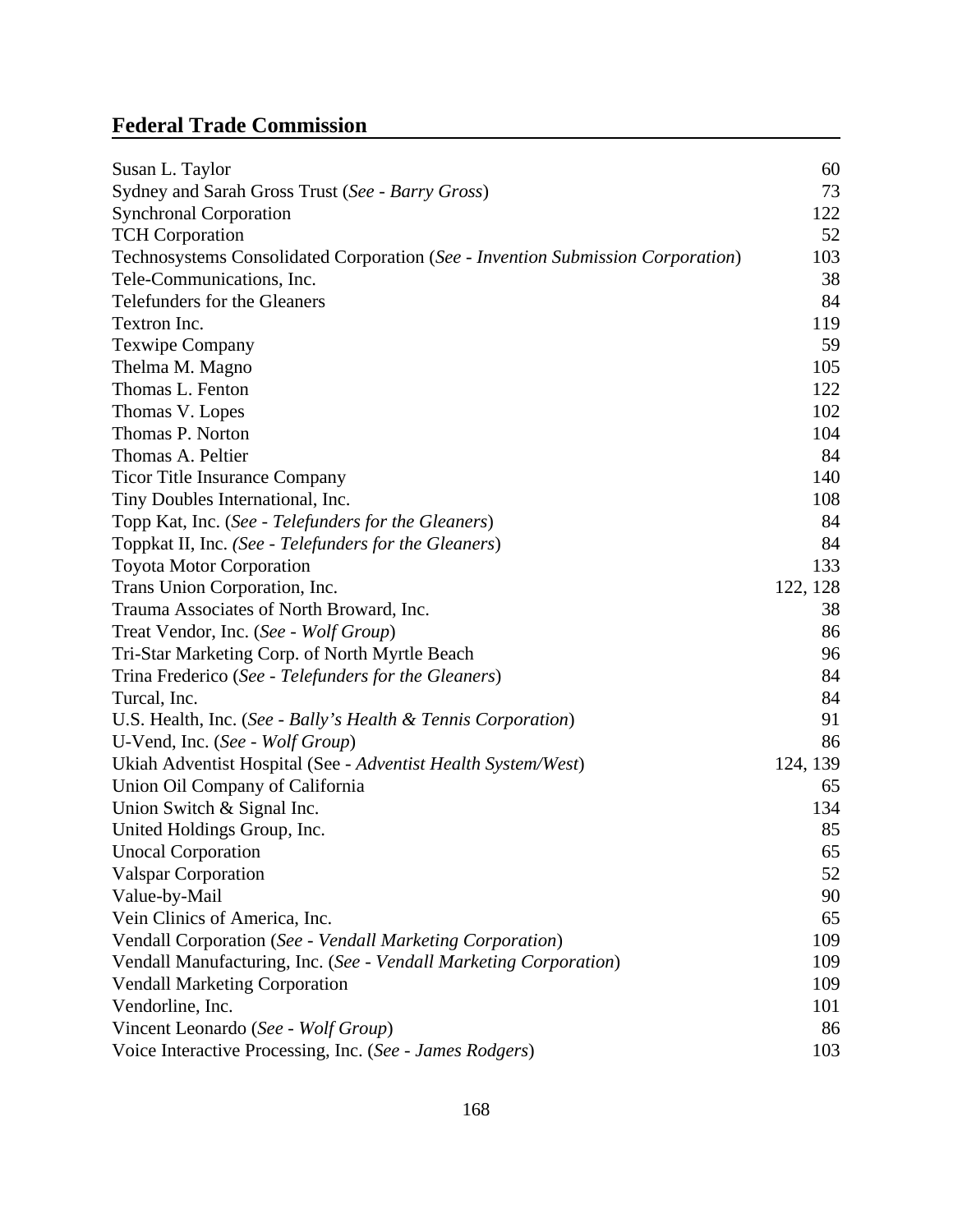## Federal Trade Commission

| | |
|---|---|
| Susan L. Taylor | 60 |
| Sydney and Sarah Gross Trust (*See - Barry Gross*) | 73 |
| Synchronal Corporation | 122 |
| TCH Corporation | 52 |
| Technosystems Consolidated Corporation (*See - Invention Submission Corporation*) | 103 |
| Tele-Communications, Inc. | 38 |
| Telefunders for the Gleaners | 84 |
| Textron Inc. | 119 |
| Texwipe Company | 59 |
| Thelma M. Magno | 105 |
| Thomas L. Fenton | 122 |
| Thomas V. Lopes | 102 |
| Thomas P. Norton | 104 |
| Thomas A. Peltier | 84 |
| Ticor Title Insurance Company | 140 |
| Tiny Doubles International, Inc. | 108 |
| Topp Kat, Inc. (*See - Telefunders for the Gleaners*) | 84 |
| Toppkat II, Inc. (*See - Telefunders for the Gleaners*) | 84 |
| Toyota Motor Corporation | 133 |
| Trans Union Corporation, Inc. | 122, 128 |
| Trauma Associates of North Broward, Inc. | 38 |
| Treat Vendor, Inc. (*See - Wolf Group*) | 86 |
| Tri-Star Marketing Corp. of North Myrtle Beach | 96 |
| Trina Frederico (*See - Telefunders for the Gleaners*) | 84 |
| Turcal, Inc. | 84 |
| U.S. Health, Inc. (*See - Bally's Health & Tennis Corporation*) | 91 |
| U-Vend, Inc. (*See - Wolf Group*) | 86 |
| Ukiah Adventist Hospital (See - *Adventist Health System/West*) | 124, 139 |
| Union Oil Company of California | 65 |
| Union Switch & Signal Inc. | 134 |
| United Holdings Group, Inc. | 85 |
| Unocal Corporation | 65 |
| Valspar Corporation | 52 |
| Value-by-Mail | 90 |
| Vein Clinics of America, Inc. | 65 |
| Vendall Corporation (*See - Vendall Marketing Corporation*) | 109 |
| Vendall Manufacturing, Inc. (*See - Vendall Marketing Corporation*) | 109 |
| Vendall Marketing Corporation | 109 |
| Vendorline, Inc. | 101 |
| Vincent Leonardo (*See - Wolf Group*) | 86 |
| Voice Interactive Processing, Inc. (*See - James Rodgers*) | 103 |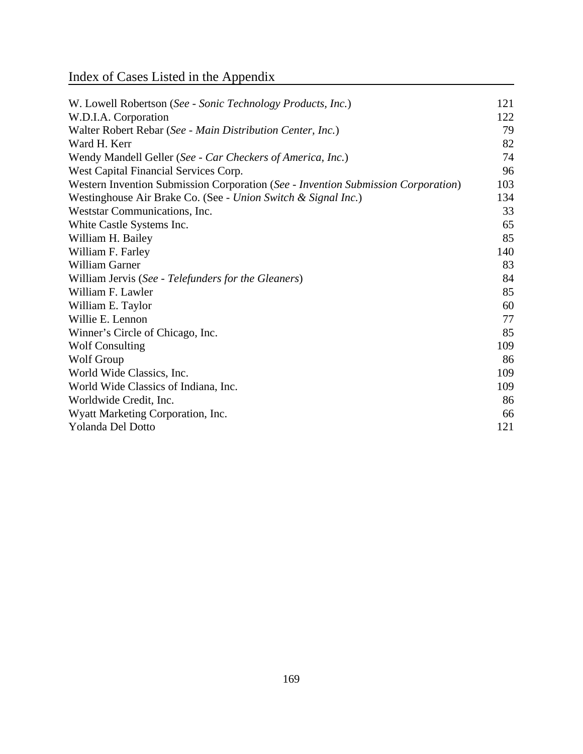# Index of Cases Listed in the Appendix

| | |
|---|---|
| W. Lowell Robertson (*See - Sonic Technology Products, Inc.*) | 121 |
| W.D.I.A. Corporation | 122 |
| Walter Robert Rebar (*See - Main Distribution Center, Inc.*) | 79 |
| Ward H. Kerr | 82 |
| Wendy Mandell Geller (*See - Car Checkers of America, Inc.*) | 74 |
| West Capital Financial Services Corp. | 96 |
| Western Invention Submission Corporation (*See - Invention Submission Corporation*) | 103 |
| Westinghouse Air Brake Co. (See - *Union Switch & Signal Inc.*) | 134 |
| Weststar Communications, Inc. | 33 |
| White Castle Systems Inc. | 65 |
| William H. Bailey | 85 |
| William F. Farley | 140 |
| William Garner | 83 |
| William Jervis (*See - Telefunders for the Gleaners*) | 84 |
| William F. Lawler | 85 |
| William E. Taylor | 60 |
| Willie E. Lennon | 77 |
| Winner's Circle of Chicago, Inc. | 85 |
| Wolf Consulting | 109 |
| Wolf Group | 86 |
| World Wide Classics, Inc. | 109 |
| World Wide Classics of Indiana, Inc. | 109 |
| Worldwide Credit, Inc. | 86 |
| Wyatt Marketing Corporation, Inc. | 66 |
| Yolanda Del Dotto | 121 |